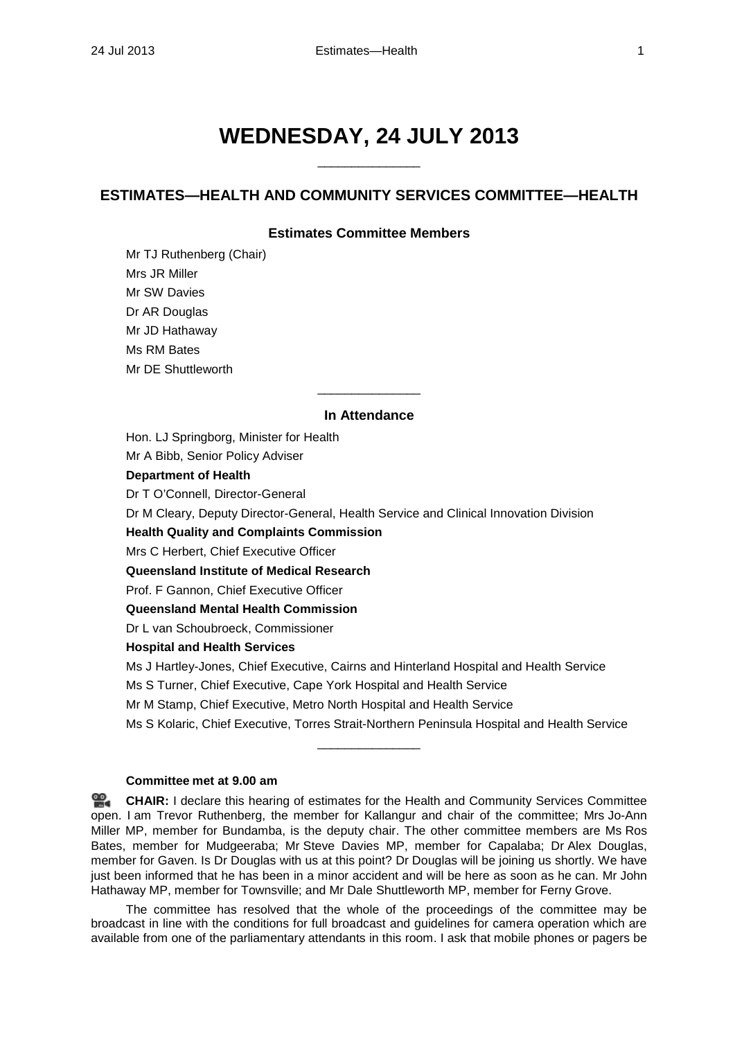# WEDNESDAY, 24 JULY 2013

______________

## ESTIMATES—HEALTH AND COMMUNITY SERVICES COMMITTEE—HEALTH

### Estimates Committee Members

Mr TJ Ruthenberg (Chair)
Mrs JR Miller
Mr SW Davies
Dr AR Douglas
Mr JD Hathaway
Ms RM Bates
Mr DE Shuttleworth

______________

### In Attendance

Hon. LJ Springborg, Minister for Health
Mr A Bibb, Senior Policy Adviser

**Department of Health**

Dr T O'Connell, Director-General
Dr M Cleary, Deputy Director-General, Health Service and Clinical Innovation Division

**Health Quality and Complaints Commission**

Mrs C Herbert, Chief Executive Officer

**Queensland Institute of Medical Research**

Prof. F Gannon, Chief Executive Officer

**Queensland Mental Health Commission**

Dr L van Schoubroeck, Commissioner

**Hospital and Health Services**

Ms J Hartley-Jones, Chief Executive, Cairns and Hinterland Hospital and Health Service
Ms S Turner, Chief Executive, Cape York Hospital and Health Service
Mr M Stamp, Chief Executive, Metro North Hospital and Health Service
Ms S Kolaric, Chief Executive, Torres Strait-Northern Peninsula Hospital and Health Service

______________

**Committee met at 9.00 am**

**CHAIR:** I declare this hearing of estimates for the Health and Community Services Committee open. I am Trevor Ruthenberg, the member for Kallangur and chair of the committee; Mrs Jo-Ann Miller MP, member for Bundamba, is the deputy chair. The other committee members are Ms Ros Bates, member for Mudgeeraba; Mr Steve Davies MP, member for Capalaba; Dr Alex Douglas, member for Gaven. Is Dr Douglas with us at this point? Dr Douglas will be joining us shortly. We have just been informed that he has been in a minor accident and will be here as soon as he can. Mr John Hathaway MP, member for Townsville; and Mr Dale Shuttleworth MP, member for Ferny Grove.

The committee has resolved that the whole of the proceedings of the committee may be broadcast in line with the conditions for full broadcast and guidelines for camera operation which are available from one of the parliamentary attendants in this room. I ask that mobile phones or pagers be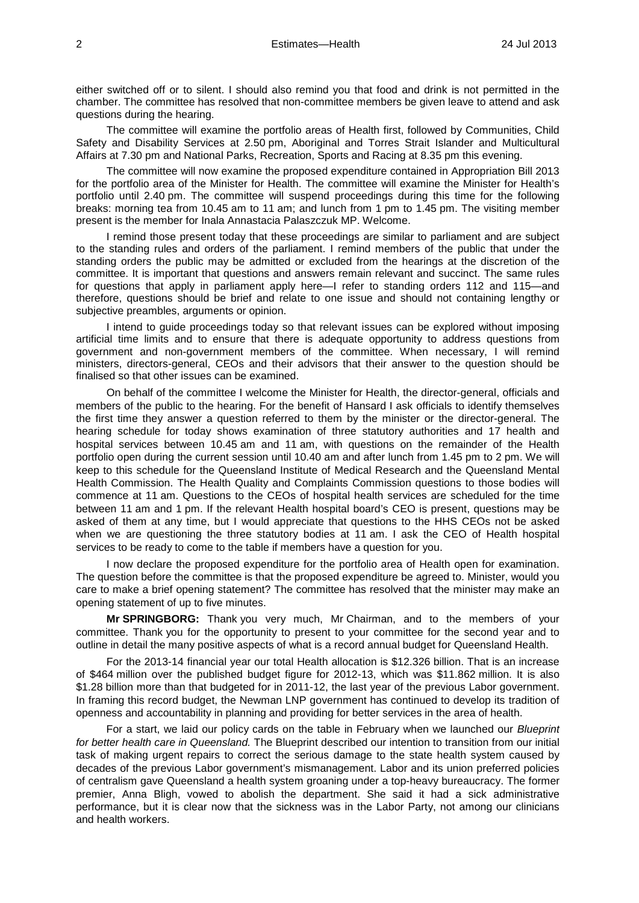either switched off or to silent. I should also remind you that food and drink is not permitted in the chamber. The committee has resolved that non-committee members be given leave to attend and ask questions during the hearing.

The committee will examine the portfolio areas of Health first, followed by Communities, Child Safety and Disability Services at 2.50 pm, Aboriginal and Torres Strait Islander and Multicultural Affairs at 7.30 pm and National Parks, Recreation, Sports and Racing at 8.35 pm this evening.

The committee will now examine the proposed expenditure contained in Appropriation Bill 2013 for the portfolio area of the Minister for Health. The committee will examine the Minister for Health's portfolio until 2.40 pm. The committee will suspend proceedings during this time for the following breaks: morning tea from 10.45 am to 11 am; and lunch from 1 pm to 1.45 pm. The visiting member present is the member for Inala Annastacia Palaszczuk MP. Welcome.

I remind those present today that these proceedings are similar to parliament and are subject to the standing rules and orders of the parliament. I remind members of the public that under the standing orders the public may be admitted or excluded from the hearings at the discretion of the committee. It is important that questions and answers remain relevant and succinct. The same rules for questions that apply in parliament apply here—I refer to standing orders 112 and 115—and therefore, questions should be brief and relate to one issue and should not containing lengthy or subjective preambles, arguments or opinion.

I intend to guide proceedings today so that relevant issues can be explored without imposing artificial time limits and to ensure that there is adequate opportunity to address questions from government and non-government members of the committee. When necessary, I will remind ministers, directors-general, CEOs and their advisors that their answer to the question should be finalised so that other issues can be examined.

On behalf of the committee I welcome the Minister for Health, the director-general, officials and members of the public to the hearing. For the benefit of Hansard I ask officials to identify themselves the first time they answer a question referred to them by the minister or the director-general. The hearing schedule for today shows examination of three statutory authorities and 17 health and hospital services between 10.45 am and 11 am, with questions on the remainder of the Health portfolio open during the current session until 10.40 am and after lunch from 1.45 pm to 2 pm. We will keep to this schedule for the Queensland Institute of Medical Research and the Queensland Mental Health Commission. The Health Quality and Complaints Commission questions to those bodies will commence at 11 am. Questions to the CEOs of hospital health services are scheduled for the time between 11 am and 1 pm. If the relevant Health hospital board's CEO is present, questions may be asked of them at any time, but I would appreciate that questions to the HHS CEOs not be asked when we are questioning the three statutory bodies at 11 am. I ask the CEO of Health hospital services to be ready to come to the table if members have a question for you.

I now declare the proposed expenditure for the portfolio area of Health open for examination. The question before the committee is that the proposed expenditure be agreed to. Minister, would you care to make a brief opening statement? The committee has resolved that the minister may make an opening statement of up to five minutes.

**Mr SPRINGBORG:** Thank you very much, Mr Chairman, and to the members of your committee. Thank you for the opportunity to present to your committee for the second year and to outline in detail the many positive aspects of what is a record annual budget for Queensland Health.

For the 2013-14 financial year our total Health allocation is $12.326 billion. That is an increase of $464 million over the published budget figure for 2012-13, which was $11.862 million. It is also $1.28 billion more than that budgeted for in 2011-12, the last year of the previous Labor government. In framing this record budget, the Newman LNP government has continued to develop its tradition of openness and accountability in planning and providing for better services in the area of health.

For a start, we laid our policy cards on the table in February when we launched our *Blueprint for better health care in Queensland.* The Blueprint described our intention to transition from our initial task of making urgent repairs to correct the serious damage to the state health system caused by decades of the previous Labor government's mismanagement. Labor and its union preferred policies of centralism gave Queensland a health system groaning under a top-heavy bureaucracy. The former premier, Anna Bligh, vowed to abolish the department. She said it had a sick administrative performance, but it is clear now that the sickness was in the Labor Party, not among our clinicians and health workers.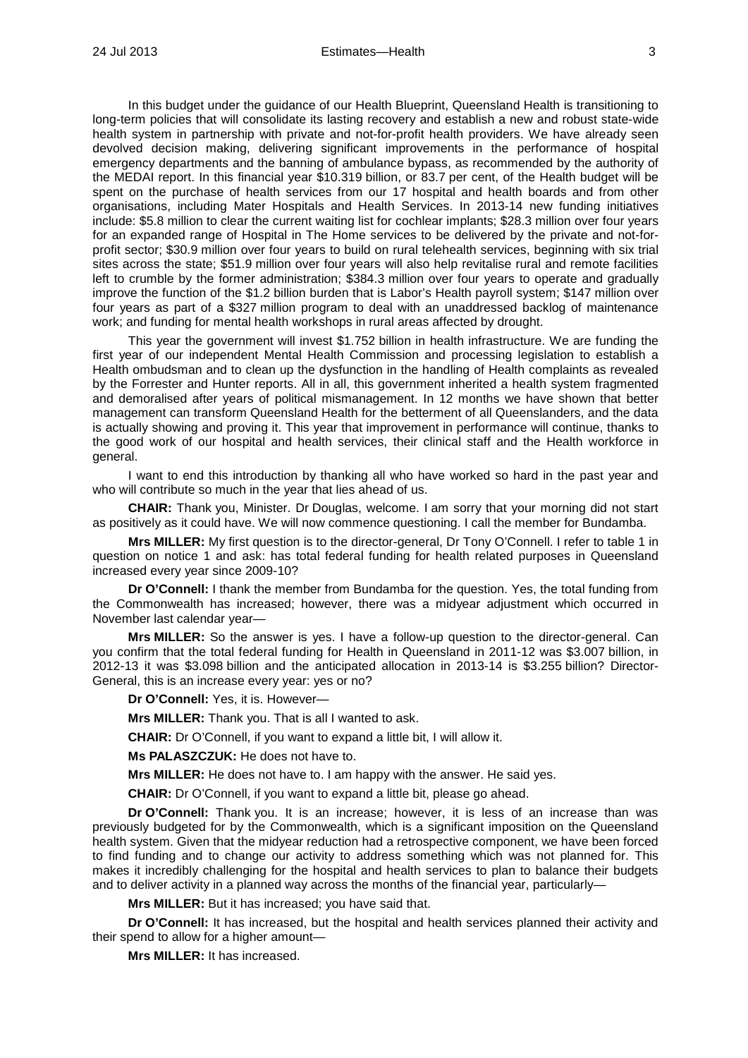In this budget under the guidance of our Health Blueprint, Queensland Health is transitioning to long-term policies that will consolidate its lasting recovery and establish a new and robust state-wide health system in partnership with private and not-for-profit health providers. We have already seen devolved decision making, delivering significant improvements in the performance of hospital emergency departments and the banning of ambulance bypass, as recommended by the authority of the MEDAI report. In this financial year $10.319 billion, or 83.7 per cent, of the Health budget will be spent on the purchase of health services from our 17 hospital and health boards and from other organisations, including Mater Hospitals and Health Services. In 2013-14 new funding initiatives include: $5.8 million to clear the current waiting list for cochlear implants; $28.3 million over four years for an expanded range of Hospital in The Home services to be delivered by the private and not-for-profit sector; $30.9 million over four years to build on rural telehealth services, beginning with six trial sites across the state; $51.9 million over four years will also help revitalise rural and remote facilities left to crumble by the former administration; $384.3 million over four years to operate and gradually improve the function of the $1.2 billion burden that is Labor's Health payroll system; $147 million over four years as part of a $327 million program to deal with an unaddressed backlog of maintenance work; and funding for mental health workshops in rural areas affected by drought.

This year the government will invest $1.752 billion in health infrastructure. We are funding the first year of our independent Mental Health Commission and processing legislation to establish a Health ombudsman and to clean up the dysfunction in the handling of Health complaints as revealed by the Forrester and Hunter reports. All in all, this government inherited a health system fragmented and demoralised after years of political mismanagement. In 12 months we have shown that better management can transform Queensland Health for the betterment of all Queenslanders, and the data is actually showing and proving it. This year that improvement in performance will continue, thanks to the good work of our hospital and health services, their clinical staff and the Health workforce in general.

I want to end this introduction by thanking all who have worked so hard in the past year and who will contribute so much in the year that lies ahead of us.

**CHAIR:** Thank you, Minister. Dr Douglas, welcome. I am sorry that your morning did not start as positively as it could have. We will now commence questioning. I call the member for Bundamba.

**Mrs MILLER:** My first question is to the director-general, Dr Tony O'Connell. I refer to table 1 in question on notice 1 and ask: has total federal funding for health related purposes in Queensland increased every year since 2009-10?

**Dr O'Connell:** I thank the member from Bundamba for the question. Yes, the total funding from the Commonwealth has increased; however, there was a midyear adjustment which occurred in November last calendar year—

**Mrs MILLER:** So the answer is yes. I have a follow-up question to the director-general. Can you confirm that the total federal funding for Health in Queensland in 2011-12 was $3.007 billion, in 2012-13 it was $3.098 billion and the anticipated allocation in 2013-14 is $3.255 billion? Director-General, this is an increase every year: yes or no?

**Dr O'Connell:** Yes, it is. However—

**Mrs MILLER:** Thank you. That is all I wanted to ask.

**CHAIR:** Dr O'Connell, if you want to expand a little bit, I will allow it.

**Ms PALASZCZUK:** He does not have to.

**Mrs MILLER:** He does not have to. I am happy with the answer. He said yes.

**CHAIR:** Dr O'Connell, if you want to expand a little bit, please go ahead.

**Dr O'Connell:** Thank you. It is an increase; however, it is less of an increase than was previously budgeted for by the Commonwealth, which is a significant imposition on the Queensland health system. Given that the midyear reduction had a retrospective component, we have been forced to find funding and to change our activity to address something which was not planned for. This makes it incredibly challenging for the hospital and health services to plan to balance their budgets and to deliver activity in a planned way across the months of the financial year, particularly—

**Mrs MILLER:** But it has increased; you have said that.

**Dr O'Connell:** It has increased, but the hospital and health services planned their activity and their spend to allow for a higher amount—

**Mrs MILLER:** It has increased.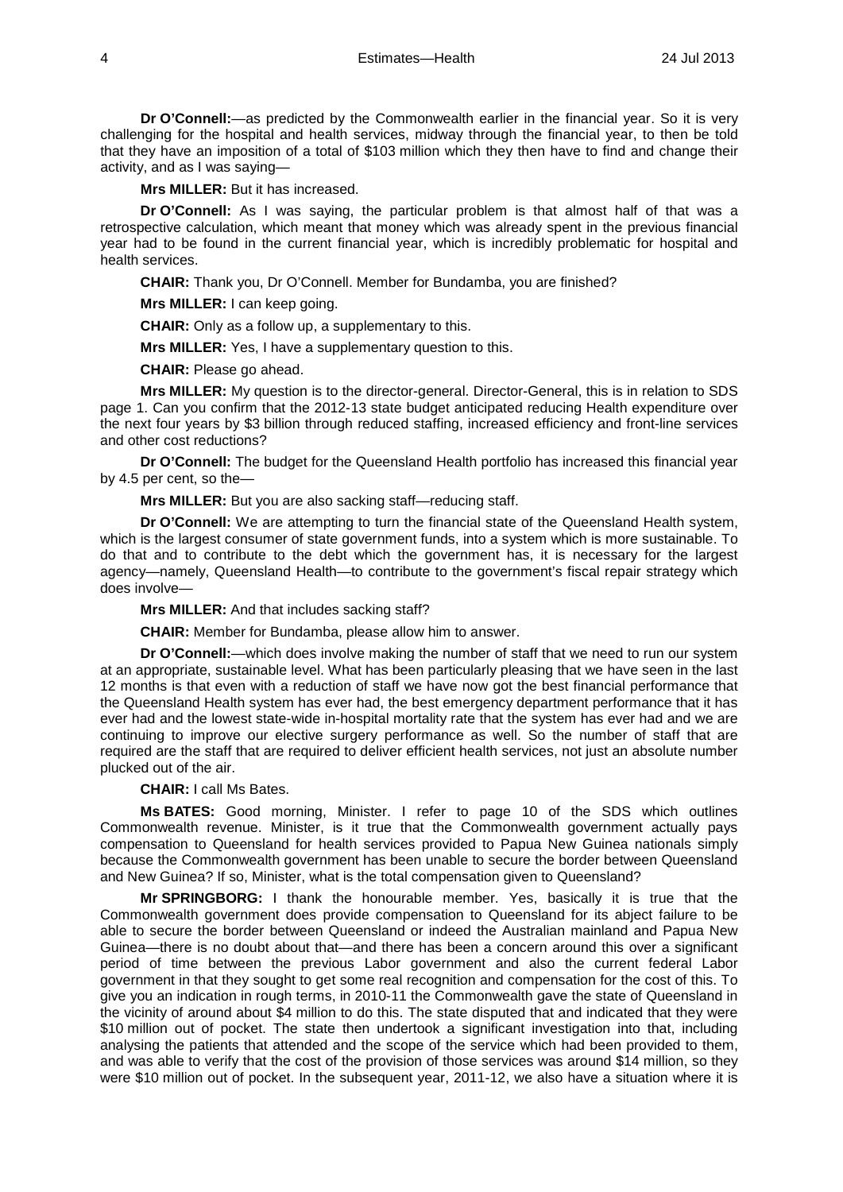**Dr O'Connell:**—as predicted by the Commonwealth earlier in the financial year. So it is very challenging for the hospital and health services, midway through the financial year, to then be told that they have an imposition of a total of $103 million which they then have to find and change their activity, and as I was saying—

**Mrs MILLER:** But it has increased.

**Dr O'Connell:** As I was saying, the particular problem is that almost half of that was a retrospective calculation, which meant that money which was already spent in the previous financial year had to be found in the current financial year, which is incredibly problematic for hospital and health services.

**CHAIR:** Thank you, Dr O'Connell. Member for Bundamba, you are finished?

**Mrs MILLER:** I can keep going.

**CHAIR:** Only as a follow up, a supplementary to this.

**Mrs MILLER:** Yes, I have a supplementary question to this.

**CHAIR:** Please go ahead.

**Mrs MILLER:** My question is to the director-general. Director-General, this is in relation to SDS page 1. Can you confirm that the 2012-13 state budget anticipated reducing Health expenditure over the next four years by $3 billion through reduced staffing, increased efficiency and front-line services and other cost reductions?

**Dr O'Connell:** The budget for the Queensland Health portfolio has increased this financial year by 4.5 per cent, so the—

**Mrs MILLER:** But you are also sacking staff—reducing staff.

**Dr O'Connell:** We are attempting to turn the financial state of the Queensland Health system, which is the largest consumer of state government funds, into a system which is more sustainable. To do that and to contribute to the debt which the government has, it is necessary for the largest agency—namely, Queensland Health—to contribute to the government's fiscal repair strategy which does involve—

**Mrs MILLER:** And that includes sacking staff?

**CHAIR:** Member for Bundamba, please allow him to answer.

**Dr O'Connell:**—which does involve making the number of staff that we need to run our system at an appropriate, sustainable level. What has been particularly pleasing that we have seen in the last 12 months is that even with a reduction of staff we have now got the best financial performance that the Queensland Health system has ever had, the best emergency department performance that it has ever had and the lowest state-wide in-hospital mortality rate that the system has ever had and we are continuing to improve our elective surgery performance as well. So the number of staff that are required are the staff that are required to deliver efficient health services, not just an absolute number plucked out of the air.

**CHAIR:** I call Ms Bates.

**Ms BATES:** Good morning, Minister. I refer to page 10 of the SDS which outlines Commonwealth revenue. Minister, is it true that the Commonwealth government actually pays compensation to Queensland for health services provided to Papua New Guinea nationals simply because the Commonwealth government has been unable to secure the border between Queensland and New Guinea? If so, Minister, what is the total compensation given to Queensland?

**Mr SPRINGBORG:** I thank the honourable member. Yes, basically it is true that the Commonwealth government does provide compensation to Queensland for its abject failure to be able to secure the border between Queensland or indeed the Australian mainland and Papua New Guinea—there is no doubt about that—and there has been a concern around this over a significant period of time between the previous Labor government and also the current federal Labor government in that they sought to get some real recognition and compensation for the cost of this. To give you an indication in rough terms, in 2010-11 the Commonwealth gave the state of Queensland in the vicinity of around about $4 million to do this. The state disputed that and indicated that they were $10 million out of pocket. The state then undertook a significant investigation into that, including analysing the patients that attended and the scope of the service which had been provided to them, and was able to verify that the cost of the provision of those services was around $14 million, so they were $10 million out of pocket. In the subsequent year, 2011-12, we also have a situation where it is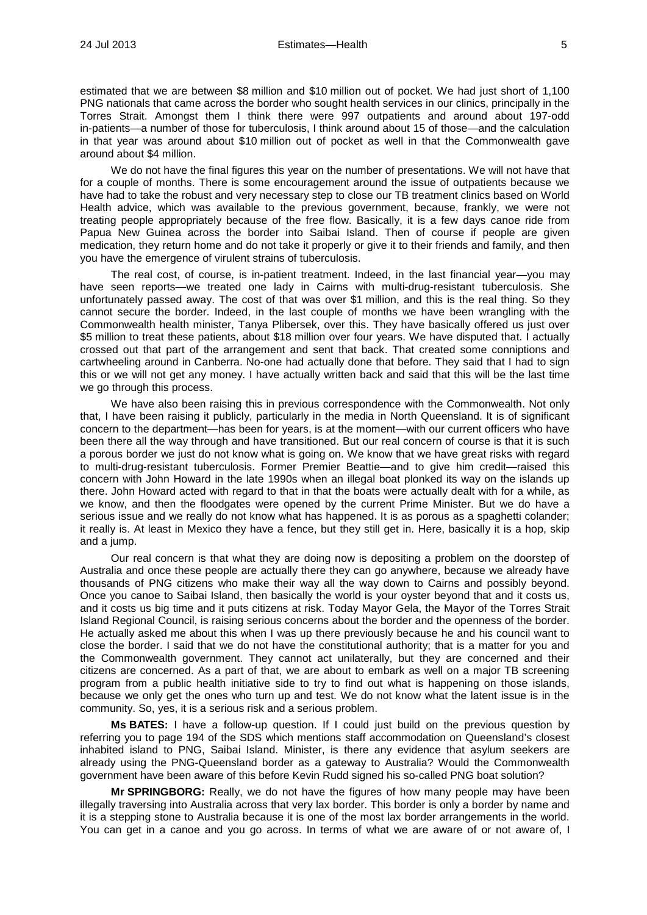estimated that we are between $8 million and $10 million out of pocket. We had just short of 1,100 PNG nationals that came across the border who sought health services in our clinics, principally in the Torres Strait. Amongst them I think there were 997 outpatients and around about 197-odd in-patients—a number of those for tuberculosis, I think around about 15 of those—and the calculation in that year was around about $10 million out of pocket as well in that the Commonwealth gave around about $4 million.

We do not have the final figures this year on the number of presentations. We will not have that for a couple of months. There is some encouragement around the issue of outpatients because we have had to take the robust and very necessary step to close our TB treatment clinics based on World Health advice, which was available to the previous government, because, frankly, we were not treating people appropriately because of the free flow. Basically, it is a few days canoe ride from Papua New Guinea across the border into Saibai Island. Then of course if people are given medication, they return home and do not take it properly or give it to their friends and family, and then you have the emergence of virulent strains of tuberculosis.

The real cost, of course, is in-patient treatment. Indeed, in the last financial year—you may have seen reports—we treated one lady in Cairns with multi-drug-resistant tuberculosis. She unfortunately passed away. The cost of that was over $1 million, and this is the real thing. So they cannot secure the border. Indeed, in the last couple of months we have been wrangling with the Commonwealth health minister, Tanya Plibersek, over this. They have basically offered us just over $5 million to treat these patients, about $18 million over four years. We have disputed that. I actually crossed out that part of the arrangement and sent that back. That created some conniptions and cartwheeling around in Canberra. No-one had actually done that before. They said that I had to sign this or we will not get any money. I have actually written back and said that this will be the last time we go through this process.

We have also been raising this in previous correspondence with the Commonwealth. Not only that, I have been raising it publicly, particularly in the media in North Queensland. It is of significant concern to the department—has been for years, is at the moment—with our current officers who have been there all the way through and have transitioned. But our real concern of course is that it is such a porous border we just do not know what is going on. We know that we have great risks with regard to multi-drug-resistant tuberculosis. Former Premier Beattie—and to give him credit—raised this concern with John Howard in the late 1990s when an illegal boat plonked its way on the islands up there. John Howard acted with regard to that in that the boats were actually dealt with for a while, as we know, and then the floodgates were opened by the current Prime Minister. But we do have a serious issue and we really do not know what has happened. It is as porous as a spaghetti colander; it really is. At least in Mexico they have a fence, but they still get in. Here, basically it is a hop, skip and a jump.

Our real concern is that what they are doing now is depositing a problem on the doorstep of Australia and once these people are actually there they can go anywhere, because we already have thousands of PNG citizens who make their way all the way down to Cairns and possibly beyond. Once you canoe to Saibai Island, then basically the world is your oyster beyond that and it costs us, and it costs us big time and it puts citizens at risk. Today Mayor Gela, the Mayor of the Torres Strait Island Regional Council, is raising serious concerns about the border and the openness of the border. He actually asked me about this when I was up there previously because he and his council want to close the border. I said that we do not have the constitutional authority; that is a matter for you and the Commonwealth government. They cannot act unilaterally, but they are concerned and their citizens are concerned. As a part of that, we are about to embark as well on a major TB screening program from a public health initiative side to try to find out what is happening on those islands, because we only get the ones who turn up and test. We do not know what the latent issue is in the community. So, yes, it is a serious risk and a serious problem.

**Ms BATES:** I have a follow-up question. If I could just build on the previous question by referring you to page 194 of the SDS which mentions staff accommodation on Queensland's closest inhabited island to PNG, Saibai Island. Minister, is there any evidence that asylum seekers are already using the PNG-Queensland border as a gateway to Australia? Would the Commonwealth government have been aware of this before Kevin Rudd signed his so-called PNG boat solution?

**Mr SPRINGBORG:** Really, we do not have the figures of how many people may have been illegally traversing into Australia across that very lax border. This border is only a border by name and it is a stepping stone to Australia because it is one of the most lax border arrangements in the world. You can get in a canoe and you go across. In terms of what we are aware of or not aware of, I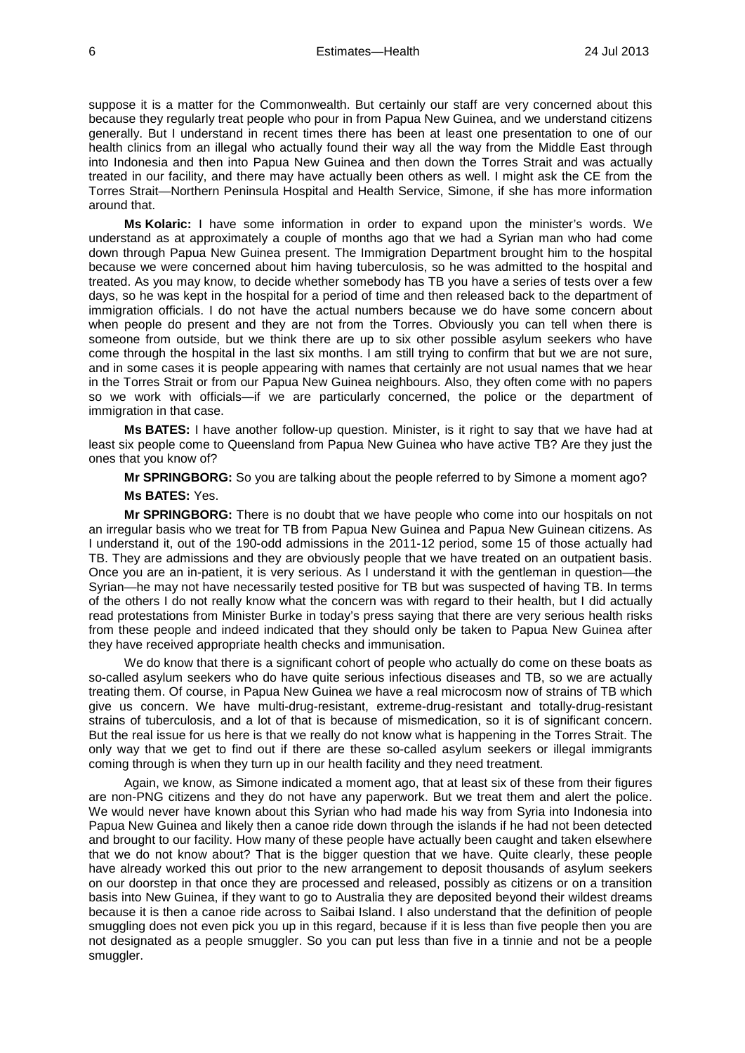suppose it is a matter for the Commonwealth. But certainly our staff are very concerned about this because they regularly treat people who pour in from Papua New Guinea, and we understand citizens generally. But I understand in recent times there has been at least one presentation to one of our health clinics from an illegal who actually found their way all the way from the Middle East through into Indonesia and then into Papua New Guinea and then down the Torres Strait and was actually treated in our facility, and there may have actually been others as well. I might ask the CE from the Torres Strait—Northern Peninsula Hospital and Health Service, Simone, if she has more information around that.

**Ms Kolaric:** I have some information in order to expand upon the minister's words. We understand as at approximately a couple of months ago that we had a Syrian man who had come down through Papua New Guinea present. The Immigration Department brought him to the hospital because we were concerned about him having tuberculosis, so he was admitted to the hospital and treated. As you may know, to decide whether somebody has TB you have a series of tests over a few days, so he was kept in the hospital for a period of time and then released back to the department of immigration officials. I do not have the actual numbers because we do have some concern about when people do present and they are not from the Torres. Obviously you can tell when there is someone from outside, but we think there are up to six other possible asylum seekers who have come through the hospital in the last six months. I am still trying to confirm that but we are not sure, and in some cases it is people appearing with names that certainly are not usual names that we hear in the Torres Strait or from our Papua New Guinea neighbours. Also, they often come with no papers so we work with officials—if we are particularly concerned, the police or the department of immigration in that case.

**Ms BATES:** I have another follow-up question. Minister, is it right to say that we have had at least six people come to Queensland from Papua New Guinea who have active TB? Are they just the ones that you know of?

**Mr SPRINGBORG:** So you are talking about the people referred to by Simone a moment ago?

**Ms BATES:** Yes.

**Mr SPRINGBORG:** There is no doubt that we have people who come into our hospitals on not an irregular basis who we treat for TB from Papua New Guinea and Papua New Guinean citizens. As I understand it, out of the 190-odd admissions in the 2011-12 period, some 15 of those actually had TB. They are admissions and they are obviously people that we have treated on an outpatient basis. Once you are an in-patient, it is very serious. As I understand it with the gentleman in question—the Syrian—he may not have necessarily tested positive for TB but was suspected of having TB. In terms of the others I do not really know what the concern was with regard to their health, but I did actually read protestations from Minister Burke in today's press saying that there are very serious health risks from these people and indeed indicated that they should only be taken to Papua New Guinea after they have received appropriate health checks and immunisation.

We do know that there is a significant cohort of people who actually do come on these boats as so-called asylum seekers who do have quite serious infectious diseases and TB, so we are actually treating them. Of course, in Papua New Guinea we have a real microcosm now of strains of TB which give us concern. We have multi-drug-resistant, extreme-drug-resistant and totally-drug-resistant strains of tuberculosis, and a lot of that is because of mismedication, so it is of significant concern. But the real issue for us here is that we really do not know what is happening in the Torres Strait. The only way that we get to find out if there are these so-called asylum seekers or illegal immigrants coming through is when they turn up in our health facility and they need treatment.

Again, we know, as Simone indicated a moment ago, that at least six of these from their figures are non-PNG citizens and they do not have any paperwork. But we treat them and alert the police. We would never have known about this Syrian who had made his way from Syria into Indonesia into Papua New Guinea and likely then a canoe ride down through the islands if he had not been detected and brought to our facility. How many of these people have actually been caught and taken elsewhere that we do not know about? That is the bigger question that we have. Quite clearly, these people have already worked this out prior to the new arrangement to deposit thousands of asylum seekers on our doorstep in that once they are processed and released, possibly as citizens or on a transition basis into New Guinea, if they want to go to Australia they are deposited beyond their wildest dreams because it is then a canoe ride across to Saibai Island. I also understand that the definition of people smuggling does not even pick you up in this regard, because if it is less than five people then you are not designated as a people smuggler. So you can put less than five in a tinnie and not be a people smuggler.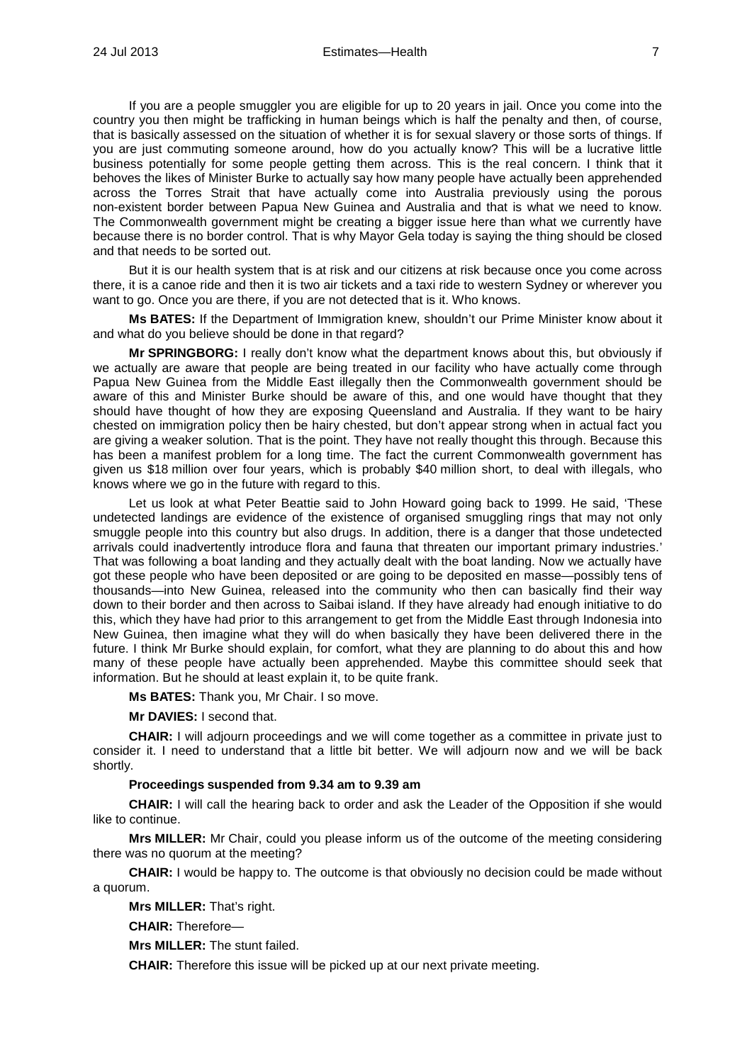If you are a people smuggler you are eligible for up to 20 years in jail. Once you come into the country you then might be trafficking in human beings which is half the penalty and then, of course, that is basically assessed on the situation of whether it is for sexual slavery or those sorts of things. If you are just commuting someone around, how do you actually know? This will be a lucrative little business potentially for some people getting them across. This is the real concern. I think that it behoves the likes of Minister Burke to actually say how many people have actually been apprehended across the Torres Strait that have actually come into Australia previously using the porous non-existent border between Papua New Guinea and Australia and that is what we need to know. The Commonwealth government might be creating a bigger issue here than what we currently have because there is no border control. That is why Mayor Gela today is saying the thing should be closed and that needs to be sorted out.

But it is our health system that is at risk and our citizens at risk because once you come across there, it is a canoe ride and then it is two air tickets and a taxi ride to western Sydney or wherever you want to go. Once you are there, if you are not detected that is it. Who knows.

**Ms BATES:** If the Department of Immigration knew, shouldn't our Prime Minister know about it and what do you believe should be done in that regard?

**Mr SPRINGBORG:** I really don't know what the department knows about this, but obviously if we actually are aware that people are being treated in our facility who have actually come through Papua New Guinea from the Middle East illegally then the Commonwealth government should be aware of this and Minister Burke should be aware of this, and one would have thought that they should have thought of how they are exposing Queensland and Australia. If they want to be hairy chested on immigration policy then be hairy chested, but don't appear strong when in actual fact you are giving a weaker solution. That is the point. They have not really thought this through. Because this has been a manifest problem for a long time. The fact the current Commonwealth government has given us \$18 million over four years, which is probably \$40 million short, to deal with illegals, who knows where we go in the future with regard to this.

Let us look at what Peter Beattie said to John Howard going back to 1999. He said, 'These undetected landings are evidence of the existence of organised smuggling rings that may not only smuggle people into this country but also drugs. In addition, there is a danger that those undetected arrivals could inadvertently introduce flora and fauna that threaten our important primary industries.' That was following a boat landing and they actually dealt with the boat landing. Now we actually have got these people who have been deposited or are going to be deposited en masse—possibly tens of thousands—into New Guinea, released into the community who then can basically find their way down to their border and then across to Saibai island. If they have already had enough initiative to do this, which they have had prior to this arrangement to get from the Middle East through Indonesia into New Guinea, then imagine what they will do when basically they have been delivered there in the future. I think Mr Burke should explain, for comfort, what they are planning to do about this and how many of these people have actually been apprehended. Maybe this committee should seek that information. But he should at least explain it, to be quite frank.

**Ms BATES:** Thank you, Mr Chair. I so move.

**Mr DAVIES:** I second that.

**CHAIR:** I will adjourn proceedings and we will come together as a committee in private just to consider it. I need to understand that a little bit better. We will adjourn now and we will be back shortly.

**Proceedings suspended from 9.34 am to 9.39 am**

**CHAIR:** I will call the hearing back to order and ask the Leader of the Opposition if she would like to continue.

**Mrs MILLER:** Mr Chair, could you please inform us of the outcome of the meeting considering there was no quorum at the meeting?

**CHAIR:** I would be happy to. The outcome is that obviously no decision could be made without a quorum.

**Mrs MILLER:** That's right.

**CHAIR:** Therefore—

**Mrs MILLER:** The stunt failed.

**CHAIR:** Therefore this issue will be picked up at our next private meeting.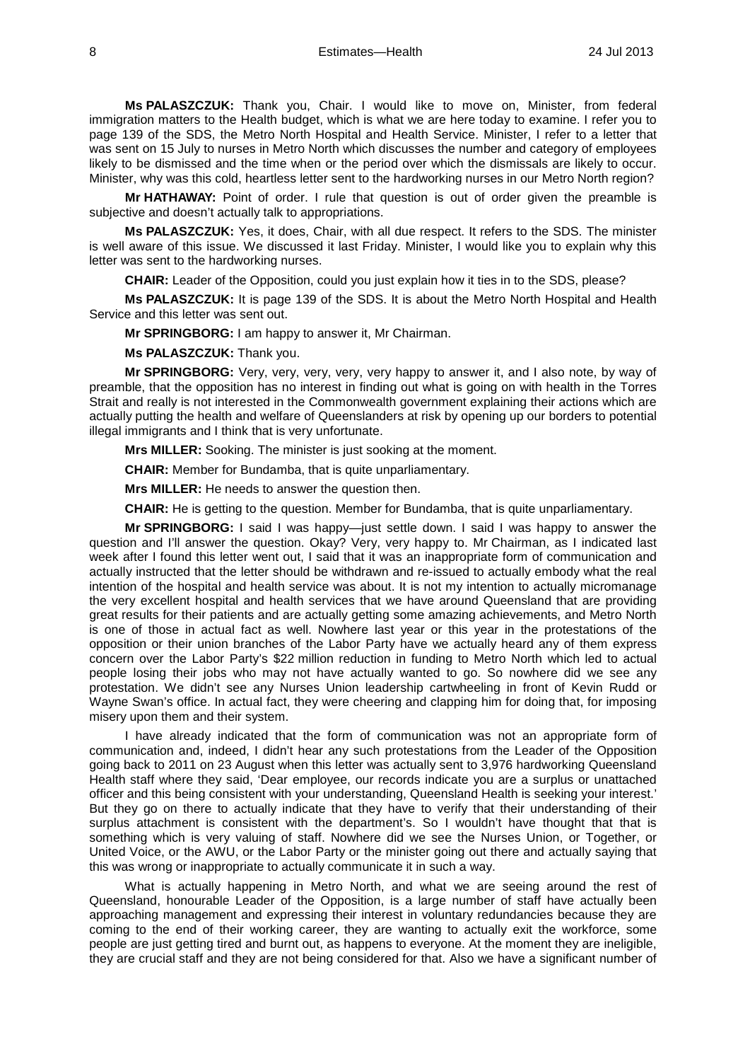**Ms PALASZCZUK:** Thank you, Chair. I would like to move on, Minister, from federal immigration matters to the Health budget, which is what we are here today to examine. I refer you to page 139 of the SDS, the Metro North Hospital and Health Service. Minister, I refer to a letter that was sent on 15 July to nurses in Metro North which discusses the number and category of employees likely to be dismissed and the time when or the period over which the dismissals are likely to occur. Minister, why was this cold, heartless letter sent to the hardworking nurses in our Metro North region?

**Mr HATHAWAY:** Point of order. I rule that question is out of order given the preamble is subjective and doesn't actually talk to appropriations.

**Ms PALASZCZUK:** Yes, it does, Chair, with all due respect. It refers to the SDS. The minister is well aware of this issue. We discussed it last Friday. Minister, I would like you to explain why this letter was sent to the hardworking nurses.

**CHAIR:** Leader of the Opposition, could you just explain how it ties in to the SDS, please?

**Ms PALASZCZUK:** It is page 139 of the SDS. It is about the Metro North Hospital and Health Service and this letter was sent out.

**Mr SPRINGBORG:** I am happy to answer it, Mr Chairman.

**Ms PALASZCZUK:** Thank you.

**Mr SPRINGBORG:** Very, very, very, very, very happy to answer it, and I also note, by way of preamble, that the opposition has no interest in finding out what is going on with health in the Torres Strait and really is not interested in the Commonwealth government explaining their actions which are actually putting the health and welfare of Queenslanders at risk by opening up our borders to potential illegal immigrants and I think that is very unfortunate.

**Mrs MILLER:** Sooking. The minister is just sooking at the moment.

**CHAIR:** Member for Bundamba, that is quite unparliamentary.

**Mrs MILLER:** He needs to answer the question then.

**CHAIR:** He is getting to the question. Member for Bundamba, that is quite unparliamentary.

**Mr SPRINGBORG:** I said I was happy—just settle down. I said I was happy to answer the question and I'll answer the question. Okay? Very, very happy to. Mr Chairman, as I indicated last week after I found this letter went out, I said that it was an inappropriate form of communication and actually instructed that the letter should be withdrawn and re-issued to actually embody what the real intention of the hospital and health service was about. It is not my intention to actually micromanage the very excellent hospital and health services that we have around Queensland that are providing great results for their patients and are actually getting some amazing achievements, and Metro North is one of those in actual fact as well. Nowhere last year or this year in the protestations of the opposition or their union branches of the Labor Party have we actually heard any of them express concern over the Labor Party's $22 million reduction in funding to Metro North which led to actual people losing their jobs who may not have actually wanted to go. So nowhere did we see any protestation. We didn't see any Nurses Union leadership cartwheeling in front of Kevin Rudd or Wayne Swan's office. In actual fact, they were cheering and clapping him for doing that, for imposing misery upon them and their system.

I have already indicated that the form of communication was not an appropriate form of communication and, indeed, I didn't hear any such protestations from the Leader of the Opposition going back to 2011 on 23 August when this letter was actually sent to 3,976 hardworking Queensland Health staff where they said, 'Dear employee, our records indicate you are a surplus or unattached officer and this being consistent with your understanding, Queensland Health is seeking your interest.' But they go on there to actually indicate that they have to verify that their understanding of their surplus attachment is consistent with the department's. So I wouldn't have thought that that is something which is very valuing of staff. Nowhere did we see the Nurses Union, or Together, or United Voice, or the AWU, or the Labor Party or the minister going out there and actually saying that this was wrong or inappropriate to actually communicate it in such a way.

What is actually happening in Metro North, and what we are seeing around the rest of Queensland, honourable Leader of the Opposition, is a large number of staff have actually been approaching management and expressing their interest in voluntary redundancies because they are coming to the end of their working career, they are wanting to actually exit the workforce, some people are just getting tired and burnt out, as happens to everyone. At the moment they are ineligible, they are crucial staff and they are not being considered for that. Also we have a significant number of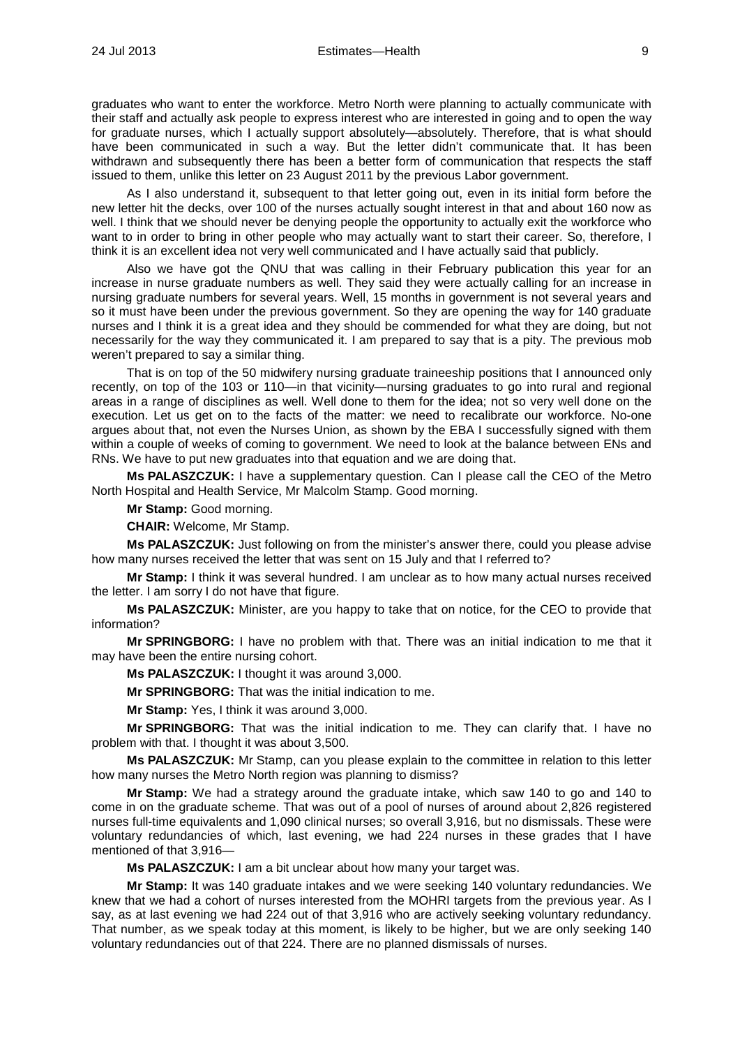graduates who want to enter the workforce. Metro North were planning to actually communicate with their staff and actually ask people to express interest who are interested in going and to open the way for graduate nurses, which I actually support absolutely—absolutely. Therefore, that is what should have been communicated in such a way. But the letter didn't communicate that. It has been withdrawn and subsequently there has been a better form of communication that respects the staff issued to them, unlike this letter on 23 August 2011 by the previous Labor government.

As I also understand it, subsequent to that letter going out, even in its initial form before the new letter hit the decks, over 100 of the nurses actually sought interest in that and about 160 now as well. I think that we should never be denying people the opportunity to actually exit the workforce who want to in order to bring in other people who may actually want to start their career. So, therefore, I think it is an excellent idea not very well communicated and I have actually said that publicly.

Also we have got the QNU that was calling in their February publication this year for an increase in nurse graduate numbers as well. They said they were actually calling for an increase in nursing graduate numbers for several years. Well, 15 months in government is not several years and so it must have been under the previous government. So they are opening the way for 140 graduate nurses and I think it is a great idea and they should be commended for what they are doing, but not necessarily for the way they communicated it. I am prepared to say that is a pity. The previous mob weren't prepared to say a similar thing.

That is on top of the 50 midwifery nursing graduate traineeship positions that I announced only recently, on top of the 103 or 110—in that vicinity—nursing graduates to go into rural and regional areas in a range of disciplines as well. Well done to them for the idea; not so very well done on the execution. Let us get on to the facts of the matter: we need to recalibrate our workforce. No-one argues about that, not even the Nurses Union, as shown by the EBA I successfully signed with them within a couple of weeks of coming to government. We need to look at the balance between ENs and RNs. We have to put new graduates into that equation and we are doing that.

**Ms PALASZCZUK:** I have a supplementary question. Can I please call the CEO of the Metro North Hospital and Health Service, Mr Malcolm Stamp. Good morning.

**Mr Stamp:** Good morning.

**CHAIR:** Welcome, Mr Stamp.

**Ms PALASZCZUK:** Just following on from the minister's answer there, could you please advise how many nurses received the letter that was sent on 15 July and that I referred to?

**Mr Stamp:** I think it was several hundred. I am unclear as to how many actual nurses received the letter. I am sorry I do not have that figure.

**Ms PALASZCZUK:** Minister, are you happy to take that on notice, for the CEO to provide that information?

**Mr SPRINGBORG:** I have no problem with that. There was an initial indication to me that it may have been the entire nursing cohort.

**Ms PALASZCZUK:** I thought it was around 3,000.

**Mr SPRINGBORG:** That was the initial indication to me.

**Mr Stamp:** Yes, I think it was around 3,000.

**Mr SPRINGBORG:** That was the initial indication to me. They can clarify that. I have no problem with that. I thought it was about 3,500.

**Ms PALASZCZUK:** Mr Stamp, can you please explain to the committee in relation to this letter how many nurses the Metro North region was planning to dismiss?

**Mr Stamp:** We had a strategy around the graduate intake, which saw 140 to go and 140 to come in on the graduate scheme. That was out of a pool of nurses of around about 2,826 registered nurses full-time equivalents and 1,090 clinical nurses; so overall 3,916, but no dismissals. These were voluntary redundancies of which, last evening, we had 224 nurses in these grades that I have mentioned of that 3,916—

**Ms PALASZCZUK:** I am a bit unclear about how many your target was.

**Mr Stamp:** It was 140 graduate intakes and we were seeking 140 voluntary redundancies. We knew that we had a cohort of nurses interested from the MOHRI targets from the previous year. As I say, as at last evening we had 224 out of that 3,916 who are actively seeking voluntary redundancy. That number, as we speak today at this moment, is likely to be higher, but we are only seeking 140 voluntary redundancies out of that 224. There are no planned dismissals of nurses.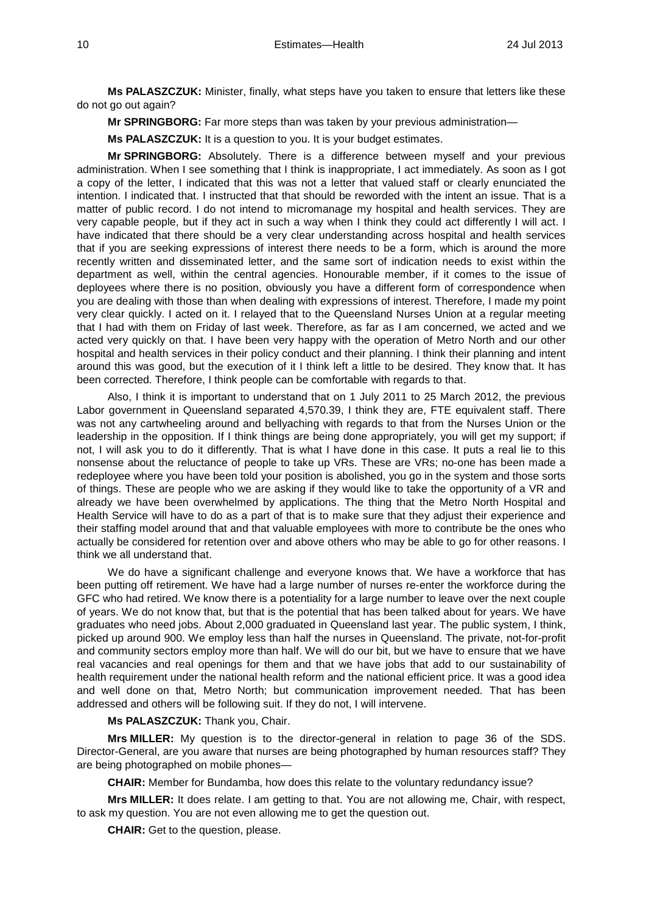**Ms PALASZCZUK:** Minister, finally, what steps have you taken to ensure that letters like these do not go out again?

**Mr SPRINGBORG:** Far more steps than was taken by your previous administration—

**Ms PALASZCZUK:** It is a question to you. It is your budget estimates.

**Mr SPRINGBORG:** Absolutely. There is a difference between myself and your previous administration. When I see something that I think is inappropriate, I act immediately. As soon as I got a copy of the letter, I indicated that this was not a letter that valued staff or clearly enunciated the intention. I indicated that. I instructed that that should be reworded with the intent an issue. That is a matter of public record. I do not intend to micromanage my hospital and health services. They are very capable people, but if they act in such a way when I think they could act differently I will act. I have indicated that there should be a very clear understanding across hospital and health services that if you are seeking expressions of interest there needs to be a form, which is around the more recently written and disseminated letter, and the same sort of indication needs to exist within the department as well, within the central agencies. Honourable member, if it comes to the issue of deployees where there is no position, obviously you have a different form of correspondence when you are dealing with those than when dealing with expressions of interest. Therefore, I made my point very clear quickly. I acted on it. I relayed that to the Queensland Nurses Union at a regular meeting that I had with them on Friday of last week. Therefore, as far as I am concerned, we acted and we acted very quickly on that. I have been very happy with the operation of Metro North and our other hospital and health services in their policy conduct and their planning. I think their planning and intent around this was good, but the execution of it I think left a little to be desired. They know that. It has been corrected. Therefore, I think people can be comfortable with regards to that.

Also, I think it is important to understand that on 1 July 2011 to 25 March 2012, the previous Labor government in Queensland separated 4,570.39, I think they are, FTE equivalent staff. There was not any cartwheeling around and bellyaching with regards to that from the Nurses Union or the leadership in the opposition. If I think things are being done appropriately, you will get my support; if not, I will ask you to do it differently. That is what I have done in this case. It puts a real lie to this nonsense about the reluctance of people to take up VRs. These are VRs; no-one has been made a redeployee where you have been told your position is abolished, you go in the system and those sorts of things. These are people who we are asking if they would like to take the opportunity of a VR and already we have been overwhelmed by applications. The thing that the Metro North Hospital and Health Service will have to do as a part of that is to make sure that they adjust their experience and their staffing model around that and that valuable employees with more to contribute be the ones who actually be considered for retention over and above others who may be able to go for other reasons. I think we all understand that.

We do have a significant challenge and everyone knows that. We have a workforce that has been putting off retirement. We have had a large number of nurses re-enter the workforce during the GFC who had retired. We know there is a potentiality for a large number to leave over the next couple of years. We do not know that, but that is the potential that has been talked about for years. We have graduates who need jobs. About 2,000 graduated in Queensland last year. The public system, I think, picked up around 900. We employ less than half the nurses in Queensland. The private, not-for-profit and community sectors employ more than half. We will do our bit, but we have to ensure that we have real vacancies and real openings for them and that we have jobs that add to our sustainability of health requirement under the national health reform and the national efficient price. It was a good idea and well done on that, Metro North; but communication improvement needed. That has been addressed and others will be following suit. If they do not, I will intervene.

**Ms PALASZCZUK:** Thank you, Chair.

**Mrs MILLER:** My question is to the director-general in relation to page 36 of the SDS. Director-General, are you aware that nurses are being photographed by human resources staff? They are being photographed on mobile phones—

**CHAIR:** Member for Bundamba, how does this relate to the voluntary redundancy issue?

**Mrs MILLER:** It does relate. I am getting to that. You are not allowing me, Chair, with respect, to ask my question. You are not even allowing me to get the question out.

**CHAIR:** Get to the question, please.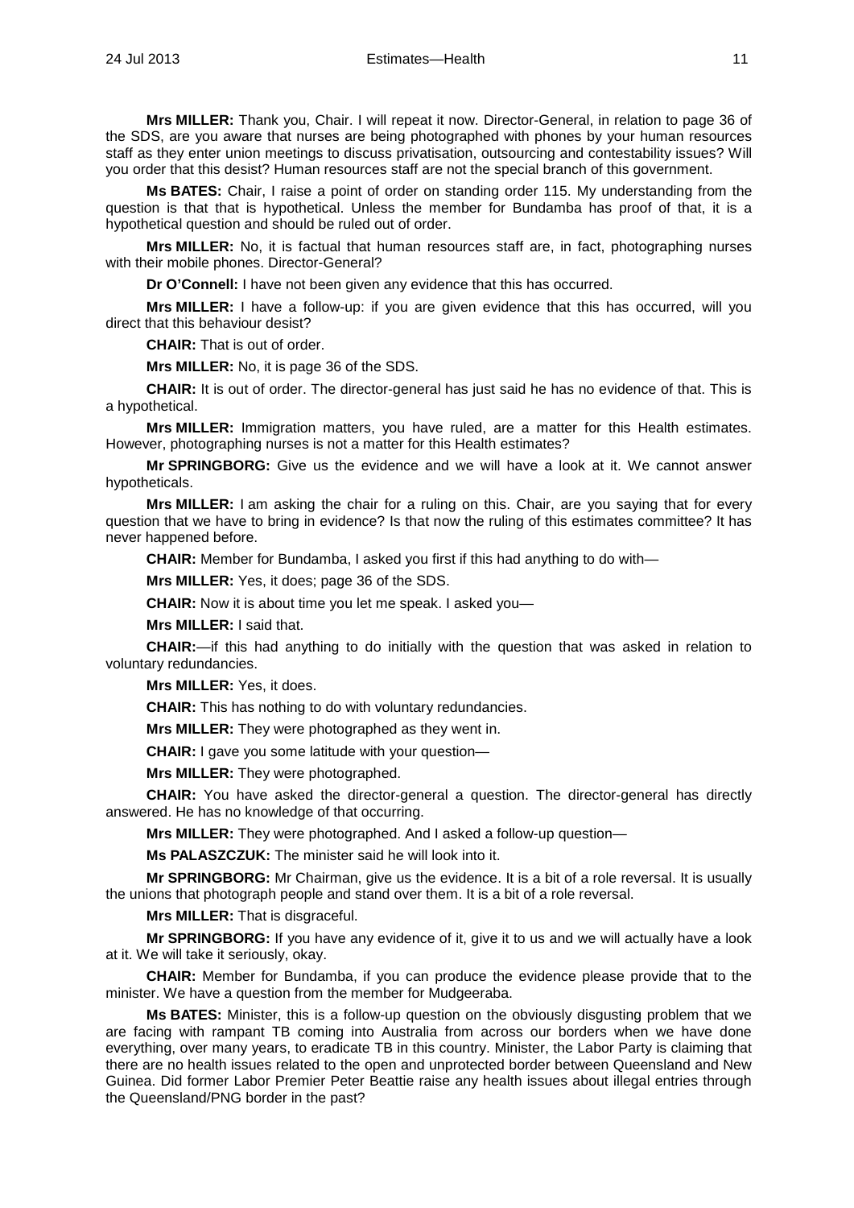**Mrs MILLER:** Thank you, Chair. I will repeat it now. Director-General, in relation to page 36 of the SDS, are you aware that nurses are being photographed with phones by your human resources staff as they enter union meetings to discuss privatisation, outsourcing and contestability issues? Will you order that this desist? Human resources staff are not the special branch of this government.

**Ms BATES:** Chair, I raise a point of order on standing order 115. My understanding from the question is that that is hypothetical. Unless the member for Bundamba has proof of that, it is a hypothetical question and should be ruled out of order.

**Mrs MILLER:** No, it is factual that human resources staff are, in fact, photographing nurses with their mobile phones. Director-General?

**Dr O'Connell:** I have not been given any evidence that this has occurred.

**Mrs MILLER:** I have a follow-up: if you are given evidence that this has occurred, will you direct that this behaviour desist?

**CHAIR:** That is out of order.

**Mrs MILLER:** No, it is page 36 of the SDS.

**CHAIR:** It is out of order. The director-general has just said he has no evidence of that. This is a hypothetical.

**Mrs MILLER:** Immigration matters, you have ruled, are a matter for this Health estimates. However, photographing nurses is not a matter for this Health estimates?

**Mr SPRINGBORG:** Give us the evidence and we will have a look at it. We cannot answer hypotheticals.

**Mrs MILLER:** I am asking the chair for a ruling on this. Chair, are you saying that for every question that we have to bring in evidence? Is that now the ruling of this estimates committee? It has never happened before.

**CHAIR:** Member for Bundamba, I asked you first if this had anything to do with—

**Mrs MILLER:** Yes, it does; page 36 of the SDS.

**CHAIR:** Now it is about time you let me speak. I asked you—

**Mrs MILLER:** I said that.

**CHAIR:**—if this had anything to do initially with the question that was asked in relation to voluntary redundancies.

**Mrs MILLER:** Yes, it does.

**CHAIR:** This has nothing to do with voluntary redundancies.

**Mrs MILLER:** They were photographed as they went in.

**CHAIR:** I gave you some latitude with your question—

**Mrs MILLER:** They were photographed.

**CHAIR:** You have asked the director-general a question. The director-general has directly answered. He has no knowledge of that occurring.

**Mrs MILLER:** They were photographed. And I asked a follow-up question—

**Ms PALASZCZUK:** The minister said he will look into it.

**Mr SPRINGBORG:** Mr Chairman, give us the evidence. It is a bit of a role reversal. It is usually the unions that photograph people and stand over them. It is a bit of a role reversal.

**Mrs MILLER:** That is disgraceful.

**Mr SPRINGBORG:** If you have any evidence of it, give it to us and we will actually have a look at it. We will take it seriously, okay.

**CHAIR:** Member for Bundamba, if you can produce the evidence please provide that to the minister. We have a question from the member for Mudgeeraba.

**Ms BATES:** Minister, this is a follow-up question on the obviously disgusting problem that we are facing with rampant TB coming into Australia from across our borders when we have done everything, over many years, to eradicate TB in this country. Minister, the Labor Party is claiming that there are no health issues related to the open and unprotected border between Queensland and New Guinea. Did former Labor Premier Peter Beattie raise any health issues about illegal entries through the Queensland/PNG border in the past?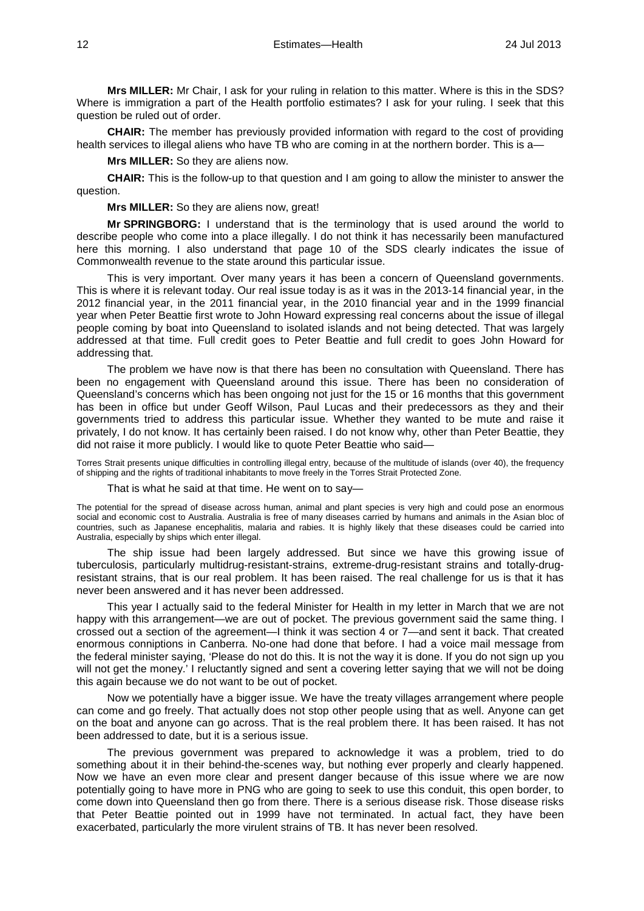**Mrs MILLER:** Mr Chair, I ask for your ruling in relation to this matter. Where is this in the SDS? Where is immigration a part of the Health portfolio estimates? I ask for your ruling. I seek that this question be ruled out of order.

**CHAIR:** The member has previously provided information with regard to the cost of providing health services to illegal aliens who have TB who are coming in at the northern border. This is a—

**Mrs MILLER:** So they are aliens now.

**CHAIR:** This is the follow-up to that question and I am going to allow the minister to answer the question.

**Mrs MILLER:** So they are aliens now, great!

**Mr SPRINGBORG:** I understand that is the terminology that is used around the world to describe people who come into a place illegally. I do not think it has necessarily been manufactured here this morning. I also understand that page 10 of the SDS clearly indicates the issue of Commonwealth revenue to the state around this particular issue.

This is very important. Over many years it has been a concern of Queensland governments. This is where it is relevant today. Our real issue today is as it was in the 2013-14 financial year, in the 2012 financial year, in the 2011 financial year, in the 2010 financial year and in the 1999 financial year when Peter Beattie first wrote to John Howard expressing real concerns about the issue of illegal people coming by boat into Queensland to isolated islands and not being detected. That was largely addressed at that time. Full credit goes to Peter Beattie and full credit to goes John Howard for addressing that.

The problem we have now is that there has been no consultation with Queensland. There has been no engagement with Queensland around this issue. There has been no consideration of Queensland's concerns which has been ongoing not just for the 15 or 16 months that this government has been in office but under Geoff Wilson, Paul Lucas and their predecessors as they and their governments tried to address this particular issue. Whether they wanted to be mute and raise it privately, I do not know. It has certainly been raised. I do not know why, other than Peter Beattie, they did not raise it more publicly. I would like to quote Peter Beattie who said—

> Torres Strait presents unique difficulties in controlling illegal entry, because of the multitude of islands (over 40), the frequency of shipping and the rights of traditional inhabitants to move freely in the Torres Strait Protected Zone.

That is what he said at that time. He went on to say—

> The potential for the spread of disease across human, animal and plant species is very high and could pose an enormous social and economic cost to Australia. Australia is free of many diseases carried by humans and animals in the Asian bloc of countries, such as Japanese encephalitis, malaria and rabies. It is highly likely that these diseases could be carried into Australia, especially by ships which enter illegal.

The ship issue had been largely addressed. But since we have this growing issue of tuberculosis, particularly multidrug-resistant-strains, extreme-drug-resistant strains and totally-drug-resistant strains, that is our real problem. It has been raised. The real challenge for us is that it has never been answered and it has never been addressed.

This year I actually said to the federal Minister for Health in my letter in March that we are not happy with this arrangement—we are out of pocket. The previous government said the same thing. I crossed out a section of the agreement—I think it was section 4 or 7—and sent it back. That created enormous conniptions in Canberra. No-one had done that before. I had a voice mail message from the federal minister saying, 'Please do not do this. It is not the way it is done. If you do not sign up you will not get the money.' I reluctantly signed and sent a covering letter saying that we will not be doing this again because we do not want to be out of pocket.

Now we potentially have a bigger issue. We have the treaty villages arrangement where people can come and go freely. That actually does not stop other people using that as well. Anyone can get on the boat and anyone can go across. That is the real problem there. It has been raised. It has not been addressed to date, but it is a serious issue.

The previous government was prepared to acknowledge it was a problem, tried to do something about it in their behind-the-scenes way, but nothing ever properly and clearly happened. Now we have an even more clear and present danger because of this issue where we are now potentially going to have more in PNG who are going to seek to use this conduit, this open border, to come down into Queensland then go from there. There is a serious disease risk. Those disease risks that Peter Beattie pointed out in 1999 have not terminated. In actual fact, they have been exacerbated, particularly the more virulent strains of TB. It has never been resolved.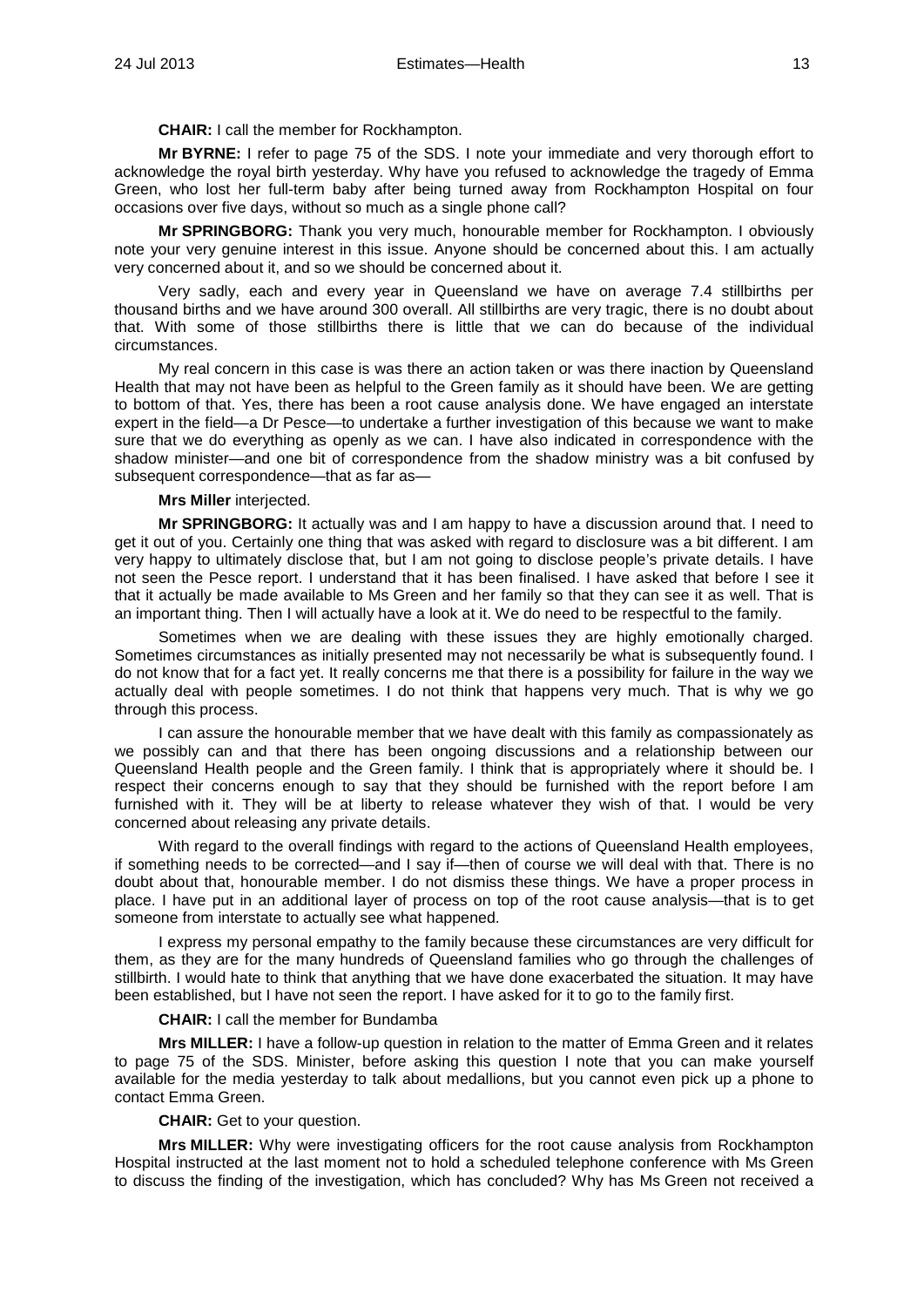**CHAIR:** I call the member for Rockhampton.

**Mr BYRNE:** I refer to page 75 of the SDS. I note your immediate and very thorough effort to acknowledge the royal birth yesterday. Why have you refused to acknowledge the tragedy of Emma Green, who lost her full-term baby after being turned away from Rockhampton Hospital on four occasions over five days, without so much as a single phone call?

**Mr SPRINGBORG:** Thank you very much, honourable member for Rockhampton. I obviously note your very genuine interest in this issue. Anyone should be concerned about this. I am actually very concerned about it, and so we should be concerned about it.

Very sadly, each and every year in Queensland we have on average 7.4 stillbirths per thousand births and we have around 300 overall. All stillbirths are very tragic, there is no doubt about that. With some of those stillbirths there is little that we can do because of the individual circumstances.

My real concern in this case is was there an action taken or was there inaction by Queensland Health that may not have been as helpful to the Green family as it should have been. We are getting to bottom of that. Yes, there has been a root cause analysis done. We have engaged an interstate expert in the field—a Dr Pesce—to undertake a further investigation of this because we want to make sure that we do everything as openly as we can. I have also indicated in correspondence with the shadow minister—and one bit of correspondence from the shadow ministry was a bit confused by subsequent correspondence—that as far as—

**Mrs Miller** interjected.

**Mr SPRINGBORG:** It actually was and I am happy to have a discussion around that. I need to get it out of you. Certainly one thing that was asked with regard to disclosure was a bit different. I am very happy to ultimately disclose that, but I am not going to disclose people's private details. I have not seen the Pesce report. I understand that it has been finalised. I have asked that before I see it that it actually be made available to Ms Green and her family so that they can see it as well. That is an important thing. Then I will actually have a look at it. We do need to be respectful to the family.

Sometimes when we are dealing with these issues they are highly emotionally charged. Sometimes circumstances as initially presented may not necessarily be what is subsequently found. I do not know that for a fact yet. It really concerns me that there is a possibility for failure in the way we actually deal with people sometimes. I do not think that happens very much. That is why we go through this process.

I can assure the honourable member that we have dealt with this family as compassionately as we possibly can and that there has been ongoing discussions and a relationship between our Queensland Health people and the Green family. I think that is appropriately where it should be. I respect their concerns enough to say that they should be furnished with the report before I am furnished with it. They will be at liberty to release whatever they wish of that. I would be very concerned about releasing any private details.

With regard to the overall findings with regard to the actions of Queensland Health employees, if something needs to be corrected—and I say if—then of course we will deal with that. There is no doubt about that, honourable member. I do not dismiss these things. We have a proper process in place. I have put in an additional layer of process on top of the root cause analysis—that is to get someone from interstate to actually see what happened.

I express my personal empathy to the family because these circumstances are very difficult for them, as they are for the many hundreds of Queensland families who go through the challenges of stillbirth. I would hate to think that anything that we have done exacerbated the situation. It may have been established, but I have not seen the report. I have asked for it to go to the family first.

**CHAIR:** I call the member for Bundamba

**Mrs MILLER:** I have a follow-up question in relation to the matter of Emma Green and it relates to page 75 of the SDS. Minister, before asking this question I note that you can make yourself available for the media yesterday to talk about medallions, but you cannot even pick up a phone to contact Emma Green.

**CHAIR:** Get to your question.

**Mrs MILLER:** Why were investigating officers for the root cause analysis from Rockhampton Hospital instructed at the last moment not to hold a scheduled telephone conference with Ms Green to discuss the finding of the investigation, which has concluded? Why has Ms Green not received a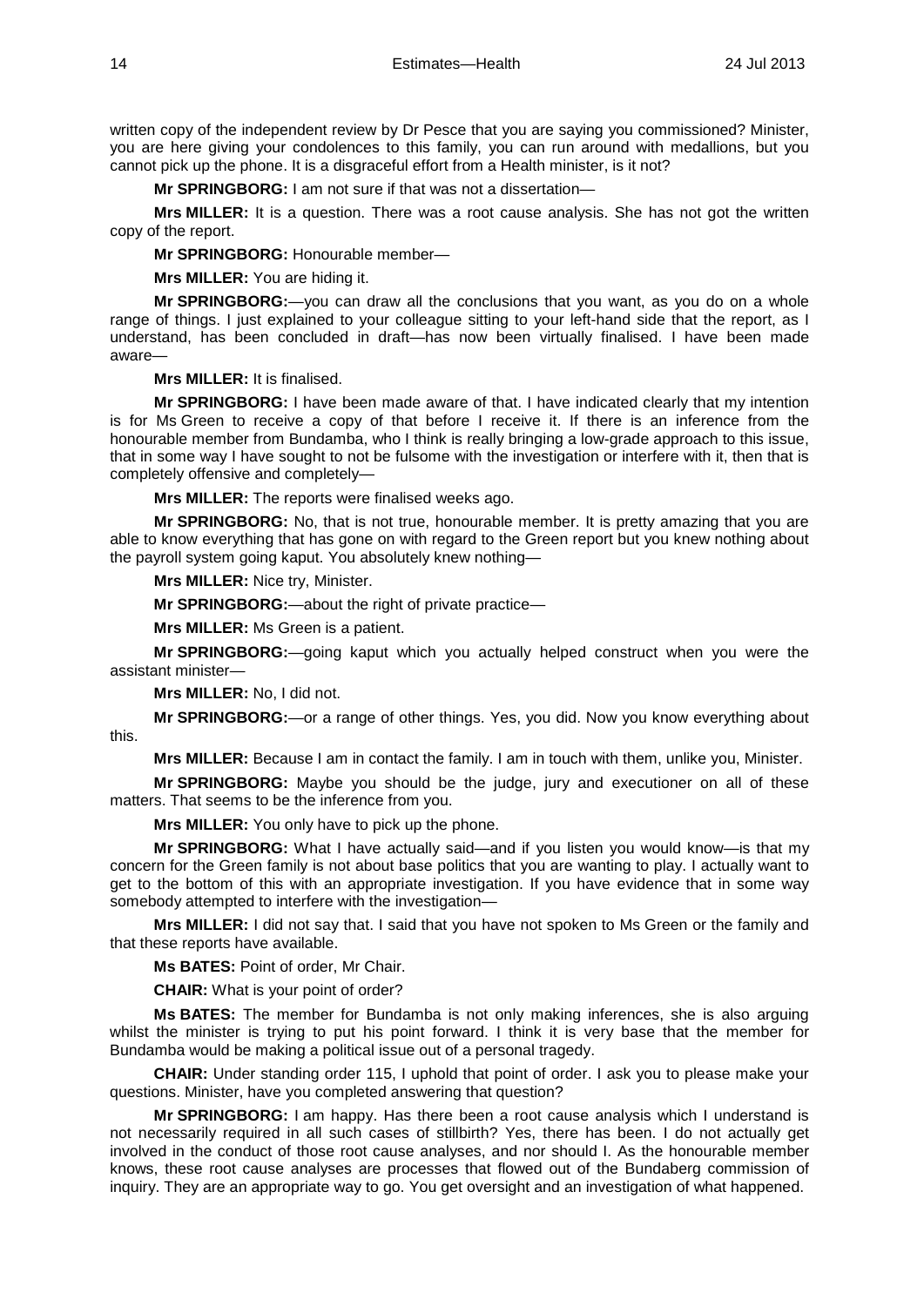written copy of the independent review by Dr Pesce that you are saying you commissioned? Minister, you are here giving your condolences to this family, you can run around with medallions, but you cannot pick up the phone. It is a disgraceful effort from a Health minister, is it not?

**Mr SPRINGBORG:** I am not sure if that was not a dissertation—

**Mrs MILLER:** It is a question. There was a root cause analysis. She has not got the written copy of the report.

**Mr SPRINGBORG:** Honourable member—

**Mrs MILLER:** You are hiding it.

**Mr SPRINGBORG:**—you can draw all the conclusions that you want, as you do on a whole range of things. I just explained to your colleague sitting to your left-hand side that the report, as I understand, has been concluded in draft—has now been virtually finalised. I have been made aware—

**Mrs MILLER:** It is finalised.

**Mr SPRINGBORG:** I have been made aware of that. I have indicated clearly that my intention is for Ms Green to receive a copy of that before I receive it. If there is an inference from the honourable member from Bundamba, who I think is really bringing a low-grade approach to this issue, that in some way I have sought to not be fulsome with the investigation or interfere with it, then that is completely offensive and completely—

**Mrs MILLER:** The reports were finalised weeks ago.

**Mr SPRINGBORG:** No, that is not true, honourable member. It is pretty amazing that you are able to know everything that has gone on with regard to the Green report but you knew nothing about the payroll system going kaput. You absolutely knew nothing—

**Mrs MILLER:** Nice try, Minister.

**Mr SPRINGBORG:**—about the right of private practice—

**Mrs MILLER:** Ms Green is a patient.

**Mr SPRINGBORG:**—going kaput which you actually helped construct when you were the assistant minister—

**Mrs MILLER:** No, I did not.

**Mr SPRINGBORG:**—or a range of other things. Yes, you did. Now you know everything about this.

**Mrs MILLER:** Because I am in contact the family. I am in touch with them, unlike you, Minister.

**Mr SPRINGBORG:** Maybe you should be the judge, jury and executioner on all of these matters. That seems to be the inference from you.

**Mrs MILLER:** You only have to pick up the phone.

**Mr SPRINGBORG:** What I have actually said—and if you listen you would know—is that my concern for the Green family is not about base politics that you are wanting to play. I actually want to get to the bottom of this with an appropriate investigation. If you have evidence that in some way somebody attempted to interfere with the investigation—

**Mrs MILLER:** I did not say that. I said that you have not spoken to Ms Green or the family and that these reports have available.

**Ms BATES:** Point of order, Mr Chair.

**CHAIR:** What is your point of order?

**Ms BATES:** The member for Bundamba is not only making inferences, she is also arguing whilst the minister is trying to put his point forward. I think it is very base that the member for Bundamba would be making a political issue out of a personal tragedy.

**CHAIR:** Under standing order 115, I uphold that point of order. I ask you to please make your questions. Minister, have you completed answering that question?

**Mr SPRINGBORG:** I am happy. Has there been a root cause analysis which I understand is not necessarily required in all such cases of stillbirth? Yes, there has been. I do not actually get involved in the conduct of those root cause analyses, and nor should I. As the honourable member knows, these root cause analyses are processes that flowed out of the Bundaberg commission of inquiry. They are an appropriate way to go. You get oversight and an investigation of what happened.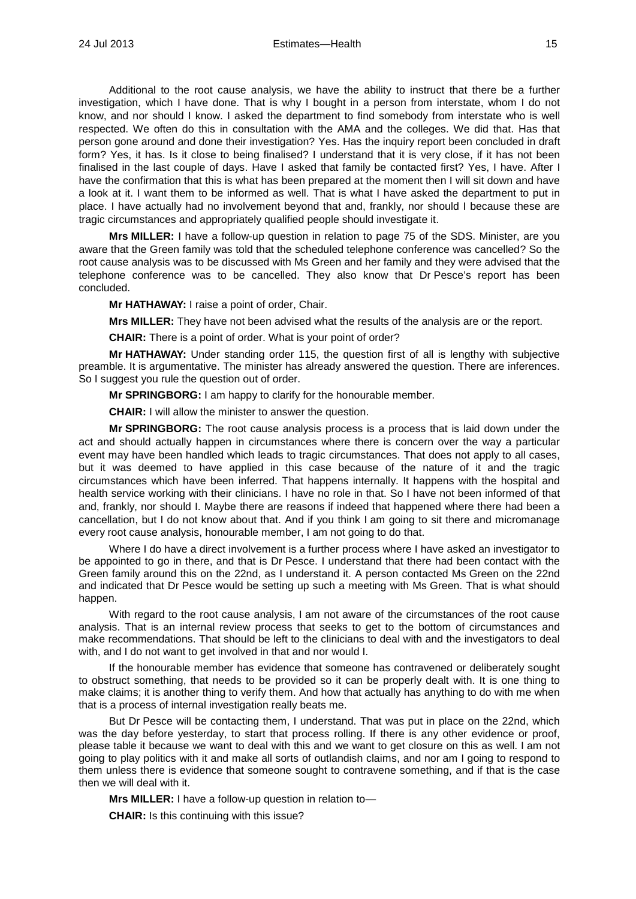Additional to the root cause analysis, we have the ability to instruct that there be a further investigation, which I have done. That is why I bought in a person from interstate, whom I do not know, and nor should I know. I asked the department to find somebody from interstate who is well respected. We often do this in consultation with the AMA and the colleges. We did that. Has that person gone around and done their investigation? Yes. Has the inquiry report been concluded in draft form? Yes, it has. Is it close to being finalised? I understand that it is very close, if it has not been finalised in the last couple of days. Have I asked that family be contacted first? Yes, I have. After I have the confirmation that this is what has been prepared at the moment then I will sit down and have a look at it. I want them to be informed as well. That is what I have asked the department to put in place. I have actually had no involvement beyond that and, frankly, nor should I because these are tragic circumstances and appropriately qualified people should investigate it.

**Mrs MILLER:** I have a follow-up question in relation to page 75 of the SDS. Minister, are you aware that the Green family was told that the scheduled telephone conference was cancelled? So the root cause analysis was to be discussed with Ms Green and her family and they were advised that the telephone conference was to be cancelled. They also know that Dr Pesce's report has been concluded.

**Mr HATHAWAY:** I raise a point of order, Chair.

**Mrs MILLER:** They have not been advised what the results of the analysis are or the report.

**CHAIR:** There is a point of order. What is your point of order?

**Mr HATHAWAY:** Under standing order 115, the question first of all is lengthy with subjective preamble. It is argumentative. The minister has already answered the question. There are inferences. So I suggest you rule the question out of order.

**Mr SPRINGBORG:** I am happy to clarify for the honourable member.

**CHAIR:** I will allow the minister to answer the question.

**Mr SPRINGBORG:** The root cause analysis process is a process that is laid down under the act and should actually happen in circumstances where there is concern over the way a particular event may have been handled which leads to tragic circumstances. That does not apply to all cases, but it was deemed to have applied in this case because of the nature of it and the tragic circumstances which have been inferred. That happens internally. It happens with the hospital and health service working with their clinicians. I have no role in that. So I have not been informed of that and, frankly, nor should I. Maybe there are reasons if indeed that happened where there had been a cancellation, but I do not know about that. And if you think I am going to sit there and micromanage every root cause analysis, honourable member, I am not going to do that.

Where I do have a direct involvement is a further process where I have asked an investigator to be appointed to go in there, and that is Dr Pesce. I understand that there had been contact with the Green family around this on the 22nd, as I understand it. A person contacted Ms Green on the 22nd and indicated that Dr Pesce would be setting up such a meeting with Ms Green. That is what should happen.

With regard to the root cause analysis, I am not aware of the circumstances of the root cause analysis. That is an internal review process that seeks to get to the bottom of circumstances and make recommendations. That should be left to the clinicians to deal with and the investigators to deal with, and I do not want to get involved in that and nor would I.

If the honourable member has evidence that someone has contravened or deliberately sought to obstruct something, that needs to be provided so it can be properly dealt with. It is one thing to make claims; it is another thing to verify them. And how that actually has anything to do with me when that is a process of internal investigation really beats me.

But Dr Pesce will be contacting them, I understand. That was put in place on the 22nd, which was the day before yesterday, to start that process rolling. If there is any other evidence or proof, please table it because we want to deal with this and we want to get closure on this as well. I am not going to play politics with it and make all sorts of outlandish claims, and nor am I going to respond to them unless there is evidence that someone sought to contravene something, and if that is the case then we will deal with it.

**Mrs MILLER:** I have a follow-up question in relation to—

**CHAIR:** Is this continuing with this issue?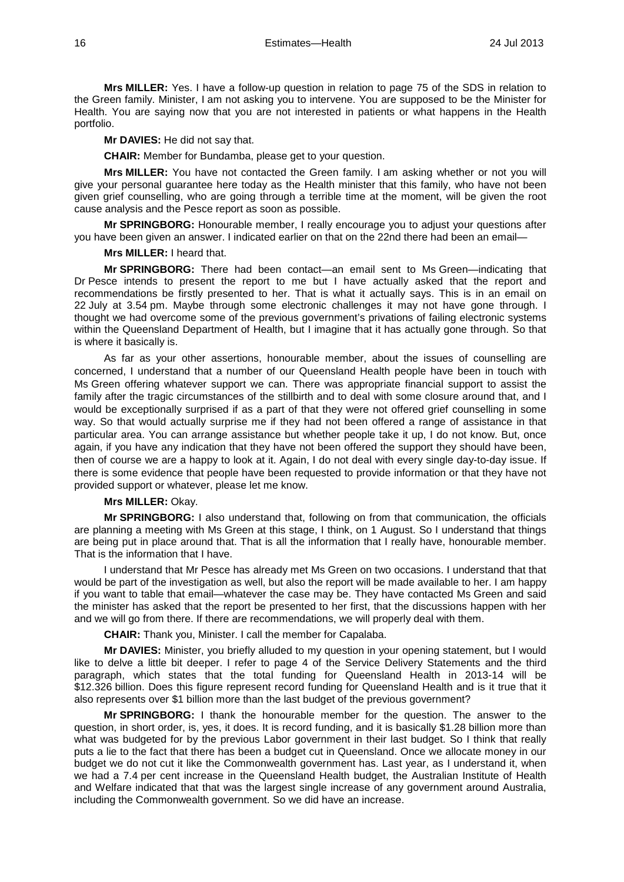**Mrs MILLER:** Yes. I have a follow-up question in relation to page 75 of the SDS in relation to the Green family. Minister, I am not asking you to intervene. You are supposed to be the Minister for Health. You are saying now that you are not interested in patients or what happens in the Health portfolio.

**Mr DAVIES:** He did not say that.

**CHAIR:** Member for Bundamba, please get to your question.

**Mrs MILLER:** You have not contacted the Green family. I am asking whether or not you will give your personal guarantee here today as the Health minister that this family, who have not been given grief counselling, who are going through a terrible time at the moment, will be given the root cause analysis and the Pesce report as soon as possible.

**Mr SPRINGBORG:** Honourable member, I really encourage you to adjust your questions after you have been given an answer. I indicated earlier on that on the 22nd there had been an email—

**Mrs MILLER:** I heard that.

**Mr SPRINGBORG:** There had been contact—an email sent to Ms Green—indicating that Dr Pesce intends to present the report to me but I have actually asked that the report and recommendations be firstly presented to her. That is what it actually says. This is in an email on 22 July at 3.54 pm. Maybe through some electronic challenges it may not have gone through. I thought we had overcome some of the previous government's privations of failing electronic systems within the Queensland Department of Health, but I imagine that it has actually gone through. So that is where it basically is.

As far as your other assertions, honourable member, about the issues of counselling are concerned, I understand that a number of our Queensland Health people have been in touch with Ms Green offering whatever support we can. There was appropriate financial support to assist the family after the tragic circumstances of the stillbirth and to deal with some closure around that, and I would be exceptionally surprised if as a part of that they were not offered grief counselling in some way. So that would actually surprise me if they had not been offered a range of assistance in that particular area. You can arrange assistance but whether people take it up, I do not know. But, once again, if you have any indication that they have not been offered the support they should have been, then of course we are a happy to look at it. Again, I do not deal with every single day-to-day issue. If there is some evidence that people have been requested to provide information or that they have not provided support or whatever, please let me know.

**Mrs MILLER:** Okay.

**Mr SPRINGBORG:** I also understand that, following on from that communication, the officials are planning a meeting with Ms Green at this stage, I think, on 1 August. So I understand that things are being put in place around that. That is all the information that I really have, honourable member. That is the information that I have.

I understand that Mr Pesce has already met Ms Green on two occasions. I understand that that would be part of the investigation as well, but also the report will be made available to her. I am happy if you want to table that email—whatever the case may be. They have contacted Ms Green and said the minister has asked that the report be presented to her first, that the discussions happen with her and we will go from there. If there are recommendations, we will properly deal with them.

**CHAIR:** Thank you, Minister. I call the member for Capalaba.

**Mr DAVIES:** Minister, you briefly alluded to my question in your opening statement, but I would like to delve a little bit deeper. I refer to page 4 of the Service Delivery Statements and the third paragraph, which states that the total funding for Queensland Health in 2013-14 will be $12.326 billion. Does this figure represent record funding for Queensland Health and is it true that it also represents over $1 billion more than the last budget of the previous government?

**Mr SPRINGBORG:** I thank the honourable member for the question. The answer to the question, in short order, is, yes, it does. It is record funding, and it is basically $1.28 billion more than what was budgeted for by the previous Labor government in their last budget. So I think that really puts a lie to the fact that there has been a budget cut in Queensland. Once we allocate money in our budget we do not cut it like the Commonwealth government has. Last year, as I understand it, when we had a 7.4 per cent increase in the Queensland Health budget, the Australian Institute of Health and Welfare indicated that that was the largest single increase of any government around Australia, including the Commonwealth government. So we did have an increase.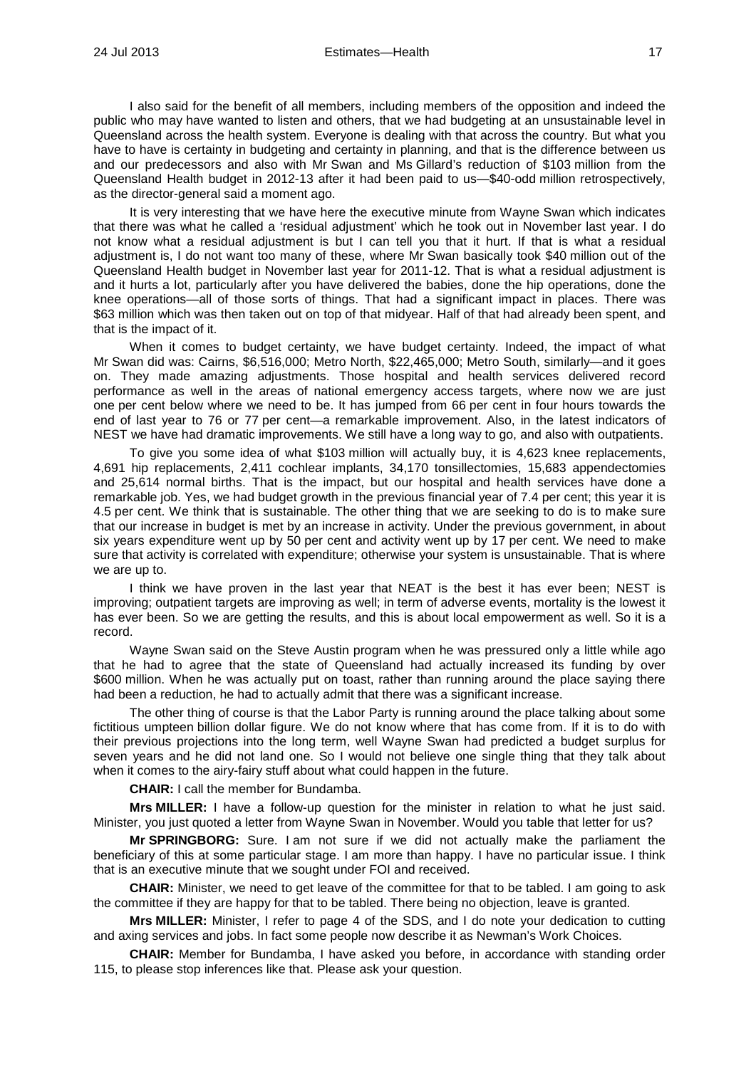I also said for the benefit of all members, including members of the opposition and indeed the public who may have wanted to listen and others, that we had budgeting at an unsustainable level in Queensland across the health system. Everyone is dealing with that across the country. But what you have to have is certainty in budgeting and certainty in planning, and that is the difference between us and our predecessors and also with Mr Swan and Ms Gillard's reduction of $103 million from the Queensland Health budget in 2012-13 after it had been paid to us—$40-odd million retrospectively, as the director-general said a moment ago.

It is very interesting that we have here the executive minute from Wayne Swan which indicates that there was what he called a 'residual adjustment' which he took out in November last year. I do not know what a residual adjustment is but I can tell you that it hurt. If that is what a residual adjustment is, I do not want too many of these, where Mr Swan basically took $40 million out of the Queensland Health budget in November last year for 2011-12. That is what a residual adjustment is and it hurts a lot, particularly after you have delivered the babies, done the hip operations, done the knee operations—all of those sorts of things. That had a significant impact in places. There was $63 million which was then taken out on top of that midyear. Half of that had already been spent, and that is the impact of it.

When it comes to budget certainty, we have budget certainty. Indeed, the impact of what Mr Swan did was: Cairns, $6,516,000; Metro North, $22,465,000; Metro South, similarly—and it goes on. They made amazing adjustments. Those hospital and health services delivered record performance as well in the areas of national emergency access targets, where now we are just one per cent below where we need to be. It has jumped from 66 per cent in four hours towards the end of last year to 76 or 77 per cent—a remarkable improvement. Also, in the latest indicators of NEST we have had dramatic improvements. We still have a long way to go, and also with outpatients.

To give you some idea of what $103 million will actually buy, it is 4,623 knee replacements, 4,691 hip replacements, 2,411 cochlear implants, 34,170 tonsillectomies, 15,683 appendectomies and 25,614 normal births. That is the impact, but our hospital and health services have done a remarkable job. Yes, we had budget growth in the previous financial year of 7.4 per cent; this year it is 4.5 per cent. We think that is sustainable. The other thing that we are seeking to do is to make sure that our increase in budget is met by an increase in activity. Under the previous government, in about six years expenditure went up by 50 per cent and activity went up by 17 per cent. We need to make sure that activity is correlated with expenditure; otherwise your system is unsustainable. That is where we are up to.

I think we have proven in the last year that NEAT is the best it has ever been; NEST is improving; outpatient targets are improving as well; in term of adverse events, mortality is the lowest it has ever been. So we are getting the results, and this is about local empowerment as well. So it is a record.

Wayne Swan said on the Steve Austin program when he was pressured only a little while ago that he had to agree that the state of Queensland had actually increased its funding by over $600 million. When he was actually put on toast, rather than running around the place saying there had been a reduction, he had to actually admit that there was a significant increase.

The other thing of course is that the Labor Party is running around the place talking about some fictitious umpteen billion dollar figure. We do not know where that has come from. If it is to do with their previous projections into the long term, well Wayne Swan had predicted a budget surplus for seven years and he did not land one. So I would not believe one single thing that they talk about when it comes to the airy-fairy stuff about what could happen in the future.

**CHAIR:** I call the member for Bundamba.

**Mrs MILLER:** I have a follow-up question for the minister in relation to what he just said. Minister, you just quoted a letter from Wayne Swan in November. Would you table that letter for us?

**Mr SPRINGBORG:** Sure. I am not sure if we did not actually make the parliament the beneficiary of this at some particular stage. I am more than happy. I have no particular issue. I think that is an executive minute that we sought under FOI and received.

**CHAIR:** Minister, we need to get leave of the committee for that to be tabled. I am going to ask the committee if they are happy for that to be tabled. There being no objection, leave is granted.

**Mrs MILLER:** Minister, I refer to page 4 of the SDS, and I do note your dedication to cutting and axing services and jobs. In fact some people now describe it as Newman's Work Choices.

**CHAIR:** Member for Bundamba, I have asked you before, in accordance with standing order 115, to please stop inferences like that. Please ask your question.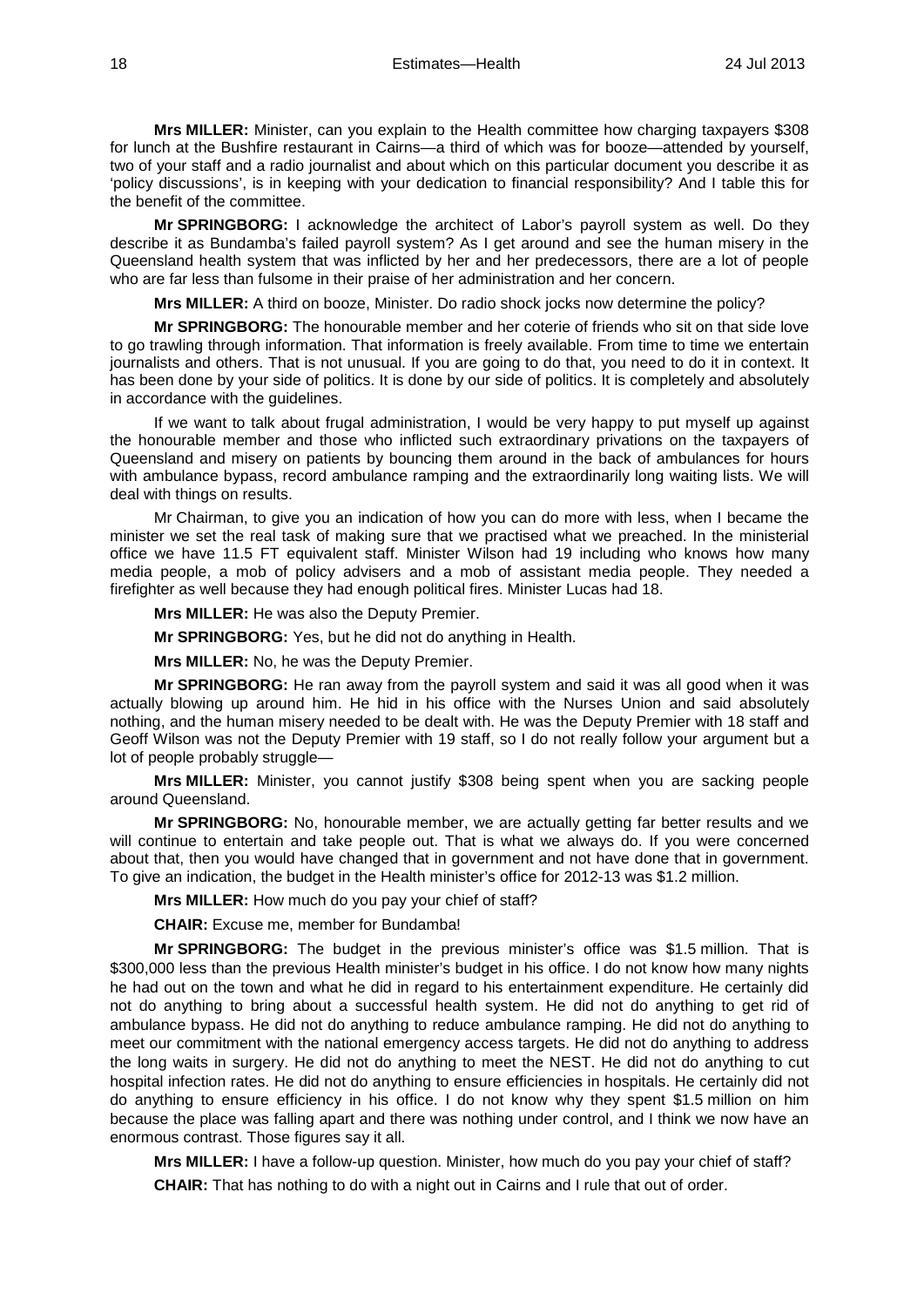**Mrs MILLER:** Minister, can you explain to the Health committee how charging taxpayers $308 for lunch at the Bushfire restaurant in Cairns—a third of which was for booze—attended by yourself, two of your staff and a radio journalist and about which on this particular document you describe it as 'policy discussions', is in keeping with your dedication to financial responsibility? And I table this for the benefit of the committee.

**Mr SPRINGBORG:** I acknowledge the architect of Labor's payroll system as well. Do they describe it as Bundamba's failed payroll system? As I get around and see the human misery in the Queensland health system that was inflicted by her and her predecessors, there are a lot of people who are far less than fulsome in their praise of her administration and her concern.

**Mrs MILLER:** A third on booze, Minister. Do radio shock jocks now determine the policy?

**Mr SPRINGBORG:** The honourable member and her coterie of friends who sit on that side love to go trawling through information. That information is freely available. From time to time we entertain journalists and others. That is not unusual. If you are going to do that, you need to do it in context. It has been done by your side of politics. It is done by our side of politics. It is completely and absolutely in accordance with the guidelines.

If we want to talk about frugal administration, I would be very happy to put myself up against the honourable member and those who inflicted such extraordinary privations on the taxpayers of Queensland and misery on patients by bouncing them around in the back of ambulances for hours with ambulance bypass, record ambulance ramping and the extraordinarily long waiting lists. We will deal with things on results.

Mr Chairman, to give you an indication of how you can do more with less, when I became the minister we set the real task of making sure that we practised what we preached. In the ministerial office we have 11.5 FT equivalent staff. Minister Wilson had 19 including who knows how many media people, a mob of policy advisers and a mob of assistant media people. They needed a firefighter as well because they had enough political fires. Minister Lucas had 18.

**Mrs MILLER:** He was also the Deputy Premier.

**Mr SPRINGBORG:** Yes, but he did not do anything in Health.

**Mrs MILLER:** No, he was the Deputy Premier.

**Mr SPRINGBORG:** He ran away from the payroll system and said it was all good when it was actually blowing up around him. He hid in his office with the Nurses Union and said absolutely nothing, and the human misery needed to be dealt with. He was the Deputy Premier with 18 staff and Geoff Wilson was not the Deputy Premier with 19 staff, so I do not really follow your argument but a lot of people probably struggle—

**Mrs MILLER:** Minister, you cannot justify $308 being spent when you are sacking people around Queensland.

**Mr SPRINGBORG:** No, honourable member, we are actually getting far better results and we will continue to entertain and take people out. That is what we always do. If you were concerned about that, then you would have changed that in government and not have done that in government. To give an indication, the budget in the Health minister's office for 2012-13 was $1.2 million.

**Mrs MILLER:** How much do you pay your chief of staff?

**CHAIR:** Excuse me, member for Bundamba!

**Mr SPRINGBORG:** The budget in the previous minister's office was $1.5 million. That is $300,000 less than the previous Health minister's budget in his office. I do not know how many nights he had out on the town and what he did in regard to his entertainment expenditure. He certainly did not do anything to bring about a successful health system. He did not do anything to get rid of ambulance bypass. He did not do anything to reduce ambulance ramping. He did not do anything to meet our commitment with the national emergency access targets. He did not do anything to address the long waits in surgery. He did not do anything to meet the NEST. He did not do anything to cut hospital infection rates. He did not do anything to ensure efficiencies in hospitals. He certainly did not do anything to ensure efficiency in his office. I do not know why they spent $1.5 million on him because the place was falling apart and there was nothing under control, and I think we now have an enormous contrast. Those figures say it all.

**Mrs MILLER:** I have a follow-up question. Minister, how much do you pay your chief of staff?

**CHAIR:** That has nothing to do with a night out in Cairns and I rule that out of order.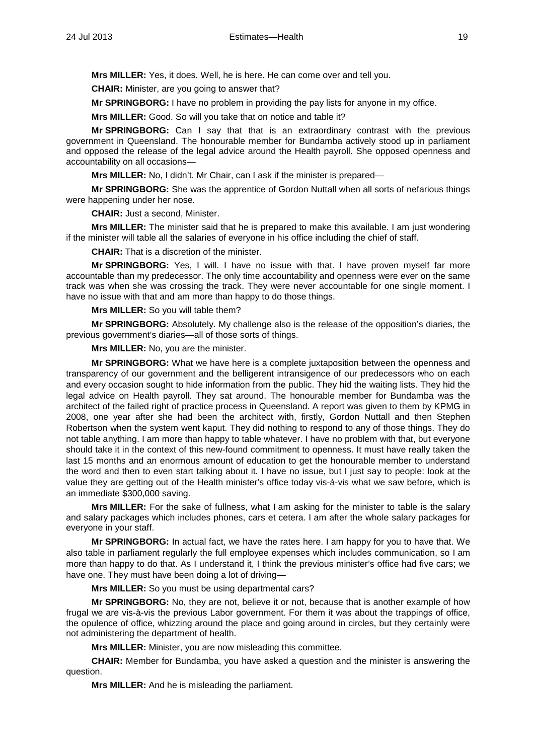**Mrs MILLER:** Yes, it does. Well, he is here. He can come over and tell you.

**CHAIR:** Minister, are you going to answer that?

**Mr SPRINGBORG:** I have no problem in providing the pay lists for anyone in my office.

**Mrs MILLER:** Good. So will you take that on notice and table it?

**Mr SPRINGBORG:** Can I say that that is an extraordinary contrast with the previous government in Queensland. The honourable member for Bundamba actively stood up in parliament and opposed the release of the legal advice around the Health payroll. She opposed openness and accountability on all occasions—

**Mrs MILLER:** No, I didn't. Mr Chair, can I ask if the minister is prepared—

**Mr SPRINGBORG:** She was the apprentice of Gordon Nuttall when all sorts of nefarious things were happening under her nose.

**CHAIR:** Just a second, Minister.

**Mrs MILLER:** The minister said that he is prepared to make this available. I am just wondering if the minister will table all the salaries of everyone in his office including the chief of staff.

**CHAIR:** That is a discretion of the minister.

**Mr SPRINGBORG:** Yes, I will. I have no issue with that. I have proven myself far more accountable than my predecessor. The only time accountability and openness were ever on the same track was when she was crossing the track. They were never accountable for one single moment. I have no issue with that and am more than happy to do those things.

**Mrs MILLER:** So you will table them?

**Mr SPRINGBORG:** Absolutely. My challenge also is the release of the opposition's diaries, the previous government's diaries—all of those sorts of things.

**Mrs MILLER:** No, you are the minister.

**Mr SPRINGBORG:** What we have here is a complete juxtaposition between the openness and transparency of our government and the belligerent intransigence of our predecessors who on each and every occasion sought to hide information from the public. They hid the waiting lists. They hid the legal advice on Health payroll. They sat around. The honourable member for Bundamba was the architect of the failed right of practice process in Queensland. A report was given to them by KPMG in 2008, one year after she had been the architect with, firstly, Gordon Nuttall and then Stephen Robertson when the system went kaput. They did nothing to respond to any of those things. They do not table anything. I am more than happy to table whatever. I have no problem with that, but everyone should take it in the context of this new-found commitment to openness. It must have really taken the last 15 months and an enormous amount of education to get the honourable member to understand the word and then to even start talking about it. I have no issue, but I just say to people: look at the value they are getting out of the Health minister's office today vis-à-vis what we saw before, which is an immediate $300,000 saving.

**Mrs MILLER:** For the sake of fullness, what I am asking for the minister to table is the salary and salary packages which includes phones, cars et cetera. I am after the whole salary packages for everyone in your staff.

**Mr SPRINGBORG:** In actual fact, we have the rates here. I am happy for you to have that. We also table in parliament regularly the full employee expenses which includes communication, so I am more than happy to do that. As I understand it, I think the previous minister's office had five cars; we have one. They must have been doing a lot of driving—

**Mrs MILLER:** So you must be using departmental cars?

**Mr SPRINGBORG:** No, they are not, believe it or not, because that is another example of how frugal we are vis-à-vis the previous Labor government. For them it was about the trappings of office, the opulence of office, whizzing around the place and going around in circles, but they certainly were not administering the department of health.

**Mrs MILLER:** Minister, you are now misleading this committee.

**CHAIR:** Member for Bundamba, you have asked a question and the minister is answering the question.

**Mrs MILLER:** And he is misleading the parliament.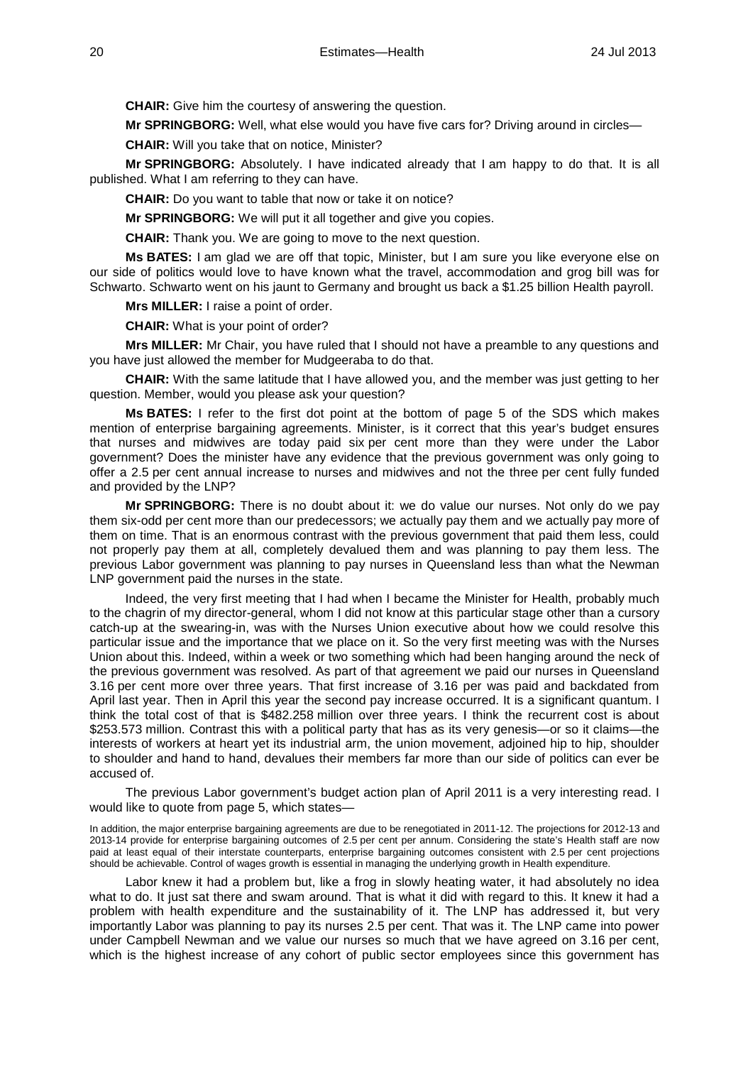**CHAIR:** Give him the courtesy of answering the question.

**Mr SPRINGBORG:** Well, what else would you have five cars for? Driving around in circles—

**CHAIR:** Will you take that on notice, Minister?

**Mr SPRINGBORG:** Absolutely. I have indicated already that I am happy to do that. It is all published. What I am referring to they can have.

**CHAIR:** Do you want to table that now or take it on notice?

**Mr SPRINGBORG:** We will put it all together and give you copies.

**CHAIR:** Thank you. We are going to move to the next question.

**Ms BATES:** I am glad we are off that topic, Minister, but I am sure you like everyone else on our side of politics would love to have known what the travel, accommodation and grog bill was for Schwarto. Schwarto went on his jaunt to Germany and brought us back a $1.25 billion Health payroll.

**Mrs MILLER:** I raise a point of order.

**CHAIR:** What is your point of order?

**Mrs MILLER:** Mr Chair, you have ruled that I should not have a preamble to any questions and you have just allowed the member for Mudgeeraba to do that.

**CHAIR:** With the same latitude that I have allowed you, and the member was just getting to her question. Member, would you please ask your question?

**Ms BATES:** I refer to the first dot point at the bottom of page 5 of the SDS which makes mention of enterprise bargaining agreements. Minister, is it correct that this year's budget ensures that nurses and midwives are today paid six per cent more than they were under the Labor government? Does the minister have any evidence that the previous government was only going to offer a 2.5 per cent annual increase to nurses and midwives and not the three per cent fully funded and provided by the LNP?

**Mr SPRINGBORG:** There is no doubt about it: we do value our nurses. Not only do we pay them six-odd per cent more than our predecessors; we actually pay them and we actually pay more of them on time. That is an enormous contrast with the previous government that paid them less, could not properly pay them at all, completely devalued them and was planning to pay them less. The previous Labor government was planning to pay nurses in Queensland less than what the Newman LNP government paid the nurses in the state.

Indeed, the very first meeting that I had when I became the Minister for Health, probably much to the chagrin of my director-general, whom I did not know at this particular stage other than a cursory catch-up at the swearing-in, was with the Nurses Union executive about how we could resolve this particular issue and the importance that we place on it. So the very first meeting was with the Nurses Union about this. Indeed, within a week or two something which had been hanging around the neck of the previous government was resolved. As part of that agreement we paid our nurses in Queensland 3.16 per cent more over three years. That first increase of 3.16 per was paid and backdated from April last year. Then in April this year the second pay increase occurred. It is a significant quantum. I think the total cost of that is $482.258 million over three years. I think the recurrent cost is about $253.573 million. Contrast this with a political party that has as its very genesis—or so it claims—the interests of workers at heart yet its industrial arm, the union movement, adjoined hip to hip, shoulder to shoulder and hand to hand, devalues their members far more than our side of politics can ever be accused of.

The previous Labor government's budget action plan of April 2011 is a very interesting read. I would like to quote from page 5, which states—

> In addition, the major enterprise bargaining agreements are due to be renegotiated in 2011-12. The projections for 2012-13 and 2013-14 provide for enterprise bargaining outcomes of 2.5 per cent per annum. Considering the state's Health staff are now paid at least equal of their interstate counterparts, enterprise bargaining outcomes consistent with 2.5 per cent projections should be achievable. Control of wages growth is essential in managing the underlying growth in Health expenditure.

Labor knew it had a problem but, like a frog in slowly heating water, it had absolutely no idea what to do. It just sat there and swam around. That is what it did with regard to this. It knew it had a problem with health expenditure and the sustainability of it. The LNP has addressed it, but very importantly Labor was planning to pay its nurses 2.5 per cent. That was it. The LNP came into power under Campbell Newman and we value our nurses so much that we have agreed on 3.16 per cent, which is the highest increase of any cohort of public sector employees since this government has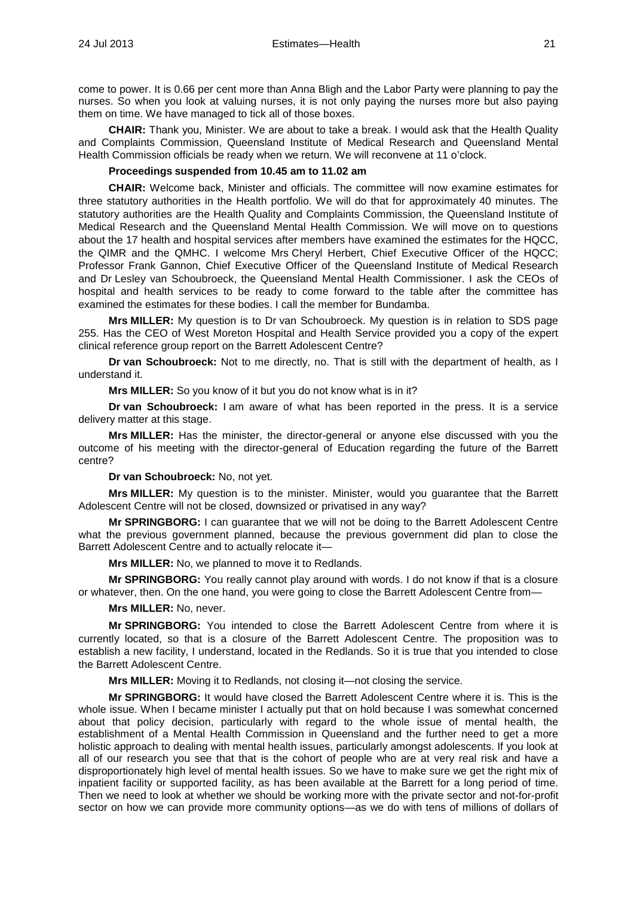come to power. It is 0.66 per cent more than Anna Bligh and the Labor Party were planning to pay the nurses. So when you look at valuing nurses, it is not only paying the nurses more but also paying them on time. We have managed to tick all of those boxes.

**CHAIR:** Thank you, Minister. We are about to take a break. I would ask that the Health Quality and Complaints Commission, Queensland Institute of Medical Research and Queensland Mental Health Commission officials be ready when we return. We will reconvene at 11 o'clock.

**Proceedings suspended from 10.45 am to 11.02 am**

**CHAIR:** Welcome back, Minister and officials. The committee will now examine estimates for three statutory authorities in the Health portfolio. We will do that for approximately 40 minutes. The statutory authorities are the Health Quality and Complaints Commission, the Queensland Institute of Medical Research and the Queensland Mental Health Commission. We will move on to questions about the 17 health and hospital services after members have examined the estimates for the HQCC, the QIMR and the QMHC. I welcome Mrs Cheryl Herbert, Chief Executive Officer of the HQCC; Professor Frank Gannon, Chief Executive Officer of the Queensland Institute of Medical Research and Dr Lesley van Schoubroeck, the Queensland Mental Health Commissioner. I ask the CEOs of hospital and health services to be ready to come forward to the table after the committee has examined the estimates for these bodies. I call the member for Bundamba.

**Mrs MILLER:** My question is to Dr van Schoubroeck. My question is in relation to SDS page 255. Has the CEO of West Moreton Hospital and Health Service provided you a copy of the expert clinical reference group report on the Barrett Adolescent Centre?

**Dr van Schoubroeck:** Not to me directly, no. That is still with the department of health, as I understand it.

**Mrs MILLER:** So you know of it but you do not know what is in it?

**Dr van Schoubroeck:** I am aware of what has been reported in the press. It is a service delivery matter at this stage.

**Mrs MILLER:** Has the minister, the director-general or anyone else discussed with you the outcome of his meeting with the director-general of Education regarding the future of the Barrett centre?

**Dr van Schoubroeck:** No, not yet.

**Mrs MILLER:** My question is to the minister. Minister, would you guarantee that the Barrett Adolescent Centre will not be closed, downsized or privatised in any way?

**Mr SPRINGBORG:** I can guarantee that we will not be doing to the Barrett Adolescent Centre what the previous government planned, because the previous government did plan to close the Barrett Adolescent Centre and to actually relocate it—

**Mrs MILLER:** No, we planned to move it to Redlands.

**Mr SPRINGBORG:** You really cannot play around with words. I do not know if that is a closure or whatever, then. On the one hand, you were going to close the Barrett Adolescent Centre from—

**Mrs MILLER:** No, never.

**Mr SPRINGBORG:** You intended to close the Barrett Adolescent Centre from where it is currently located, so that is a closure of the Barrett Adolescent Centre. The proposition was to establish a new facility, I understand, located in the Redlands. So it is true that you intended to close the Barrett Adolescent Centre.

**Mrs MILLER:** Moving it to Redlands, not closing it—not closing the service.

**Mr SPRINGBORG:** It would have closed the Barrett Adolescent Centre where it is. This is the whole issue. When I became minister I actually put that on hold because I was somewhat concerned about that policy decision, particularly with regard to the whole issue of mental health, the establishment of a Mental Health Commission in Queensland and the further need to get a more holistic approach to dealing with mental health issues, particularly amongst adolescents. If you look at all of our research you see that that is the cohort of people who are at very real risk and have a disproportionately high level of mental health issues. So we have to make sure we get the right mix of inpatient facility or supported facility, as has been available at the Barrett for a long period of time. Then we need to look at whether we should be working more with the private sector and not-for-profit sector on how we can provide more community options—as we do with tens of millions of dollars of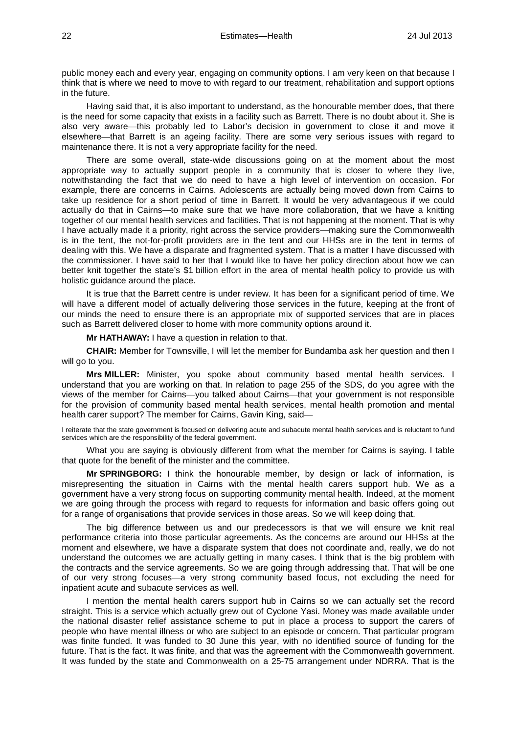public money each and every year, engaging on community options. I am very keen on that because I think that is where we need to move to with regard to our treatment, rehabilitation and support options in the future.

Having said that, it is also important to understand, as the honourable member does, that there is the need for some capacity that exists in a facility such as Barrett. There is no doubt about it. She is also very aware—this probably led to Labor's decision in government to close it and move it elsewhere—that Barrett is an ageing facility. There are some very serious issues with regard to maintenance there. It is not a very appropriate facility for the need.

There are some overall, state-wide discussions going on at the moment about the most appropriate way to actually support people in a community that is closer to where they live, notwithstanding the fact that we do need to have a high level of intervention on occasion. For example, there are concerns in Cairns. Adolescents are actually being moved down from Cairns to take up residence for a short period of time in Barrett. It would be very advantageous if we could actually do that in Cairns—to make sure that we have more collaboration, that we have a knitting together of our mental health services and facilities. That is not happening at the moment. That is why I have actually made it a priority, right across the service providers—making sure the Commonwealth is in the tent, the not-for-profit providers are in the tent and our HHSs are in the tent in terms of dealing with this. We have a disparate and fragmented system. That is a matter I have discussed with the commissioner. I have said to her that I would like to have her policy direction about how we can better knit together the state's $1 billion effort in the area of mental health policy to provide us with holistic guidance around the place.

It is true that the Barrett centre is under review. It has been for a significant period of time. We will have a different model of actually delivering those services in the future, keeping at the front of our minds the need to ensure there is an appropriate mix of supported services that are in places such as Barrett delivered closer to home with more community options around it.

**Mr HATHAWAY:** I have a question in relation to that.

**CHAIR:** Member for Townsville, I will let the member for Bundamba ask her question and then I will go to you.

**Mrs MILLER:** Minister, you spoke about community based mental health services. I understand that you are working on that. In relation to page 255 of the SDS, do you agree with the views of the member for Cairns—you talked about Cairns—that your government is not responsible for the provision of community based mental health services, mental health promotion and mental health carer support? The member for Cairns, Gavin King, said—

> I reiterate that the state government is focused on delivering acute and subacute mental health services and is reluctant to fund services which are the responsibility of the federal government.

What you are saying is obviously different from what the member for Cairns is saying. I table that quote for the benefit of the minister and the committee.

**Mr SPRINGBORG:** I think the honourable member, by design or lack of information, is misrepresenting the situation in Cairns with the mental health carers support hub. We as a government have a very strong focus on supporting community mental health. Indeed, at the moment we are going through the process with regard to requests for information and basic offers going out for a range of organisations that provide services in those areas. So we will keep doing that.

The big difference between us and our predecessors is that we will ensure we knit real performance criteria into those particular agreements. As the concerns are around our HHSs at the moment and elsewhere, we have a disparate system that does not coordinate and, really, we do not understand the outcomes we are actually getting in many cases. I think that is the big problem with the contracts and the service agreements. So we are going through addressing that. That will be one of our very strong focuses—a very strong community based focus, not excluding the need for inpatient acute and subacute services as well.

I mention the mental health carers support hub in Cairns so we can actually set the record straight. This is a service which actually grew out of Cyclone Yasi. Money was made available under the national disaster relief assistance scheme to put in place a process to support the carers of people who have mental illness or who are subject to an episode or concern. That particular program was finite funded. It was funded to 30 June this year, with no identified source of funding for the future. That is the fact. It was finite, and that was the agreement with the Commonwealth government. It was funded by the state and Commonwealth on a 25-75 arrangement under NDRRA. That is the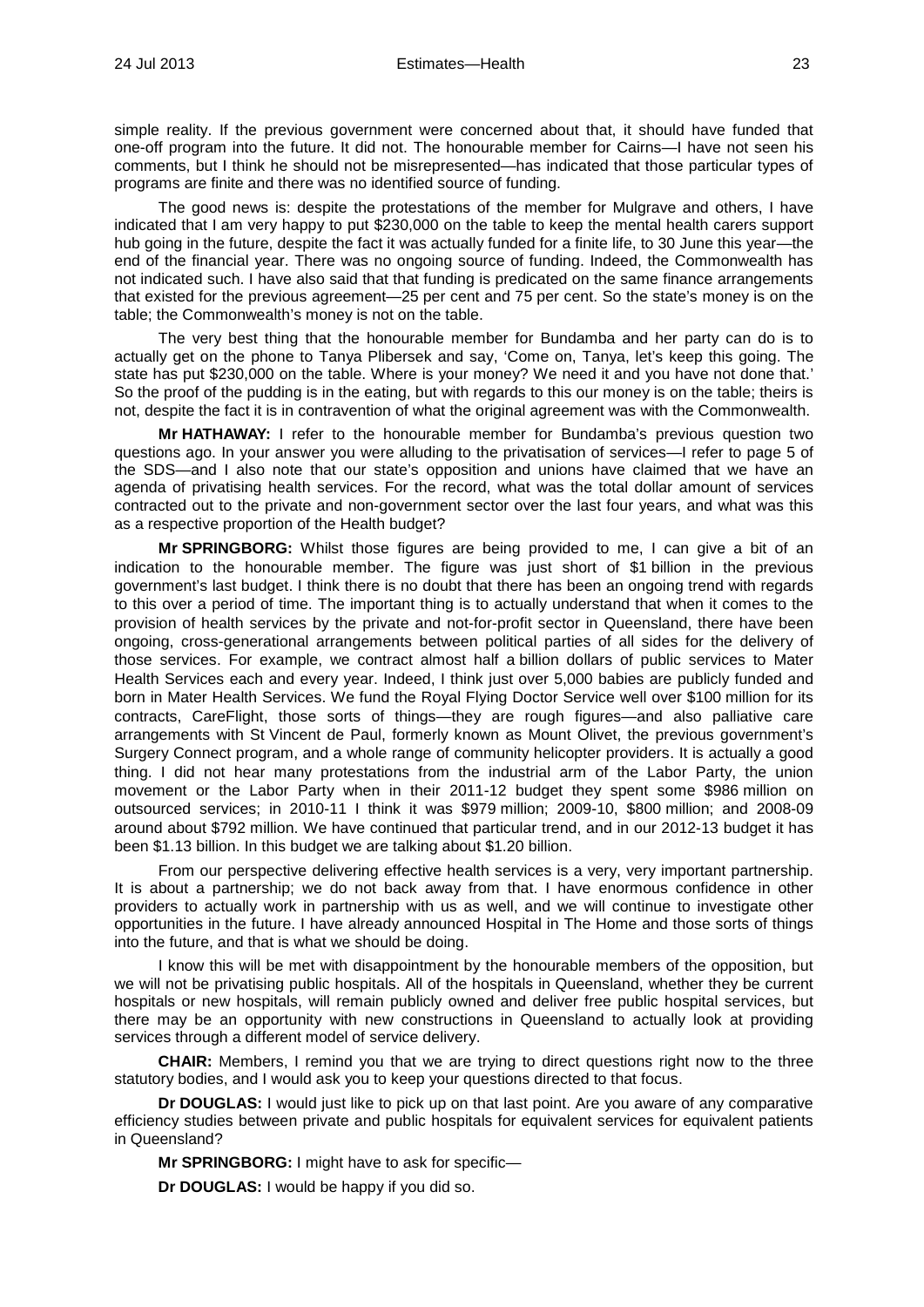simple reality. If the previous government were concerned about that, it should have funded that one-off program into the future. It did not. The honourable member for Cairns—I have not seen his comments, but I think he should not be misrepresented—has indicated that those particular types of programs are finite and there was no identified source of funding.

The good news is: despite the protestations of the member for Mulgrave and others, I have indicated that I am very happy to put $230,000 on the table to keep the mental health carers support hub going in the future, despite the fact it was actually funded for a finite life, to 30 June this year—the end of the financial year. There was no ongoing source of funding. Indeed, the Commonwealth has not indicated such. I have also said that that funding is predicated on the same finance arrangements that existed for the previous agreement—25 per cent and 75 per cent. So the state's money is on the table; the Commonwealth's money is not on the table.

The very best thing that the honourable member for Bundamba and her party can do is to actually get on the phone to Tanya Plibersek and say, 'Come on, Tanya, let's keep this going. The state has put $230,000 on the table. Where is your money? We need it and you have not done that.' So the proof of the pudding is in the eating, but with regards to this our money is on the table; theirs is not, despite the fact it is in contravention of what the original agreement was with the Commonwealth.

**Mr HATHAWAY:** I refer to the honourable member for Bundamba's previous question two questions ago. In your answer you were alluding to the privatisation of services—I refer to page 5 of the SDS—and I also note that our state's opposition and unions have claimed that we have an agenda of privatising health services. For the record, what was the total dollar amount of services contracted out to the private and non-government sector over the last four years, and what was this as a respective proportion of the Health budget?

**Mr SPRINGBORG:** Whilst those figures are being provided to me, I can give a bit of an indication to the honourable member. The figure was just short of $1 billion in the previous government's last budget. I think there is no doubt that there has been an ongoing trend with regards to this over a period of time. The important thing is to actually understand that when it comes to the provision of health services by the private and not-for-profit sector in Queensland, there have been ongoing, cross-generational arrangements between political parties of all sides for the delivery of those services. For example, we contract almost half a billion dollars of public services to Mater Health Services each and every year. Indeed, I think just over 5,000 babies are publicly funded and born in Mater Health Services. We fund the Royal Flying Doctor Service well over $100 million for its contracts, CareFlight, those sorts of things—they are rough figures—and also palliative care arrangements with St Vincent de Paul, formerly known as Mount Olivet, the previous government's Surgery Connect program, and a whole range of community helicopter providers. It is actually a good thing. I did not hear many protestations from the industrial arm of the Labor Party, the union movement or the Labor Party when in their 2011-12 budget they spent some $986 million on outsourced services; in 2010-11 I think it was $979 million; 2009-10, $800 million; and 2008-09 around about $792 million. We have continued that particular trend, and in our 2012-13 budget it has been $1.13 billion. In this budget we are talking about $1.20 billion.

From our perspective delivering effective health services is a very, very important partnership. It is about a partnership; we do not back away from that. I have enormous confidence in other providers to actually work in partnership with us as well, and we will continue to investigate other opportunities in the future. I have already announced Hospital in The Home and those sorts of things into the future, and that is what we should be doing.

I know this will be met with disappointment by the honourable members of the opposition, but we will not be privatising public hospitals. All of the hospitals in Queensland, whether they be current hospitals or new hospitals, will remain publicly owned and deliver free public hospital services, but there may be an opportunity with new constructions in Queensland to actually look at providing services through a different model of service delivery.

**CHAIR:** Members, I remind you that we are trying to direct questions right now to the three statutory bodies, and I would ask you to keep your questions directed to that focus.

**Dr DOUGLAS:** I would just like to pick up on that last point. Are you aware of any comparative efficiency studies between private and public hospitals for equivalent services for equivalent patients in Queensland?

**Mr SPRINGBORG:** I might have to ask for specific—

**Dr DOUGLAS:** I would be happy if you did so.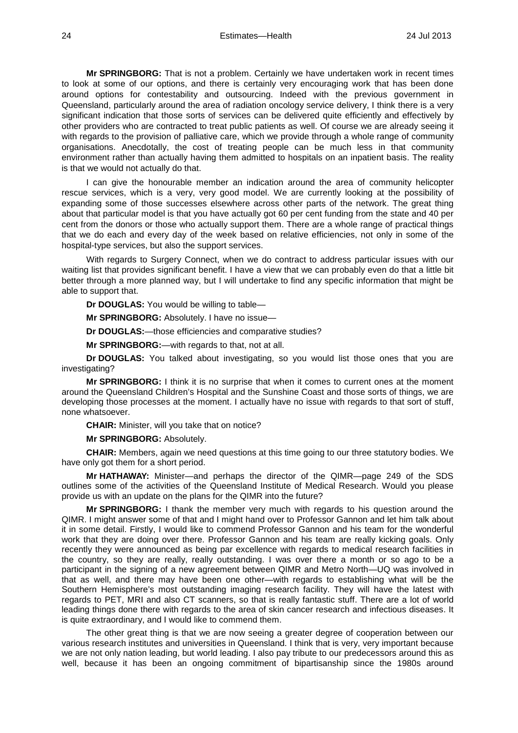**Mr SPRINGBORG:** That is not a problem. Certainly we have undertaken work in recent times to look at some of our options, and there is certainly very encouraging work that has been done around options for contestability and outsourcing. Indeed with the previous government in Queensland, particularly around the area of radiation oncology service delivery, I think there is a very significant indication that those sorts of services can be delivered quite efficiently and effectively by other providers who are contracted to treat public patients as well. Of course we are already seeing it with regards to the provision of palliative care, which we provide through a whole range of community organisations. Anecdotally, the cost of treating people can be much less in that community environment rather than actually having them admitted to hospitals on an inpatient basis. The reality is that we would not actually do that.

I can give the honourable member an indication around the area of community helicopter rescue services, which is a very, very good model. We are currently looking at the possibility of expanding some of those successes elsewhere across other parts of the network. The great thing about that particular model is that you have actually got 60 per cent funding from the state and 40 per cent from the donors or those who actually support them. There are a whole range of practical things that we do each and every day of the week based on relative efficiencies, not only in some of the hospital-type services, but also the support services.

With regards to Surgery Connect, when we do contract to address particular issues with our waiting list that provides significant benefit. I have a view that we can probably even do that a little bit better through a more planned way, but I will undertake to find any specific information that might be able to support that.

**Dr DOUGLAS:** You would be willing to table—

**Mr SPRINGBORG:** Absolutely. I have no issue—

**Dr DOUGLAS:**—those efficiencies and comparative studies?

**Mr SPRINGBORG:**—with regards to that, not at all.

**Dr DOUGLAS:** You talked about investigating, so you would list those ones that you are investigating?

**Mr SPRINGBORG:** I think it is no surprise that when it comes to current ones at the moment around the Queensland Children's Hospital and the Sunshine Coast and those sorts of things, we are developing those processes at the moment. I actually have no issue with regards to that sort of stuff, none whatsoever.

**CHAIR:** Minister, will you take that on notice?

**Mr SPRINGBORG:** Absolutely.

**CHAIR:** Members, again we need questions at this time going to our three statutory bodies. We have only got them for a short period.

**Mr HATHAWAY:** Minister—and perhaps the director of the QIMR—page 249 of the SDS outlines some of the activities of the Queensland Institute of Medical Research. Would you please provide us with an update on the plans for the QIMR into the future?

**Mr SPRINGBORG:** I thank the member very much with regards to his question around the QIMR. I might answer some of that and I might hand over to Professor Gannon and let him talk about it in some detail. Firstly, I would like to commend Professor Gannon and his team for the wonderful work that they are doing over there. Professor Gannon and his team are really kicking goals. Only recently they were announced as being par excellence with regards to medical research facilities in the country, so they are really, really outstanding. I was over there a month or so ago to be a participant in the signing of a new agreement between QIMR and Metro North—UQ was involved in that as well, and there may have been one other—with regards to establishing what will be the Southern Hemisphere's most outstanding imaging research facility. They will have the latest with regards to PET, MRI and also CT scanners, so that is really fantastic stuff. There are a lot of world leading things done there with regards to the area of skin cancer research and infectious diseases. It is quite extraordinary, and I would like to commend them.

The other great thing is that we are now seeing a greater degree of cooperation between our various research institutes and universities in Queensland. I think that is very, very important because we are not only nation leading, but world leading. I also pay tribute to our predecessors around this as well, because it has been an ongoing commitment of bipartisanship since the 1980s around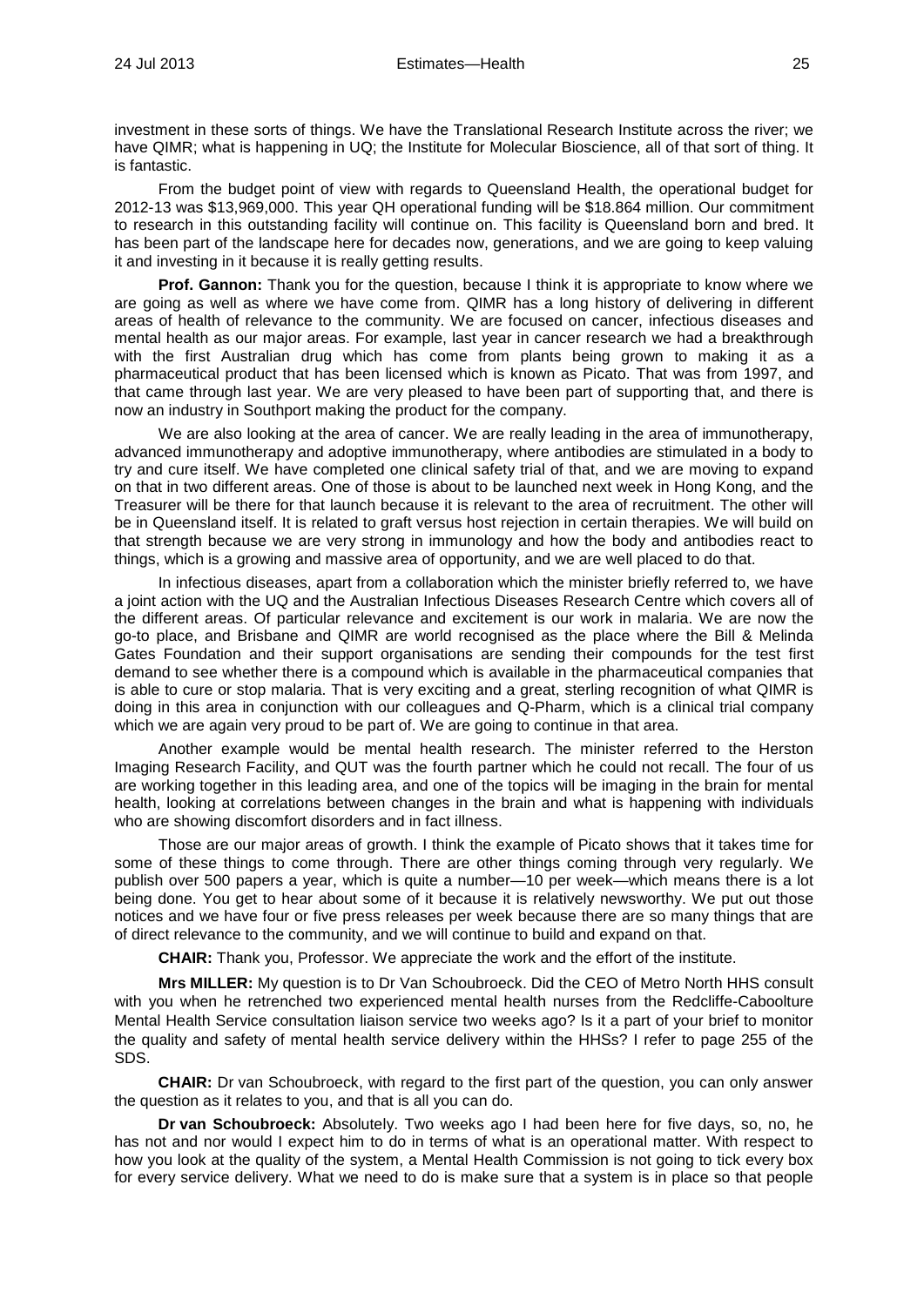investment in these sorts of things. We have the Translational Research Institute across the river; we have QIMR; what is happening in UQ; the Institute for Molecular Bioscience, all of that sort of thing. It is fantastic.

From the budget point of view with regards to Queensland Health, the operational budget for 2012-13 was $13,969,000. This year QH operational funding will be $18.864 million. Our commitment to research in this outstanding facility will continue on. This facility is Queensland born and bred. It has been part of the landscape here for decades now, generations, and we are going to keep valuing it and investing in it because it is really getting results.

**Prof. Gannon:** Thank you for the question, because I think it is appropriate to know where we are going as well as where we have come from. QIMR has a long history of delivering in different areas of health of relevance to the community. We are focused on cancer, infectious diseases and mental health as our major areas. For example, last year in cancer research we had a breakthrough with the first Australian drug which has come from plants being grown to making it as a pharmaceutical product that has been licensed which is known as Picato. That was from 1997, and that came through last year. We are very pleased to have been part of supporting that, and there is now an industry in Southport making the product for the company.

We are also looking at the area of cancer. We are really leading in the area of immunotherapy, advanced immunotherapy and adoptive immunotherapy, where antibodies are stimulated in a body to try and cure itself. We have completed one clinical safety trial of that, and we are moving to expand on that in two different areas. One of those is about to be launched next week in Hong Kong, and the Treasurer will be there for that launch because it is relevant to the area of recruitment. The other will be in Queensland itself. It is related to graft versus host rejection in certain therapies. We will build on that strength because we are very strong in immunology and how the body and antibodies react to things, which is a growing and massive area of opportunity, and we are well placed to do that.

In infectious diseases, apart from a collaboration which the minister briefly referred to, we have a joint action with the UQ and the Australian Infectious Diseases Research Centre which covers all of the different areas. Of particular relevance and excitement is our work in malaria. We are now the go-to place, and Brisbane and QIMR are world recognised as the place where the Bill & Melinda Gates Foundation and their support organisations are sending their compounds for the test first demand to see whether there is a compound which is available in the pharmaceutical companies that is able to cure or stop malaria. That is very exciting and a great, sterling recognition of what QIMR is doing in this area in conjunction with our colleagues and Q-Pharm, which is a clinical trial company which we are again very proud to be part of. We are going to continue in that area.

Another example would be mental health research. The minister referred to the Herston Imaging Research Facility, and QUT was the fourth partner which he could not recall. The four of us are working together in this leading area, and one of the topics will be imaging in the brain for mental health, looking at correlations between changes in the brain and what is happening with individuals who are showing discomfort disorders and in fact illness.

Those are our major areas of growth. I think the example of Picato shows that it takes time for some of these things to come through. There are other things coming through very regularly. We publish over 500 papers a year, which is quite a number—10 per week—which means there is a lot being done. You get to hear about some of it because it is relatively newsworthy. We put out those notices and we have four or five press releases per week because there are so many things that are of direct relevance to the community, and we will continue to build and expand on that.

**CHAIR:** Thank you, Professor. We appreciate the work and the effort of the institute.

**Mrs MILLER:** My question is to Dr Van Schoubroeck. Did the CEO of Metro North HHS consult with you when he retrenched two experienced mental health nurses from the Redcliffe-Caboolture Mental Health Service consultation liaison service two weeks ago? Is it a part of your brief to monitor the quality and safety of mental health service delivery within the HHSs? I refer to page 255 of the SDS.

**CHAIR:** Dr van Schoubroeck, with regard to the first part of the question, you can only answer the question as it relates to you, and that is all you can do.

**Dr van Schoubroeck:** Absolutely. Two weeks ago I had been here for five days, so, no, he has not and nor would I expect him to do in terms of what is an operational matter. With respect to how you look at the quality of the system, a Mental Health Commission is not going to tick every box for every service delivery. What we need to do is make sure that a system is in place so that people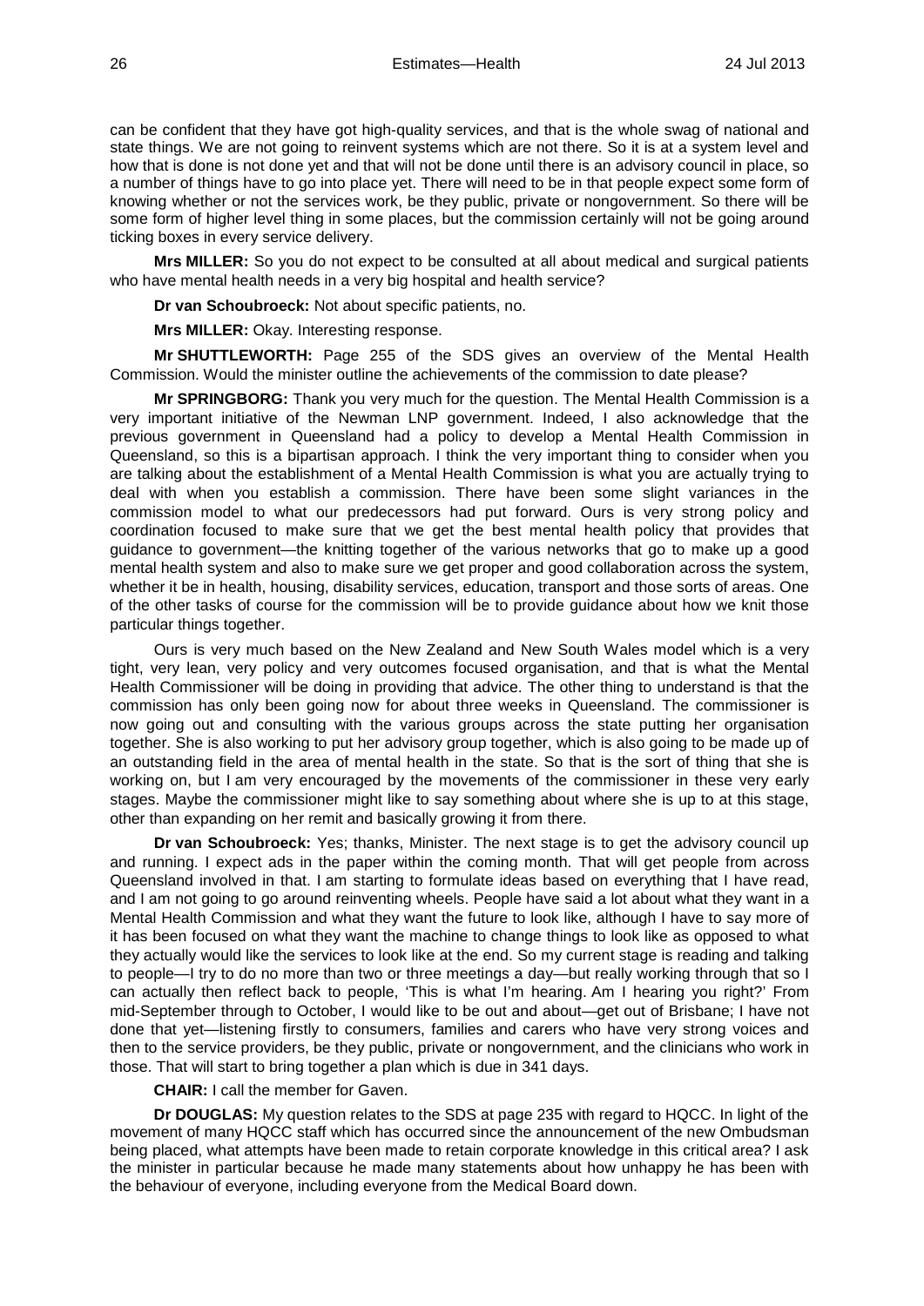can be confident that they have got high-quality services, and that is the whole swag of national and state things. We are not going to reinvent systems which are not there. So it is at a system level and how that is done is not done yet and that will not be done until there is an advisory council in place, so a number of things have to go into place yet. There will need to be in that people expect some form of knowing whether or not the services work, be they public, private or nongovernment. So there will be some form of higher level thing in some places, but the commission certainly will not be going around ticking boxes in every service delivery.

**Mrs MILLER:** So you do not expect to be consulted at all about medical and surgical patients who have mental health needs in a very big hospital and health service?

**Dr van Schoubroeck:** Not about specific patients, no.

**Mrs MILLER:** Okay. Interesting response.

**Mr SHUTTLEWORTH:** Page 255 of the SDS gives an overview of the Mental Health Commission. Would the minister outline the achievements of the commission to date please?

**Mr SPRINGBORG:** Thank you very much for the question. The Mental Health Commission is a very important initiative of the Newman LNP government. Indeed, I also acknowledge that the previous government in Queensland had a policy to develop a Mental Health Commission in Queensland, so this is a bipartisan approach. I think the very important thing to consider when you are talking about the establishment of a Mental Health Commission is what you are actually trying to deal with when you establish a commission. There have been some slight variances in the commission model to what our predecessors had put forward. Ours is very strong policy and coordination focused to make sure that we get the best mental health policy that provides that guidance to government—the knitting together of the various networks that go to make up a good mental health system and also to make sure we get proper and good collaboration across the system, whether it be in health, housing, disability services, education, transport and those sorts of areas. One of the other tasks of course for the commission will be to provide guidance about how we knit those particular things together.

Ours is very much based on the New Zealand and New South Wales model which is a very tight, very lean, very policy and very outcomes focused organisation, and that is what the Mental Health Commissioner will be doing in providing that advice. The other thing to understand is that the commission has only been going now for about three weeks in Queensland. The commissioner is now going out and consulting with the various groups across the state putting her organisation together. She is also working to put her advisory group together, which is also going to be made up of an outstanding field in the area of mental health in the state. So that is the sort of thing that she is working on, but I am very encouraged by the movements of the commissioner in these very early stages. Maybe the commissioner might like to say something about where she is up to at this stage, other than expanding on her remit and basically growing it from there.

**Dr van Schoubroeck:** Yes; thanks, Minister. The next stage is to get the advisory council up and running. I expect ads in the paper within the coming month. That will get people from across Queensland involved in that. I am starting to formulate ideas based on everything that I have read, and I am not going to go around reinventing wheels. People have said a lot about what they want in a Mental Health Commission and what they want the future to look like, although I have to say more of it has been focused on what they want the machine to change things to look like as opposed to what they actually would like the services to look like at the end. So my current stage is reading and talking to people—I try to do no more than two or three meetings a day—but really working through that so I can actually then reflect back to people, 'This is what I'm hearing. Am I hearing you right?' From mid-September through to October, I would like to be out and about—get out of Brisbane; I have not done that yet—listening firstly to consumers, families and carers who have very strong voices and then to the service providers, be they public, private or nongovernment, and the clinicians who work in those. That will start to bring together a plan which is due in 341 days.

**CHAIR:** I call the member for Gaven.

**Dr DOUGLAS:** My question relates to the SDS at page 235 with regard to HQCC. In light of the movement of many HQCC staff which has occurred since the announcement of the new Ombudsman being placed, what attempts have been made to retain corporate knowledge in this critical area? I ask the minister in particular because he made many statements about how unhappy he has been with the behaviour of everyone, including everyone from the Medical Board down.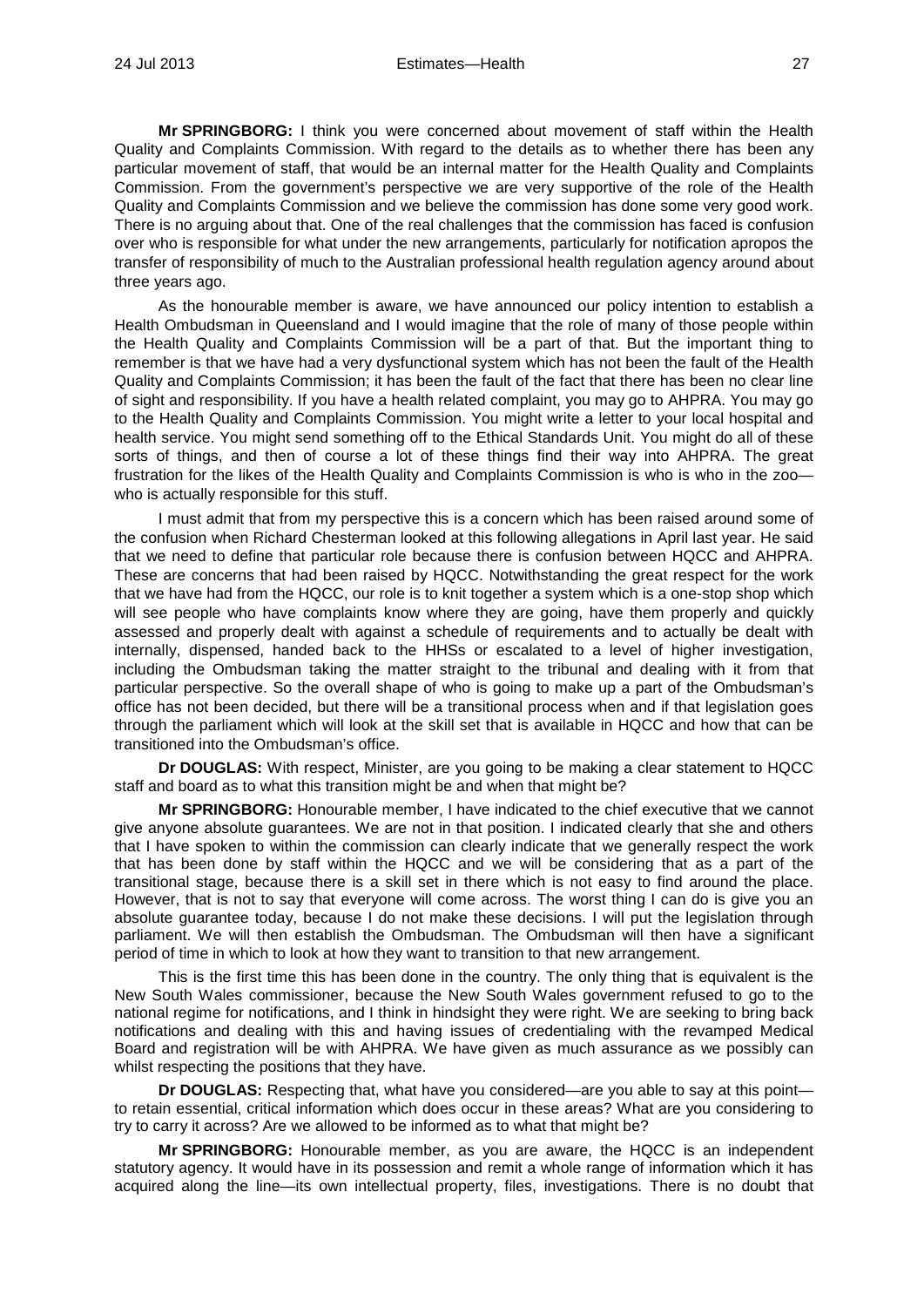**Mr SPRINGBORG:** I think you were concerned about movement of staff within the Health Quality and Complaints Commission. With regard to the details as to whether there has been any particular movement of staff, that would be an internal matter for the Health Quality and Complaints Commission. From the government's perspective we are very supportive of the role of the Health Quality and Complaints Commission and we believe the commission has done some very good work. There is no arguing about that. One of the real challenges that the commission has faced is confusion over who is responsible for what under the new arrangements, particularly for notification apropos the transfer of responsibility of much to the Australian professional health regulation agency around about three years ago.

As the honourable member is aware, we have announced our policy intention to establish a Health Ombudsman in Queensland and I would imagine that the role of many of those people within the Health Quality and Complaints Commission will be a part of that. But the important thing to remember is that we have had a very dysfunctional system which has not been the fault of the Health Quality and Complaints Commission; it has been the fault of the fact that there has been no clear line of sight and responsibility. If you have a health related complaint, you may go to AHPRA. You may go to the Health Quality and Complaints Commission. You might write a letter to your local hospital and health service. You might send something off to the Ethical Standards Unit. You might do all of these sorts of things, and then of course a lot of these things find their way into AHPRA. The great frustration for the likes of the Health Quality and Complaints Commission is who is who in the zoo—who is actually responsible for this stuff.

I must admit that from my perspective this is a concern which has been raised around some of the confusion when Richard Chesterman looked at this following allegations in April last year. He said that we need to define that particular role because there is confusion between HQCC and AHPRA. These are concerns that had been raised by HQCC. Notwithstanding the great respect for the work that we have had from the HQCC, our role is to knit together a system which is a one-stop shop which will see people who have complaints know where they are going, have them properly and quickly assessed and properly dealt with against a schedule of requirements and to actually be dealt with internally, dispensed, handed back to the HHSs or escalated to a level of higher investigation, including the Ombudsman taking the matter straight to the tribunal and dealing with it from that particular perspective. So the overall shape of who is going to make up a part of the Ombudsman's office has not been decided, but there will be a transitional process when and if that legislation goes through the parliament which will look at the skill set that is available in HQCC and how that can be transitioned into the Ombudsman's office.

**Dr DOUGLAS:** With respect, Minister, are you going to be making a clear statement to HQCC staff and board as to what this transition might be and when that might be?

**Mr SPRINGBORG:** Honourable member, I have indicated to the chief executive that we cannot give anyone absolute guarantees. We are not in that position. I indicated clearly that she and others that I have spoken to within the commission can clearly indicate that we generally respect the work that has been done by staff within the HQCC and we will be considering that as a part of the transitional stage, because there is a skill set in there which is not easy to find around the place. However, that is not to say that everyone will come across. The worst thing I can do is give you an absolute guarantee today, because I do not make these decisions. I will put the legislation through parliament. We will then establish the Ombudsman. The Ombudsman will then have a significant period of time in which to look at how they want to transition to that new arrangement.

This is the first time this has been done in the country. The only thing that is equivalent is the New South Wales commissioner, because the New South Wales government refused to go to the national regime for notifications, and I think in hindsight they were right. We are seeking to bring back notifications and dealing with this and having issues of credentialing with the revamped Medical Board and registration will be with AHPRA. We have given as much assurance as we possibly can whilst respecting the positions that they have.

**Dr DOUGLAS:** Respecting that, what have you considered—are you able to say at this point—to retain essential, critical information which does occur in these areas? What are you considering to try to carry it across? Are we allowed to be informed as to what that might be?

**Mr SPRINGBORG:** Honourable member, as you are aware, the HQCC is an independent statutory agency. It would have in its possession and remit a whole range of information which it has acquired along the line—its own intellectual property, files, investigations. There is no doubt that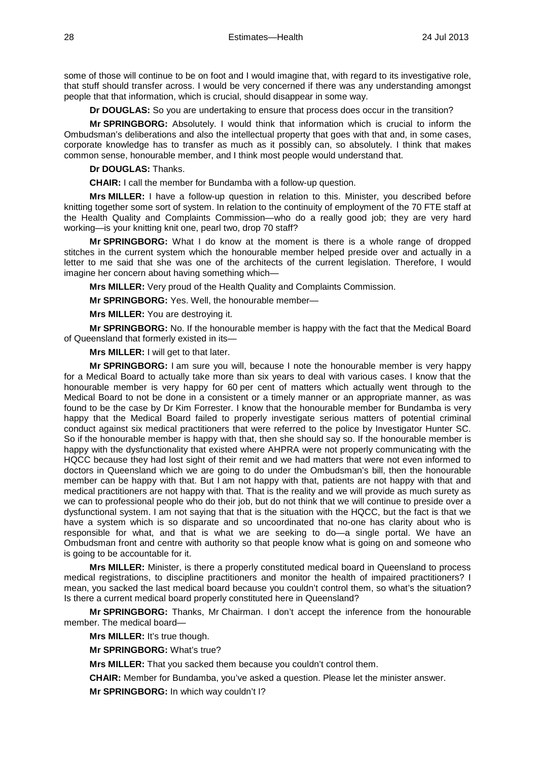some of those will continue to be on foot and I would imagine that, with regard to its investigative role, that stuff should transfer across. I would be very concerned if there was any understanding amongst people that that information, which is crucial, should disappear in some way.

**Dr DOUGLAS:** So you are undertaking to ensure that process does occur in the transition?

**Mr SPRINGBORG:** Absolutely. I would think that information which is crucial to inform the Ombudsman's deliberations and also the intellectual property that goes with that and, in some cases, corporate knowledge has to transfer as much as it possibly can, so absolutely. I think that makes common sense, honourable member, and I think most people would understand that.

**Dr DOUGLAS:** Thanks.

**CHAIR:** I call the member for Bundamba with a follow-up question.

**Mrs MILLER:** I have a follow-up question in relation to this. Minister, you described before knitting together some sort of system. In relation to the continuity of employment of the 70 FTE staff at the Health Quality and Complaints Commission—who do a really good job; they are very hard working—is your knitting knit one, pearl two, drop 70 staff?

**Mr SPRINGBORG:** What I do know at the moment is there is a whole range of dropped stitches in the current system which the honourable member helped preside over and actually in a letter to me said that she was one of the architects of the current legislation. Therefore, I would imagine her concern about having something which—

**Mrs MILLER:** Very proud of the Health Quality and Complaints Commission.

**Mr SPRINGBORG:** Yes. Well, the honourable member—

**Mrs MILLER:** You are destroying it.

**Mr SPRINGBORG:** No. If the honourable member is happy with the fact that the Medical Board of Queensland that formerly existed in its—

**Mrs MILLER:** I will get to that later.

**Mr SPRINGBORG:** I am sure you will, because I note the honourable member is very happy for a Medical Board to actually take more than six years to deal with various cases. I know that the honourable member is very happy for 60 per cent of matters which actually went through to the Medical Board to not be done in a consistent or a timely manner or an appropriate manner, as was found to be the case by Dr Kim Forrester. I know that the honourable member for Bundamba is very happy that the Medical Board failed to properly investigate serious matters of potential criminal conduct against six medical practitioners that were referred to the police by Investigator Hunter SC. So if the honourable member is happy with that, then she should say so. If the honourable member is happy with the dysfunctionality that existed where AHPRA were not properly communicating with the HQCC because they had lost sight of their remit and we had matters that were not even informed to doctors in Queensland which we are going to do under the Ombudsman's bill, then the honourable member can be happy with that. But I am not happy with that, patients are not happy with that and medical practitioners are not happy with that. That is the reality and we will provide as much surety as we can to professional people who do their job, but do not think that we will continue to preside over a dysfunctional system. I am not saying that that is the situation with the HQCC, but the fact is that we have a system which is so disparate and so uncoordinated that no-one has clarity about who is responsible for what, and that is what we are seeking to do—a single portal. We have an Ombudsman front and centre with authority so that people know what is going on and someone who is going to be accountable for it.

**Mrs MILLER:** Minister, is there a properly constituted medical board in Queensland to process medical registrations, to discipline practitioners and monitor the health of impaired practitioners? I mean, you sacked the last medical board because you couldn't control them, so what's the situation? Is there a current medical board properly constituted here in Queensland?

**Mr SPRINGBORG:** Thanks, Mr Chairman. I don't accept the inference from the honourable member. The medical board—

**Mrs MILLER:** It's true though.

**Mr SPRINGBORG:** What's true?

**Mrs MILLER:** That you sacked them because you couldn't control them.

**CHAIR:** Member for Bundamba, you've asked a question. Please let the minister answer.

**Mr SPRINGBORG:** In which way couldn't I?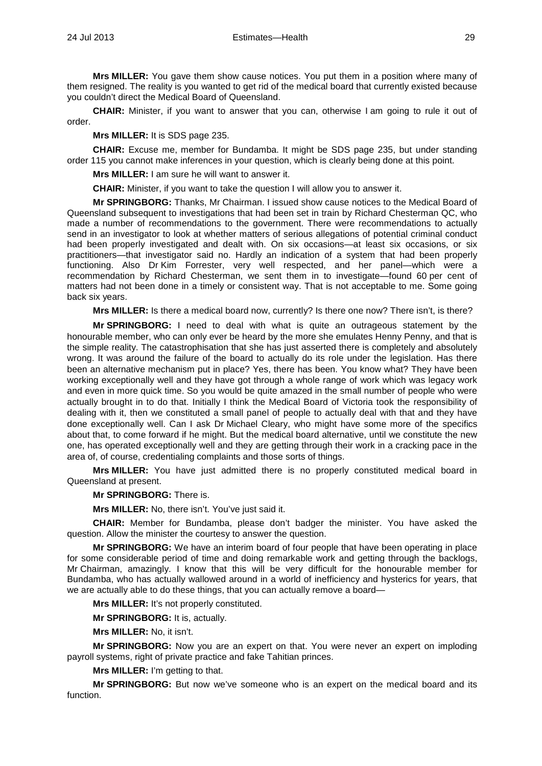**Mrs MILLER:** You gave them show cause notices. You put them in a position where many of them resigned. The reality is you wanted to get rid of the medical board that currently existed because you couldn't direct the Medical Board of Queensland.

**CHAIR:** Minister, if you want to answer that you can, otherwise I am going to rule it out of order.

**Mrs MILLER:** It is SDS page 235.

**CHAIR:** Excuse me, member for Bundamba. It might be SDS page 235, but under standing order 115 you cannot make inferences in your question, which is clearly being done at this point.

**Mrs MILLER:** I am sure he will want to answer it.

**CHAIR:** Minister, if you want to take the question I will allow you to answer it.

**Mr SPRINGBORG:** Thanks, Mr Chairman. I issued show cause notices to the Medical Board of Queensland subsequent to investigations that had been set in train by Richard Chesterman QC, who made a number of recommendations to the government. There were recommendations to actually send in an investigator to look at whether matters of serious allegations of potential criminal conduct had been properly investigated and dealt with. On six occasions—at least six occasions, or six practitioners—that investigator said no. Hardly an indication of a system that had been properly functioning. Also Dr Kim Forrester, very well respected, and her panel—which were a recommendation by Richard Chesterman, we sent them in to investigate—found 60 per cent of matters had not been done in a timely or consistent way. That is not acceptable to me. Some going back six years.

**Mrs MILLER:** Is there a medical board now, currently? Is there one now? There isn't, is there?

**Mr SPRINGBORG:** I need to deal with what is quite an outrageous statement by the honourable member, who can only ever be heard by the more she emulates Henny Penny, and that is the simple reality. The catastrophisation that she has just asserted there is completely and absolutely wrong. It was around the failure of the board to actually do its role under the legislation. Has there been an alternative mechanism put in place? Yes, there has been. You know what? They have been working exceptionally well and they have got through a whole range of work which was legacy work and even in more quick time. So you would be quite amazed in the small number of people who were actually brought in to do that. Initially I think the Medical Board of Victoria took the responsibility of dealing with it, then we constituted a small panel of people to actually deal with that and they have done exceptionally well. Can I ask Dr Michael Cleary, who might have some more of the specifics about that, to come forward if he might. But the medical board alternative, until we constitute the new one, has operated exceptionally well and they are getting through their work in a cracking pace in the area of, of course, credentialing complaints and those sorts of things.

**Mrs MILLER:** You have just admitted there is no properly constituted medical board in Queensland at present.

**Mr SPRINGBORG:** There is.

**Mrs MILLER:** No, there isn't. You've just said it.

**CHAIR:** Member for Bundamba, please don't badger the minister. You have asked the question. Allow the minister the courtesy to answer the question.

**Mr SPRINGBORG:** We have an interim board of four people that have been operating in place for some considerable period of time and doing remarkable work and getting through the backlogs, Mr Chairman, amazingly. I know that this will be very difficult for the honourable member for Bundamba, who has actually wallowed around in a world of inefficiency and hysterics for years, that we are actually able to do these things, that you can actually remove a board—

**Mrs MILLER:** It's not properly constituted.

**Mr SPRINGBORG:** It is, actually.

**Mrs MILLER:** No, it isn't.

**Mr SPRINGBORG:** Now you are an expert on that. You were never an expert on imploding payroll systems, right of private practice and fake Tahitian princes.

**Mrs MILLER:** I'm getting to that.

**Mr SPRINGBORG:** But now we've someone who is an expert on the medical board and its function.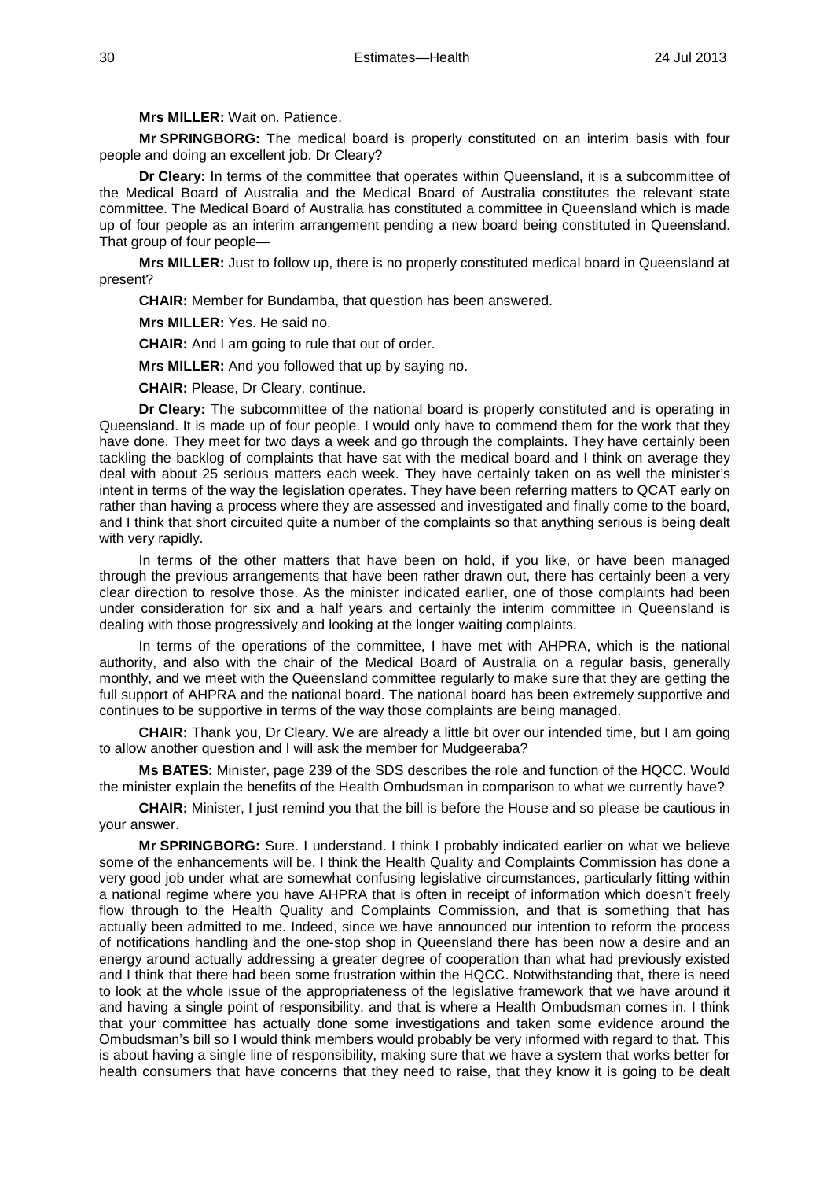**Mrs MILLER:** Wait on. Patience.

**Mr SPRINGBORG:** The medical board is properly constituted on an interim basis with four people and doing an excellent job. Dr Cleary?

**Dr Cleary:** In terms of the committee that operates within Queensland, it is a subcommittee of the Medical Board of Australia and the Medical Board of Australia constitutes the relevant state committee. The Medical Board of Australia has constituted a committee in Queensland which is made up of four people as an interim arrangement pending a new board being constituted in Queensland. That group of four people—

**Mrs MILLER:** Just to follow up, there is no properly constituted medical board in Queensland at present?

**CHAIR:** Member for Bundamba, that question has been answered.

**Mrs MILLER:** Yes. He said no.

**CHAIR:** And I am going to rule that out of order.

**Mrs MILLER:** And you followed that up by saying no.

**CHAIR:** Please, Dr Cleary, continue.

**Dr Cleary:** The subcommittee of the national board is properly constituted and is operating in Queensland. It is made up of four people. I would only have to commend them for the work that they have done. They meet for two days a week and go through the complaints. They have certainly been tackling the backlog of complaints that have sat with the medical board and I think on average they deal with about 25 serious matters each week. They have certainly taken on as well the minister's intent in terms of the way the legislation operates. They have been referring matters to QCAT early on rather than having a process where they are assessed and investigated and finally come to the board, and I think that short circuited quite a number of the complaints so that anything serious is being dealt with very rapidly.

In terms of the other matters that have been on hold, if you like, or have been managed through the previous arrangements that have been rather drawn out, there has certainly been a very clear direction to resolve those. As the minister indicated earlier, one of those complaints had been under consideration for six and a half years and certainly the interim committee in Queensland is dealing with those progressively and looking at the longer waiting complaints.

In terms of the operations of the committee, I have met with AHPRA, which is the national authority, and also with the chair of the Medical Board of Australia on a regular basis, generally monthly, and we meet with the Queensland committee regularly to make sure that they are getting the full support of AHPRA and the national board. The national board has been extremely supportive and continues to be supportive in terms of the way those complaints are being managed.

**CHAIR:** Thank you, Dr Cleary. We are already a little bit over our intended time, but I am going to allow another question and I will ask the member for Mudgeeraba?

**Ms BATES:** Minister, page 239 of the SDS describes the role and function of the HQCC. Would the minister explain the benefits of the Health Ombudsman in comparison to what we currently have?

**CHAIR:** Minister, I just remind you that the bill is before the House and so please be cautious in your answer.

**Mr SPRINGBORG:** Sure. I understand. I think I probably indicated earlier on what we believe some of the enhancements will be. I think the Health Quality and Complaints Commission has done a very good job under what are somewhat confusing legislative circumstances, particularly fitting within a national regime where you have AHPRA that is often in receipt of information which doesn't freely flow through to the Health Quality and Complaints Commission, and that is something that has actually been admitted to me. Indeed, since we have announced our intention to reform the process of notifications handling and the one-stop shop in Queensland there has been now a desire and an energy around actually addressing a greater degree of cooperation than what had previously existed and I think that there had been some frustration within the HQCC. Notwithstanding that, there is need to look at the whole issue of the appropriateness of the legislative framework that we have around it and having a single point of responsibility, and that is where a Health Ombudsman comes in. I think that your committee has actually done some investigations and taken some evidence around the Ombudsman's bill so I would think members would probably be very informed with regard to that. This is about having a single line of responsibility, making sure that we have a system that works better for health consumers that have concerns that they need to raise, that they know it is going to be dealt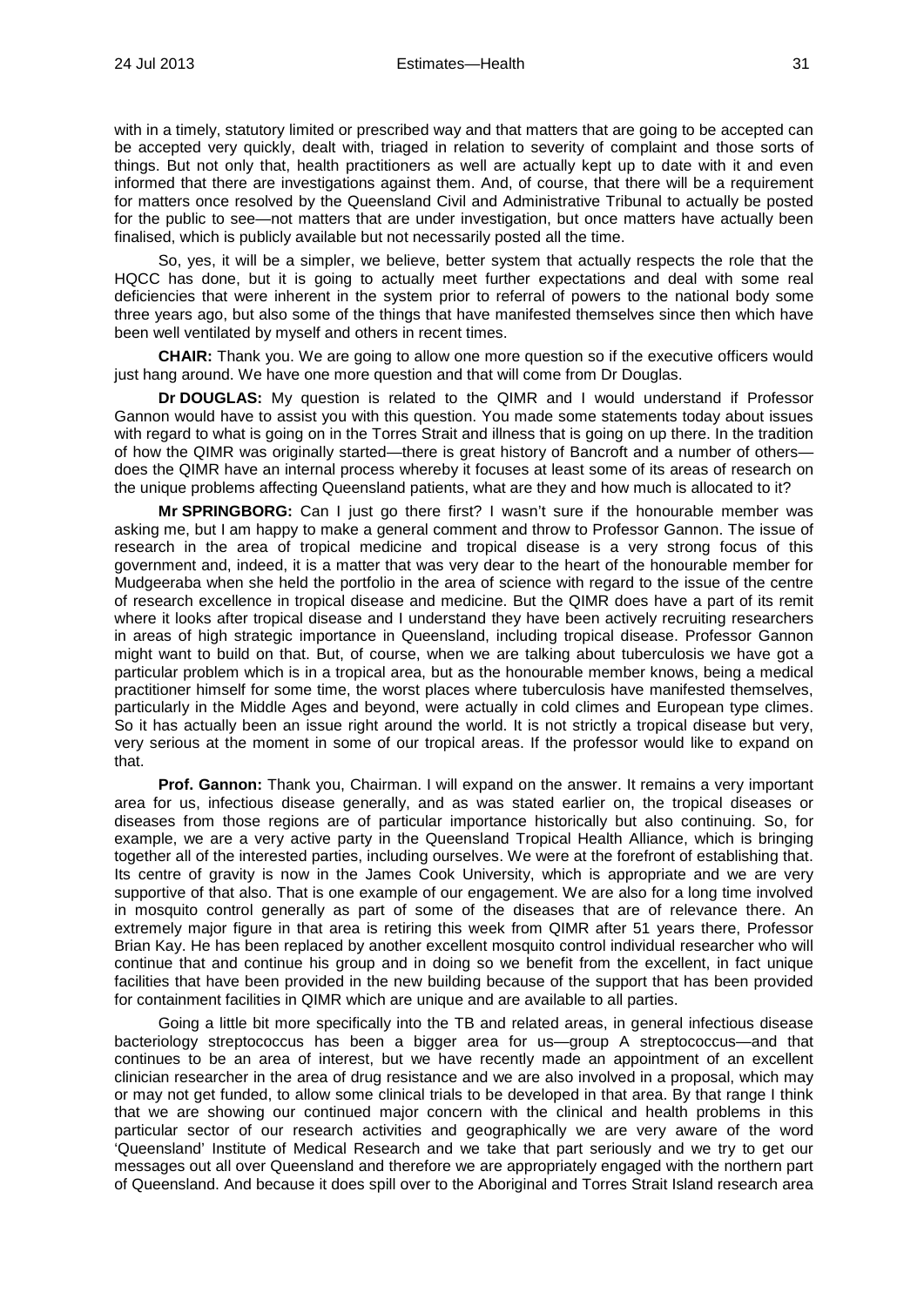with in a timely, statutory limited or prescribed way and that matters that are going to be accepted can be accepted very quickly, dealt with, triaged in relation to severity of complaint and those sorts of things. But not only that, health practitioners as well are actually kept up to date with it and even informed that there are investigations against them. And, of course, that there will be a requirement for matters once resolved by the Queensland Civil and Administrative Tribunal to actually be posted for the public to see—not matters that are under investigation, but once matters have actually been finalised, which is publicly available but not necessarily posted all the time.

So, yes, it will be a simpler, we believe, better system that actually respects the role that the HQCC has done, but it is going to actually meet further expectations and deal with some real deficiencies that were inherent in the system prior to referral of powers to the national body some three years ago, but also some of the things that have manifested themselves since then which have been well ventilated by myself and others in recent times.

**CHAIR:** Thank you. We are going to allow one more question so if the executive officers would just hang around. We have one more question and that will come from Dr Douglas.

**Dr DOUGLAS:** My question is related to the QIMR and I would understand if Professor Gannon would have to assist you with this question. You made some statements today about issues with regard to what is going on in the Torres Strait and illness that is going on up there. In the tradition of how the QIMR was originally started—there is great history of Bancroft and a number of others—does the QIMR have an internal process whereby it focuses at least some of its areas of research on the unique problems affecting Queensland patients, what are they and how much is allocated to it?

**Mr SPRINGBORG:** Can I just go there first? I wasn't sure if the honourable member was asking me, but I am happy to make a general comment and throw to Professor Gannon. The issue of research in the area of tropical medicine and tropical disease is a very strong focus of this government and, indeed, it is a matter that was very dear to the heart of the honourable member for Mudgeeraba when she held the portfolio in the area of science with regard to the issue of the centre of research excellence in tropical disease and medicine. But the QIMR does have a part of its remit where it looks after tropical disease and I understand they have been actively recruiting researchers in areas of high strategic importance in Queensland, including tropical disease. Professor Gannon might want to build on that. But, of course, when we are talking about tuberculosis we have got a particular problem which is in a tropical area, but as the honourable member knows, being a medical practitioner himself for some time, the worst places where tuberculosis have manifested themselves, particularly in the Middle Ages and beyond, were actually in cold climes and European type climes. So it has actually been an issue right around the world. It is not strictly a tropical disease but very, very serious at the moment in some of our tropical areas. If the professor would like to expand on that.

**Prof. Gannon:** Thank you, Chairman. I will expand on the answer. It remains a very important area for us, infectious disease generally, and as was stated earlier on, the tropical diseases or diseases from those regions are of particular importance historically but also continuing. So, for example, we are a very active party in the Queensland Tropical Health Alliance, which is bringing together all of the interested parties, including ourselves. We were at the forefront of establishing that. Its centre of gravity is now in the James Cook University, which is appropriate and we are very supportive of that also. That is one example of our engagement. We are also for a long time involved in mosquito control generally as part of some of the diseases that are of relevance there. An extremely major figure in that area is retiring this week from QIMR after 51 years there, Professor Brian Kay. He has been replaced by another excellent mosquito control individual researcher who will continue that and continue his group and in doing so we benefit from the excellent, in fact unique facilities that have been provided in the new building because of the support that has been provided for containment facilities in QIMR which are unique and are available to all parties.

Going a little bit more specifically into the TB and related areas, in general infectious disease bacteriology streptococcus has been a bigger area for us—group A streptococcus—and that continues to be an area of interest, but we have recently made an appointment of an excellent clinician researcher in the area of drug resistance and we are also involved in a proposal, which may or may not get funded, to allow some clinical trials to be developed in that area. By that range I think that we are showing our continued major concern with the clinical and health problems in this particular sector of our research activities and geographically we are very aware of the word 'Queensland' Institute of Medical Research and we take that part seriously and we try to get our messages out all over Queensland and therefore we are appropriately engaged with the northern part of Queensland. And because it does spill over to the Aboriginal and Torres Strait Island research area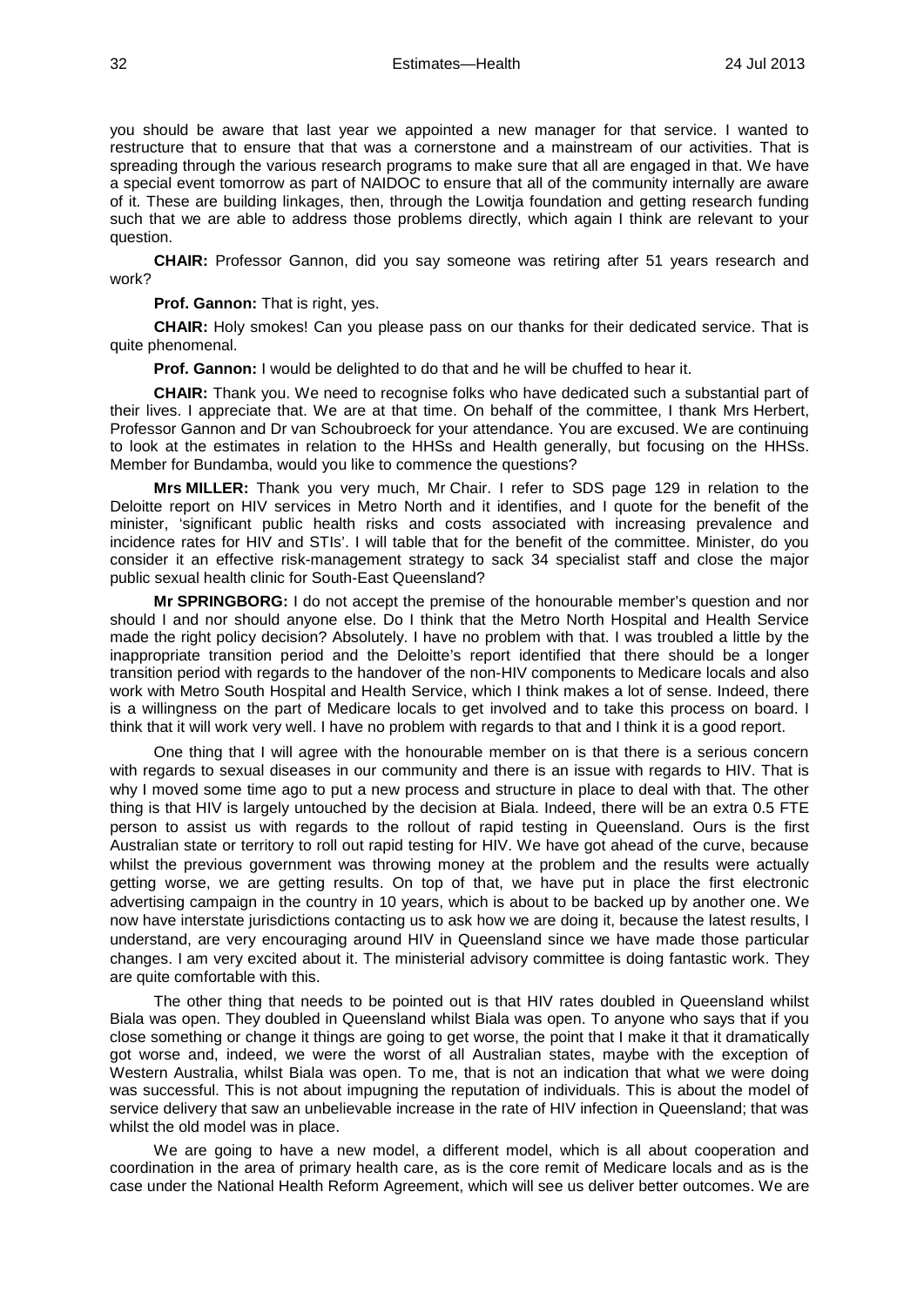you should be aware that last year we appointed a new manager for that service. I wanted to restructure that to ensure that that was a cornerstone and a mainstream of our activities. That is spreading through the various research programs to make sure that all are engaged in that. We have a special event tomorrow as part of NAIDOC to ensure that all of the community internally are aware of it. These are building linkages, then, through the Lowitja foundation and getting research funding such that we are able to address those problems directly, which again I think are relevant to your question.

**CHAIR:** Professor Gannon, did you say someone was retiring after 51 years research and work?

**Prof. Gannon:** That is right, yes.

**CHAIR:** Holy smokes! Can you please pass on our thanks for their dedicated service. That is quite phenomenal.

**Prof. Gannon:** I would be delighted to do that and he will be chuffed to hear it.

**CHAIR:** Thank you. We need to recognise folks who have dedicated such a substantial part of their lives. I appreciate that. We are at that time. On behalf of the committee, I thank Mrs Herbert, Professor Gannon and Dr van Schoubroeck for your attendance. You are excused. We are continuing to look at the estimates in relation to the HHSs and Health generally, but focusing on the HHSs. Member for Bundamba, would you like to commence the questions?

**Mrs MILLER:** Thank you very much, Mr Chair. I refer to SDS page 129 in relation to the Deloitte report on HIV services in Metro North and it identifies, and I quote for the benefit of the minister, 'significant public health risks and costs associated with increasing prevalence and incidence rates for HIV and STIs'. I will table that for the benefit of the committee. Minister, do you consider it an effective risk-management strategy to sack 34 specialist staff and close the major public sexual health clinic for South-East Queensland?

**Mr SPRINGBORG:** I do not accept the premise of the honourable member's question and nor should I and nor should anyone else. Do I think that the Metro North Hospital and Health Service made the right policy decision? Absolutely. I have no problem with that. I was troubled a little by the inappropriate transition period and the Deloitte's report identified that there should be a longer transition period with regards to the handover of the non-HIV components to Medicare locals and also work with Metro South Hospital and Health Service, which I think makes a lot of sense. Indeed, there is a willingness on the part of Medicare locals to get involved and to take this process on board. I think that it will work very well. I have no problem with regards to that and I think it is a good report.

One thing that I will agree with the honourable member on is that there is a serious concern with regards to sexual diseases in our community and there is an issue with regards to HIV. That is why I moved some time ago to put a new process and structure in place to deal with that. The other thing is that HIV is largely untouched by the decision at Biala. Indeed, there will be an extra 0.5 FTE person to assist us with regards to the rollout of rapid testing in Queensland. Ours is the first Australian state or territory to roll out rapid testing for HIV. We have got ahead of the curve, because whilst the previous government was throwing money at the problem and the results were actually getting worse, we are getting results. On top of that, we have put in place the first electronic advertising campaign in the country in 10 years, which is about to be backed up by another one. We now have interstate jurisdictions contacting us to ask how we are doing it, because the latest results, I understand, are very encouraging around HIV in Queensland since we have made those particular changes. I am very excited about it. The ministerial advisory committee is doing fantastic work. They are quite comfortable with this.

The other thing that needs to be pointed out is that HIV rates doubled in Queensland whilst Biala was open. They doubled in Queensland whilst Biala was open. To anyone who says that if you close something or change it things are going to get worse, the point that I make it that it dramatically got worse and, indeed, we were the worst of all Australian states, maybe with the exception of Western Australia, whilst Biala was open. To me, that is not an indication that what we were doing was successful. This is not about impugning the reputation of individuals. This is about the model of service delivery that saw an unbelievable increase in the rate of HIV infection in Queensland; that was whilst the old model was in place.

We are going to have a new model, a different model, which is all about cooperation and coordination in the area of primary health care, as is the core remit of Medicare locals and as is the case under the National Health Reform Agreement, which will see us deliver better outcomes. We are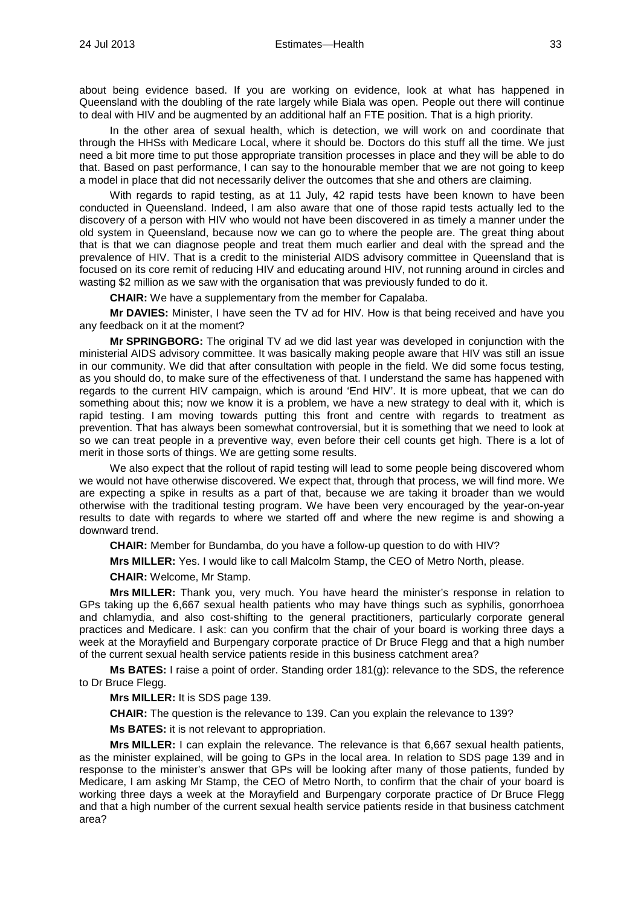about being evidence based. If you are working on evidence, look at what has happened in Queensland with the doubling of the rate largely while Biala was open. People out there will continue to deal with HIV and be augmented by an additional half an FTE position. That is a high priority.

In the other area of sexual health, which is detection, we will work on and coordinate that through the HHSs with Medicare Local, where it should be. Doctors do this stuff all the time. We just need a bit more time to put those appropriate transition processes in place and they will be able to do that. Based on past performance, I can say to the honourable member that we are not going to keep a model in place that did not necessarily deliver the outcomes that she and others are claiming.

With regards to rapid testing, as at 11 July, 42 rapid tests have been known to have been conducted in Queensland. Indeed, I am also aware that one of those rapid tests actually led to the discovery of a person with HIV who would not have been discovered in as timely a manner under the old system in Queensland, because now we can go to where the people are. The great thing about that is that we can diagnose people and treat them much earlier and deal with the spread and the prevalence of HIV. That is a credit to the ministerial AIDS advisory committee in Queensland that is focused on its core remit of reducing HIV and educating around HIV, not running around in circles and wasting $2 million as we saw with the organisation that was previously funded to do it.

**CHAIR:** We have a supplementary from the member for Capalaba.

**Mr DAVIES:** Minister, I have seen the TV ad for HIV. How is that being received and have you any feedback on it at the moment?

**Mr SPRINGBORG:** The original TV ad we did last year was developed in conjunction with the ministerial AIDS advisory committee. It was basically making people aware that HIV was still an issue in our community. We did that after consultation with people in the field. We did some focus testing, as you should do, to make sure of the effectiveness of that. I understand the same has happened with regards to the current HIV campaign, which is around 'End HIV'. It is more upbeat, that we can do something about this; now we know it is a problem, we have a new strategy to deal with it, which is rapid testing. I am moving towards putting this front and centre with regards to treatment as prevention. That has always been somewhat controversial, but it is something that we need to look at so we can treat people in a preventive way, even before their cell counts get high. There is a lot of merit in those sorts of things. We are getting some results.

We also expect that the rollout of rapid testing will lead to some people being discovered whom we would not have otherwise discovered. We expect that, through that process, we will find more. We are expecting a spike in results as a part of that, because we are taking it broader than we would otherwise with the traditional testing program. We have been very encouraged by the year-on-year results to date with regards to where we started off and where the new regime is and showing a downward trend.

**CHAIR:** Member for Bundamba, do you have a follow-up question to do with HIV?

**Mrs MILLER:** Yes. I would like to call Malcolm Stamp, the CEO of Metro North, please.

**CHAIR:** Welcome, Mr Stamp.

**Mrs MILLER:** Thank you, very much. You have heard the minister's response in relation to GPs taking up the 6,667 sexual health patients who may have things such as syphilis, gonorrhoea and chlamydia, and also cost-shifting to the general practitioners, particularly corporate general practices and Medicare. I ask: can you confirm that the chair of your board is working three days a week at the Morayfield and Burpengary corporate practice of Dr Bruce Flegg and that a high number of the current sexual health service patients reside in this business catchment area?

**Ms BATES:** I raise a point of order. Standing order 181(g): relevance to the SDS, the reference to Dr Bruce Flegg.

**Mrs MILLER:** It is SDS page 139.

**CHAIR:** The question is the relevance to 139. Can you explain the relevance to 139?

**Ms BATES:** it is not relevant to appropriation.

**Mrs MILLER:** I can explain the relevance. The relevance is that 6,667 sexual health patients, as the minister explained, will be going to GPs in the local area. In relation to SDS page 139 and in response to the minister's answer that GPs will be looking after many of those patients, funded by Medicare, I am asking Mr Stamp, the CEO of Metro North, to confirm that the chair of your board is working three days a week at the Morayfield and Burpengary corporate practice of Dr Bruce Flegg and that a high number of the current sexual health service patients reside in that business catchment area?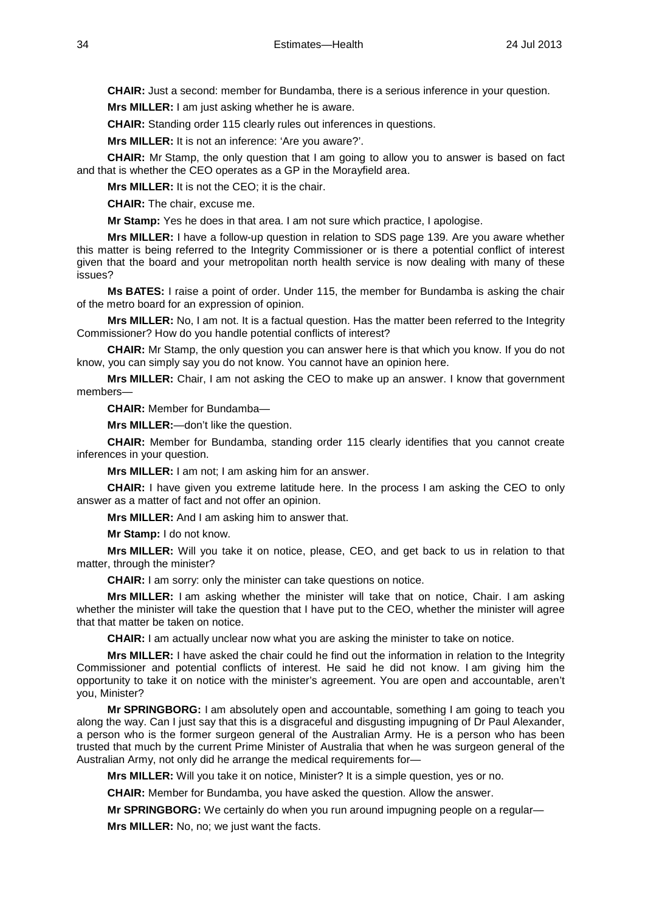**CHAIR:** Just a second: member for Bundamba, there is a serious inference in your question.

**Mrs MILLER:** I am just asking whether he is aware.

**CHAIR:** Standing order 115 clearly rules out inferences in questions.

**Mrs MILLER:** It is not an inference: 'Are you aware?'.

**CHAIR:** Mr Stamp, the only question that I am going to allow you to answer is based on fact and that is whether the CEO operates as a GP in the Morayfield area.

**Mrs MILLER:** It is not the CEO; it is the chair.

**CHAIR:** The chair, excuse me.

**Mr Stamp:** Yes he does in that area. I am not sure which practice, I apologise.

**Mrs MILLER:** I have a follow-up question in relation to SDS page 139. Are you aware whether this matter is being referred to the Integrity Commissioner or is there a potential conflict of interest given that the board and your metropolitan north health service is now dealing with many of these issues?

**Ms BATES:** I raise a point of order. Under 115, the member for Bundamba is asking the chair of the metro board for an expression of opinion.

**Mrs MILLER:** No, I am not. It is a factual question. Has the matter been referred to the Integrity Commissioner? How do you handle potential conflicts of interest?

**CHAIR:** Mr Stamp, the only question you can answer here is that which you know. If you do not know, you can simply say you do not know. You cannot have an opinion here.

**Mrs MILLER:** Chair, I am not asking the CEO to make up an answer. I know that government members—

**CHAIR:** Member for Bundamba—

**Mrs MILLER:**—don't like the question.

**CHAIR:** Member for Bundamba, standing order 115 clearly identifies that you cannot create inferences in your question.

**Mrs MILLER:** I am not; I am asking him for an answer.

**CHAIR:** I have given you extreme latitude here. In the process I am asking the CEO to only answer as a matter of fact and not offer an opinion.

**Mrs MILLER:** And I am asking him to answer that.

**Mr Stamp:** I do not know.

**Mrs MILLER:** Will you take it on notice, please, CEO, and get back to us in relation to that matter, through the minister?

**CHAIR:** I am sorry: only the minister can take questions on notice.

**Mrs MILLER:** I am asking whether the minister will take that on notice, Chair. I am asking whether the minister will take the question that I have put to the CEO, whether the minister will agree that that matter be taken on notice.

**CHAIR:** I am actually unclear now what you are asking the minister to take on notice.

**Mrs MILLER:** I have asked the chair could he find out the information in relation to the Integrity Commissioner and potential conflicts of interest. He said he did not know. I am giving him the opportunity to take it on notice with the minister's agreement. You are open and accountable, aren't you, Minister?

**Mr SPRINGBORG:** I am absolutely open and accountable, something I am going to teach you along the way. Can I just say that this is a disgraceful and disgusting impugning of Dr Paul Alexander, a person who is the former surgeon general of the Australian Army. He is a person who has been trusted that much by the current Prime Minister of Australia that when he was surgeon general of the Australian Army, not only did he arrange the medical requirements for—

**Mrs MILLER:** Will you take it on notice, Minister? It is a simple question, yes or no.

**CHAIR:** Member for Bundamba, you have asked the question. Allow the answer.

**Mr SPRINGBORG:** We certainly do when you run around impugning people on a regular—

**Mrs MILLER:** No, no; we just want the facts.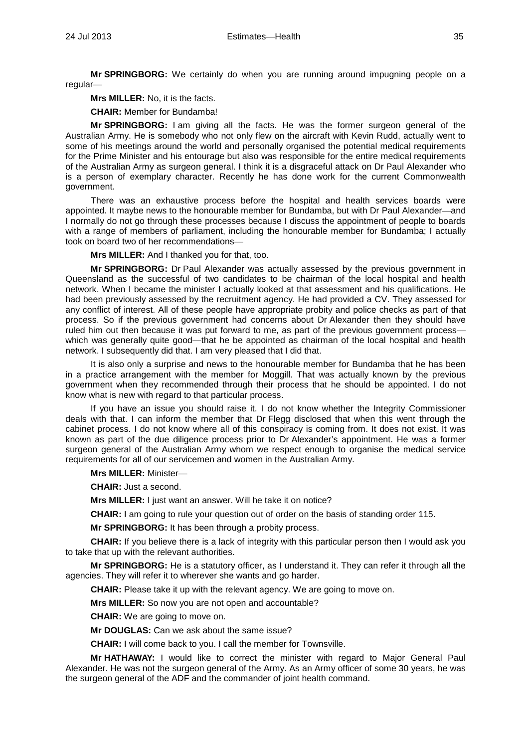**Mr SPRINGBORG:** We certainly do when you are running around impugning people on a regular—

**Mrs MILLER:** No, it is the facts.

**CHAIR:** Member for Bundamba!

**Mr SPRINGBORG:** I am giving all the facts. He was the former surgeon general of the Australian Army. He is somebody who not only flew on the aircraft with Kevin Rudd, actually went to some of his meetings around the world and personally organised the potential medical requirements for the Prime Minister and his entourage but also was responsible for the entire medical requirements of the Australian Army as surgeon general. I think it is a disgraceful attack on Dr Paul Alexander who is a person of exemplary character. Recently he has done work for the current Commonwealth government.

There was an exhaustive process before the hospital and health services boards were appointed. It maybe news to the honourable member for Bundamba, but with Dr Paul Alexander—and I normally do not go through these processes because I discuss the appointment of people to boards with a range of members of parliament, including the honourable member for Bundamba; I actually took on board two of her recommendations—

**Mrs MILLER:** And I thanked you for that, too.

**Mr SPRINGBORG:** Dr Paul Alexander was actually assessed by the previous government in Queensland as the successful of two candidates to be chairman of the local hospital and health network. When I became the minister I actually looked at that assessment and his qualifications. He had been previously assessed by the recruitment agency. He had provided a CV. They assessed for any conflict of interest. All of these people have appropriate probity and police checks as part of that process. So if the previous government had concerns about Dr Alexander then they should have ruled him out then because it was put forward to me, as part of the previous government process—which was generally quite good—that he be appointed as chairman of the local hospital and health network. I subsequently did that. I am very pleased that I did that.

It is also only a surprise and news to the honourable member for Bundamba that he has been in a practice arrangement with the member for Moggill. That was actually known by the previous government when they recommended through their process that he should be appointed. I do not know what is new with regard to that particular process.

If you have an issue you should raise it. I do not know whether the Integrity Commissioner deals with that. I can inform the member that Dr Flegg disclosed that when this went through the cabinet process. I do not know where all of this conspiracy is coming from. It does not exist. It was known as part of the due diligence process prior to Dr Alexander's appointment. He was a former surgeon general of the Australian Army whom we respect enough to organise the medical service requirements for all of our servicemen and women in the Australian Army.

**Mrs MILLER:** Minister—

**CHAIR:** Just a second.

**Mrs MILLER:** I just want an answer. Will he take it on notice?

**CHAIR:** I am going to rule your question out of order on the basis of standing order 115.

**Mr SPRINGBORG:** It has been through a probity process.

**CHAIR:** If you believe there is a lack of integrity with this particular person then I would ask you to take that up with the relevant authorities.

**Mr SPRINGBORG:** He is a statutory officer, as I understand it. They can refer it through all the agencies. They will refer it to wherever she wants and go harder.

**CHAIR:** Please take it up with the relevant agency. We are going to move on.

**Mrs MILLER:** So now you are not open and accountable?

**CHAIR:** We are going to move on.

**Mr DOUGLAS:** Can we ask about the same issue?

**CHAIR:** I will come back to you. I call the member for Townsville.

**Mr HATHAWAY:** I would like to correct the minister with regard to Major General Paul Alexander. He was not the surgeon general of the Army. As an Army officer of some 30 years, he was the surgeon general of the ADF and the commander of joint health command.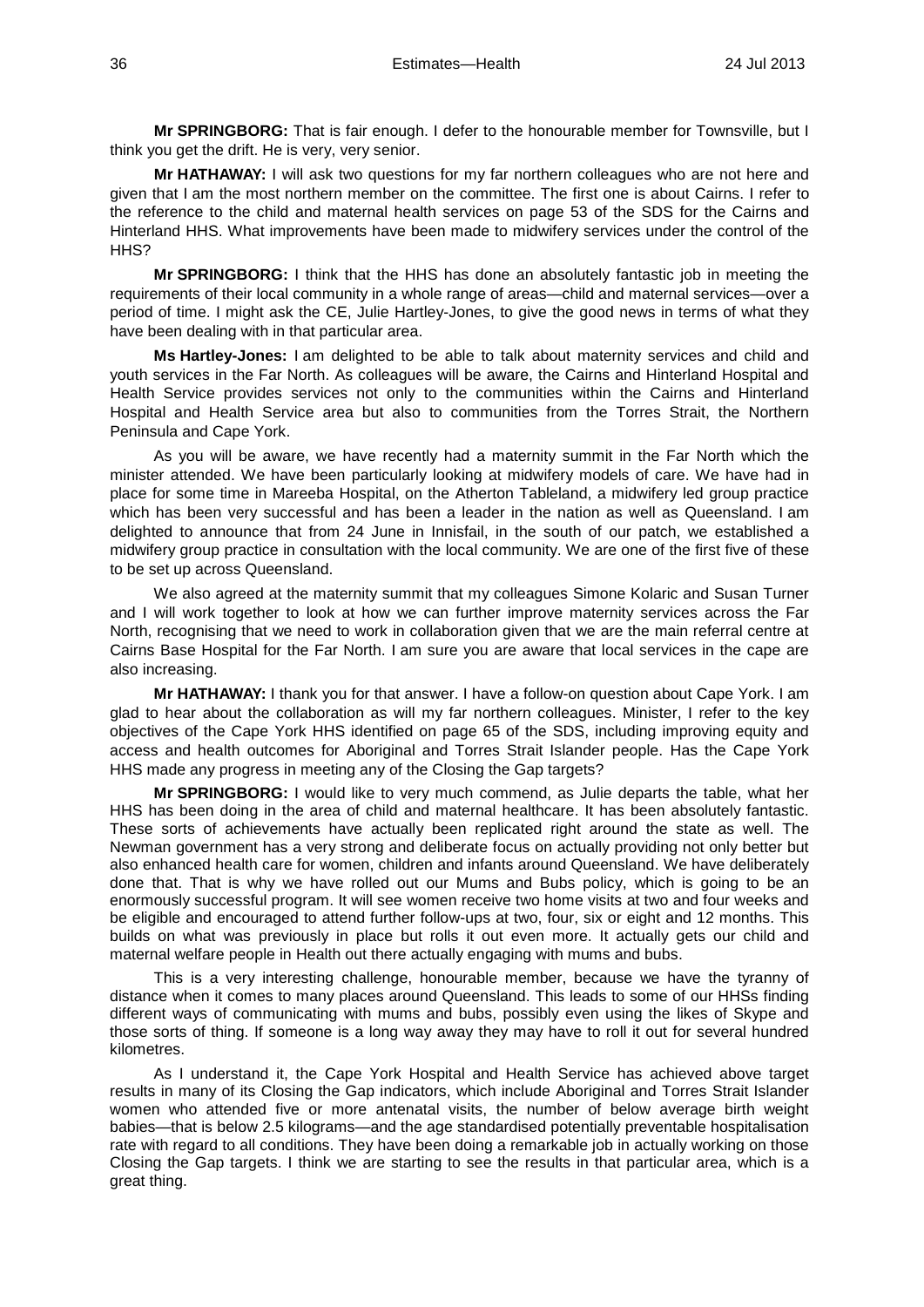**Mr SPRINGBORG:** That is fair enough. I defer to the honourable member for Townsville, but I think you get the drift. He is very, very senior.

**Mr HATHAWAY:** I will ask two questions for my far northern colleagues who are not here and given that I am the most northern member on the committee. The first one is about Cairns. I refer to the reference to the child and maternal health services on page 53 of the SDS for the Cairns and Hinterland HHS. What improvements have been made to midwifery services under the control of the HHS?

**Mr SPRINGBORG:** I think that the HHS has done an absolutely fantastic job in meeting the requirements of their local community in a whole range of areas—child and maternal services—over a period of time. I might ask the CE, Julie Hartley-Jones, to give the good news in terms of what they have been dealing with in that particular area.

**Ms Hartley-Jones:** I am delighted to be able to talk about maternity services and child and youth services in the Far North. As colleagues will be aware, the Cairns and Hinterland Hospital and Health Service provides services not only to the communities within the Cairns and Hinterland Hospital and Health Service area but also to communities from the Torres Strait, the Northern Peninsula and Cape York.

As you will be aware, we have recently had a maternity summit in the Far North which the minister attended. We have been particularly looking at midwifery models of care. We have had in place for some time in Mareeba Hospital, on the Atherton Tableland, a midwifery led group practice which has been very successful and has been a leader in the nation as well as Queensland. I am delighted to announce that from 24 June in Innisfail, in the south of our patch, we established a midwifery group practice in consultation with the local community. We are one of the first five of these to be set up across Queensland.

We also agreed at the maternity summit that my colleagues Simone Kolaric and Susan Turner and I will work together to look at how we can further improve maternity services across the Far North, recognising that we need to work in collaboration given that we are the main referral centre at Cairns Base Hospital for the Far North. I am sure you are aware that local services in the cape are also increasing.

**Mr HATHAWAY:** I thank you for that answer. I have a follow-on question about Cape York. I am glad to hear about the collaboration as will all my far northern colleagues. Minister, I refer to the key objectives of the Cape York HHS identified on page 65 of the SDS, including improving equity and access and health outcomes for Aboriginal and Torres Strait Islander people. Has the Cape York HHS made any progress in meeting any of the Closing the Gap targets?

**Mr SPRINGBORG:** I would like to very much commend, as Julie departs the table, what her HHS has been doing in the area of child and maternal healthcare. It has been absolutely fantastic. These sorts of achievements have actually been replicated right around the state as well. The Newman government has a very strong and deliberate focus on actually providing not only better but also enhanced health care for women, children and infants around Queensland. We have deliberately done that. That is why we have rolled out our Mums and Bubs policy, which is going to be an enormously successful program. It will see women receive two home visits at two and four weeks and be eligible and encouraged to attend further follow-ups at two, four, six or eight and 12 months. This builds on what was previously in place but rolls it out even more. It actually gets our child and maternal welfare people in Health out there actually engaging with mums and bubs.

This is a very interesting challenge, honourable member, because we have the tyranny of distance when it comes to many places around Queensland. This leads to some of our HHSs finding different ways of communicating with mums and bubs, possibly even using the likes of Skype and those sorts of thing. If someone is a long way away they may have to roll it out for several hundred kilometres.

As I understand it, the Cape York Hospital and Health Service has achieved above target results in many of its Closing the Gap indicators, which include Aboriginal and Torres Strait Islander women who attended five or more antenatal visits, the number of below average birth weight babies—that is below 2.5 kilograms—and the age standardised potentially preventable hospitalisation rate with regard to all conditions. They have been doing a remarkable job in actually working on those Closing the Gap targets. I think we are starting to see the results in that particular area, which is a great thing.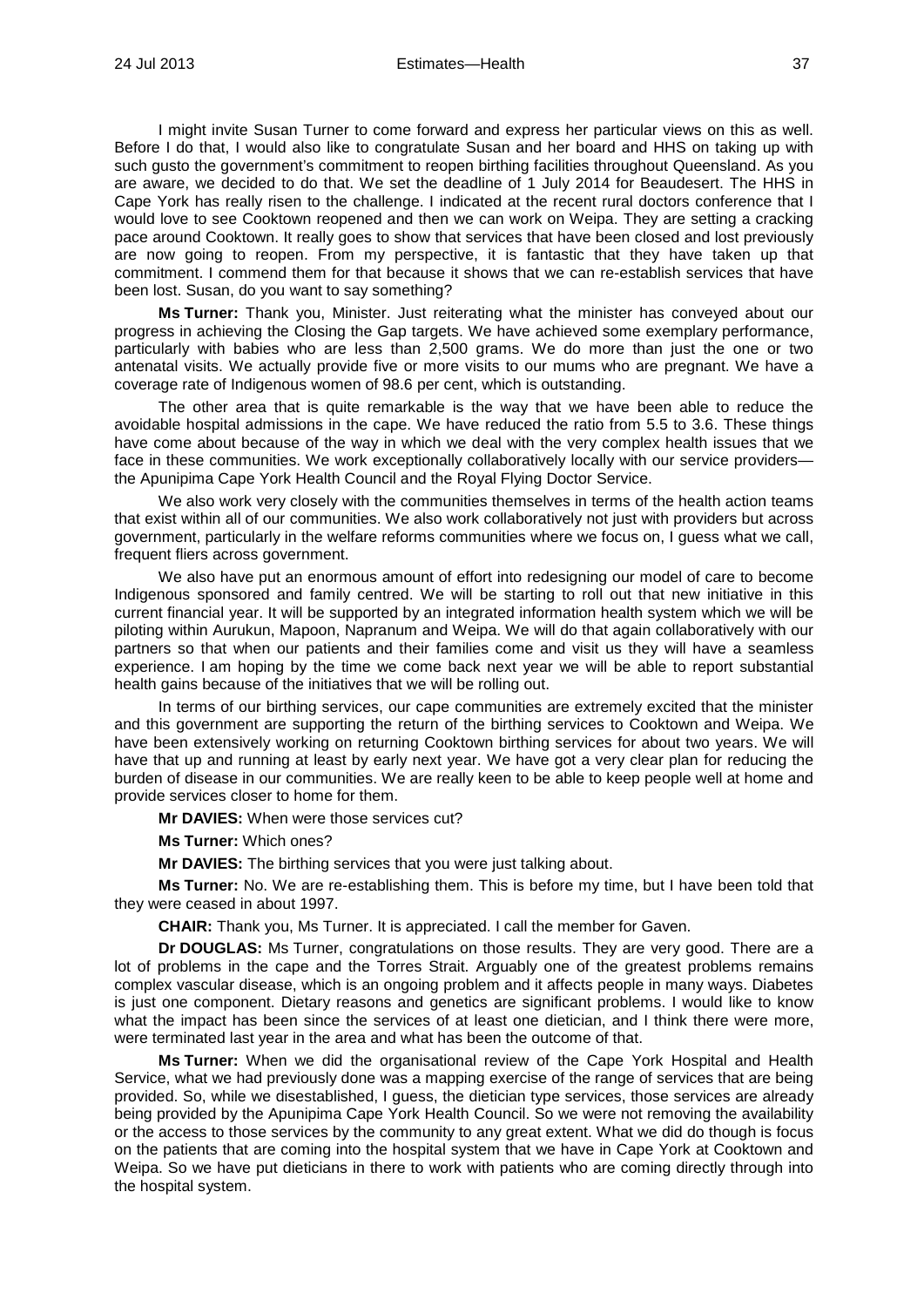I might invite Susan Turner to come forward and express her particular views on this as well. Before I do that, I would also like to congratulate Susan and her board and HHS on taking up with such gusto the government's commitment to reopen birthing facilities throughout Queensland. As you are aware, we decided to do that. We set the deadline of 1 July 2014 for Beaudesert. The HHS in Cape York has really risen to the challenge. I indicated at the recent rural doctors conference that I would love to see Cooktown reopened and then we can work on Weipa. They are setting a cracking pace around Cooktown. It really goes to show that services that have been closed and lost previously are now going to reopen. From my perspective, it is fantastic that they have taken up that commitment. I commend them for that because it shows that we can re-establish services that have been lost. Susan, do you want to say something?

**Ms Turner:** Thank you, Minister. Just reiterating what the minister has conveyed about our progress in achieving the Closing the Gap targets. We have achieved some exemplary performance, particularly with babies who are less than 2,500 grams. We do more than just the one or two antenatal visits. We actually provide five or more visits to our mums who are pregnant. We have a coverage rate of Indigenous women of 98.6 per cent, which is outstanding.

The other area that is quite remarkable is the way that we have been able to reduce the avoidable hospital admissions in the cape. We have reduced the ratio from 5.5 to 3.6. These things have come about because of the way in which we deal with the very complex health issues that we face in these communities. We work exceptionally collaboratively locally with our service providers—the Apunipima Cape York Health Council and the Royal Flying Doctor Service.

We also work very closely with the communities themselves in terms of the health action teams that exist within all of our communities. We also work collaboratively not just with providers but across government, particularly in the welfare reforms communities where we focus on, I guess what we call, frequent fliers across government.

We also have put an enormous amount of effort into redesigning our model of care to become Indigenous sponsored and family centred. We will be starting to roll out that new initiative in this current financial year. It will be supported by an integrated information health system which we will be piloting within Aurukun, Mapoon, Napranum and Weipa. We will do that again collaboratively with our partners so that when our patients and their families come and visit us they will have a seamless experience. I am hoping by the time we come back next year we will be able to report substantial health gains because of the initiatives that we will be rolling out.

In terms of our birthing services, our cape communities are extremely excited that the minister and this government are supporting the return of the birthing services to Cooktown and Weipa. We have been extensively working on returning Cooktown birthing services for about two years. We will have that up and running at least by early next year. We have got a very clear plan for reducing the burden of disease in our communities. We are really keen to be able to keep people well at home and provide services closer to home for them.

**Mr DAVIES:** When were those services cut?

**Ms Turner:** Which ones?

**Mr DAVIES:** The birthing services that you were just talking about.

**Ms Turner:** No. We are re-establishing them. This is before my time, but I have been told that they were ceased in about 1997.

**CHAIR:** Thank you, Ms Turner. It is appreciated. I call the member for Gaven.

**Dr DOUGLAS:** Ms Turner, congratulations on those results. They are very good. There are a lot of problems in the cape and the Torres Strait. Arguably one of the greatest problems remains complex vascular disease, which is an ongoing problem and it affects people in many ways. Diabetes is just one component. Dietary reasons and genetics are significant problems. I would like to know what the impact has been since the services of at least one dietician, and I think there were more, were terminated last year in the area and what has been the outcome of that.

**Ms Turner:** When we did the organisational review of the Cape York Hospital and Health Service, what we had previously done was a mapping exercise of the range of services that are being provided. So, while we disestablished, I guess, the dietician type services, those services are already being provided by the Apunipima Cape York Health Council. So we were not removing the availability or the access to those services by the community to any great extent. What we did do though is focus on the patients that are coming into the hospital system that we have in Cape York at Cooktown and Weipa. So we have put dieticians in there to work with patients who are coming directly through into the hospital system.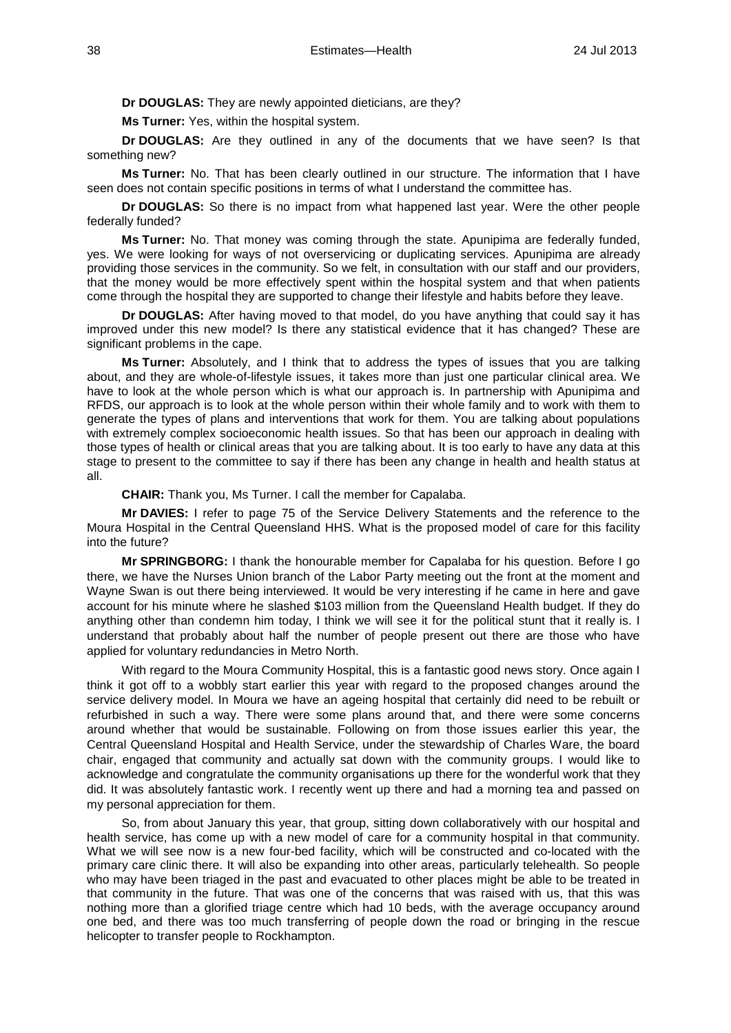**Dr DOUGLAS:** They are newly appointed dieticians, are they?

**Ms Turner:** Yes, within the hospital system.

**Dr DOUGLAS:** Are they outlined in any of the documents that we have seen? Is that something new?

**Ms Turner:** No. That has been clearly outlined in our structure. The information that I have seen does not contain specific positions in terms of what I understand the committee has.

**Dr DOUGLAS:** So there is no impact from what happened last year. Were the other people federally funded?

**Ms Turner:** No. That money was coming through the state. Apunipima are federally funded, yes. We were looking for ways of not overservicing or duplicating services. Apunipima are already providing those services in the community. So we felt, in consultation with our staff and our providers, that the money would be more effectively spent within the hospital system and that when patients come through the hospital they are supported to change their lifestyle and habits before they leave.

**Dr DOUGLAS:** After having moved to that model, do you have anything that could say it has improved under this new model? Is there any statistical evidence that it has changed? These are significant problems in the cape.

**Ms Turner:** Absolutely, and I think that to address the types of issues that you are talking about, and they are whole-of-lifestyle issues, it takes more than just one particular clinical area. We have to look at the whole person which is what our approach is. In partnership with Apunipima and RFDS, our approach is to look at the whole person within their whole family and to work with them to generate the types of plans and interventions that work for them. You are talking about populations with extremely complex socioeconomic health issues. So that has been our approach in dealing with those types of health or clinical areas that you are talking about. It is too early to have any data at this stage to present to the committee to say if there has been any change in health and health status at all.

**CHAIR:** Thank you, Ms Turner. I call the member for Capalaba.

**Mr DAVIES:** I refer to page 75 of the Service Delivery Statements and the reference to the Moura Hospital in the Central Queensland HHS. What is the proposed model of care for this facility into the future?

**Mr SPRINGBORG:** I thank the honourable member for Capalaba for his question. Before I go there, we have the Nurses Union branch of the Labor Party meeting out the front at the moment and Wayne Swan is out there being interviewed. It would be very interesting if he came in here and gave account for his minute where he slashed $103 million from the Queensland Health budget. If they do anything other than condemn him today, I think we will see it for the political stunt that it really is. I understand that probably about half the number of people present out there are those who have applied for voluntary redundancies in Metro North.

With regard to the Moura Community Hospital, this is a fantastic good news story. Once again I think it got off to a wobbly start earlier this year with regard to the proposed changes around the service delivery model. In Moura we have an ageing hospital that certainly did need to be rebuilt or refurbished in such a way. There were some plans around that, and there were some concerns around whether that would be sustainable. Following on from those issues earlier this year, the Central Queensland Hospital and Health Service, under the stewardship of Charles Ware, the board chair, engaged that community and actually sat down with the community groups. I would like to acknowledge and congratulate the community organisations up there for the wonderful work that they did. It was absolutely fantastic work. I recently went up there and had a morning tea and passed on my personal appreciation for them.

So, from about January this year, that group, sitting down collaboratively with our hospital and health service, has come up with a new model of care for a community hospital in that community. What we will see now is a new four-bed facility, which will be constructed and co-located with the primary care clinic there. It will also be expanding into other areas, particularly telehealth. So people who may have been triaged in the past and evacuated to other places might be able to be treated in that community in the future. That was one of the concerns that was raised with us, that this was nothing more than a glorified triage centre which had 10 beds, with the average occupancy around one bed, and there was too much transferring of people down the road or bringing in the rescue helicopter to transfer people to Rockhampton.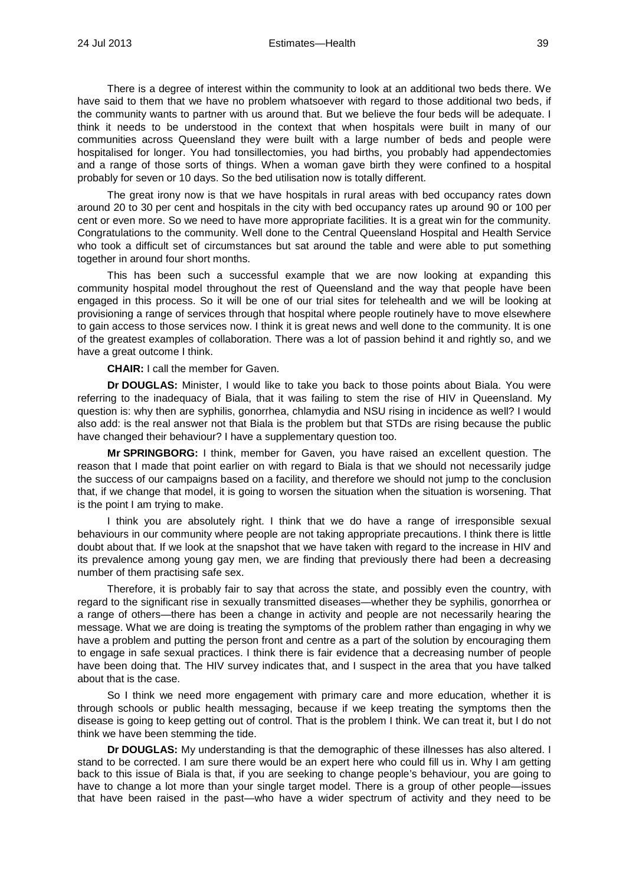There is a degree of interest within the community to look at an additional two beds there. We have said to them that we have no problem whatsoever with regard to those additional two beds, if the community wants to partner with us around that. But we believe the four beds will be adequate. I think it needs to be understood in the context that when hospitals were built in many of our communities across Queensland they were built with a large number of beds and people were hospitalised for longer. You had tonsillectomies, you had births, you probably had appendectomies and a range of those sorts of things. When a woman gave birth they were confined to a hospital probably for seven or 10 days. So the bed utilisation now is totally different.

The great irony now is that we have hospitals in rural areas with bed occupancy rates down around 20 to 30 per cent and hospitals in the city with bed occupancy rates up around 90 or 100 per cent or even more. So we need to have more appropriate facilities. It is a great win for the community. Congratulations to the community. Well done to the Central Queensland Hospital and Health Service who took a difficult set of circumstances but sat around the table and were able to put something together in around four short months.

This has been such a successful example that we are now looking at expanding this community hospital model throughout the rest of Queensland and the way that people have been engaged in this process. So it will be one of our trial sites for telehealth and we will be looking at provisioning a range of services through that hospital where people routinely have to move elsewhere to gain access to those services now. I think it is great news and well done to the community. It is one of the greatest examples of collaboration. There was a lot of passion behind it and rightly so, and we have a great outcome I think.

**CHAIR:** I call the member for Gaven.

**Dr DOUGLAS:** Minister, I would like to take you back to those points about Biala. You were referring to the inadequacy of Biala, that it was failing to stem the rise of HIV in Queensland. My question is: why then are syphilis, gonorrhea, chlamydia and NSU rising in incidence as well? I would also add: is the real answer not that Biala is the problem but that STDs are rising because the public have changed their behaviour? I have a supplementary question too.

**Mr SPRINGBORG:** I think, member for Gaven, you have raised an excellent question. The reason that I made that point earlier on with regard to Biala is that we should not necessarily judge the success of our campaigns based on a facility, and therefore we should not jump to the conclusion that, if we change that model, it is going to worsen the situation when the situation is worsening. That is the point I am trying to make.

I think you are absolutely right. I think that we do have a range of irresponsible sexual behaviours in our community where people are not taking appropriate precautions. I think there is little doubt about that. If we look at the snapshot that we have taken with regard to the increase in HIV and its prevalence among young gay men, we are finding that previously there had been a decreasing number of them practising safe sex.

Therefore, it is probably fair to say that across the state, and possibly even the country, with regard to the significant rise in sexually transmitted diseases—whether they be syphilis, gonorrhea or a range of others—there has been a change in activity and people are not necessarily hearing the message. What we are doing is treating the symptoms of the problem rather than engaging in why we have a problem and putting the person front and centre as a part of the solution by encouraging them to engage in safe sexual practices. I think there is fair evidence that a decreasing number of people have been doing that. The HIV survey indicates that, and I suspect in the area that you have talked about that is the case.

So I think we need more engagement with primary care and more education, whether it is through schools or public health messaging, because if we keep treating the symptoms then the disease is going to keep getting out of control. That is the problem I think. We can treat it, but I do not think we have been stemming the tide.

**Dr DOUGLAS:** My understanding is that the demographic of these illnesses has also altered. I stand to be corrected. I am sure there would be an expert here who could fill us in. Why I am getting back to this issue of Biala is that, if you are seeking to change people's behaviour, you are going to have to change a lot more than your single target model. There is a group of other people—issues that have been raised in the past—who have a wider spectrum of activity and they need to be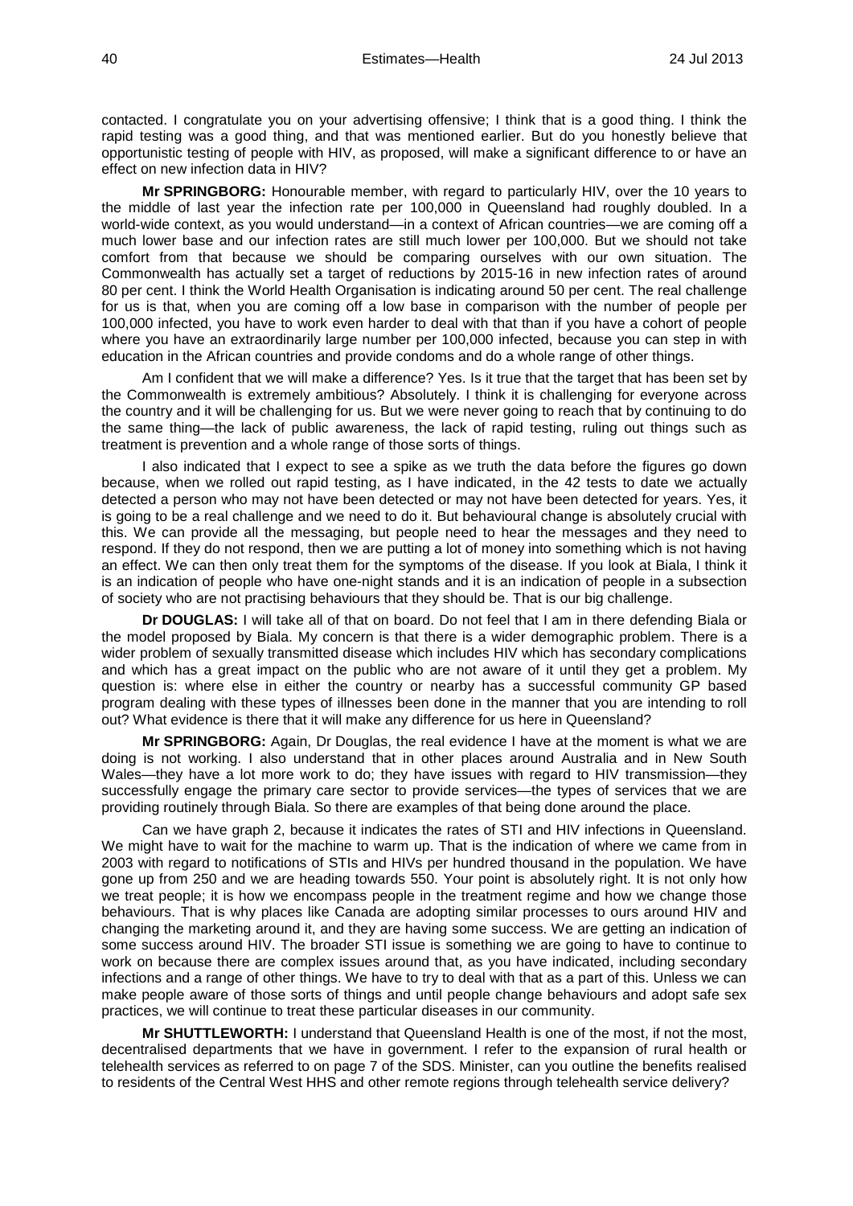contacted. I congratulate you on your advertising offensive; I think that is a good thing. I think the rapid testing was a good thing, and that was mentioned earlier. But do you honestly believe that opportunistic testing of people with HIV, as proposed, will make a significant difference to or have an effect on new infection data in HIV?

**Mr SPRINGBORG:** Honourable member, with regard to particularly HIV, over the 10 years to the middle of last year the infection rate per 100,000 in Queensland had roughly doubled. In a world-wide context, as you would understand—in a context of African countries—we are coming off a much lower base and our infection rates are still much lower per 100,000. But we should not take comfort from that because we should be comparing ourselves with our own situation. The Commonwealth has actually set a target of reductions by 2015-16 in new infection rates of around 80 per cent. I think the World Health Organisation is indicating around 50 per cent. The real challenge for us is that, when you are coming off a low base in comparison with the number of people per 100,000 infected, you have to work even harder to deal with that than if you have a cohort of people where you have an extraordinarily large number per 100,000 infected, because you can step in with education in the African countries and provide condoms and do a whole range of other things.

Am I confident that we will make a difference? Yes. Is it true that the target that has been set by the Commonwealth is extremely ambitious? Absolutely. I think it is challenging for everyone across the country and it will be challenging for us. But we were never going to reach that by continuing to do the same thing—the lack of public awareness, the lack of rapid testing, ruling out things such as treatment is prevention and a whole range of those sorts of things.

I also indicated that I expect to see a spike as we truth the data before the figures go down because, when we rolled out rapid testing, as I have indicated, in the 42 tests to date we actually detected a person who may not have been detected or may not have been detected for years. Yes, it is going to be a real challenge and we need to do it. But behavioural change is absolutely crucial with this. We can provide all the messaging, but people need to hear the messages and they need to respond. If they do not respond, then we are putting a lot of money into something which is not having an effect. We can then only treat them for the symptoms of the disease. If you look at Biala, I think it is an indication of people who have one-night stands and it is an indication of people in a subsection of society who are not practising behaviours that they should be. That is our big challenge.

**Dr DOUGLAS:** I will take all of that on board. Do not feel that I am in there defending Biala or the model proposed by Biala. My concern is that there is a wider demographic problem. There is a wider problem of sexually transmitted disease which includes HIV which has secondary complications and which has a great impact on the public who are not aware of it until they get a problem. My question is: where else in either the country or nearby has a successful community GP based program dealing with these types of illnesses been done in the manner that you are intending to roll out? What evidence is there that it will make any difference for us here in Queensland?

**Mr SPRINGBORG:** Again, Dr Douglas, the real evidence I have at the moment is what we are doing is not working. I also understand that in other places around Australia and in New South Wales—they have a lot more work to do; they have issues with regard to HIV transmission—they successfully engage the primary care sector to provide services—the types of services that we are providing routinely through Biala. So there are examples of that being done around the place.

Can we have graph 2, because it indicates the rates of STI and HIV infections in Queensland. We might have to wait for the machine to warm up. That is the indication of where we came from in 2003 with regard to notifications of STIs and HIVs per hundred thousand in the population. We have gone up from 250 and we are heading towards 550. Your point is absolutely right. It is not only how we treat people; it is how we encompass people in the treatment regime and how we change those behaviours. That is why places like Canada are adopting similar processes to ours around HIV and changing the marketing around it, and they are having some success. We are getting an indication of some success around HIV. The broader STI issue is something we are going to have to continue to work on because there are complex issues around that, as you have indicated, including secondary infections and a range of other things. We have to try to deal with that as a part of this. Unless we can make people aware of those sorts of things and until people change behaviours and adopt safe sex practices, we will continue to treat these particular diseases in our community.

**Mr SHUTTLEWORTH:** I understand that Queensland Health is one of the most, if not the most, decentralised departments that we have in government. I refer to the expansion of rural health or telehealth services as referred to on page 7 of the SDS. Minister, can you outline the benefits realised to residents of the Central West HHS and other remote regions through telehealth service delivery?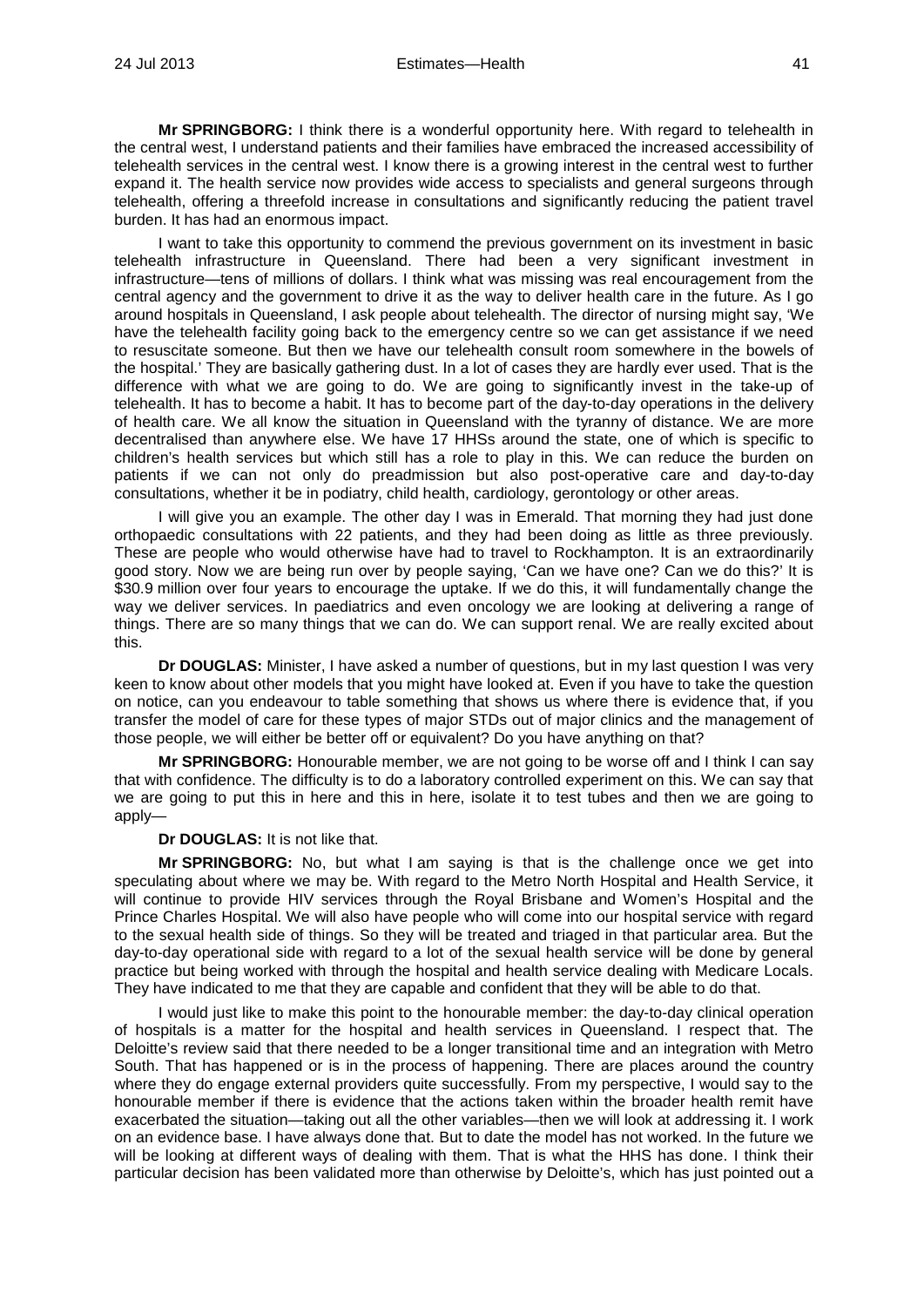**Mr SPRINGBORG:** I think there is a wonderful opportunity here. With regard to telehealth in the central west, I understand patients and their families have embraced the increased accessibility of telehealth services in the central west. I know there is a growing interest in the central west to further expand it. The health service now provides wide access to specialists and general surgeons through telehealth, offering a threefold increase in consultations and significantly reducing the patient travel burden. It has had an enormous impact.

I want to take this opportunity to commend the previous government on its investment in basic telehealth infrastructure in Queensland. There had been a very significant investment in infrastructure—tens of millions of dollars. I think what was missing was real encouragement from the central agency and the government to drive it as the way to deliver health care in the future. As I go around hospitals in Queensland, I ask people about telehealth. The director of nursing might say, 'We have the telehealth facility going back to the emergency centre so we can get assistance if we need to resuscitate someone. But then we have our telehealth consult room somewhere in the bowels of the hospital.' They are basically gathering dust. In a lot of cases they are hardly ever used. That is the difference with what we are going to do. We are going to significantly invest in the take-up of telehealth. It has to become a habit. It has to become part of the day-to-day operations in the delivery of health care. We all know the situation in Queensland with the tyranny of distance. We are more decentralised than anywhere else. We have 17 HHSs around the state, one of which is specific to children's health services but which still has a role to play in this. We can reduce the burden on patients if we can not only do preadmission but also post-operative care and day-to-day consultations, whether it be in podiatry, child health, cardiology, gerontology or other areas.

I will give you an example. The other day I was in Emerald. That morning they had just done orthopaedic consultations with 22 patients, and they had been doing as little as three previously. These are people who would otherwise have had to travel to Rockhampton. It is an extraordinarily good story. Now we are being run over by people saying, 'Can we have one? Can we do this?' It is \$30.9 million over four years to encourage the uptake. If we do this, it will fundamentally change the way we deliver services. In paediatrics and even oncology we are looking at delivering a range of things. There are so many things that we can do. We can support renal. We are really excited about this.

**Dr DOUGLAS:** Minister, I have asked a number of questions, but in my last question I was very keen to know about other models that you might have looked at. Even if you have to take the question on notice, can you endeavour to table something that shows us where there is evidence that, if you transfer the model of care for these types of major STDs out of major clinics and the management of those people, we will either be better off or equivalent? Do you have anything on that?

**Mr SPRINGBORG:** Honourable member, we are not going to be worse off and I think I can say that with confidence. The difficulty is to do a laboratory controlled experiment on this. We can say that we are going to put this in here and this in here, isolate it to test tubes and then we are going to apply—

**Dr DOUGLAS:** It is not like that.

**Mr SPRINGBORG:** No, but what I am saying is that is the challenge once we get into speculating about where we may be. With regard to the Metro North Hospital and Health Service, it will continue to provide HIV services through the Royal Brisbane and Women's Hospital and the Prince Charles Hospital. We will also have people who will come into our hospital service with regard to the sexual health side of things. So they will be treated and triaged in that particular area. But the day-to-day operational side with regard to a lot of the sexual health service will be done by general practice but being worked with through the hospital and health service dealing with Medicare Locals. They have indicated to me that they are capable and confident that they will be able to do that.

I would just like to make this point to the honourable member: the day-to-day clinical operation of hospitals is a matter for the hospital and health services in Queensland. I respect that. The Deloitte's review said that there needed to be a longer transitional time and an integration with Metro South. That has happened or is in the process of happening. There are places around the country where they do engage external providers quite successfully. From my perspective, I would say to the honourable member if there is evidence that the actions taken within the broader health remit have exacerbated the situation—taking out all the other variables—then we will look at addressing it. I work on an evidence base. I have always done that. But to date the model has not worked. In the future we will be looking at different ways of dealing with them. That is what the HHS has done. I think their particular decision has been validated more than otherwise by Deloitte's, which has just pointed out a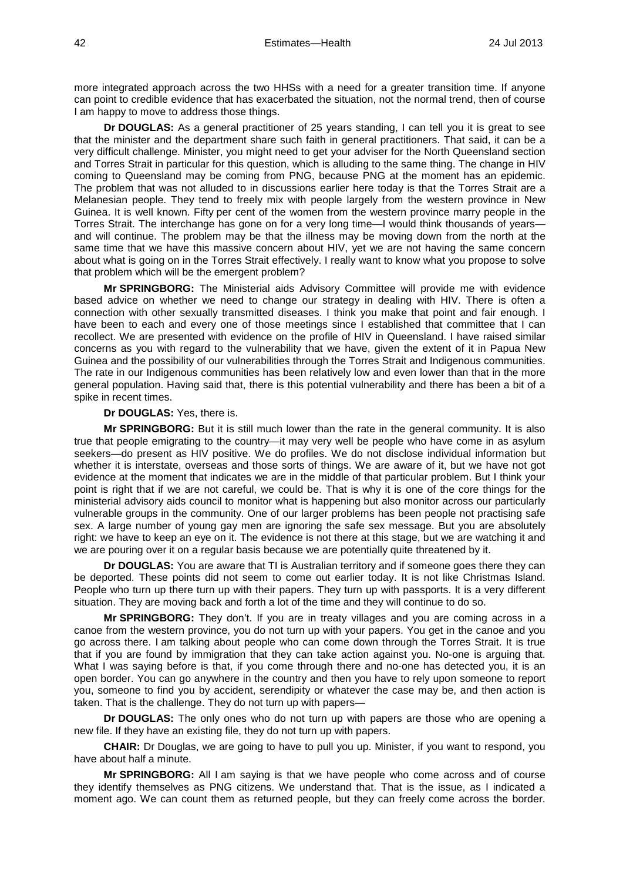more integrated approach across the two HHSs with a need for a greater transition time. If anyone can point to credible evidence that has exacerbated the situation, not the normal trend, then of course I am happy to move to address those things.

**Dr DOUGLAS:** As a general practitioner of 25 years standing, I can tell you it is great to see that the minister and the department share such faith in general practitioners. That said, it can be a very difficult challenge. Minister, you might need to get your adviser for the North Queensland section and Torres Strait in particular for this question, which is alluding to the same thing. The change in HIV coming to Queensland may be coming from PNG, because PNG at the moment has an epidemic. The problem that was not alluded to in discussions earlier here today is that the Torres Strait are a Melanesian people. They tend to freely mix with people largely from the western province in New Guinea. It is well known. Fifty per cent of the women from the western province marry people in the Torres Strait. The interchange has gone on for a very long time—I would think thousands of years—and will continue. The problem may be that the illness may be moving down from the north at the same time that we have this massive concern about HIV, yet we are not having the same concern about what is going on in the Torres Strait effectively. I really want to know what you propose to solve that problem which will be the emergent problem?

**Mr SPRINGBORG:** The Ministerial aids Advisory Committee will provide me with evidence based advice on whether we need to change our strategy in dealing with HIV. There is often a connection with other sexually transmitted diseases. I think you make that point and fair enough. I have been to each and every one of those meetings since I established that committee that I can recollect. We are presented with evidence on the profile of HIV in Queensland. I have raised similar concerns as you with regard to the vulnerability that we have, given the extent of it in Papua New Guinea and the possibility of our vulnerabilities through the Torres Strait and Indigenous communities. The rate in our Indigenous communities has been relatively low and even lower than that in the more general population. Having said that, there is this potential vulnerability and there has been a bit of a spike in recent times.

**Dr DOUGLAS:** Yes, there is.

**Mr SPRINGBORG:** But it is still much lower than the rate in the general community. It is also true that people emigrating to the country—it may very well be people who have come in as asylum seekers—do present as HIV positive. We do profiles. We do not disclose individual information but whether it is interstate, overseas and those sorts of things. We are aware of it, but we have not got evidence at the moment that indicates we are in the middle of that particular problem. But I think your point is right that if we are not careful, we could be. That is why it is one of the core things for the ministerial advisory aids council to monitor what is happening but also monitor across our particularly vulnerable groups in the community. One of our larger problems has been people not practising safe sex. A large number of young gay men are ignoring the safe sex message. But you are absolutely right: we have to keep an eye on it. The evidence is not there at this stage, but we are watching it and we are pouring over it on a regular basis because we are potentially quite threatened by it.

**Dr DOUGLAS:** You are aware that TI is Australian territory and if someone goes there they can be deported. These points did not seem to come out earlier today. It is not like Christmas Island. People who turn up there turn up with their papers. They turn up with passports. It is a very different situation. They are moving back and forth a lot of the time and they will continue to do so.

**Mr SPRINGBORG:** They don't. If you are in treaty villages and you are coming across in a canoe from the western province, you do not turn up with your papers. You get in the canoe and you go across there. I am talking about people who can come down through the Torres Strait. It is true that if you are found by immigration that they can take action against you. No-one is arguing that. What I was saying before is that, if you come through there and no-one has detected you, it is an open border. You can go anywhere in the country and then you have to rely upon someone to report you, someone to find you by accident, serendipity or whatever the case may be, and then action is taken. That is the challenge. They do not turn up with papers—

**Dr DOUGLAS:** The only ones who do not turn up with papers are those who are opening a new file. If they have an existing file, they do not turn up with papers.

**CHAIR:** Dr Douglas, we are going to have to pull you up. Minister, if you want to respond, you have about half a minute.

**Mr SPRINGBORG:** All I am saying is that we have people who come across and of course they identify themselves as PNG citizens. We understand that. That is the issue, as I indicated a moment ago. We can count them as returned people, but they can freely come across the border.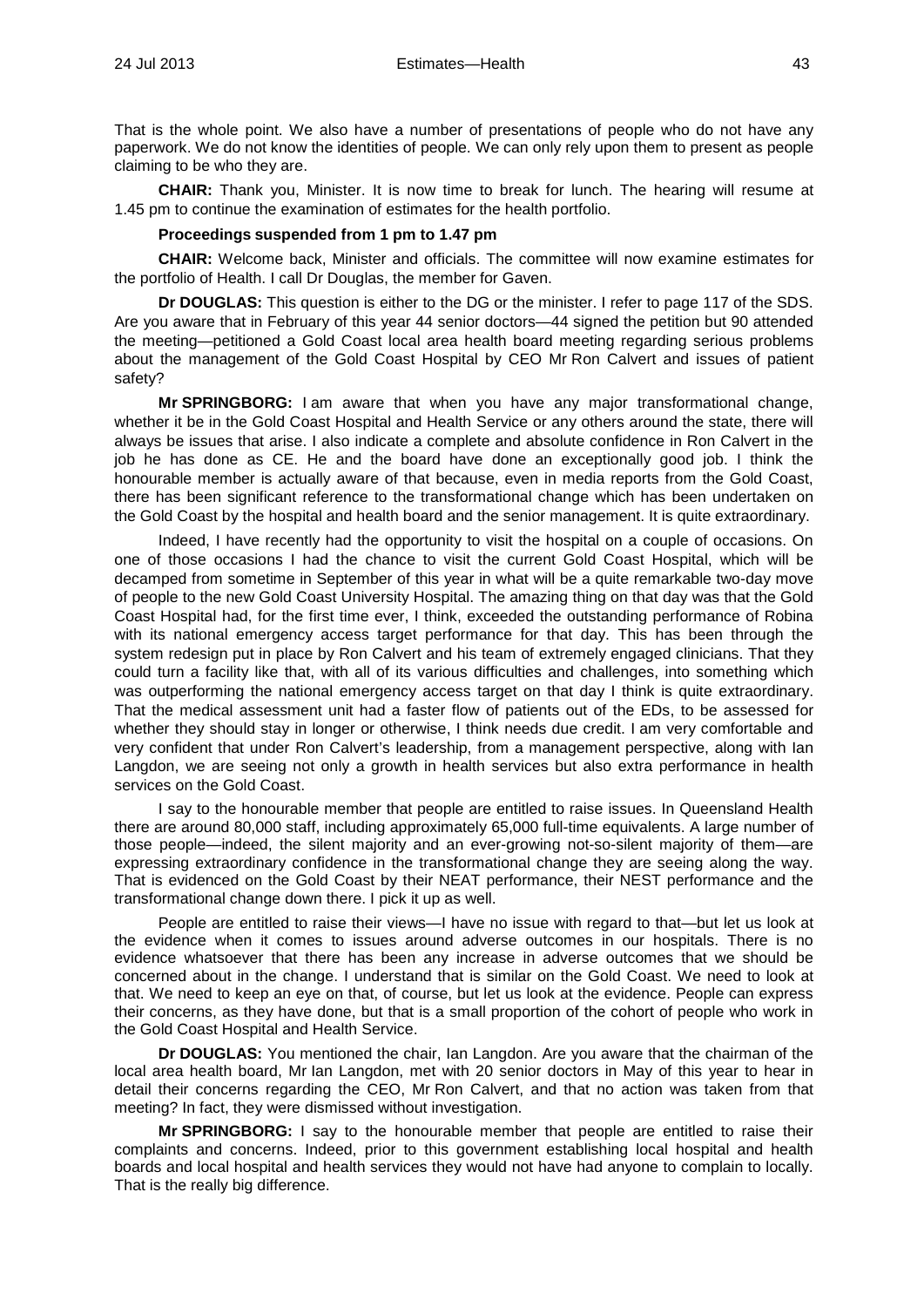That is the whole point. We also have a number of presentations of people who do not have any paperwork. We do not know the identities of people. We can only rely upon them to present as people claiming to be who they are.

**CHAIR:** Thank you, Minister. It is now time to break for lunch. The hearing will resume at 1.45 pm to continue the examination of estimates for the health portfolio.

**Proceedings suspended from 1 pm to 1.47 pm**

**CHAIR:** Welcome back, Minister and officials. The committee will now examine estimates for the portfolio of Health. I call Dr Douglas, the member for Gaven.

**Dr DOUGLAS:** This question is either to the DG or the minister. I refer to page 117 of the SDS. Are you aware that in February of this year 44 senior doctors—44 signed the petition but 90 attended the meeting—petitioned a Gold Coast local area health board meeting regarding serious problems about the management of the Gold Coast Hospital by CEO Mr Ron Calvert and issues of patient safety?

**Mr SPRINGBORG:** I am aware that when you have any major transformational change, whether it be in the Gold Coast Hospital and Health Service or any others around the state, there will always be issues that arise. I also indicate a complete and absolute confidence in Ron Calvert in the job he has done as CE. He and the board have done an exceptionally good job. I think the honourable member is actually aware of that because, even in media reports from the Gold Coast, there has been significant reference to the transformational change which has been undertaken on the Gold Coast by the hospital and health board and the senior management. It is quite extraordinary.

Indeed, I have recently had the opportunity to visit the hospital on a couple of occasions. On one of those occasions I had the chance to visit the current Gold Coast Hospital, which will be decamped from sometime in September of this year in what will be a quite remarkable two-day move of people to the new Gold Coast University Hospital. The amazing thing on that day was that the Gold Coast Hospital had, for the first time ever, I think, exceeded the outstanding performance of Robina with its national emergency access target performance for that day. This has been through the system redesign put in place by Ron Calvert and his team of extremely engaged clinicians. That they could turn a facility like that, with all of its various difficulties and challenges, into something which was outperforming the national emergency access target on that day I think is quite extraordinary. That the medical assessment unit had a faster flow of patients out of the EDs, to be assessed for whether they should stay in longer or otherwise, I think needs due credit. I am very comfortable and very confident that under Ron Calvert's leadership, from a management perspective, along with Ian Langdon, we are seeing not only a growth in health services but also extra performance in health services on the Gold Coast.

I say to the honourable member that people are entitled to raise issues. In Queensland Health there are around 80,000 staff, including approximately 65,000 full-time equivalents. A large number of those people—indeed, the silent majority and an ever-growing not-so-silent majority of them—are expressing extraordinary confidence in the transformational change they are seeing along the way. That is evidenced on the Gold Coast by their NEAT performance, their NEST performance and the transformational change down there. I pick it up as well.

People are entitled to raise their views—I have no issue with regard to that—but let us look at the evidence when it comes to issues around adverse outcomes in our hospitals. There is no evidence whatsoever that there has been any increase in adverse outcomes that we should be concerned about in the change. I understand that is similar on the Gold Coast. We need to look at that. We need to keep an eye on that, of course, but let us look at the evidence. People can express their concerns, as they have done, but that is a small proportion of the cohort of people who work in the Gold Coast Hospital and Health Service.

**Dr DOUGLAS:** You mentioned the chair, Ian Langdon. Are you aware that the chairman of the local area health board, Mr Ian Langdon, met with 20 senior doctors in May of this year to hear in detail their concerns regarding the CEO, Mr Ron Calvert, and that no action was taken from that meeting? In fact, they were dismissed without investigation.

**Mr SPRINGBORG:** I say to the honourable member that people are entitled to raise their complaints and concerns. Indeed, prior to this government establishing local hospital and health boards and local hospital and health services they would not have had anyone to complain to locally. That is the really big difference.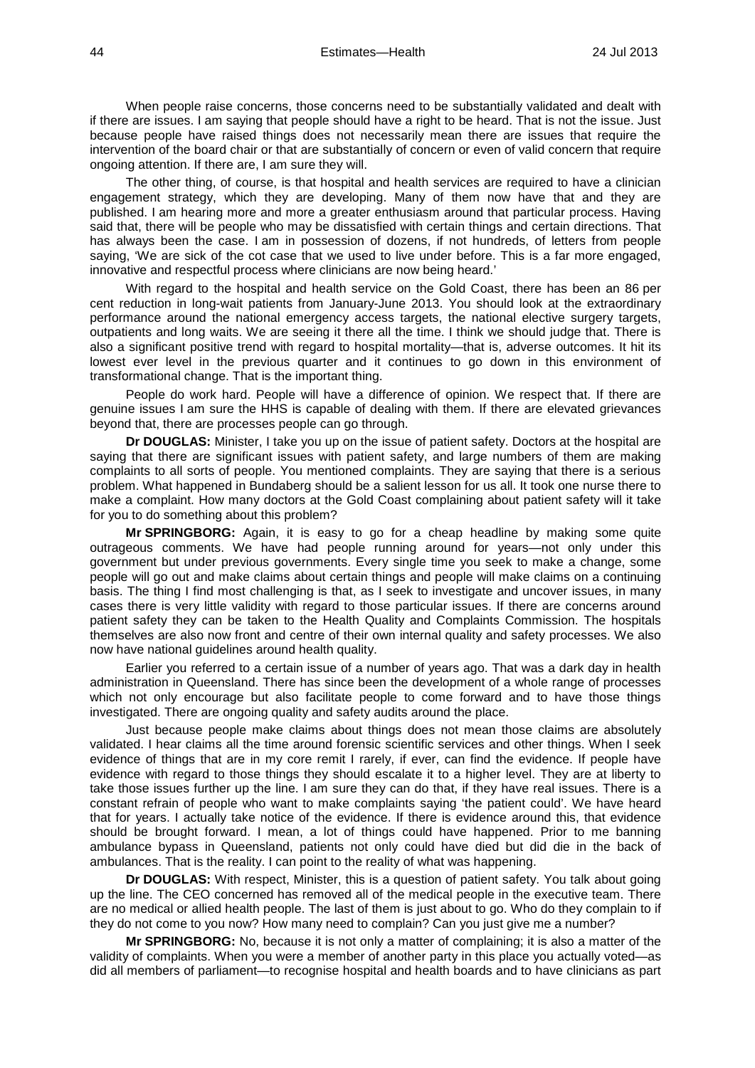When people raise concerns, those concerns need to be substantially validated and dealt with if there are issues. I am saying that people should have a right to be heard. That is not the issue. Just because people have raised things does not necessarily mean there are issues that require the intervention of the board chair or that are substantially of concern or even of valid concern that require ongoing attention. If there are, I am sure they will.

The other thing, of course, is that hospital and health services are required to have a clinician engagement strategy, which they are developing. Many of them now have that and they are published. I am hearing more and more a greater enthusiasm around that particular process. Having said that, there will be people who may be dissatisfied with certain things and certain directions. That has always been the case. I am in possession of dozens, if not hundreds, of letters from people saying, 'We are sick of the cot case that we used to live under before. This is a far more engaged, innovative and respectful process where clinicians are now being heard.'

With regard to the hospital and health service on the Gold Coast, there has been an 86 per cent reduction in long-wait patients from January-June 2013. You should look at the extraordinary performance around the national emergency access targets, the national elective surgery targets, outpatients and long waits. We are seeing it there all the time. I think we should judge that. There is also a significant positive trend with regard to hospital mortality—that is, adverse outcomes. It hit its lowest ever level in the previous quarter and it continues to go down in this environment of transformational change. That is the important thing.

People do work hard. People will have a difference of opinion. We respect that. If there are genuine issues I am sure the HHS is capable of dealing with them. If there are elevated grievances beyond that, there are processes people can go through.

**Dr DOUGLAS:** Minister, I take you up on the issue of patient safety. Doctors at the hospital are saying that there are significant issues with patient safety, and large numbers of them are making complaints to all sorts of people. You mentioned complaints. They are saying that there is a serious problem. What happened in Bundaberg should be a salient lesson for us all. It took one nurse there to make a complaint. How many doctors at the Gold Coast complaining about patient safety will it take for you to do something about this problem?

**Mr SPRINGBORG:** Again, it is easy to go for a cheap headline by making some quite outrageous comments. We have had people running around for years—not only under this government but under previous governments. Every single time you seek to make a change, some people will go out and make claims about certain things and people will make claims on a continuing basis. The thing I find most challenging is that, as I seek to investigate and uncover issues, in many cases there is very little validity with regard to those particular issues. If there are concerns around patient safety they can be taken to the Health Quality and Complaints Commission. The hospitals themselves are also now front and centre of their own internal quality and safety processes. We also now have national guidelines around health quality.

Earlier you referred to a certain issue of a number of years ago. That was a dark day in health administration in Queensland. There has since been the development of a whole range of processes which not only encourage but also facilitate people to come forward and to have those things investigated. There are ongoing quality and safety audits around the place.

Just because people make claims about things does not mean those claims are absolutely validated. I hear claims all the time around forensic scientific services and other things. When I seek evidence of things that are in my core remit I rarely, if ever, can find the evidence. If people have evidence with regard to those things they should escalate it to a higher level. They are at liberty to take those issues further up the line. I am sure they can do that, if they have real issues. There is a constant refrain of people who want to make complaints saying 'the patient could'. We have heard that for years. I actually take notice of the evidence. If there is evidence around this, that evidence should be brought forward. I mean, a lot of things could have happened. Prior to me banning ambulance bypass in Queensland, patients not only could have died but did die in the back of ambulances. That is the reality. I can point to the reality of what was happening.

**Dr DOUGLAS:** With respect, Minister, this is a question of patient safety. You talk about going up the line. The CEO concerned has removed all of the medical people in the executive team. There are no medical or allied health people. The last of them is just about to go. Who do they complain to if they do not come to you now? How many need to complain? Can you just give me a number?

**Mr SPRINGBORG:** No, because it is not only a matter of complaining; it is also a matter of the validity of complaints. When you were a member of another party in this place you actually voted—as did all members of parliament—to recognise hospital and health boards and to have clinicians as part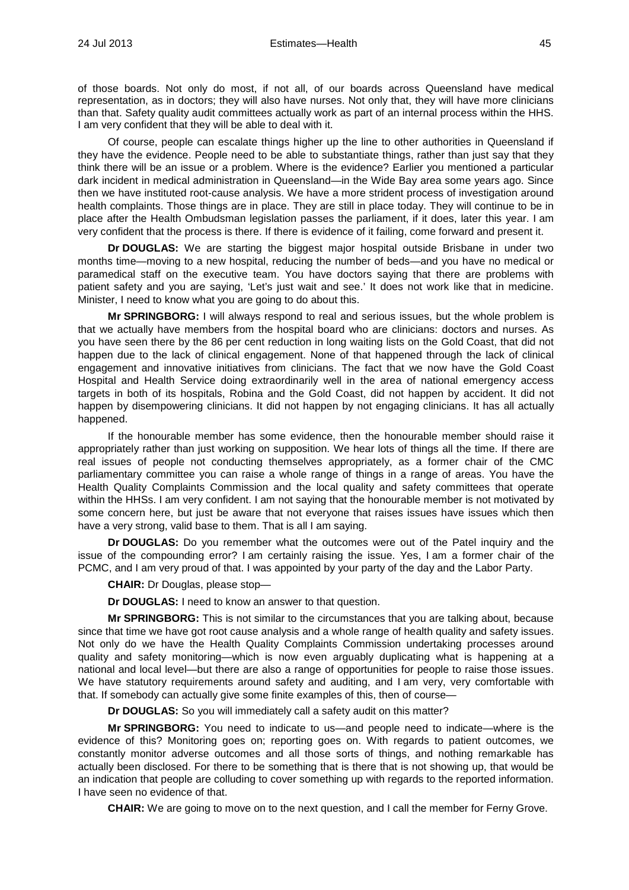of those boards. Not only do most, if not all, of our boards across Queensland have medical representation, as in doctors; they will also have nurses. Not only that, they will have more clinicians than that. Safety quality audit committees actually work as part of an internal process within the HHS. I am very confident that they will be able to deal with it.

Of course, people can escalate things higher up the line to other authorities in Queensland if they have the evidence. People need to be able to substantiate things, rather than just say that they think there will be an issue or a problem. Where is the evidence? Earlier you mentioned a particular dark incident in medical administration in Queensland—in the Wide Bay area some years ago. Since then we have instituted root-cause analysis. We have a more strident process of investigation around health complaints. Those things are in place. They are still in place today. They will continue to be in place after the Health Ombudsman legislation passes the parliament, if it does, later this year. I am very confident that the process is there. If there is evidence of it failing, come forward and present it.

**Dr DOUGLAS:** We are starting the biggest major hospital outside Brisbane in under two months time—moving to a new hospital, reducing the number of beds—and you have no medical or paramedical staff on the executive team. You have doctors saying that there are problems with patient safety and you are saying, 'Let's just wait and see.' It does not work like that in medicine. Minister, I need to know what you are going to do about this.

**Mr SPRINGBORG:** I will always respond to real and serious issues, but the whole problem is that we actually have members from the hospital board who are clinicians: doctors and nurses. As you have seen there by the 86 per cent reduction in long waiting lists on the Gold Coast, that did not happen due to the lack of clinical engagement. None of that happened through the lack of clinical engagement and innovative initiatives from clinicians. The fact that we now have the Gold Coast Hospital and Health Service doing extraordinarily well in the area of national emergency access targets in both of its hospitals, Robina and the Gold Coast, did not happen by accident. It did not happen by disempowering clinicians. It did not happen by not engaging clinicians. It has all actually happened.

If the honourable member has some evidence, then the honourable member should raise it appropriately rather than just working on supposition. We hear lots of things all the time. If there are real issues of people not conducting themselves appropriately, as a former chair of the CMC parliamentary committee you can raise a whole range of things in a range of areas. You have the Health Quality Complaints Commission and the local quality and safety committees that operate within the HHSs. I am very confident. I am not saying that the honourable member is not motivated by some concern here, but just be aware that not everyone that raises issues have issues which then have a very strong, valid base to them. That is all I am saying.

**Dr DOUGLAS:** Do you remember what the outcomes were out of the Patel inquiry and the issue of the compounding error? I am certainly raising the issue. Yes, I am a former chair of the PCMC, and I am very proud of that. I was appointed by your party of the day and the Labor Party.

**CHAIR:** Dr Douglas, please stop—

**Dr DOUGLAS:** I need to know an answer to that question.

**Mr SPRINGBORG:** This is not similar to the circumstances that you are talking about, because since that time we have got root cause analysis and a whole range of health quality and safety issues. Not only do we have the Health Quality Complaints Commission undertaking processes around quality and safety monitoring—which is now even arguably duplicating what is happening at a national and local level—but there are also a range of opportunities for people to raise those issues. We have statutory requirements around safety and auditing, and I am very, very comfortable with that. If somebody can actually give some finite examples of this, then of course—

**Dr DOUGLAS:** So you will immediately call a safety audit on this matter?

**Mr SPRINGBORG:** You need to indicate to us—and people need to indicate—where is the evidence of this? Monitoring goes on; reporting goes on. With regards to patient outcomes, we constantly monitor adverse outcomes and all those sorts of things, and nothing remarkable has actually been disclosed. For there to be something that is there that is not showing up, that would be an indication that people are colluding to cover something up with regards to the reported information. I have seen no evidence of that.

**CHAIR:** We are going to move on to the next question, and I call the member for Ferny Grove.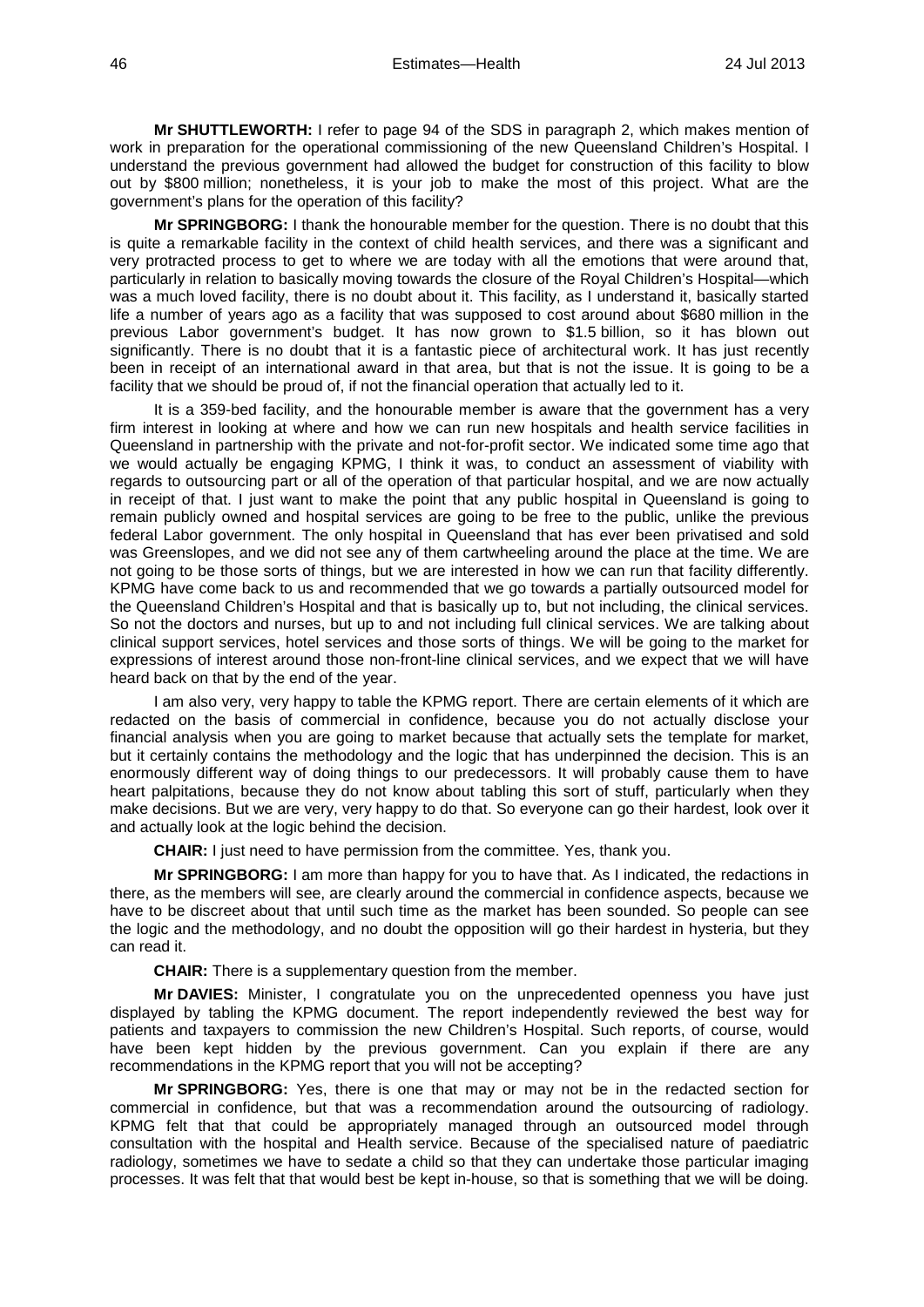**Mr SHUTTLEWORTH:** I refer to page 94 of the SDS in paragraph 2, which makes mention of work in preparation for the operational commissioning of the new Queensland Children's Hospital. I understand the previous government had allowed the budget for construction of this facility to blow out by $800 million; nonetheless, it is your job to make the most of this project. What are the government's plans for the operation of this facility?

**Mr SPRINGBORG:** I thank the honourable member for the question. There is no doubt that this is quite a remarkable facility in the context of child health services, and there was a significant and very protracted process to get to where we are today with all the emotions that were around that, particularly in relation to basically moving towards the closure of the Royal Children's Hospital—which was a much loved facility, there is no doubt about it. This facility, as I understand it, basically started life a number of years ago as a facility that was supposed to cost around about $680 million in the previous Labor government's budget. It has now grown to $1.5 billion, so it has blown out significantly. There is no doubt that it is a fantastic piece of architectural work. It has just recently been in receipt of an international award in that area, but that is not the issue. It is going to be a facility that we should be proud of, if not the financial operation that actually led to it.

It is a 359-bed facility, and the honourable member is aware that the government has a very firm interest in looking at where and how we can run new hospitals and health service facilities in Queensland in partnership with the private and not-for-profit sector. We indicated some time ago that we would actually be engaging KPMG, I think it was, to conduct an assessment of viability with regards to outsourcing part or all of the operation of that particular hospital, and we are now actually in receipt of that. I just want to make the point that any public hospital in Queensland is going to remain publicly owned and hospital services are going to be free to the public, unlike the previous federal Labor government. The only hospital in Queensland that has ever been privatised and sold was Greenslopes, and we did not see any of them cartwheeling around the place at the time. We are not going to be those sorts of things, but we are interested in how we can run that facility differently. KPMG have come back to us and recommended that we go towards a partially outsourced model for the Queensland Children's Hospital and that is basically up to, but not including, the clinical services. So not the doctors and nurses, but up to and not including full clinical services. We are talking about clinical support services, hotel services and those sorts of things. We will be going to the market for expressions of interest around those non-front-line clinical services, and we expect that we will have heard back on that by the end of the year.

I am also very, very happy to table the KPMG report. There are certain elements of it which are redacted on the basis of commercial in confidence, because you do not actually disclose your financial analysis when you are going to market because that actually sets the template for market, but it certainly contains the methodology and the logic that has underpinned the decision. This is an enormously different way of doing things to our predecessors. It will probably cause them to have heart palpitations, because they do not know about tabling this sort of stuff, particularly when they make decisions. But we are very, very happy to do that. So everyone can go their hardest, look over it and actually look at the logic behind the decision.

**CHAIR:** I just need to have permission from the committee. Yes, thank you.

**Mr SPRINGBORG:** I am more than happy for you to have that. As I indicated, the redactions in there, as the members will see, are clearly around the commercial in confidence aspects, because we have to be discreet about that until such time as the market has been sounded. So people can see the logic and the methodology, and no doubt the opposition will go their hardest in hysteria, but they can read it.

**CHAIR:** There is a supplementary question from the member.

**Mr DAVIES:** Minister, I congratulate you on the unprecedented openness you have just displayed by tabling the KPMG document. The report independently reviewed the best way for patients and taxpayers to commission the new Children's Hospital. Such reports, of course, would have been kept hidden by the previous government. Can you explain if there are any recommendations in the KPMG report that you will not be accepting?

**Mr SPRINGBORG:** Yes, there is one that may or may not be in the redacted section for commercial in confidence, but that was a recommendation around the outsourcing of radiology. KPMG felt that that could be appropriately managed through an outsourced model through consultation with the hospital and Health service. Because of the specialised nature of paediatric radiology, sometimes we have to sedate a child so that they can undertake those particular imaging processes. It was felt that that would best be kept in-house, so that is something that we will be doing.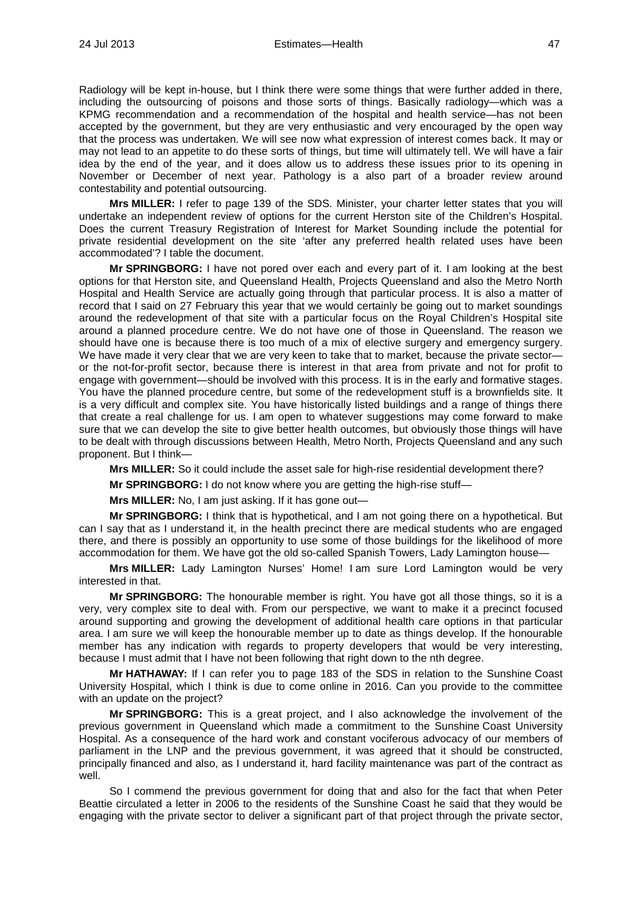Radiology will be kept in-house, but I think there were some things that were further added in there, including the outsourcing of poisons and those sorts of things. Basically radiology—which was a KPMG recommendation and a recommendation of the hospital and health service—has not been accepted by the government, but they are very enthusiastic and very encouraged by the open way that the process was undertaken. We will see now what expression of interest comes back. It may or may not lead to an appetite to do these sorts of things, but time will ultimately tell. We will have a fair idea by the end of the year, and it does allow us to address these issues prior to its opening in November or December of next year. Pathology is a also part of a broader review around contestability and potential outsourcing.

**Mrs MILLER:** I refer to page 139 of the SDS. Minister, your charter letter states that you will undertake an independent review of options for the current Herston site of the Children's Hospital. Does the current Treasury Registration of Interest for Market Sounding include the potential for private residential development on the site 'after any preferred health related uses have been accommodated'? I table the document.

**Mr SPRINGBORG:** I have not pored over each and every part of it. I am looking at the best options for that Herston site, and Queensland Health, Projects Queensland and also the Metro North Hospital and Health Service are actually going through that particular process. It is also a matter of record that I said on 27 February this year that we would certainly be going out to market soundings around the redevelopment of that site with a particular focus on the Royal Children's Hospital site around a planned procedure centre. We do not have one of those in Queensland. The reason we should have one is because there is too much of a mix of elective surgery and emergency surgery. We have made it very clear that we are very keen to take that to market, because the private sector—or the not-for-profit sector, because there is interest in that area from private and not for profit to engage with government—should be involved with this process. It is in the early and formative stages. You have the planned procedure centre, but some of the redevelopment stuff is a brownfields site. It is a very difficult and complex site. You have historically listed buildings and a range of things there that create a real challenge for us. I am open to whatever suggestions may come forward to make sure that we can develop the site to give better health outcomes, but obviously those things will have to be dealt with through discussions between Health, Metro North, Projects Queensland and any such proponent. But I think—

**Mrs MILLER:** So it could include the asset sale for high-rise residential development there?

**Mr SPRINGBORG:** I do not know where you are getting the high-rise stuff—

**Mrs MILLER:** No, I am just asking. If it has gone out—

**Mr SPRINGBORG:** I think that is hypothetical, and I am not going there on a hypothetical. But can I say that as I understand it, in the health precinct there are medical students who are engaged there, and there is possibly an opportunity to use some of those buildings for the likelihood of more accommodation for them. We have got the old so-called Spanish Towers, Lady Lamington house—

**Mrs MILLER:** Lady Lamington Nurses' Home! I am sure Lord Lamington would be very interested in that.

**Mr SPRINGBORG:** The honourable member is right. You have got all those things, so it is a very, very complex site to deal with. From our perspective, we want to make it a precinct focused around supporting and growing the development of additional health care options in that particular area. I am sure we will keep the honourable member up to date as things develop. If the honourable member has any indication with regards to property developers that would be very interesting, because I must admit that I have not been following that right down to the nth degree.

**Mr HATHAWAY:** If I can refer you to page 183 of the SDS in relation to the Sunshine Coast University Hospital, which I think is due to come online in 2016. Can you provide to the committee with an update on the project?

**Mr SPRINGBORG:** This is a great project, and I also acknowledge the involvement of the previous government in Queensland which made a commitment to the Sunshine Coast University Hospital. As a consequence of the hard work and constant vociferous advocacy of our members of parliament in the LNP and the previous government, it was agreed that it should be constructed, principally financed and also, as I understand it, hard facility maintenance was part of the contract as well.

So I commend the previous government for doing that and also for the fact that when Peter Beattie circulated a letter in 2006 to the residents of the Sunshine Coast he said that they would be engaging with the private sector to deliver a significant part of that project through the private sector,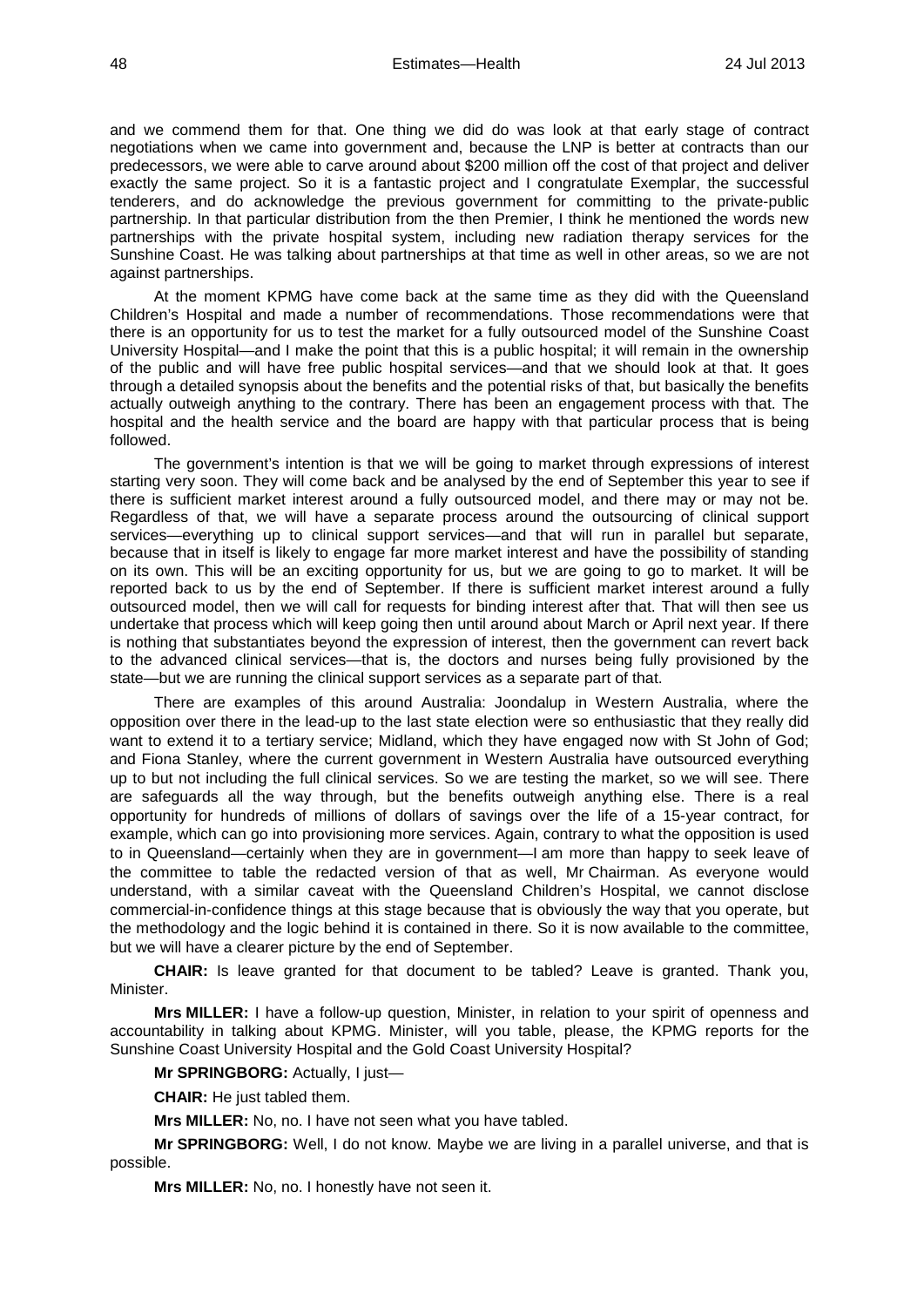and we commend them for that. One thing we did do was look at that early stage of contract negotiations when we came into government and, because the LNP is better at contracts than our predecessors, we were able to carve around about $200 million off the cost of that project and deliver exactly the same project. So it is a fantastic project and I congratulate Exemplar, the successful tenderers, and do acknowledge the previous government for committing to the private-public partnership. In that particular distribution from the then Premier, I think he mentioned the words new partnerships with the private hospital system, including new radiation therapy services for the Sunshine Coast. He was talking about partnerships at that time as well in other areas, so we are not against partnerships.

At the moment KPMG have come back at the same time as they did with the Queensland Children's Hospital and made a number of recommendations. Those recommendations were that there is an opportunity for us to test the market for a fully outsourced model of the Sunshine Coast University Hospital—and I make the point that this is a public hospital; it will remain in the ownership of the public and will have free public hospital services—and that we should look at that. It goes through a detailed synopsis about the benefits and the potential risks of that, but basically the benefits actually outweigh anything to the contrary. There has been an engagement process with that. The hospital and the health service and the board are happy with that particular process that is being followed.

The government's intention is that we will be going to market through expressions of interest starting very soon. They will come back and be analysed by the end of September this year to see if there is sufficient market interest around a fully outsourced model, and there may or may not be. Regardless of that, we will have a separate process around the outsourcing of clinical support services—everything up to clinical support services—and that will run in parallel but separate, because that in itself is likely to engage far more market interest and have the possibility of standing on its own. This will be an exciting opportunity for us, but we are going to go to market. It will be reported back to us by the end of September. If there is sufficient market interest around a fully outsourced model, then we will call for requests for binding interest after that. That will then see us undertake that process which will keep going then until around about March or April next year. If there is nothing that substantiates beyond the expression of interest, then the government can revert back to the advanced clinical services—that is, the doctors and nurses being fully provisioned by the state—but we are running the clinical support services as a separate part of that.

There are examples of this around Australia: Joondalup in Western Australia, where the opposition over there in the lead-up to the last state election were so enthusiastic that they really did want to extend it to a tertiary service; Midland, which they have engaged now with St John of God; and Fiona Stanley, where the current government in Western Australia have outsourced everything up to but not including the full clinical services. So we are testing the market, so we will see. There are safeguards all the way through, but the benefits outweigh anything else. There is a real opportunity for hundreds of millions of dollars of savings over the life of a 15-year contract, for example, which can go into provisioning more services. Again, contrary to what the opposition is used to in Queensland—certainly when they are in government—I am more than happy to seek leave of the committee to table the redacted version of that as well, Mr Chairman. As everyone would understand, with a similar caveat with the Queensland Children's Hospital, we cannot disclose commercial-in-confidence things at this stage because that is obviously the way that you operate, but the methodology and the logic behind it is contained in there. So it is now available to the committee, but we will have a clearer picture by the end of September.

**CHAIR:** Is leave granted for that document to be tabled? Leave is granted. Thank you, Minister.

**Mrs MILLER:** I have a follow-up question, Minister, in relation to your spirit of openness and accountability in talking about KPMG. Minister, will you table, please, the KPMG reports for the Sunshine Coast University Hospital and the Gold Coast University Hospital?

**Mr SPRINGBORG:** Actually, I just—

**CHAIR:** He just tabled them.

**Mrs MILLER:** No, no. I have not seen what you have tabled.

**Mr SPRINGBORG:** Well, I do not know. Maybe we are living in a parallel universe, and that is possible.

**Mrs MILLER:** No, no. I honestly have not seen it.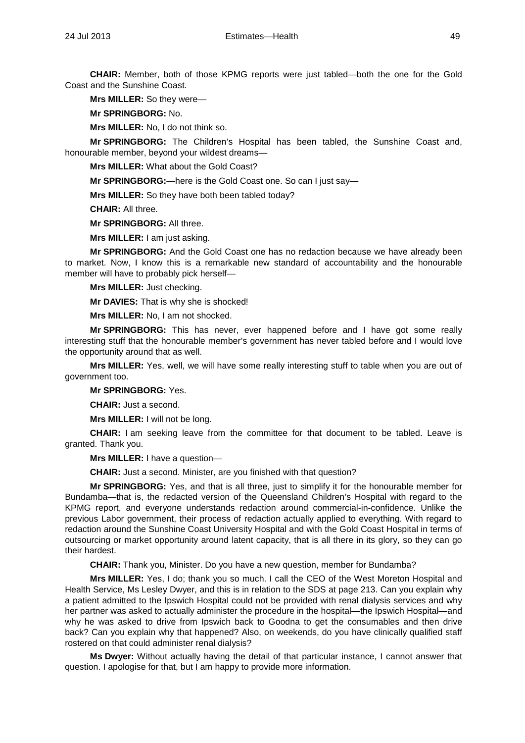**CHAIR:** Member, both of those KPMG reports were just tabled—both the one for the Gold Coast and the Sunshine Coast.

**Mrs MILLER:** So they were—

**Mr SPRINGBORG:** No.

**Mrs MILLER:** No, I do not think so.

**Mr SPRINGBORG:** The Children's Hospital has been tabled, the Sunshine Coast and, honourable member, beyond your wildest dreams—

**Mrs MILLER:** What about the Gold Coast?

**Mr SPRINGBORG:**—here is the Gold Coast one. So can I just say—

**Mrs MILLER:** So they have both been tabled today?

**CHAIR:** All three.

**Mr SPRINGBORG:** All three.

**Mrs MILLER:** I am just asking.

**Mr SPRINGBORG:** And the Gold Coast one has no redaction because we have already been to market. Now, I know this is a remarkable new standard of accountability and the honourable member will have to probably pick herself—

**Mrs MILLER:** Just checking.

**Mr DAVIES:** That is why she is shocked!

**Mrs MILLER:** No, I am not shocked.

**Mr SPRINGBORG:** This has never, ever happened before and I have got some really interesting stuff that the honourable member's government has never tabled before and I would love the opportunity around that as well.

**Mrs MILLER:** Yes, well, we will have some really interesting stuff to table when you are out of government too.

**Mr SPRINGBORG:** Yes.

**CHAIR:** Just a second.

**Mrs MILLER:** I will not be long.

**CHAIR:** I am seeking leave from the committee for that document to be tabled. Leave is granted. Thank you.

**Mrs MILLER:** I have a question—

**CHAIR:** Just a second. Minister, are you finished with that question?

**Mr SPRINGBORG:** Yes, and that is all three, just to simplify it for the honourable member for Bundamba—that is, the redacted version of the Queensland Children's Hospital with regard to the KPMG report, and everyone understands redaction around commercial-in-confidence. Unlike the previous Labor government, their process of redaction actually applied to everything. With regard to redaction around the Sunshine Coast University Hospital and with the Gold Coast Hospital in terms of outsourcing or market opportunity around latent capacity, that is all there in its glory, so they can go their hardest.

**CHAIR:** Thank you, Minister. Do you have a new question, member for Bundamba?

**Mrs MILLER:** Yes, I do; thank you so much. I call the CEO of the West Moreton Hospital and Health Service, Ms Lesley Dwyer, and this is in relation to the SDS at page 213. Can you explain why a patient admitted to the Ipswich Hospital could not be provided with renal dialysis services and why her partner was asked to actually administer the procedure in the hospital—the Ipswich Hospital—and why he was asked to drive from Ipswich back to Goodna to get the consumables and then drive back? Can you explain why that happened? Also, on weekends, do you have clinically qualified staff rostered on that could administer renal dialysis?

**Ms Dwyer:** Without actually having the detail of that particular instance, I cannot answer that question. I apologise for that, but I am happy to provide more information.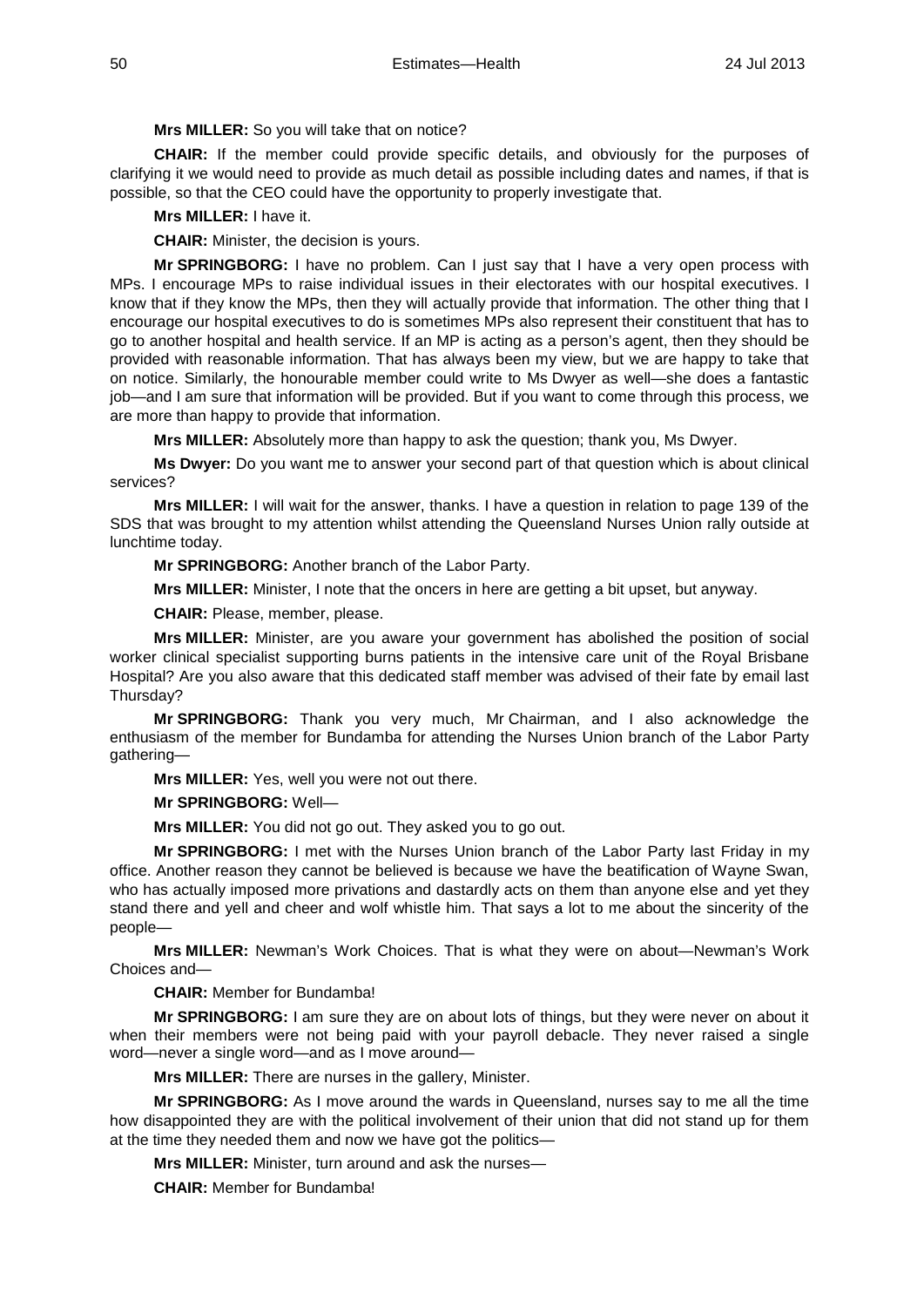**Mrs MILLER:** So you will take that on notice?

**CHAIR:** If the member could provide specific details, and obviously for the purposes of clarifying it we would need to provide as much detail as possible including dates and names, if that is possible, so that the CEO could have the opportunity to properly investigate that.

**Mrs MILLER:** I have it.

**CHAIR:** Minister, the decision is yours.

**Mr SPRINGBORG:** I have no problem. Can I just say that I have a very open process with MPs. I encourage MPs to raise individual issues in their electorates with our hospital executives. I know that if they know the MPs, then they will actually provide that information. The other thing that I encourage our hospital executives to do is sometimes MPs also represent their constituent that has to go to another hospital and health service. If an MP is acting as a person's agent, then they should be provided with reasonable information. That has always been my view, but we are happy to take that on notice. Similarly, the honourable member could write to Ms Dwyer as well—she does a fantastic job—and I am sure that information will be provided. But if you want to come through this process, we are more than happy to provide that information.

**Mrs MILLER:** Absolutely more than happy to ask the question; thank you, Ms Dwyer.

**Ms Dwyer:** Do you want me to answer your second part of that question which is about clinical services?

**Mrs MILLER:** I will wait for the answer, thanks. I have a question in relation to page 139 of the SDS that was brought to my attention whilst attending the Queensland Nurses Union rally outside at lunchtime today.

**Mr SPRINGBORG:** Another branch of the Labor Party.

**Mrs MILLER:** Minister, I note that the oncers in here are getting a bit upset, but anyway.

**CHAIR:** Please, member, please.

**Mrs MILLER:** Minister, are you aware your government has abolished the position of social worker clinical specialist supporting burns patients in the intensive care unit of the Royal Brisbane Hospital? Are you also aware that this dedicated staff member was advised of their fate by email last Thursday?

**Mr SPRINGBORG:** Thank you very much, Mr Chairman, and I also acknowledge the enthusiasm of the member for Bundamba for attending the Nurses Union branch of the Labor Party gathering—

**Mrs MILLER:** Yes, well you were not out there.

**Mr SPRINGBORG:** Well—

**Mrs MILLER:** You did not go out. They asked you to go out.

**Mr SPRINGBORG:** I met with the Nurses Union branch of the Labor Party last Friday in my office. Another reason they cannot be believed is because we have the beatification of Wayne Swan, who has actually imposed more privations and dastardly acts on them than anyone else and yet they stand there and yell and cheer and wolf whistle him. That says a lot to me about the sincerity of the people—

**Mrs MILLER:** Newman's Work Choices. That is what they were on about—Newman's Work Choices and—

**CHAIR:** Member for Bundamba!

**Mr SPRINGBORG:** I am sure they are on about lots of things, but they were never on about it when their members were not being paid with your payroll debacle. They never raised a single word—never a single word—and as I move around—

**Mrs MILLER:** There are nurses in the gallery, Minister.

**Mr SPRINGBORG:** As I move around the wards in Queensland, nurses say to me all the time how disappointed they are with the political involvement of their union that did not stand up for them at the time they needed them and now we have got the politics—

**Mrs MILLER:** Minister, turn around and ask the nurses—

**CHAIR:** Member for Bundamba!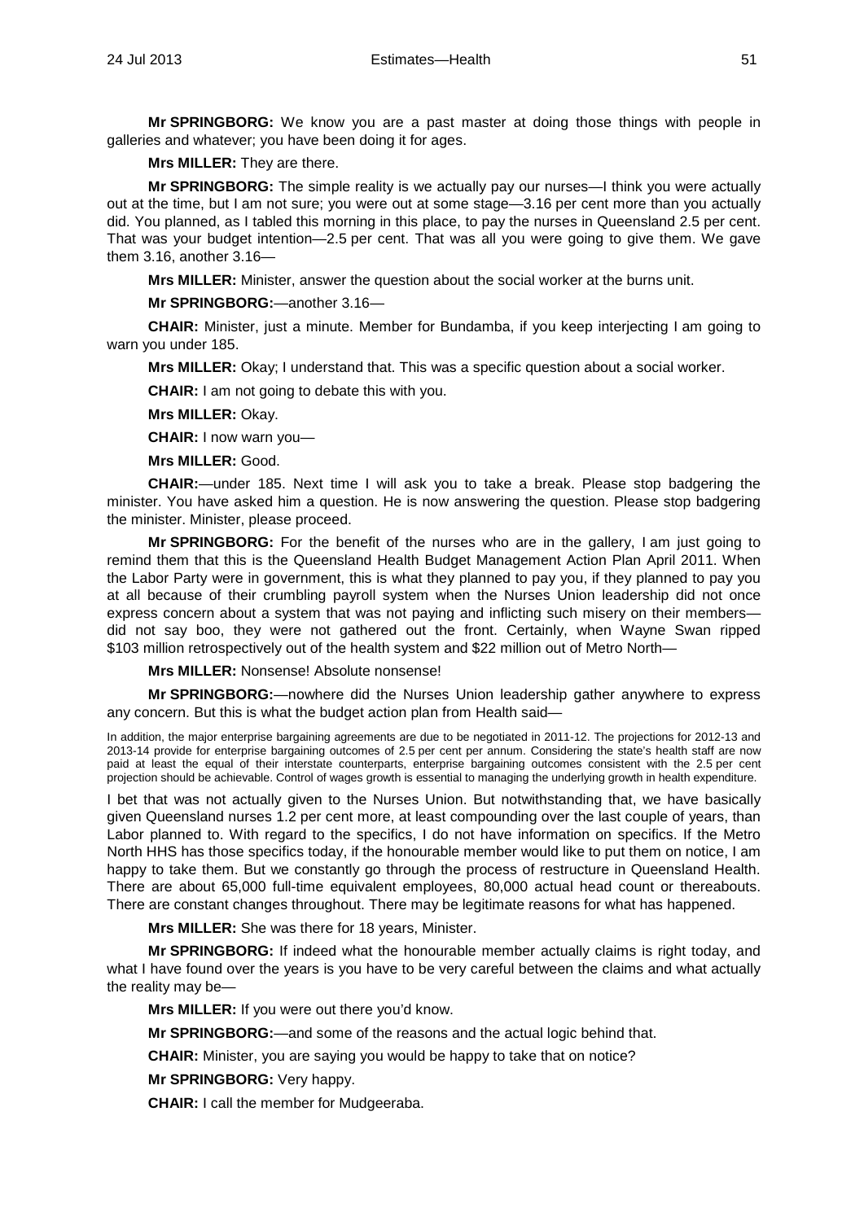**Mr SPRINGBORG:** We know you are a past master at doing those things with people in galleries and whatever; you have been doing it for ages.

**Mrs MILLER:** They are there.

**Mr SPRINGBORG:** The simple reality is we actually pay our nurses—I think you were actually out at the time, but I am not sure; you were out at some stage—3.16 per cent more than you actually did. You planned, as I tabled this morning in this place, to pay the nurses in Queensland 2.5 per cent. That was your budget intention—2.5 per cent. That was all you were going to give them. We gave them 3.16, another 3.16—

**Mrs MILLER:** Minister, answer the question about the social worker at the burns unit.

**Mr SPRINGBORG:**—another 3.16—

**CHAIR:** Minister, just a minute. Member for Bundamba, if you keep interjecting I am going to warn you under 185.

**Mrs MILLER:** Okay; I understand that. This was a specific question about a social worker.

**CHAIR:** I am not going to debate this with you.

**Mrs MILLER:** Okay.

**CHAIR:** I now warn you—

**Mrs MILLER:** Good.

**CHAIR:**—under 185. Next time I will ask you to take a break. Please stop badgering the minister. You have asked him a question. He is now answering the question. Please stop badgering the minister. Minister, please proceed.

**Mr SPRINGBORG:** For the benefit of the nurses who are in the gallery, I am just going to remind them that this is the Queensland Health Budget Management Action Plan April 2011. When the Labor Party were in government, this is what they planned to pay you, if they planned to pay you at all because of their crumbling payroll system when the Nurses Union leadership did not once express concern about a system that was not paying and inflicting such misery on their members—did not say boo, they were not gathered out the front. Certainly, when Wayne Swan ripped $103 million retrospectively out of the health system and $22 million out of Metro North—

**Mrs MILLER:** Nonsense! Absolute nonsense!

**Mr SPRINGBORG:**—nowhere did the Nurses Union leadership gather anywhere to express any concern. But this is what the budget action plan from Health said—

> In addition, the major enterprise bargaining agreements are due to be negotiated in 2011-12. The projections for 2012-13 and 2013-14 provide for enterprise bargaining outcomes of 2.5 per cent per annum. Considering the state's health staff are now paid at least the equal of their interstate counterparts, enterprise bargaining outcomes consistent with the 2.5 per cent projection should be achievable. Control of wages growth is essential to managing the underlying growth in health expenditure.

I bet that was not actually given to the Nurses Union. But notwithstanding that, we have basically given Queensland nurses 1.2 per cent more, at least compounding over the last couple of years, than Labor planned to. With regard to the specifics, I do not have information on specifics. If the Metro North HHS has those specifics today, if the honourable member would like to put them on notice, I am happy to take them. But we constantly go through the process of restructure in Queensland Health. There are about 65,000 full-time equivalent employees, 80,000 actual head count or thereabouts. There are constant changes throughout. There may be legitimate reasons for what has happened.

**Mrs MILLER:** She was there for 18 years, Minister.

**Mr SPRINGBORG:** If indeed what the honourable member actually claims is right today, and what I have found over the years is you have to be very careful between the claims and what actually the reality may be—

**Mrs MILLER:** If you were out there you'd know.

**Mr SPRINGBORG:**—and some of the reasons and the actual logic behind that.

**CHAIR:** Minister, you are saying you would be happy to take that on notice?

**Mr SPRINGBORG:** Very happy.

**CHAIR:** I call the member for Mudgeeraba.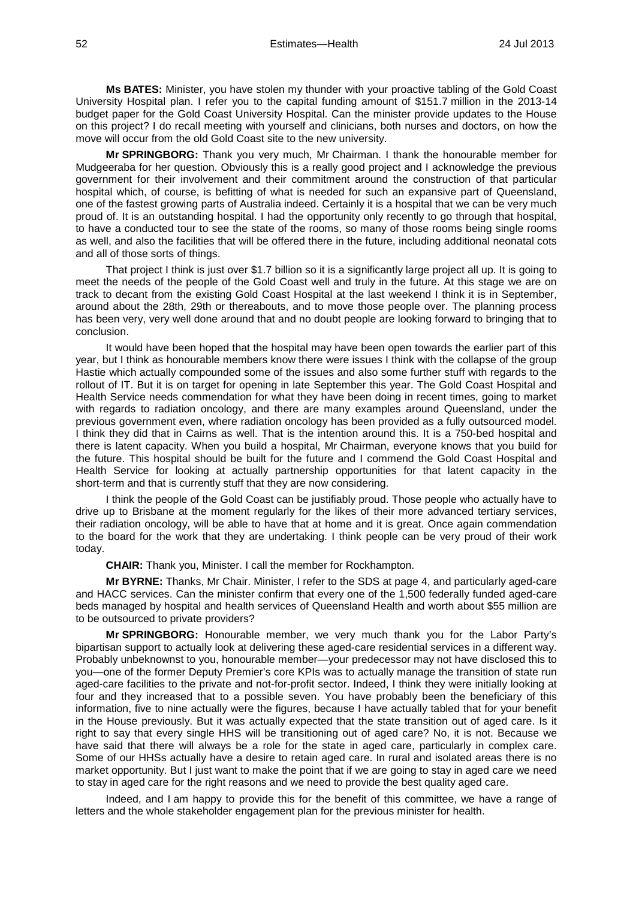**Ms BATES:** Minister, you have stolen my thunder with your proactive tabling of the Gold Coast University Hospital plan. I refer you to the capital funding amount of $151.7 million in the 2013-14 budget paper for the Gold Coast University Hospital. Can the minister provide updates to the House on this project? I do recall meeting with yourself and clinicians, both nurses and doctors, on how the move will occur from the old Gold Coast site to the new university.

**Mr SPRINGBORG:** Thank you very much, Mr Chairman. I thank the honourable member for Mudgeeraba for her question. Obviously this is a really good project and I acknowledge the previous government for their involvement and their commitment around the construction of that particular hospital which, of course, is befitting of what is needed for such an expansive part of Queensland, one of the fastest growing parts of Australia indeed. Certainly it is a hospital that we can be very much proud of. It is an outstanding hospital. I had the opportunity only recently to go through that hospital, to have a conducted tour to see the state of the rooms, so many of those rooms being single rooms as well, and also the facilities that will be offered there in the future, including additional neonatal cots and all of those sorts of things.

That project I think is just over $1.7 billion so it is a significantly large project all up. It is going to meet the needs of the people of the Gold Coast well and truly in the future. At this stage we are on track to decant from the existing Gold Coast Hospital at the last weekend I think it is in September, around about the 28th, 29th or thereabouts, and to move those people over. The planning process has been very, very well done around that and no doubt people are looking forward to bringing that to conclusion.

It would have been hoped that the hospital may have been open towards the earlier part of this year, but I think as honourable members know there were issues I think with the collapse of the group Hastie which actually compounded some of the issues and also some further stuff with regards to the rollout of IT. But it is on target for opening in late September this year. The Gold Coast Hospital and Health Service needs commendation for what they have been doing in recent times, going to market with regards to radiation oncology, and there are many examples around Queensland, under the previous government even, where radiation oncology has been provided as a fully outsourced model. I think they did that in Cairns as well. That is the intention around this. It is a 750-bed hospital and there is latent capacity. When you build a hospital, Mr Chairman, everyone knows that you build for the future. This hospital should be built for the future and I commend the Gold Coast Hospital and Health Service for looking at actually partnership opportunities for that latent capacity in the short-term and that is currently stuff that they are now considering.

I think the people of the Gold Coast can be justifiably proud. Those people who actually have to drive up to Brisbane at the moment regularly for the likes of their more advanced tertiary services, their radiation oncology, will be able to have that at home and it is great. Once again commendation to the board for the work that they are undertaking. I think people can be very proud of their work today.

**CHAIR:** Thank you, Minister. I call the member for Rockhampton.

**Mr BYRNE:** Thanks, Mr Chair. Minister, I refer to the SDS at page 4, and particularly aged-care and HACC services. Can the minister confirm that every one of the 1,500 federally funded aged-care beds managed by hospital and health services of Queensland Health and worth about $55 million are to be outsourced to private providers?

**Mr SPRINGBORG:** Honourable member, we very much thank you for the Labor Party's bipartisan support to actually look at delivering these aged-care residential services in a different way. Probably unbeknownst to you, honourable member—your predecessor may not have disclosed this to you—one of the former Deputy Premier's core KPIs was to actually manage the transition of state run aged-care facilities to the private and not-for-profit sector. Indeed, I think they were initially looking at four and they increased that to a possible seven. You have probably been the beneficiary of this information, five to nine actually were the figures, because I have actually tabled that for your benefit in the House previously. But it was actually expected that the state transition out of aged care. Is it right to say that every single HHS will be transitioning out of aged care? No, it is not. Because we have said that there will always be a role for the state in aged care, particularly in complex care. Some of our HHSs actually have a desire to retain aged care. In rural and isolated areas there is no market opportunity. But I just want to make the point that if we are going to stay in aged care we need to stay in aged care for the right reasons and we need to provide the best quality aged care.

Indeed, and I am happy to provide this for the benefit of this committee, we have a range of letters and the whole stakeholder engagement plan for the previous minister for health.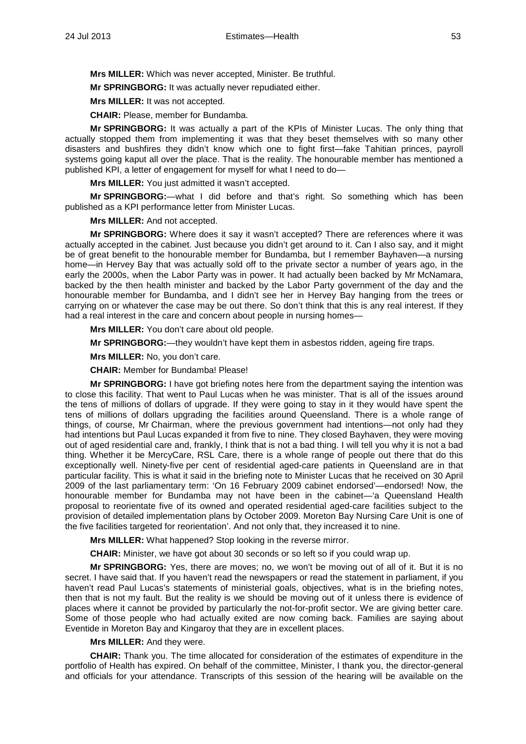**Mrs MILLER:** Which was never accepted, Minister. Be truthful.

**Mr SPRINGBORG:** It was actually never repudiated either.

**Mrs MILLER:** It was not accepted.

**CHAIR:** Please, member for Bundamba.

**Mr SPRINGBORG:** It was actually a part of the KPIs of Minister Lucas. The only thing that actually stopped them from implementing it was that they beset themselves with so many other disasters and bushfires they didn't know which one to fight first—fake Tahitian princes, payroll systems going kaput all over the place. That is the reality. The honourable member has mentioned a published KPI, a letter of engagement for myself for what I need to do—

**Mrs MILLER:** You just admitted it wasn't accepted.

**Mr SPRINGBORG:**—what I did before and that's right. So something which has been published as a KPI performance letter from Minister Lucas.

**Mrs MILLER:** And not accepted.

**Mr SPRINGBORG:** Where does it say it wasn't accepted? There are references where it was actually accepted in the cabinet. Just because you didn't get around to it. Can I also say, and it might be of great benefit to the honourable member for Bundamba, but I remember Bayhaven—a nursing home—in Hervey Bay that was actually sold off to the private sector a number of years ago, in the early the 2000s, when the Labor Party was in power. It had actually been backed by Mr McNamara, backed by the then health minister and backed by the Labor Party government of the day and the honourable member for Bundamba, and I didn't see her in Hervey Bay hanging from the trees or carrying on or whatever the case may be out there. So don't think that this is any real interest. If they had a real interest in the care and concern about people in nursing homes—

**Mrs MILLER:** You don't care about old people.

**Mr SPRINGBORG:**—they wouldn't have kept them in asbestos ridden, ageing fire traps.

**Mrs MILLER:** No, you don't care.

**CHAIR:** Member for Bundamba! Please!

**Mr SPRINGBORG:** I have got briefing notes here from the department saying the intention was to close this facility. That went to Paul Lucas when he was minister. That is all of the issues around the tens of millions of dollars of upgrade. If they were going to stay in it they would have spent the tens of millions of dollars upgrading the facilities around Queensland. There is a whole range of things, of course, Mr Chairman, where the previous government had intentions—not only had they had intentions but Paul Lucas expanded it from five to nine. They closed Bayhaven, they were moving out of aged residential care and, frankly, I think that is not a bad thing. I will tell you why it is not a bad thing. Whether it be MercyCare, RSL Care, there is a whole range of people out there that do this exceptionally well. Ninety-five per cent of residential aged-care patients in Queensland are in that particular facility. This is what it said in the briefing note to Minister Lucas that he received on 30 April 2009 of the last parliamentary term: 'On 16 February 2009 cabinet endorsed'—endorsed! Now, the honourable member for Bundamba may not have been in the cabinet—'a Queensland Health proposal to reorientate five of its owned and operated residential aged-care facilities subject to the provision of detailed implementation plans by October 2009. Moreton Bay Nursing Care Unit is one of the five facilities targeted for reorientation'. And not only that, they increased it to nine.

**Mrs MILLER:** What happened? Stop looking in the reverse mirror.

**CHAIR:** Minister, we have got about 30 seconds or so left so if you could wrap up.

**Mr SPRINGBORG:** Yes, there are moves; no, we won't be moving out of all of it. But it is no secret. I have said that. If you haven't read the newspapers or read the statement in parliament, if you haven't read Paul Lucas's statements of ministerial goals, objectives, what is in the briefing notes, then that is not my fault. But the reality is we should be moving out of it unless there is evidence of places where it cannot be provided by particularly the not-for-profit sector. We are giving better care. Some of those people who had actually exited are now coming back. Families are saying about Eventide in Moreton Bay and Kingaroy that they are in excellent places.

**Mrs MILLER:** And they were.

**CHAIR:** Thank you. The time allocated for consideration of the estimates of expenditure in the portfolio of Health has expired. On behalf of the committee, Minister, I thank you, the director-general and officials for your attendance. Transcripts of this session of the hearing will be available on the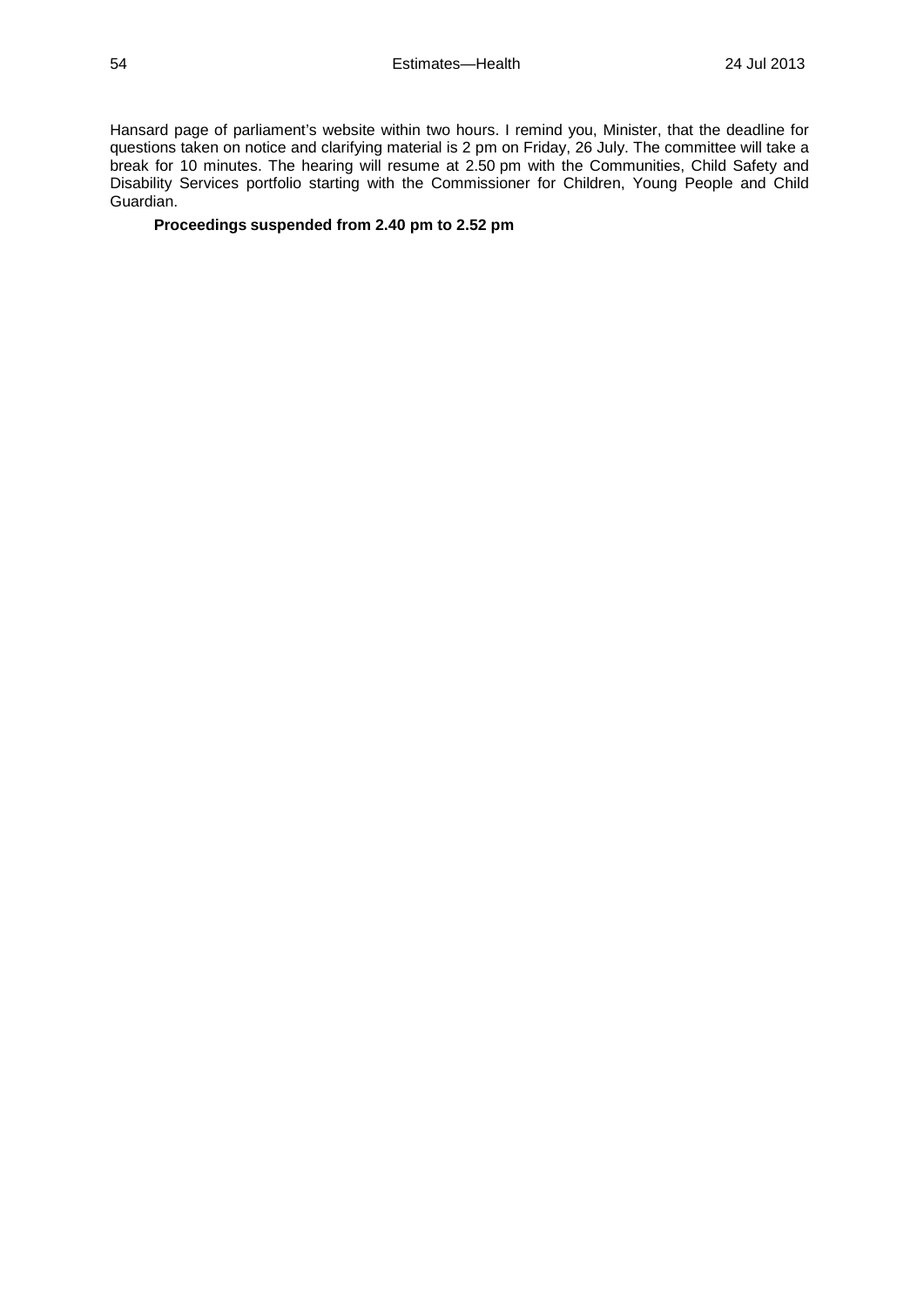Hansard page of parliament's website within two hours. I remind you, Minister, that the deadline for questions taken on notice and clarifying material is 2 pm on Friday, 26 July. The committee will take a break for 10 minutes. The hearing will resume at 2.50 pm with the Communities, Child Safety and Disability Services portfolio starting with the Commissioner for Children, Young People and Child Guardian.

**Proceedings suspended from 2.40 pm to 2.52 pm**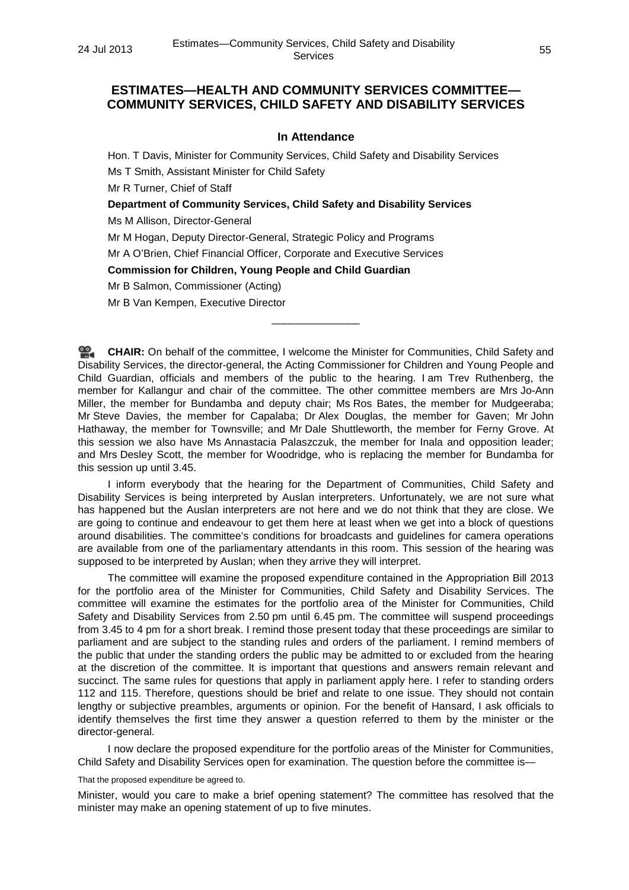## ESTIMATES—HEALTH AND COMMUNITY SERVICES COMMITTEE—COMMUNITY SERVICES, CHILD SAFETY AND DISABILITY SERVICES

### In Attendance

Hon. T Davis, Minister for Community Services, Child Safety and Disability Services

Ms T Smith, Assistant Minister for Child Safety

Mr R Turner, Chief of Staff

**Department of Community Services, Child Safety and Disability Services**

Ms M Allison, Director-General

Mr M Hogan, Deputy Director-General, Strategic Policy and Programs

Mr A O'Brien, Chief Financial Officer, Corporate and Executive Services

**Commission for Children, Young People and Child Guardian**

Mr B Salmon, Commissioner (Acting)

Mr B Van Kempen, Executive Director

---

**CHAIR:** On behalf of the committee, I welcome the Minister for Communities, Child Safety and Disability Services, the director-general, the Acting Commissioner for Children and Young People and Child Guardian, officials and members of the public to the hearing. I am Trev Ruthenberg, the member for Kallangur and chair of the committee. The other committee members are Mrs Jo-Ann Miller, the member for Bundamba and deputy chair; Ms Ros Bates, the member for Mudgeeraba; Mr Steve Davies, the member for Capalaba; Dr Alex Douglas, the member for Gaven; Mr John Hathaway, the member for Townsville; and Mr Dale Shuttleworth, the member for Ferny Grove. At this session we also have Ms Annastacia Palaszczuk, the member for Inala and opposition leader; and Mrs Desley Scott, the member for Woodridge, who is replacing the member for Bundamba for this session up until 3.45.

I inform everybody that the hearing for the Department of Communities, Child Safety and Disability Services is being interpreted by Auslan interpreters. Unfortunately, we are not sure what has happened but the Auslan interpreters are not here and we do not think that they are close. We are going to continue and endeavour to get them here at least when we get into a block of questions around disabilities. The committee's conditions for broadcasts and guidelines for camera operations are available from one of the parliamentary attendants in this room. This session of the hearing was supposed to be interpreted by Auslan; when they arrive they will interpret.

The committee will examine the proposed expenditure contained in the Appropriation Bill 2013 for the portfolio area of the Minister for Communities, Child Safety and Disability Services. The committee will examine the estimates for the portfolio area of the Minister for Communities, Child Safety and Disability Services from 2.50 pm until 6.45 pm. The committee will suspend proceedings from 3.45 to 4 pm for a short break. I remind those present today that these proceedings are similar to parliament and are subject to the standing rules and orders of the parliament. I remind members of the public that under the standing orders the public may be admitted to or excluded from the hearing at the discretion of the committee. It is important that questions and answers remain relevant and succinct. The same rules for questions that apply in parliament apply here. I refer to standing orders 112 and 115. Therefore, questions should be brief and relate to one issue. They should not contain lengthy or subjective preambles, arguments or opinion. For the benefit of Hansard, I ask officials to identify themselves the first time they answer a question referred to them by the minister or the director-general.

I now declare the proposed expenditure for the portfolio areas of the Minister for Communities, Child Safety and Disability Services open for examination. The question before the committee is—

That the proposed expenditure be agreed to.

Minister, would you care to make a brief opening statement? The committee has resolved that the minister may make an opening statement of up to five minutes.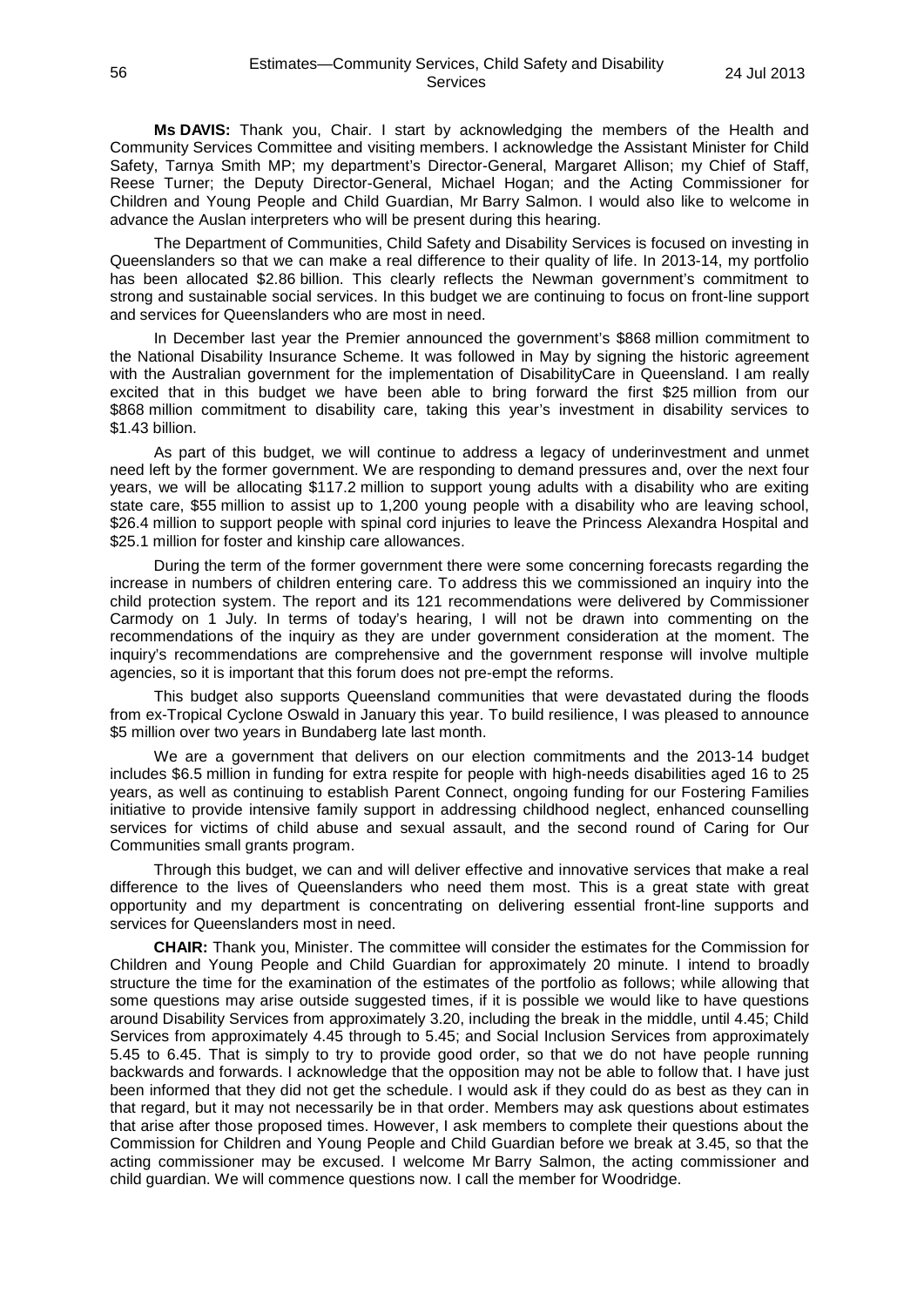**Ms DAVIS:** Thank you, Chair. I start by acknowledging the members of the Health and Community Services Committee and visiting members. I acknowledge the Assistant Minister for Child Safety, Tarnya Smith MP; my department's Director-General, Margaret Allison; my Chief of Staff, Reese Turner; the Deputy Director-General, Michael Hogan; and the Acting Commissioner for Children and Young People and Child Guardian, Mr Barry Salmon. I would also like to welcome in advance the Auslan interpreters who will be present during this hearing.

The Department of Communities, Child Safety and Disability Services is focused on investing in Queenslanders so that we can make a real difference to their quality of life. In 2013-14, my portfolio has been allocated $2.86 billion. This clearly reflects the Newman government's commitment to strong and sustainable social services. In this budget we are continuing to focus on front-line support and services for Queenslanders who are most in need.

In December last year the Premier announced the government's $868 million commitment to the National Disability Insurance Scheme. It was followed in May by signing the historic agreement with the Australian government for the implementation of DisabilityCare in Queensland. I am really excited that in this budget we have been able to bring forward the first $25 million from our $868 million commitment to disability care, taking this year's investment in disability services to $1.43 billion.

As part of this budget, we will continue to address a legacy of underinvestment and unmet need left by the former government. We are responding to demand pressures and, over the next four years, we will be allocating $117.2 million to support young adults with a disability who are exiting state care, $55 million to assist up to 1,200 young people with a disability who are leaving school, $26.4 million to support people with spinal cord injuries to leave the Princess Alexandra Hospital and $25.1 million for foster and kinship care allowances.

During the term of the former government there were some concerning forecasts regarding the increase in numbers of children entering care. To address this we commissioned an inquiry into the child protection system. The report and its 121 recommendations were delivered by Commissioner Carmody on 1 July. In terms of today's hearing, I will not be drawn into commenting on the recommendations of the inquiry as they are under government consideration at the moment. The inquiry's recommendations are comprehensive and the government response will involve multiple agencies, so it is important that this forum does not pre-empt the reforms.

This budget also supports Queensland communities that were devastated during the floods from ex-Tropical Cyclone Oswald in January this year. To build resilience, I was pleased to announce $5 million over two years in Bundaberg late last month.

We are a government that delivers on our election commitments and the 2013-14 budget includes $6.5 million in funding for extra respite for people with high-needs disabilities aged 16 to 25 years, as well as continuing to establish Parent Connect, ongoing funding for our Fostering Families initiative to provide intensive family support in addressing childhood neglect, enhanced counselling services for victims of child abuse and sexual assault, and the second round of Caring for Our Communities small grants program.

Through this budget, we can and will deliver effective and innovative services that make a real difference to the lives of Queenslanders who need them most. This is a great state with great opportunity and my department is concentrating on delivering essential front-line supports and services for Queenslanders most in need.

**CHAIR:** Thank you, Minister. The committee will consider the estimates for the Commission for Children and Young People and Child Guardian for approximately 20 minute. I intend to broadly structure the time for the examination of the estimates of the portfolio as follows; while allowing that some questions may arise outside suggested times, if it is possible we would like to have questions around Disability Services from approximately 3.20, including the break in the middle, until 4.45; Child Services from approximately 4.45 through to 5.45; and Social Inclusion Services from approximately 5.45 to 6.45. That is simply to try to provide good order, so that we do not have people running backwards and forwards. I acknowledge that the opposition may not be able to follow that. I have just been informed that they did not get the schedule. I would ask if they could do as best as they can in that regard, but it may not necessarily be in that order. Members may ask questions about estimates that arise after those proposed times. However, I ask members to complete their questions about the Commission for Children and Young People and Child Guardian before we break at 3.45, so that the acting commissioner may be excused. I welcome Mr Barry Salmon, the acting commissioner and child guardian. We will commence questions now. I call the member for Woodridge.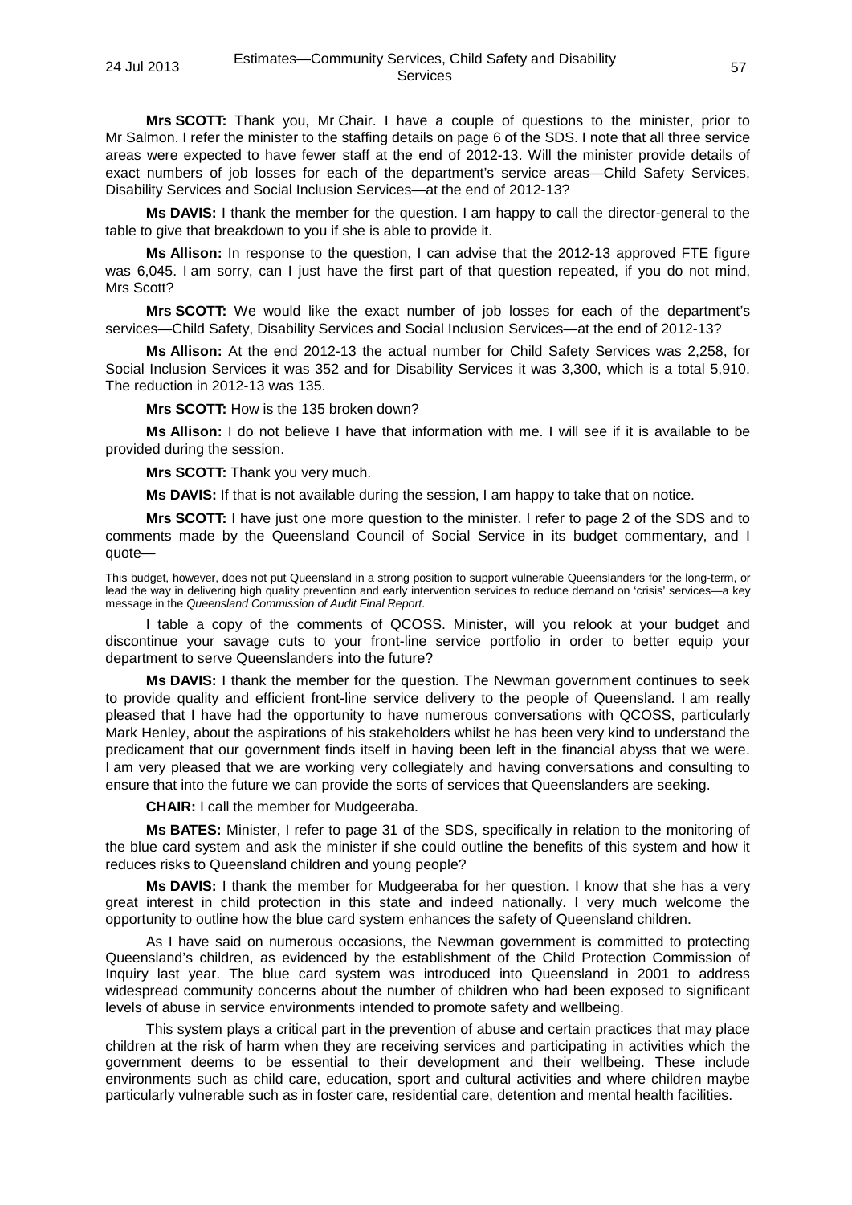**Mrs SCOTT:** Thank you, Mr Chair. I have a couple of questions to the minister, prior to Mr Salmon. I refer the minister to the staffing details on page 6 of the SDS. I note that all three service areas were expected to have fewer staff at the end of 2012-13. Will the minister provide details of exact numbers of job losses for each of the department's service areas—Child Safety Services, Disability Services and Social Inclusion Services—at the end of 2012-13?

**Ms DAVIS:** I thank the member for the question. I am happy to call the director-general to the table to give that breakdown to you if she is able to provide it.

**Ms Allison:** In response to the question, I can advise that the 2012-13 approved FTE figure was 6,045. I am sorry, can I just have the first part of that question repeated, if you do not mind, Mrs Scott?

**Mrs SCOTT:** We would like the exact number of job losses for each of the department's services—Child Safety, Disability Services and Social Inclusion Services—at the end of 2012-13?

**Ms Allison:** At the end 2012-13 the actual number for Child Safety Services was 2,258, for Social Inclusion Services it was 352 and for Disability Services it was 3,300, which is a total 5,910. The reduction in 2012-13 was 135.

**Mrs SCOTT:** How is the 135 broken down?

**Ms Allison:** I do not believe I have that information with me. I will see if it is available to be provided during the session.

**Mrs SCOTT:** Thank you very much.

**Ms DAVIS:** If that is not available during the session, I am happy to take that on notice.

**Mrs SCOTT:** I have just one more question to the minister. I refer to page 2 of the SDS and to comments made by the Queensland Council of Social Service in its budget commentary, and I quote—

> This budget, however, does not put Queensland in a strong position to support vulnerable Queenslanders for the long-term, or lead the way in delivering high quality prevention and early intervention services to reduce demand on 'crisis' services—a key message in the *Queensland Commission of Audit Final Report*.

I table a copy of the comments of QCOSS. Minister, will you relook at your budget and discontinue your savage cuts to your front-line service portfolio in order to better equip your department to serve Queenslanders into the future?

**Ms DAVIS:** I thank the member for the question. The Newman government continues to seek to provide quality and efficient front-line service delivery to the people of Queensland. I am really pleased that I have had the opportunity to have numerous conversations with QCOSS, particularly Mark Henley, about the aspirations of his stakeholders whilst he has been very kind to understand the predicament that our government finds itself in having been left in the financial abyss that we were. I am very pleased that we are working very collegiately and having conversations and consulting to ensure that into the future we can provide the sorts of services that Queenslanders are seeking.

**CHAIR:** I call the member for Mudgeeraba.

**Ms BATES:** Minister, I refer to page 31 of the SDS, specifically in relation to the monitoring of the blue card system and ask the minister if she could outline the benefits of this system and how it reduces risks to Queensland children and young people?

**Ms DAVIS:** I thank the member for Mudgeeraba for her question. I know that she has a very great interest in child protection in this state and indeed nationally. I very much welcome the opportunity to outline how the blue card system enhances the safety of Queensland children.

As I have said on numerous occasions, the Newman government is committed to protecting Queensland's children, as evidenced by the establishment of the Child Protection Commission of Inquiry last year. The blue card system was introduced into Queensland in 2001 to address widespread community concerns about the number of children who had been exposed to significant levels of abuse in service environments intended to promote safety and wellbeing.

This system plays a critical part in the prevention of abuse and certain practices that may place children at the risk of harm when they are receiving services and participating in activities which the government deems to be essential to their development and their wellbeing. These include environments such as child care, education, sport and cultural activities and where children maybe particularly vulnerable such as in foster care, residential care, detention and mental health facilities.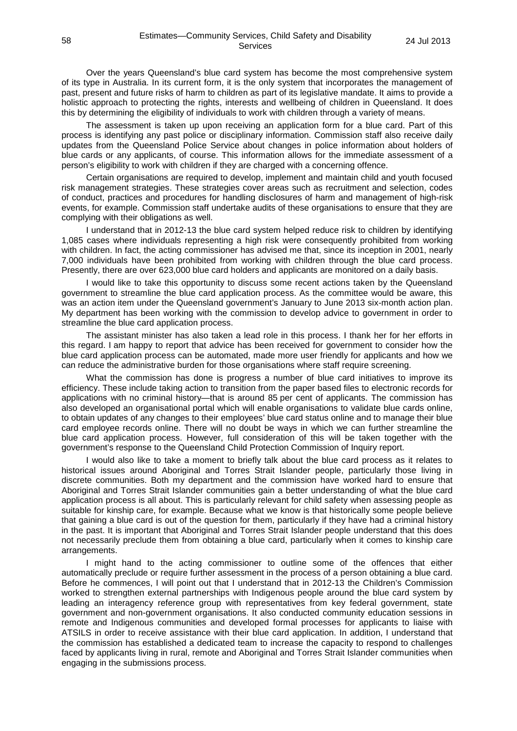Over the years Queensland's blue card system has become the most comprehensive system of its type in Australia. In its current form, it is the only system that incorporates the management of past, present and future risks of harm to children as part of its legislative mandate. It aims to provide a holistic approach to protecting the rights, interests and wellbeing of children in Queensland. It does this by determining the eligibility of individuals to work with children through a variety of means.

The assessment is taken up upon receiving an application form for a blue card. Part of this process is identifying any past police or disciplinary information. Commission staff also receive daily updates from the Queensland Police Service about changes in police information about holders of blue cards or any applicants, of course. This information allows for the immediate assessment of a person's eligibility to work with children if they are charged with a concerning offence.

Certain organisations are required to develop, implement and maintain child and youth focused risk management strategies. These strategies cover areas such as recruitment and selection, codes of conduct, practices and procedures for handling disclosures of harm and management of high-risk events, for example. Commission staff undertake audits of these organisations to ensure that they are complying with their obligations as well.

I understand that in 2012-13 the blue card system helped reduce risk to children by identifying 1,085 cases where individuals representing a high risk were consequently prohibited from working with children. In fact, the acting commissioner has advised me that, since its inception in 2001, nearly 7,000 individuals have been prohibited from working with children through the blue card process. Presently, there are over 623,000 blue card holders and applicants are monitored on a daily basis.

I would like to take this opportunity to discuss some recent actions taken by the Queensland government to streamline the blue card application process. As the committee would be aware, this was an action item under the Queensland government's January to June 2013 six-month action plan. My department has been working with the commission to develop advice to government in order to streamline the blue card application process.

The assistant minister has also taken a lead role in this process. I thank her for her efforts in this regard. I am happy to report that advice has been received for government to consider how the blue card application process can be automated, made more user friendly for applicants and how we can reduce the administrative burden for those organisations where staff require screening.

What the commission has done is progress a number of blue card initiatives to improve its efficiency. These include taking action to transition from the paper based files to electronic records for applications with no criminal history—that is around 85 per cent of applicants. The commission has also developed an organisational portal which will enable organisations to validate blue cards online, to obtain updates of any changes to their employees' blue card status online and to manage their blue card employee records online. There will no doubt be ways in which we can further streamline the blue card application process. However, full consideration of this will be taken together with the government's response to the Queensland Child Protection Commission of Inquiry report.

I would also like to take a moment to briefly talk about the blue card process as it relates to historical issues around Aboriginal and Torres Strait Islander people, particularly those living in discrete communities. Both my department and the commission have worked hard to ensure that Aboriginal and Torres Strait Islander communities gain a better understanding of what the blue card application process is all about. This is particularly relevant for child safety when assessing people as suitable for kinship care, for example. Because what we know is that historically some people believe that gaining a blue card is out of the question for them, particularly if they have had a criminal history in the past. It is important that Aboriginal and Torres Strait Islander people understand that this does not necessarily preclude them from obtaining a blue card, particularly when it comes to kinship care arrangements.

I might hand to the acting commissioner to outline some of the offences that either automatically preclude or require further assessment in the process of a person obtaining a blue card. Before he commences, I will point out that I understand that in 2012-13 the Children's Commission worked to strengthen external partnerships with Indigenous people around the blue card system by leading an interagency reference group with representatives from key federal government, state government and non-government organisations. It also conducted community education sessions in remote and Indigenous communities and developed formal processes for applicants to liaise with ATSILS in order to receive assistance with their blue card application. In addition, I understand that the commission has established a dedicated team to increase the capacity to respond to challenges faced by applicants living in rural, remote and Aboriginal and Torres Strait Islander communities when engaging in the submissions process.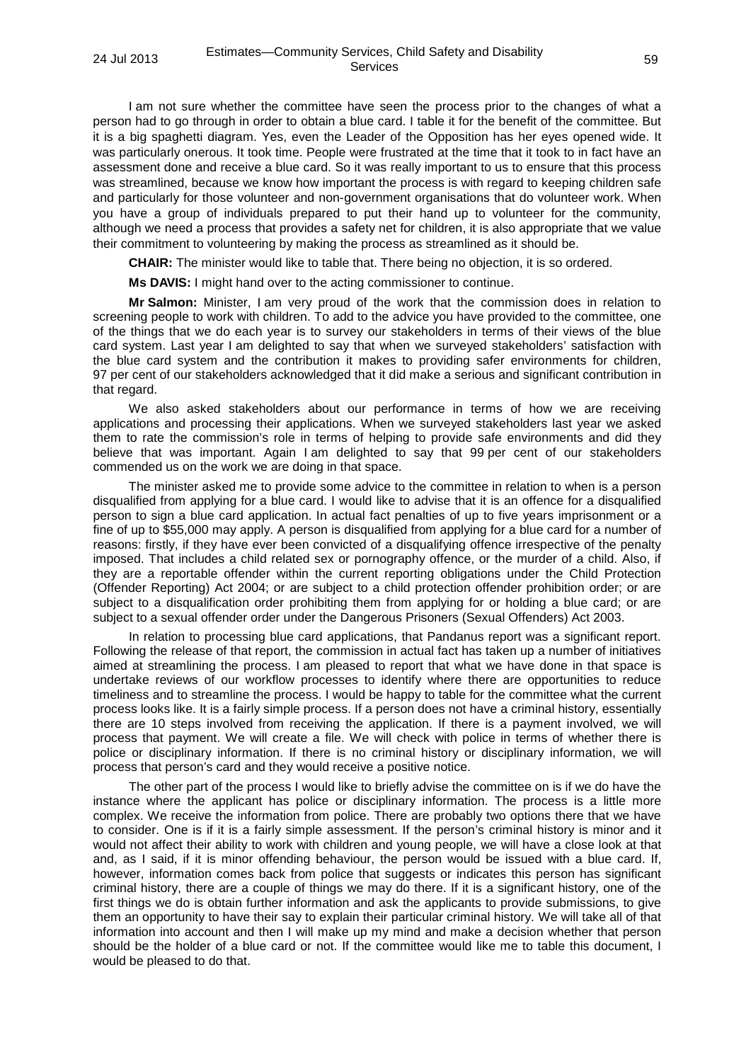I am not sure whether the committee have seen the process prior to the changes of what a person had to go through in order to obtain a blue card. I table it for the benefit of the committee. But it is a big spaghetti diagram. Yes, even the Leader of the Opposition has her eyes opened wide. It was particularly onerous. It took time. People were frustrated at the time that it took to in fact have an assessment done and receive a blue card. So it was really important to us to ensure that this process was streamlined, because we know how important the process is with regard to keeping children safe and particularly for those volunteer and non-government organisations that do volunteer work. When you have a group of individuals prepared to put their hand up to volunteer for the community, although we need a process that provides a safety net for children, it is also appropriate that we value their commitment to volunteering by making the process as streamlined as it should be.

**CHAIR:** The minister would like to table that. There being no objection, it is so ordered.

**Ms DAVIS:** I might hand over to the acting commissioner to continue.

**Mr Salmon:** Minister, I am very proud of the work that the commission does in relation to screening people to work with children. To add to the advice you have provided to the committee, one of the things that we do each year is to survey our stakeholders in terms of their views of the blue card system. Last year I am delighted to say that when we surveyed stakeholders' satisfaction with the blue card system and the contribution it makes to providing safer environments for children, 97 per cent of our stakeholders acknowledged that it did make a serious and significant contribution in that regard.

We also asked stakeholders about our performance in terms of how we are receiving applications and processing their applications. When we surveyed stakeholders last year we asked them to rate the commission's role in terms of helping to provide safe environments and did they believe that was important. Again I am delighted to say that 99 per cent of our stakeholders commended us on the work we are doing in that space.

The minister asked me to provide some advice to the committee in relation to when is a person disqualified from applying for a blue card. I would like to advise that it is an offence for a disqualified person to sign a blue card application. In actual fact penalties of up to five years imprisonment or a fine of up to $55,000 may apply. A person is disqualified from applying for a blue card for a number of reasons: firstly, if they have ever been convicted of a disqualifying offence irrespective of the penalty imposed. That includes a child related sex or pornography offence, or the murder of a child. Also, if they are a reportable offender within the current reporting obligations under the Child Protection (Offender Reporting) Act 2004; or are subject to a child protection offender prohibition order; or are subject to a disqualification order prohibiting them from applying for or holding a blue card; or are subject to a sexual offender order under the Dangerous Prisoners (Sexual Offenders) Act 2003.

In relation to processing blue card applications, that Pandanus report was a significant report. Following the release of that report, the commission in actual fact has taken up a number of initiatives aimed at streamlining the process. I am pleased to report that what we have done in that space is undertake reviews of our workflow processes to identify where there are opportunities to reduce timeliness and to streamline the process. I would be happy to table for the committee what the current process looks like. It is a fairly simple process. If a person does not have a criminal history, essentially there are 10 steps involved from receiving the application. If there is a payment involved, we will process that payment. We will create a file. We will check with police in terms of whether there is police or disciplinary information. If there is no criminal history or disciplinary information, we will process that person's card and they would receive a positive notice.

The other part of the process I would like to briefly advise the committee on is if we do have the instance where the applicant has police or disciplinary information. The process is a little more complex. We receive the information from police. There are probably two options there that we have to consider. One is if it is a fairly simple assessment. If the person's criminal history is minor and it would not affect their ability to work with children and young people, we will have a close look at that and, as I said, if it is minor offending behaviour, the person would be issued with a blue card. If, however, information comes back from police that suggests or indicates this person has significant criminal history, there are a couple of things we may do there. If it is a significant history, one of the first things we do is obtain further information and ask the applicants to provide submissions, to give them an opportunity to have their say to explain their particular criminal history. We will take all of that information into account and then I will make up my mind and make a decision whether that person should be the holder of a blue card or not. If the committee would like me to table this document, I would be pleased to do that.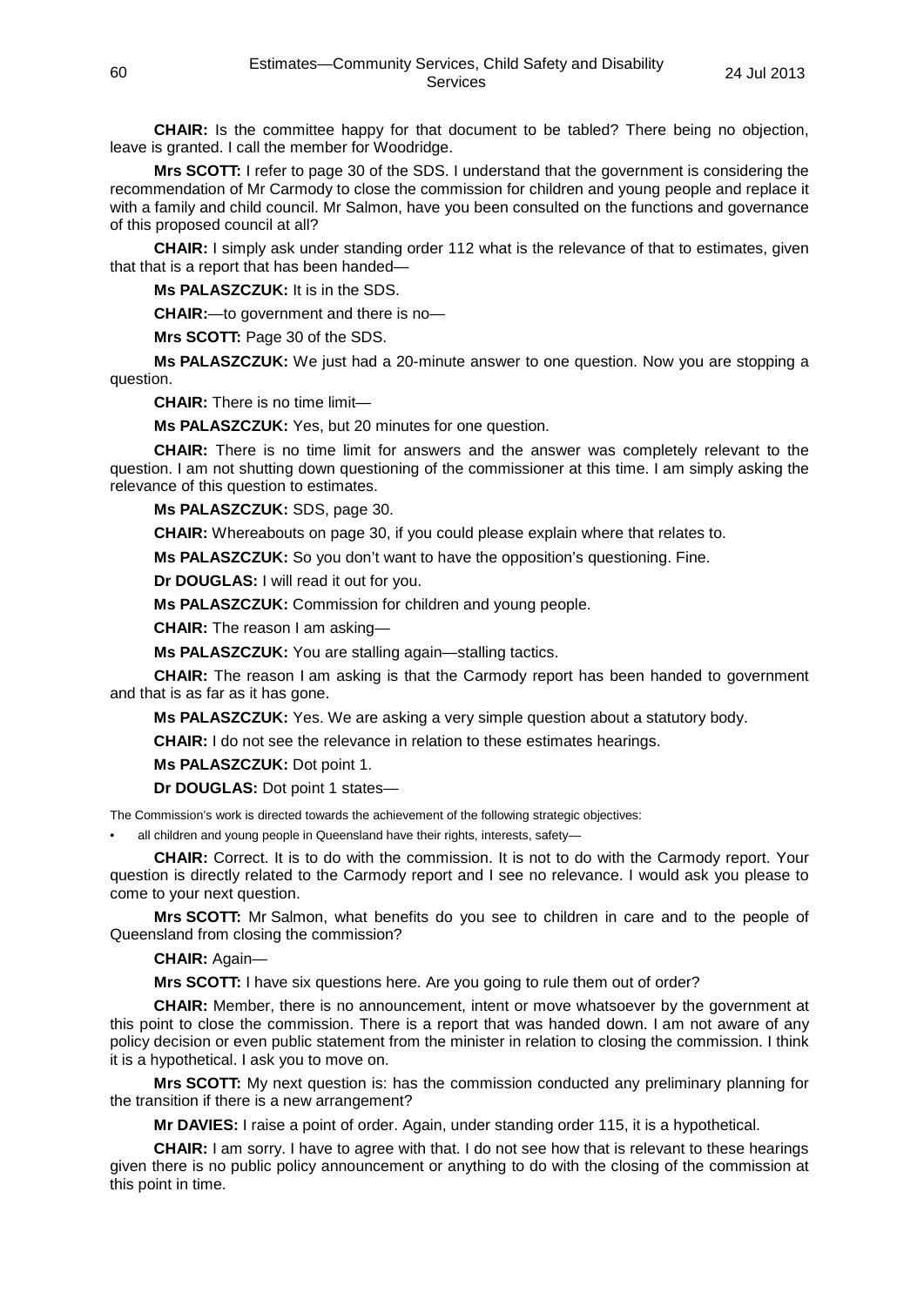**CHAIR:** Is the committee happy for that document to be tabled? There being no objection, leave is granted. I call the member for Woodridge.

**Mrs SCOTT:** I refer to page 30 of the SDS. I understand that the government is considering the recommendation of Mr Carmody to close the commission for children and young people and replace it with a family and child council. Mr Salmon, have you been consulted on the functions and governance of this proposed council at all?

**CHAIR:** I simply ask under standing order 112 what is the relevance of that to estimates, given that that is a report that has been handed—

**Ms PALASZCZUK:** It is in the SDS.

**CHAIR:**—to government and there is no—

**Mrs SCOTT:** Page 30 of the SDS.

**Ms PALASZCZUK:** We just had a 20-minute answer to one question. Now you are stopping a question.

**CHAIR:** There is no time limit—

**Ms PALASZCZUK:** Yes, but 20 minutes for one question.

**CHAIR:** There is no time limit for answers and the answer was completely relevant to the question. I am not shutting down questioning of the commissioner at this time. I am simply asking the relevance of this question to estimates.

**Ms PALASZCZUK:** SDS, page 30.

**CHAIR:** Whereabouts on page 30, if you could please explain where that relates to.

**Ms PALASZCZUK:** So you don't want to have the opposition's questioning. Fine.

**Dr DOUGLAS:** I will read it out for you.

**Ms PALASZCZUK:** Commission for children and young people.

**CHAIR:** The reason I am asking—

**Ms PALASZCZUK:** You are stalling again—stalling tactics.

**CHAIR:** The reason I am asking is that the Carmody report has been handed to government and that is as far as it has gone.

**Ms PALASZCZUK:** Yes. We are asking a very simple question about a statutory body.

**CHAIR:** I do not see the relevance in relation to these estimates hearings.

**Ms PALASZCZUK:** Dot point 1.

**Dr DOUGLAS:** Dot point 1 states—

The Commission's work is directed towards the achievement of the following strategic objectives:

- all children and young people in Queensland have their rights, interests, safety—

**CHAIR:** Correct. It is to do with the commission. It is not to do with the Carmody report. Your question is directly related to the Carmody report and I see no relevance. I would ask you please to come to your next question.

**Mrs SCOTT:** Mr Salmon, what benefits do you see to children in care and to the people of Queensland from closing the commission?

**CHAIR:** Again—

**Mrs SCOTT:** I have six questions here. Are you going to rule them out of order?

**CHAIR:** Member, there is no announcement, intent or move whatsoever by the government at this point to close the commission. There is a report that was handed down. I am not aware of any policy decision or even public statement from the minister in relation to closing the commission. I think it is a hypothetical. I ask you to move on.

**Mrs SCOTT:** My next question is: has the commission conducted any preliminary planning for the transition if there is a new arrangement?

**Mr DAVIES:** I raise a point of order. Again, under standing order 115, it is a hypothetical.

**CHAIR:** I am sorry. I have to agree with that. I do not see how that is relevant to these hearings given there is no public policy announcement or anything to do with the closing of the commission at this point in time.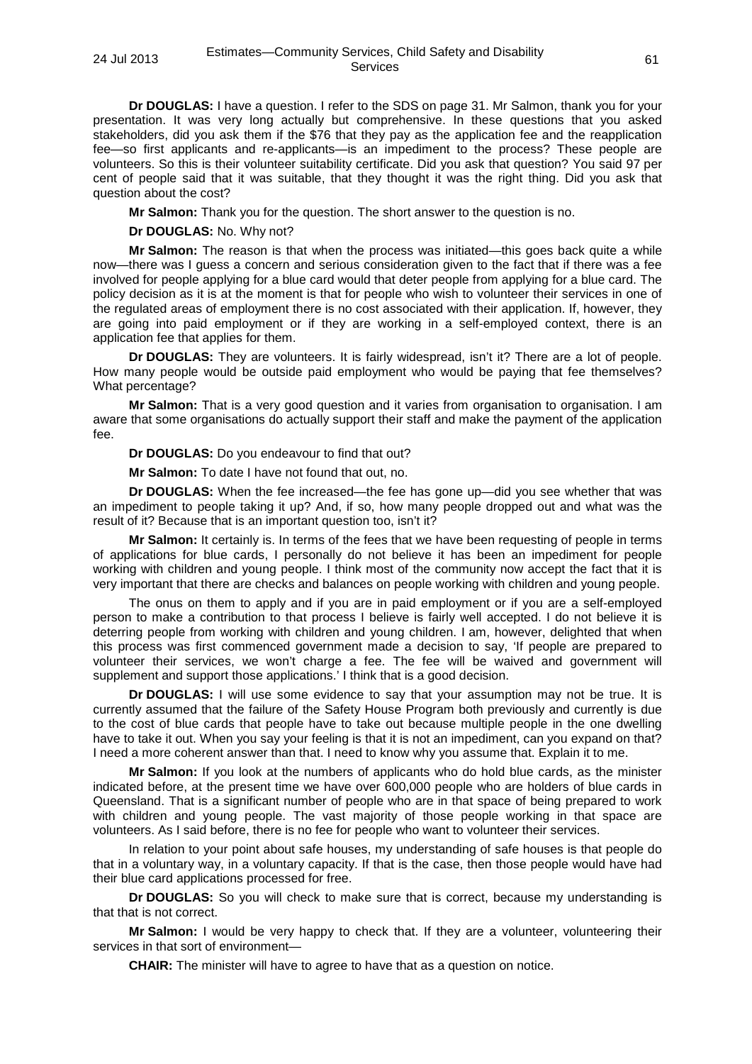**Dr DOUGLAS:** I have a question. I refer to the SDS on page 31. Mr Salmon, thank you for your presentation. It was very long actually but comprehensive. In these questions that you asked stakeholders, did you ask them if the $76 that they pay as the application fee and the reapplication fee—so first applicants and re-applicants—is an impediment to the process? These people are volunteers. So this is their volunteer suitability certificate. Did you ask that question? You said 97 per cent of people said that it was suitable, that they thought it was the right thing. Did you ask that question about the cost?

**Mr Salmon:** Thank you for the question. The short answer to the question is no.

**Dr DOUGLAS:** No. Why not?

**Mr Salmon:** The reason is that when the process was initiated—this goes back quite a while now—there was I guess a concern and serious consideration given to the fact that if there was a fee involved for people applying for a blue card would that deter people from applying for a blue card. The policy decision as it is at the moment is that for people who wish to volunteer their services in one of the regulated areas of employment there is no cost associated with their application. If, however, they are going into paid employment or if they are working in a self-employed context, there is an application fee that applies for them.

**Dr DOUGLAS:** They are volunteers. It is fairly widespread, isn't it? There are a lot of people. How many people would be outside paid employment who would be paying that fee themselves? What percentage?

**Mr Salmon:** That is a very good question and it varies from organisation to organisation. I am aware that some organisations do actually support their staff and make the payment of the application fee.

**Dr DOUGLAS:** Do you endeavour to find that out?

**Mr Salmon:** To date I have not found that out, no.

**Dr DOUGLAS:** When the fee increased—the fee has gone up—did you see whether that was an impediment to people taking it up? And, if so, how many people dropped out and what was the result of it? Because that is an important question too, isn't it?

**Mr Salmon:** It certainly is. In terms of the fees that we have been requesting of people in terms of applications for blue cards, I personally do not believe it has been an impediment for people working with children and young people. I think most of the community now accept the fact that it is very important that there are checks and balances on people working with children and young people.

The onus on them to apply and if you are in paid employment or if you are a self-employed person to make a contribution to that process I believe is fairly well accepted. I do not believe it is deterring people from working with children and young children. I am, however, delighted that when this process was first commenced government made a decision to say, 'If people are prepared to volunteer their services, we won't charge a fee. The fee will be waived and government will supplement and support those applications.' I think that is a good decision.

**Dr DOUGLAS:** I will use some evidence to say that your assumption may not be true. It is currently assumed that the failure of the Safety House Program both previously and currently is due to the cost of blue cards that people have to take out because multiple people in the one dwelling have to take it out. When you say your feeling is that it is not an impediment, can you expand on that? I need a more coherent answer than that. I need to know why you assume that. Explain it to me.

**Mr Salmon:** If you look at the numbers of applicants who do hold blue cards, as the minister indicated before, at the present time we have over 600,000 people who are holders of blue cards in Queensland. That is a significant number of people who are in that space of being prepared to work with children and young people. The vast majority of those people working in that space are volunteers. As I said before, there is no fee for people who want to volunteer their services.

In relation to your point about safe houses, my understanding of safe houses is that people do that in a voluntary way, in a voluntary capacity. If that is the case, then those people would have had their blue card applications processed for free.

**Dr DOUGLAS:** So you will check to make sure that is correct, because my understanding is that that is not correct.

**Mr Salmon:** I would be very happy to check that. If they are a volunteer, volunteering their services in that sort of environment—

**CHAIR:** The minister will have to agree to have that as a question on notice.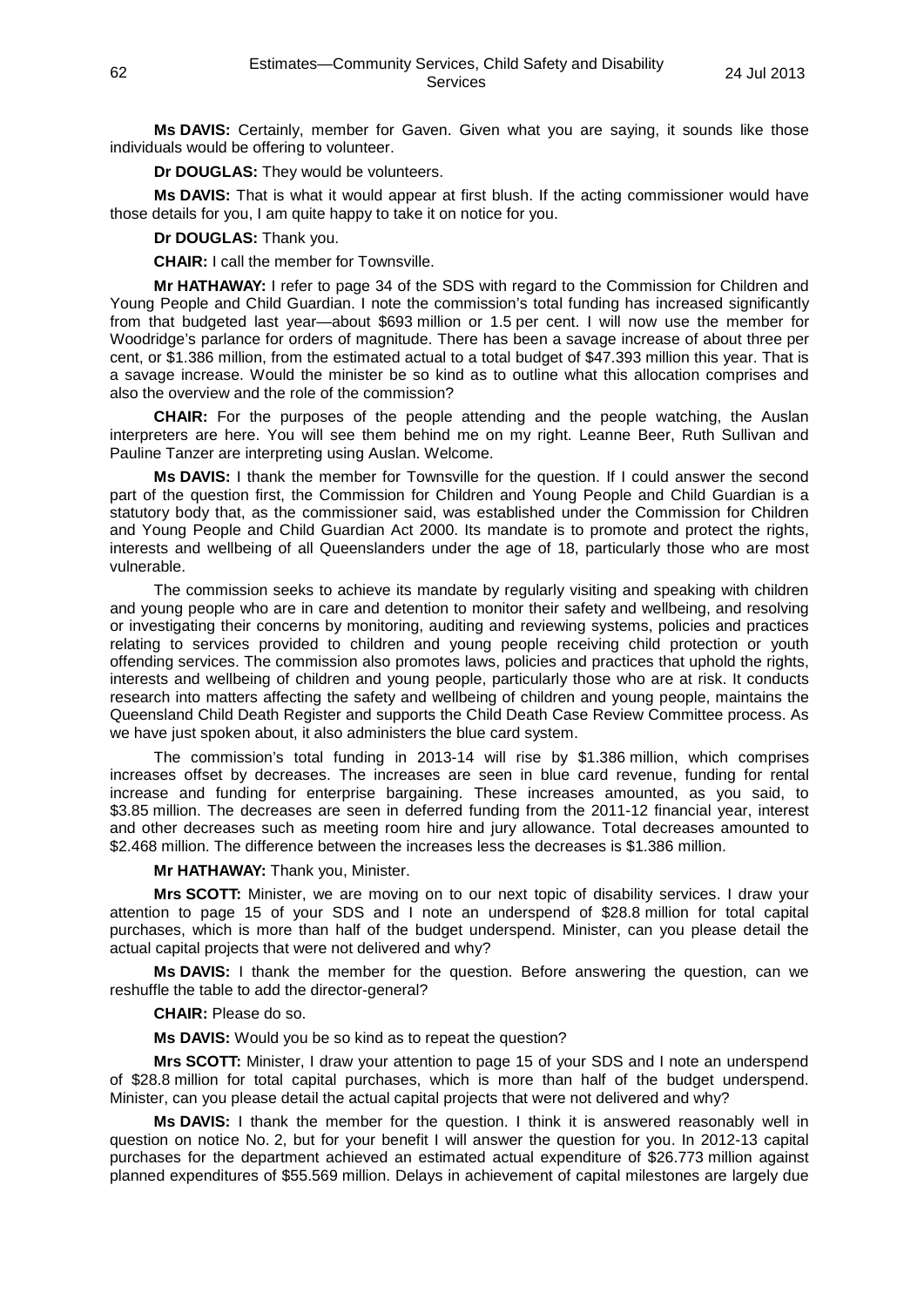**Ms DAVIS:** Certainly, member for Gaven. Given what you are saying, it sounds like those individuals would be offering to volunteer.

**Dr DOUGLAS:** They would be volunteers.

**Ms DAVIS:** That is what it would appear at first blush. If the acting commissioner would have those details for you, I am quite happy to take it on notice for you.

**Dr DOUGLAS:** Thank you.

**CHAIR:** I call the member for Townsville.

**Mr HATHAWAY:** I refer to page 34 of the SDS with regard to the Commission for Children and Young People and Child Guardian. I note the commission's total funding has increased significantly from that budgeted last year—about $693 million or 1.5 per cent. I will now use the member for Woodridge's parlance for orders of magnitude. There has been a savage increase of about three per cent, or $1.386 million, from the estimated actual to a total budget of $47.393 million this year. That is a savage increase. Would the minister be so kind as to outline what this allocation comprises and also the overview and the role of the commission?

**CHAIR:** For the purposes of the people attending and the people watching, the Auslan interpreters are here. You will see them behind me on my right. Leanne Beer, Ruth Sullivan and Pauline Tanzer are interpreting using Auslan. Welcome.

**Ms DAVIS:** I thank the member for Townsville for the question. If I could answer the second part of the question first, the Commission for Children and Young People and Child Guardian is a statutory body that, as the commissioner said, was established under the Commission for Children and Young People and Child Guardian Act 2000. Its mandate is to promote and protect the rights, interests and wellbeing of all Queenslanders under the age of 18, particularly those who are most vulnerable.

The commission seeks to achieve its mandate by regularly visiting and speaking with children and young people who are in care and detention to monitor their safety and wellbeing, and resolving or investigating their concerns by monitoring, auditing and reviewing systems, policies and practices relating to services provided to children and young people receiving child protection or youth offending services. The commission also promotes laws, policies and practices that uphold the rights, interests and wellbeing of children and young people, particularly those who are at risk. It conducts research into matters affecting the safety and wellbeing of children and young people, maintains the Queensland Child Death Register and supports the Child Death Case Review Committee process. As we have just spoken about, it also administers the blue card system.

The commission's total funding in 2013-14 will rise by $1.386 million, which comprises increases offset by decreases. The increases are seen in blue card revenue, funding for rental increase and funding for enterprise bargaining. These increases amounted, as you said, to $3.85 million. The decreases are seen in deferred funding from the 2011-12 financial year, interest and other decreases such as meeting room hire and jury allowance. Total decreases amounted to $2.468 million. The difference between the increases less the decreases is $1.386 million.

**Mr HATHAWAY:** Thank you, Minister.

**Mrs SCOTT:** Minister, we are moving on to our next topic of disability services. I draw your attention to page 15 of your SDS and I note an underspend of $28.8 million for total capital purchases, which is more than half of the budget underspend. Minister, can you please detail the actual capital projects that were not delivered and why?

**Ms DAVIS:** I thank the member for the question. Before answering the question, can we reshuffle the table to add the director-general?

**CHAIR:** Please do so.

**Ms DAVIS:** Would you be so kind as to repeat the question?

**Mrs SCOTT:** Minister, I draw your attention to page 15 of your SDS and I note an underspend of $28.8 million for total capital purchases, which is more than half of the budget underspend. Minister, can you please detail the actual capital projects that were not delivered and why?

**Ms DAVIS:** I thank the member for the question. I think it is answered reasonably well in question on notice No. 2, but for your benefit I will answer the question for you. In 2012-13 capital purchases for the department achieved an estimated actual expenditure of $26.773 million against planned expenditures of $55.569 million. Delays in achievement of capital milestones are largely due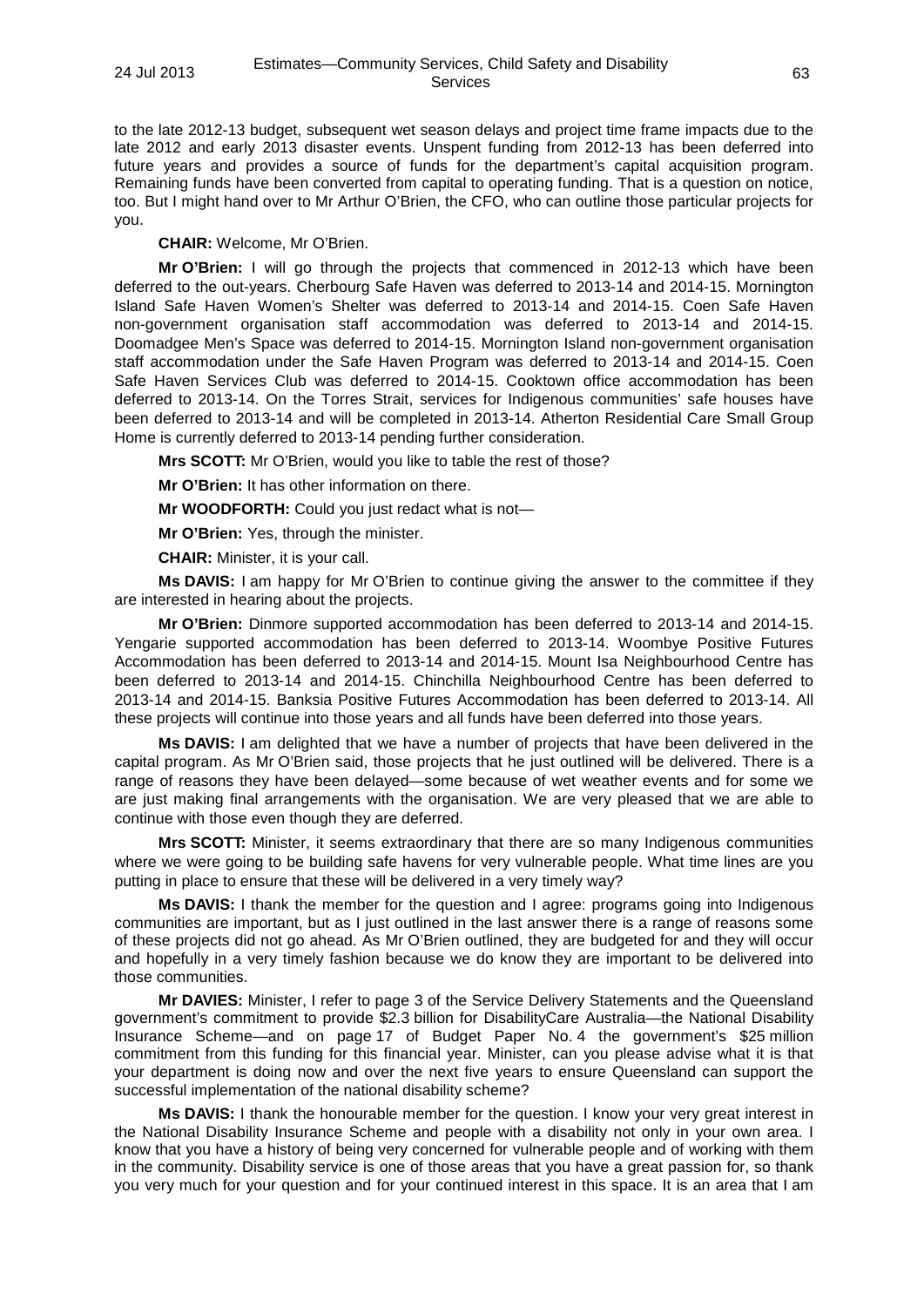to the late 2012-13 budget, subsequent wet season delays and project time frame impacts due to the late 2012 and early 2013 disaster events. Unspent funding from 2012-13 has been deferred into future years and provides a source of funds for the department's capital acquisition program. Remaining funds have been converted from capital to operating funding. That is a question on notice, too. But I might hand over to Mr Arthur O'Brien, the CFO, who can outline those particular projects for you.

**CHAIR:** Welcome, Mr O'Brien.

**Mr O'Brien:** I will go through the projects that commenced in 2012-13 which have been deferred to the out-years. Cherbourg Safe Haven was deferred to 2013-14 and 2014-15. Mornington Island Safe Haven Women's Shelter was deferred to 2013-14 and 2014-15. Coen Safe Haven non-government organisation staff accommodation was deferred to 2013-14 and 2014-15. Doomadgee Men's Space was deferred to 2014-15. Mornington Island non-government organisation staff accommodation under the Safe Haven Program was deferred to 2013-14 and 2014-15. Coen Safe Haven Services Club was deferred to 2014-15. Cooktown office accommodation has been deferred to 2013-14. On the Torres Strait, services for Indigenous communities' safe houses have been deferred to 2013-14 and will be completed in 2013-14. Atherton Residential Care Small Group Home is currently deferred to 2013-14 pending further consideration.

**Mrs SCOTT:** Mr O'Brien, would you like to table the rest of those?

**Mr O'Brien:** It has other information on there.

**Mr WOODFORTH:** Could you just redact what is not—

**Mr O'Brien:** Yes, through the minister.

**CHAIR:** Minister, it is your call.

**Ms DAVIS:** I am happy for Mr O'Brien to continue giving the answer to the committee if they are interested in hearing about the projects.

**Mr O'Brien:** Dinmore supported accommodation has been deferred to 2013-14 and 2014-15. Yengarie supported accommodation has been deferred to 2013-14. Woombye Positive Futures Accommodation has been deferred to 2013-14 and 2014-15. Mount Isa Neighbourhood Centre has been deferred to 2013-14 and 2014-15. Chinchilla Neighbourhood Centre has been deferred to 2013-14 and 2014-15. Banksia Positive Futures Accommodation has been deferred to 2013-14. All these projects will continue into those years and all funds have been deferred into those years.

**Ms DAVIS:** I am delighted that we have a number of projects that have been delivered in the capital program. As Mr O'Brien said, those projects that he just outlined will be delivered. There is a range of reasons they have been delayed—some because of wet weather events and for some we are just making final arrangements with the organisation. We are very pleased that we are able to continue with those even though they are deferred.

**Mrs SCOTT:** Minister, it seems extraordinary that there are so many Indigenous communities where we were going to be building safe havens for very vulnerable people. What time lines are you putting in place to ensure that these will be delivered in a very timely way?

**Ms DAVIS:** I thank the member for the question and I agree: programs going into Indigenous communities are important, but as I just outlined in the last answer there is a range of reasons some of these projects did not go ahead. As Mr O'Brien outlined, they are budgeted for and they will occur and hopefully in a very timely fashion because we do know they are important to be delivered into those communities.

**Mr DAVIES:** Minister, I refer to page 3 of the Service Delivery Statements and the Queensland government's commitment to provide \$2.3 billion for DisabilityCare Australia—the National Disability Insurance Scheme—and on page 17 of Budget Paper No. 4 the government's \$25 million commitment from this funding for this financial year. Minister, can you please advise what it is that your department is doing now and over the next five years to ensure Queensland can support the successful implementation of the national disability scheme?

**Ms DAVIS:** I thank the honourable member for the question. I know your very great interest in the National Disability Insurance Scheme and people with a disability not only in your own area. I know that you have a history of being very concerned for vulnerable people and of working with them in the community. Disability service is one of those areas that you have a great passion for, so thank you very much for your question and for your continued interest in this space. It is an area that I am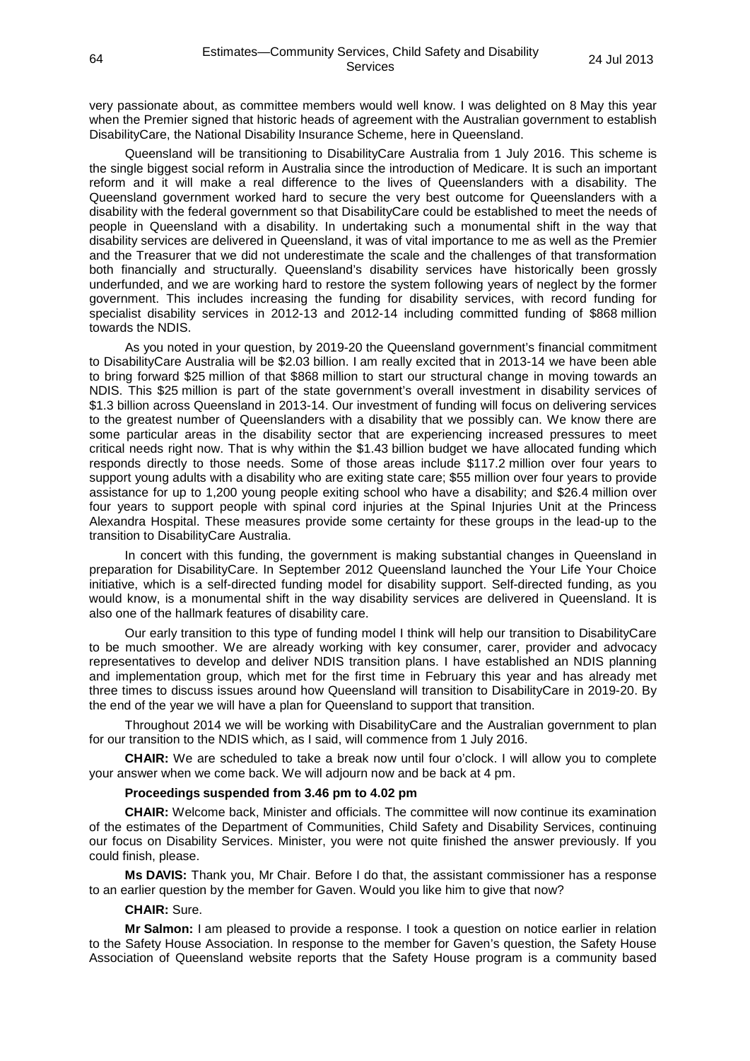very passionate about, as committee members would well know. I was delighted on 8 May this year when the Premier signed that historic heads of agreement with the Australian government to establish DisabilityCare, the National Disability Insurance Scheme, here in Queensland.

Queensland will be transitioning to DisabilityCare Australia from 1 July 2016. This scheme is the single biggest social reform in Australia since the introduction of Medicare. It is such an important reform and it will make a real difference to the lives of Queenslanders with a disability. The Queensland government worked hard to secure the very best outcome for Queenslanders with a disability with the federal government so that DisabilityCare could be established to meet the needs of people in Queensland with a disability. In undertaking such a monumental shift in the way that disability services are delivered in Queensland, it was of vital importance to me as well as the Premier and the Treasurer that we did not underestimate the scale and the challenges of that transformation both financially and structurally. Queensland's disability services have historically been grossly underfunded, and we are working hard to restore the system following years of neglect by the former government. This includes increasing the funding for disability services, with record funding for specialist disability services in 2012-13 and 2012-14 including committed funding of $868 million towards the NDIS.

As you noted in your question, by 2019-20 the Queensland government's financial commitment to DisabilityCare Australia will be $2.03 billion. I am really excited that in 2013-14 we have been able to bring forward $25 million of that $868 million to start our structural change in moving towards an NDIS. This $25 million is part of the state government's overall investment in disability services of $1.3 billion across Queensland in 2013-14. Our investment of funding will focus on delivering services to the greatest number of Queenslanders with a disability that we possibly can. We know there are some particular areas in the disability sector that are experiencing increased pressures to meet critical needs right now. That is why within the $1.43 billion budget we have allocated funding which responds directly to those needs. Some of those areas include $117.2 million over four years to support young adults with a disability who are exiting state care; $55 million over four years to provide assistance for up to 1,200 young people exiting school who have a disability; and $26.4 million over four years to support people with spinal cord injuries at the Spinal Injuries Unit at the Princess Alexandra Hospital. These measures provide some certainty for these groups in the lead-up to the transition to DisabilityCare Australia.

In concert with this funding, the government is making substantial changes in Queensland in preparation for DisabilityCare. In September 2012 Queensland launched the Your Life Your Choice initiative, which is a self-directed funding model for disability support. Self-directed funding, as you would know, is a monumental shift in the way disability services are delivered in Queensland. It is also one of the hallmark features of disability care.

Our early transition to this type of funding model I think will help our transition to DisabilityCare to be much smoother. We are already working with key consumer, carer, provider and advocacy representatives to develop and deliver NDIS transition plans. I have established an NDIS planning and implementation group, which met for the first time in February this year and has already met three times to discuss issues around how Queensland will transition to DisabilityCare in 2019-20. By the end of the year we will have a plan for Queensland to support that transition.

Throughout 2014 we will be working with DisabilityCare and the Australian government to plan for our transition to the NDIS which, as I said, will commence from 1 July 2016.

**CHAIR:** We are scheduled to take a break now until four o'clock. I will allow you to complete your answer when we come back. We will adjourn now and be back at 4 pm.

**Proceedings suspended from 3.46 pm to 4.02 pm**

**CHAIR:** Welcome back, Minister and officials. The committee will now continue its examination of the estimates of the Department of Communities, Child Safety and Disability Services, continuing our focus on Disability Services. Minister, you were not quite finished the answer previously. If you could finish, please.

**Ms DAVIS:** Thank you, Mr Chair. Before I do that, the assistant commissioner has a response to an earlier question by the member for Gaven. Would you like him to give that now?

**CHAIR:** Sure.

**Mr Salmon:** I am pleased to provide a response. I took a question on notice earlier in relation to the Safety House Association. In response to the member for Gaven's question, the Safety House Association of Queensland website reports that the Safety House program is a community based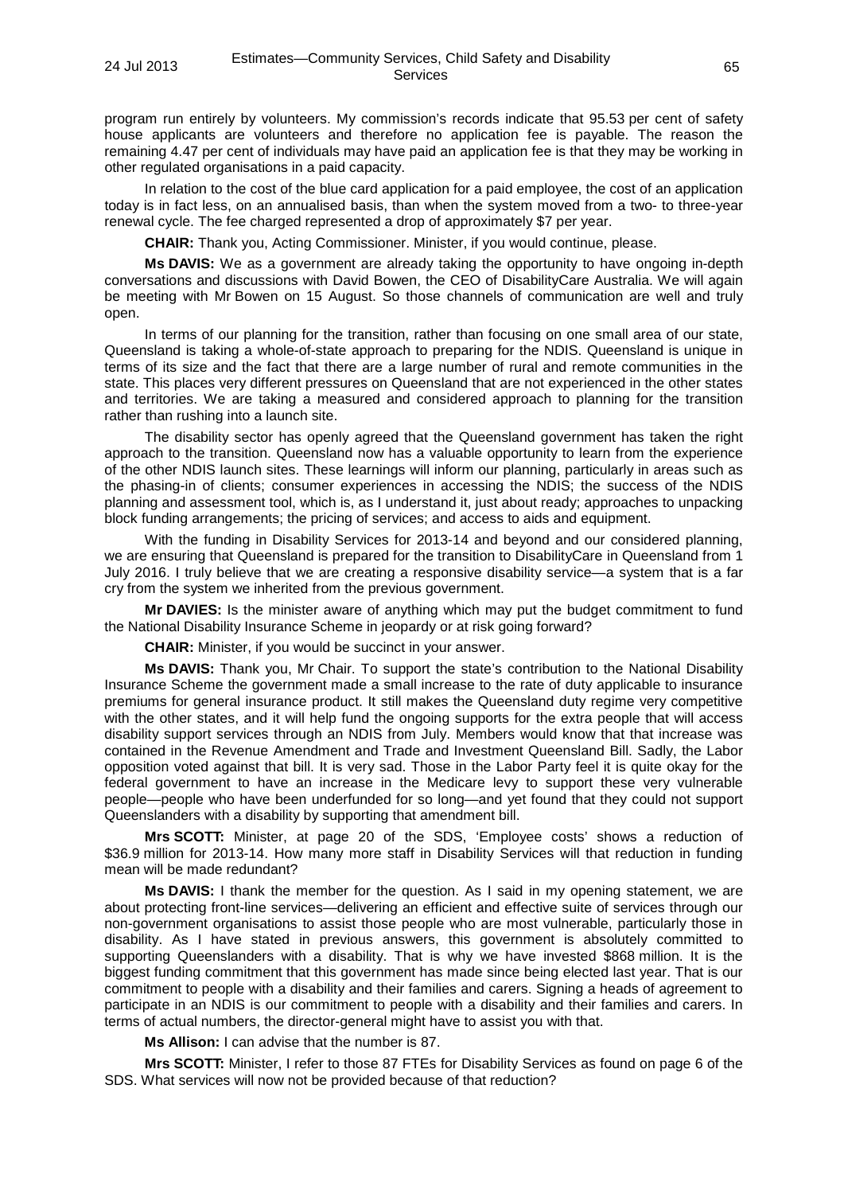program run entirely by volunteers. My commission's records indicate that 95.53 per cent of safety house applicants are volunteers and therefore no application fee is payable. The reason the remaining 4.47 per cent of individuals may have paid an application fee is that they may be working in other regulated organisations in a paid capacity.

In relation to the cost of the blue card application for a paid employee, the cost of an application today is in fact less, on an annualised basis, than when the system moved from a two- to three-year renewal cycle. The fee charged represented a drop of approximately $7 per year.

**CHAIR:** Thank you, Acting Commissioner. Minister, if you would continue, please.

**Ms DAVIS:** We as a government are already taking the opportunity to have ongoing in-depth conversations and discussions with David Bowen, the CEO of DisabilityCare Australia. We will again be meeting with Mr Bowen on 15 August. So those channels of communication are well and truly open.

In terms of our planning for the transition, rather than focusing on one small area of our state, Queensland is taking a whole-of-state approach to preparing for the NDIS. Queensland is unique in terms of its size and the fact that there are a large number of rural and remote communities in the state. This places very different pressures on Queensland that are not experienced in the other states and territories. We are taking a measured and considered approach to planning for the transition rather than rushing into a launch site.

The disability sector has openly agreed that the Queensland government has taken the right approach to the transition. Queensland now has a valuable opportunity to learn from the experience of the other NDIS launch sites. These learnings will inform our planning, particularly in areas such as the phasing-in of clients; consumer experiences in accessing the NDIS; the success of the NDIS planning and assessment tool, which is, as I understand it, just about ready; approaches to unpacking block funding arrangements; the pricing of services; and access to aids and equipment.

With the funding in Disability Services for 2013-14 and beyond and our considered planning, we are ensuring that Queensland is prepared for the transition to DisabilityCare in Queensland from 1 July 2016. I truly believe that we are creating a responsive disability service—a system that is a far cry from the system we inherited from the previous government.

**Mr DAVIES:** Is the minister aware of anything which may put the budget commitment to fund the National Disability Insurance Scheme in jeopardy or at risk going forward?

**CHAIR:** Minister, if you would be succinct in your answer.

**Ms DAVIS:** Thank you, Mr Chair. To support the state's contribution to the National Disability Insurance Scheme the government made a small increase to the rate of duty applicable to insurance premiums for general insurance product. It still makes the Queensland duty regime very competitive with the other states, and it will help fund the ongoing supports for the extra people that will access disability support services through an NDIS from July. Members would know that that increase was contained in the Revenue Amendment and Trade and Investment Queensland Bill. Sadly, the Labor opposition voted against that bill. It is very sad. Those in the Labor Party feel it is quite okay for the federal government to have an increase in the Medicare levy to support these very vulnerable people—people who have been underfunded for so long—and yet found that they could not support Queenslanders with a disability by supporting that amendment bill.

**Mrs SCOTT:** Minister, at page 20 of the SDS, 'Employee costs' shows a reduction of $36.9 million for 2013-14. How many more staff in Disability Services will that reduction in funding mean will be made redundant?

**Ms DAVIS:** I thank the member for the question. As I said in my opening statement, we are about protecting front-line services—delivering an efficient and effective suite of services through our non-government organisations to assist those people who are most vulnerable, particularly those in disability. As I have stated in previous answers, this government is absolutely committed to supporting Queenslanders with a disability. That is why we have invested $868 million. It is the biggest funding commitment that this government has made since being elected last year. That is our commitment to people with a disability and their families and carers. Signing a heads of agreement to participate in an NDIS is our commitment to people with a disability and their families and carers. In terms of actual numbers, the director-general might have to assist you with that.

**Ms Allison:** I can advise that the number is 87.

**Mrs SCOTT:** Minister, I refer to those 87 FTEs for Disability Services as found on page 6 of the SDS. What services will now not be provided because of that reduction?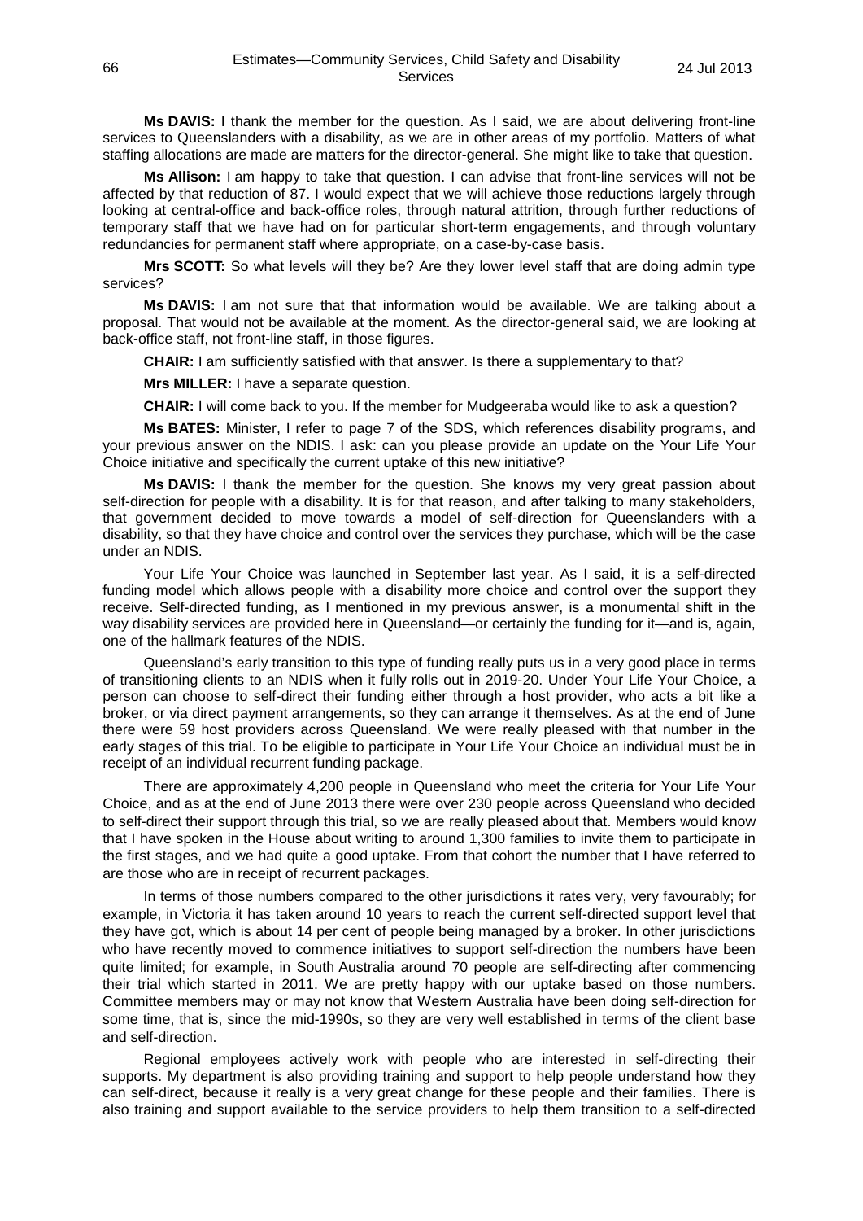**Ms DAVIS:** I thank the member for the question. As I said, we are about delivering front-line services to Queenslanders with a disability, as we are in other areas of my portfolio. Matters of what staffing allocations are made are matters for the director-general. She might like to take that question.

**Ms Allison:** I am happy to take that question. I can advise that front-line services will not be affected by that reduction of 87. I would expect that we will achieve those reductions largely through looking at central-office and back-office roles, through natural attrition, through further reductions of temporary staff that we have had on for particular short-term engagements, and through voluntary redundancies for permanent staff where appropriate, on a case-by-case basis.

**Mrs SCOTT:** So what levels will they be? Are they lower level staff that are doing admin type services?

**Ms DAVIS:** I am not sure that that information would be available. We are talking about a proposal. That would not be available at the moment. As the director-general said, we are looking at back-office staff, not front-line staff, in those figures.

**CHAIR:** I am sufficiently satisfied with that answer. Is there a supplementary to that?

**Mrs MILLER:** I have a separate question.

**CHAIR:** I will come back to you. If the member for Mudgeeraba would like to ask a question?

**Ms BATES:** Minister, I refer to page 7 of the SDS, which references disability programs, and your previous answer on the NDIS. I ask: can you please provide an update on the Your Life Your Choice initiative and specifically the current uptake of this new initiative?

**Ms DAVIS:** I thank the member for the question. She knows my very great passion about self-direction for people with a disability. It is for that reason, and after talking to many stakeholders, that government decided to move towards a model of self-direction for Queenslanders with a disability, so that they have choice and control over the services they purchase, which will be the case under an NDIS.

Your Life Your Choice was launched in September last year. As I said, it is a self-directed funding model which allows people with a disability more choice and control over the support they receive. Self-directed funding, as I mentioned in my previous answer, is a monumental shift in the way disability services are provided here in Queensland—or certainly the funding for it—and is, again, one of the hallmark features of the NDIS.

Queensland's early transition to this type of funding really puts us in a very good place in terms of transitioning clients to an NDIS when it fully rolls out in 2019-20. Under Your Life Your Choice, a person can choose to self-direct their funding either through a host provider, who acts a bit like a broker, or via direct payment arrangements, so they can arrange it themselves. As at the end of June there were 59 host providers across Queensland. We were really pleased with that number in the early stages of this trial. To be eligible to participate in Your Life Your Choice an individual must be in receipt of an individual recurrent funding package.

There are approximately 4,200 people in Queensland who meet the criteria for Your Life Your Choice, and as at the end of June 2013 there were over 230 people across Queensland who decided to self-direct their support through this trial, so we are really pleased about that. Members would know that I have spoken in the House about writing to around 1,300 families to invite them to participate in the first stages, and we had quite a good uptake. From that cohort the number that I have referred to are those who are in receipt of recurrent packages.

In terms of those numbers compared to the other jurisdictions it rates very, very favourably; for example, in Victoria it has taken around 10 years to reach the current self-directed support level that they have got, which is about 14 per cent of people being managed by a broker. In other jurisdictions who have recently moved to commence initiatives to support self-direction the numbers have been quite limited; for example, in South Australia around 70 people are self-directing after commencing their trial which started in 2011. We are pretty happy with our uptake based on those numbers. Committee members may or may not know that Western Australia have been doing self-direction for some time, that is, since the mid-1990s, so they are very well established in terms of the client base and self-direction.

Regional employees actively work with people who are interested in self-directing their supports. My department is also providing training and support to help people understand how they can self-direct, because it really is a very great change for these people and their families. There is also training and support available to the service providers to help them transition to a self-directed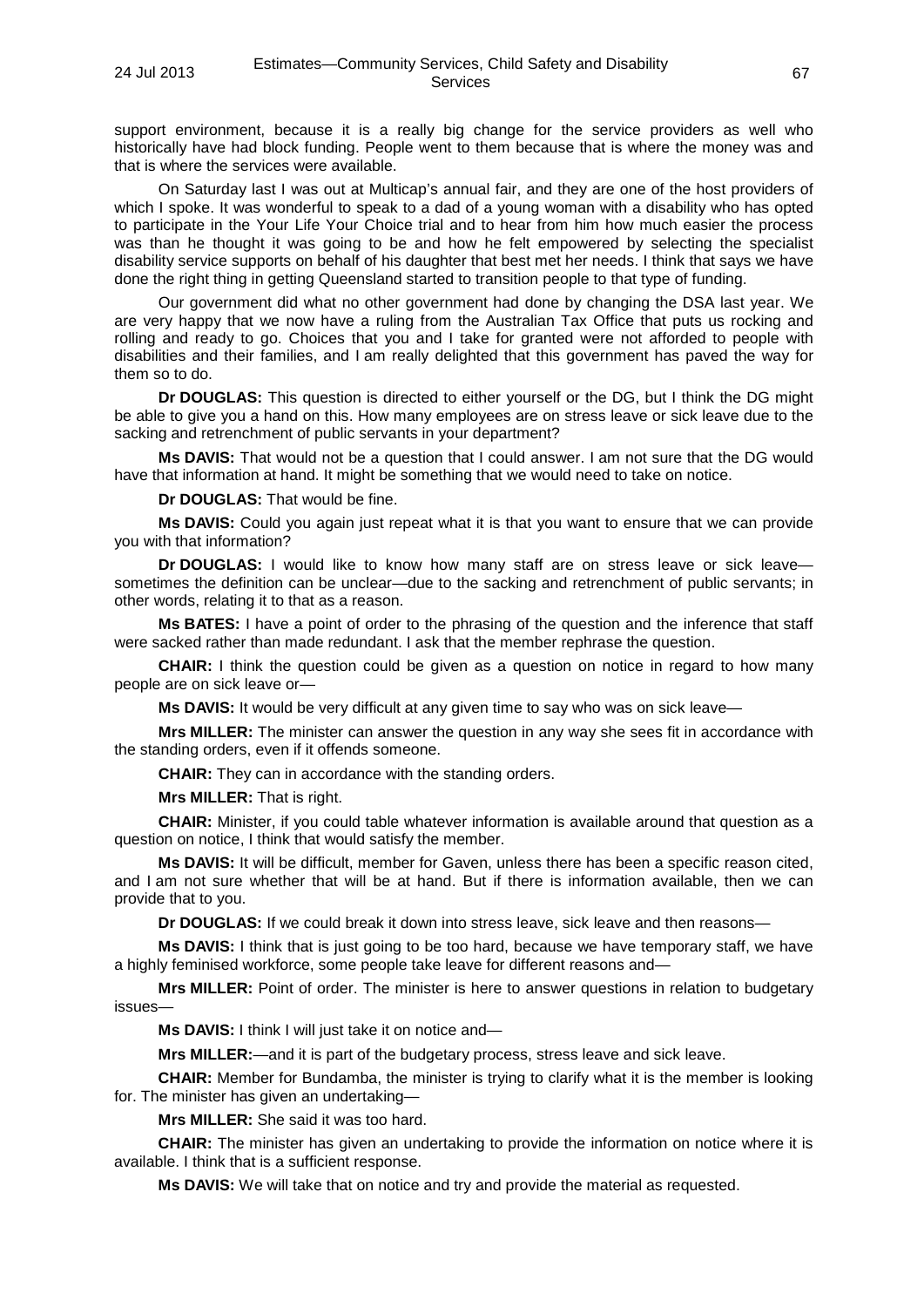support environment, because it is a really big change for the service providers as well who historically have had block funding. People went to them because that is where the money was and that is where the services were available.

On Saturday last I was out at Multicap's annual fair, and they are one of the host providers of which I spoke. It was wonderful to speak to a dad of a young woman with a disability who has opted to participate in the Your Life Your Choice trial and to hear from him how much easier the process was than he thought it was going to be and how he felt empowered by selecting the specialist disability service supports on behalf of his daughter that best met her needs. I think that says we have done the right thing in getting Queensland started to transition people to that type of funding.

Our government did what no other government had done by changing the DSA last year. We are very happy that we now have a ruling from the Australian Tax Office that puts us rocking and rolling and ready to go. Choices that you and I take for granted were not afforded to people with disabilities and their families, and I am really delighted that this government has paved the way for them so to do.

**Dr DOUGLAS:** This question is directed to either yourself or the DG, but I think the DG might be able to give you a hand on this. How many employees are on stress leave or sick leave due to the sacking and retrenchment of public servants in your department?

**Ms DAVIS:** That would not be a question that I could answer. I am not sure that the DG would have that information at hand. It might be something that we would need to take on notice.

**Dr DOUGLAS:** That would be fine.

**Ms DAVIS:** Could you again just repeat what it is that you want to ensure that we can provide you with that information?

**Dr DOUGLAS:** I would like to know how many staff are on stress leave or sick leave—sometimes the definition can be unclear—due to the sacking and retrenchment of public servants; in other words, relating it to that as a reason.

**Ms BATES:** I have a point of order to the phrasing of the question and the inference that staff were sacked rather than made redundant. I ask that the member rephrase the question.

**CHAIR:** I think the question could be given as a question on notice in regard to how many people are on sick leave or—

**Ms DAVIS:** It would be very difficult at any given time to say who was on sick leave—

**Mrs MILLER:** The minister can answer the question in any way she sees fit in accordance with the standing orders, even if it offends someone.

**CHAIR:** They can in accordance with the standing orders.

**Mrs MILLER:** That is right.

**CHAIR:** Minister, if you could table whatever information is available around that question as a question on notice, I think that would satisfy the member.

**Ms DAVIS:** It will be difficult, member for Gaven, unless there has been a specific reason cited, and I am not sure whether that will be at hand. But if there is information available, then we can provide that to you.

**Dr DOUGLAS:** If we could break it down into stress leave, sick leave and then reasons—

**Ms DAVIS:** I think that is just going to be too hard, because we have temporary staff, we have a highly feminised workforce, some people take leave for different reasons and—

**Mrs MILLER:** Point of order. The minister is here to answer questions in relation to budgetary issues—

**Ms DAVIS:** I think I will just take it on notice and—

**Mrs MILLER:**—and it is part of the budgetary process, stress leave and sick leave.

**CHAIR:** Member for Bundamba, the minister is trying to clarify what it is the member is looking for. The minister has given an undertaking—

**Mrs MILLER:** She said it was too hard.

**CHAIR:** The minister has given an undertaking to provide the information on notice where it is available. I think that is a sufficient response.

**Ms DAVIS:** We will take that on notice and try and provide the material as requested.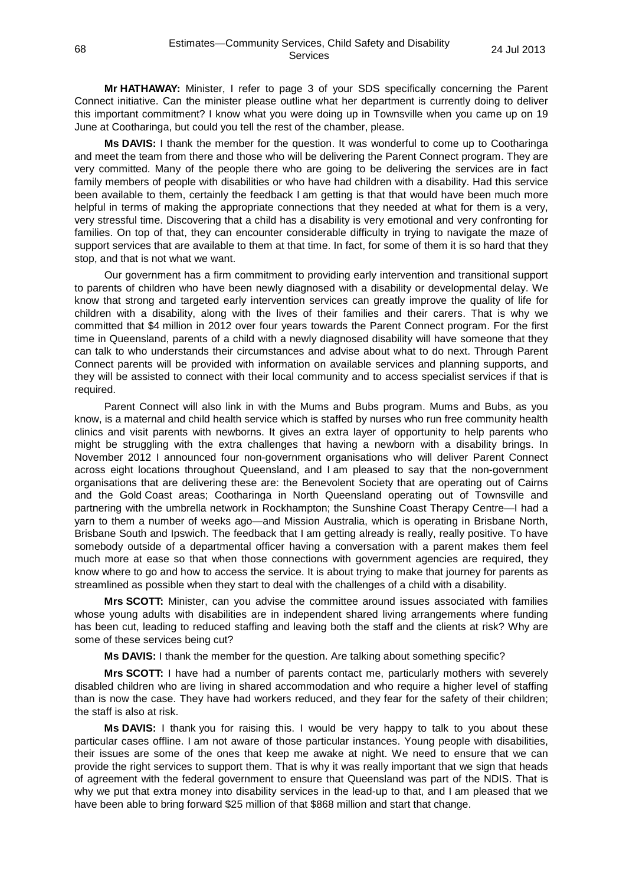**Mr HATHAWAY:** Minister, I refer to page 3 of your SDS specifically concerning the Parent Connect initiative. Can the minister please outline what her department is currently doing to deliver this important commitment? I know what you were doing up in Townsville when you came up on 19 June at Cootharinga, but could you tell the rest of the chamber, please.

**Ms DAVIS:** I thank the member for the question. It was wonderful to come up to Cootharinga and meet the team from there and those who will be delivering the Parent Connect program. They are very committed. Many of the people there who are going to be delivering the services are in fact family members of people with disabilities or who have had children with a disability. Had this service been available to them, certainly the feedback I am getting is that that would have been much more helpful in terms of making the appropriate connections that they needed at what for them is a very, very stressful time. Discovering that a child has a disability is very emotional and very confronting for families. On top of that, they can encounter considerable difficulty in trying to navigate the maze of support services that are available to them at that time. In fact, for some of them it is so hard that they stop, and that is not what we want.

Our government has a firm commitment to providing early intervention and transitional support to parents of children who have been newly diagnosed with a disability or developmental delay. We know that strong and targeted early intervention services can greatly improve the quality of life for children with a disability, along with the lives of their families and their carers. That is why we committed that $4 million in 2012 over four years towards the Parent Connect program. For the first time in Queensland, parents of a child with a newly diagnosed disability will have someone that they can talk to who understands their circumstances and advise about what to do next. Through Parent Connect parents will be provided with information on available services and planning supports, and they will be assisted to connect with their local community and to access specialist services if that is required.

Parent Connect will also link in with the Mums and Bubs program. Mums and Bubs, as you know, is a maternal and child health service which is staffed by nurses who run free community health clinics and visit parents with newborns. It gives an extra layer of opportunity to help parents who might be struggling with the extra challenges that having a newborn with a disability brings. In November 2012 I announced four non-government organisations who will deliver Parent Connect across eight locations throughout Queensland, and I am pleased to say that the non-government organisations that are delivering these are: the Benevolent Society that are operating out of Cairns and the Gold Coast areas; Cootharinga in North Queensland operating out of Townsville and partnering with the umbrella network in Rockhampton; the Sunshine Coast Therapy Centre—I had a yarn to them a number of weeks ago—and Mission Australia, which is operating in Brisbane North, Brisbane South and Ipswich. The feedback that I am getting already is really, really positive. To have somebody outside of a departmental officer having a conversation with a parent makes them feel much more at ease so that when those connections with government agencies are required, they know where to go and how to access the service. It is about trying to make that journey for parents as streamlined as possible when they start to deal with the challenges of a child with a disability.

**Mrs SCOTT:** Minister, can you advise the committee around issues associated with families whose young adults with disabilities are in independent shared living arrangements where funding has been cut, leading to reduced staffing and leaving both the staff and the clients at risk? Why are some of these services being cut?

**Ms DAVIS:** I thank the member for the question. Are talking about something specific?

**Mrs SCOTT:** I have had a number of parents contact me, particularly mothers with severely disabled children who are living in shared accommodation and who require a higher level of staffing than is now the case. They have had workers reduced, and they fear for the safety of their children; the staff is also at risk.

**Ms DAVIS:** I thank you for raising this. I would be very happy to talk to you about these particular cases offline. I am not aware of those particular instances. Young people with disabilities, their issues are some of the ones that keep me awake at night. We need to ensure that we can provide the right services to support them. That is why it was really important that we sign that heads of agreement with the federal government to ensure that Queensland was part of the NDIS. That is why we put that extra money into disability services in the lead-up to that, and I am pleased that we have been able to bring forward $25 million of that $868 million and start that change.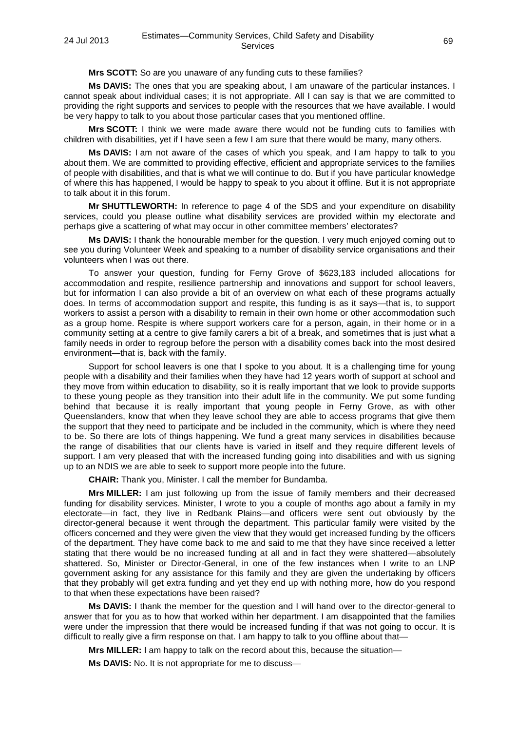**Mrs SCOTT:** So are you unaware of any funding cuts to these families?

**Ms DAVIS:** The ones that you are speaking about, I am unaware of the particular instances. I cannot speak about individual cases; it is not appropriate. All I can say is that we are committed to providing the right supports and services to people with the resources that we have available. I would be very happy to talk to you about those particular cases that you mentioned offline.

**Mrs SCOTT:** I think we were made aware there would not be funding cuts to families with children with disabilities, yet if I have seen a few I am sure that there would be many, many others.

**Ms DAVIS:** I am not aware of the cases of which you speak, and I am happy to talk to you about them. We are committed to providing effective, efficient and appropriate services to the families of people with disabilities, and that is what we will continue to do. But if you have particular knowledge of where this has happened, I would be happy to speak to you about it offline. But it is not appropriate to talk about it in this forum.

**Mr SHUTTLEWORTH:** In reference to page 4 of the SDS and your expenditure on disability services, could you please outline what disability services are provided within my electorate and perhaps give a scattering of what may occur in other committee members' electorates?

**Ms DAVIS:** I thank the honourable member for the question. I very much enjoyed coming out to see you during Volunteer Week and speaking to a number of disability service organisations and their volunteers when I was out there.

To answer your question, funding for Ferny Grove of $623,183 included allocations for accommodation and respite, resilience partnership and innovations and support for school leavers, but for information I can also provide a bit of an overview on what each of these programs actually does. In terms of accommodation support and respite, this funding is as it says—that is, to support workers to assist a person with a disability to remain in their own home or other accommodation such as a group home. Respite is where support workers care for a person, again, in their home or in a community setting at a centre to give family carers a bit of a break, and sometimes that is just what a family needs in order to regroup before the person with a disability comes back into the most desired environment—that is, back with the family.

Support for school leavers is one that I spoke to you about. It is a challenging time for young people with a disability and their families when they have had 12 years worth of support at school and they move from within education to disability, so it is really important that we look to provide supports to these young people as they transition into their adult life in the community. We put some funding behind that because it is really important that young people in Ferny Grove, as with other Queenslanders, know that when they leave school they are able to access programs that give them the support that they need to participate and be included in the community, which is where they need to be. So there are lots of things happening. We fund a great many services in disabilities because the range of disabilities that our clients have is varied in itself and they require different levels of support. I am very pleased that with the increased funding going into disabilities and with us signing up to an NDIS we are able to seek to support more people into the future.

**CHAIR:** Thank you, Minister. I call the member for Bundamba.

**Mrs MILLER:** I am just following up from the issue of family members and their decreased funding for disability services. Minister, I wrote to you a couple of months ago about a family in my electorate—in fact, they live in Redbank Plains—and officers were sent out obviously by the director-general because it went through the department. This particular family were visited by the officers concerned and they were given the view that they would get increased funding by the officers of the department. They have come back to me and said to me that they have since received a letter stating that there would be no increased funding at all and in fact they were shattered—absolutely shattered. So, Minister or Director-General, in one of the few instances when I write to an LNP government asking for any assistance for this family and they are given the undertaking by officers that they probably will get extra funding and yet they end up with nothing more, how do you respond to that when these expectations have been raised?

**Ms DAVIS:** I thank the member for the question and I will hand over to the director-general to answer that for you as to how that worked within her department. I am disappointed that the families were under the impression that there would be increased funding if that was not going to occur. It is difficult to really give a firm response on that. I am happy to talk to you offline about that—

**Mrs MILLER:** I am happy to talk on the record about this, because the situation—

**Ms DAVIS:** No. It is not appropriate for me to discuss—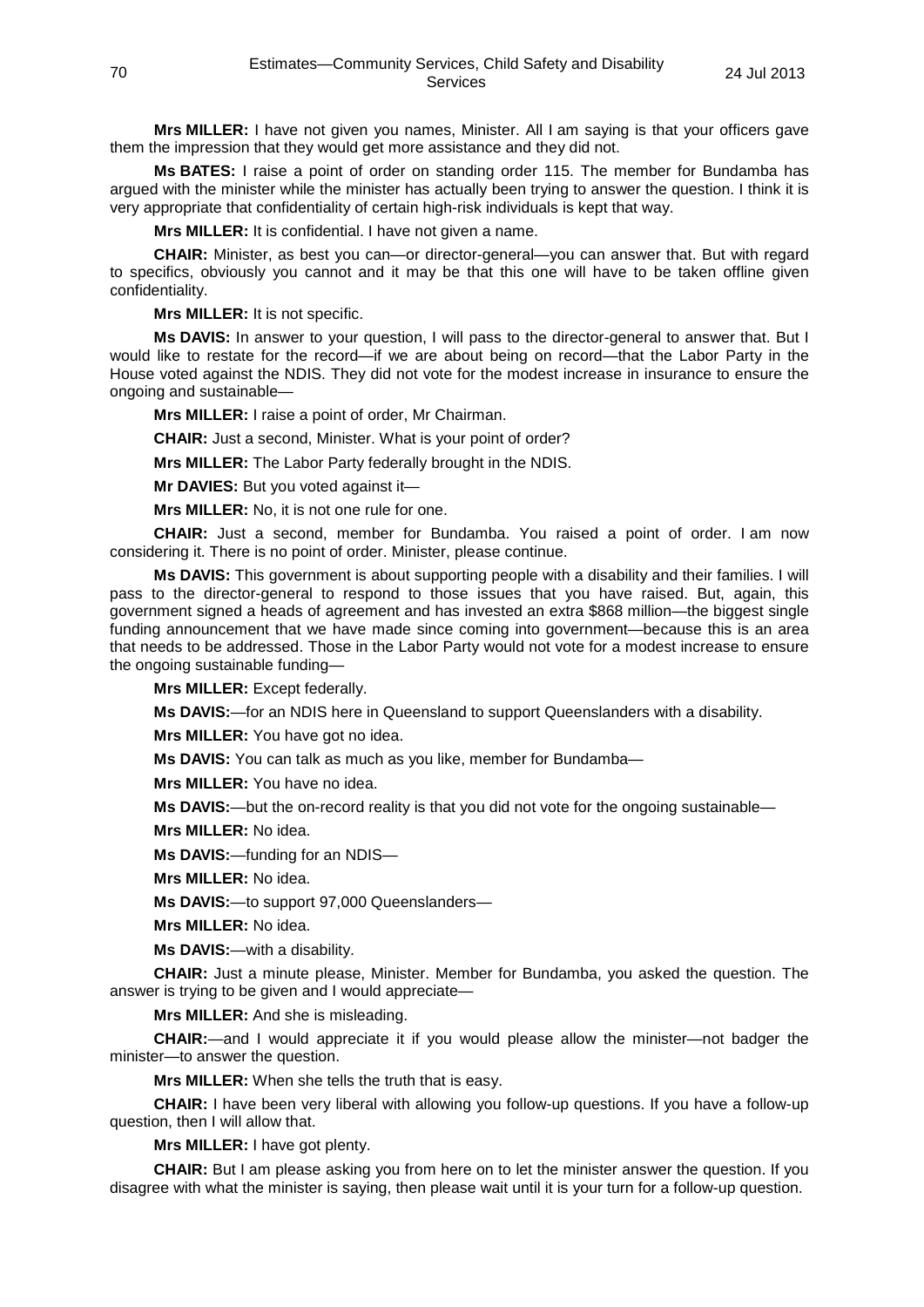**Mrs MILLER:** I have not given you names, Minister. All I am saying is that your officers gave them the impression that they would get more assistance and they did not.

**Ms BATES:** I raise a point of order on standing order 115. The member for Bundamba has argued with the minister while the minister has actually been trying to answer the question. I think it is very appropriate that confidentiality of certain high-risk individuals is kept that way.

**Mrs MILLER:** It is confidential. I have not given a name.

**CHAIR:** Minister, as best you can—or director-general—you can answer that. But with regard to specifics, obviously you cannot and it may be that this one will have to be taken offline given confidentiality.

**Mrs MILLER:** It is not specific.

**Ms DAVIS:** In answer to your question, I will pass to the director-general to answer that. But I would like to restate for the record—if we are about being on record—that the Labor Party in the House voted against the NDIS. They did not vote for the modest increase in insurance to ensure the ongoing and sustainable—

**Mrs MILLER:** I raise a point of order, Mr Chairman.

**CHAIR:** Just a second, Minister. What is your point of order?

**Mrs MILLER:** The Labor Party federally brought in the NDIS.

**Mr DAVIES:** But you voted against it—

**Mrs MILLER:** No, it is not one rule for one.

**CHAIR:** Just a second, member for Bundamba. You raised a point of order. I am now considering it. There is no point of order. Minister, please continue.

**Ms DAVIS:** This government is about supporting people with a disability and their families. I will pass to the director-general to respond to those issues that you have raised. But, again, this government signed a heads of agreement and has invested an extra $868 million—the biggest single funding announcement that we have made since coming into government—because this is an area that needs to be addressed. Those in the Labor Party would not vote for a modest increase to ensure the ongoing sustainable funding—

**Mrs MILLER:** Except federally.

**Ms DAVIS:**—for an NDIS here in Queensland to support Queenslanders with a disability.

**Mrs MILLER:** You have got no idea.

**Ms DAVIS:** You can talk as much as you like, member for Bundamba—

**Mrs MILLER:** You have no idea.

**Ms DAVIS:**—but the on-record reality is that you did not vote for the ongoing sustainable—

**Mrs MILLER:** No idea.

**Ms DAVIS:**—funding for an NDIS—

**Mrs MILLER:** No idea.

**Ms DAVIS:**—to support 97,000 Queenslanders—

**Mrs MILLER:** No idea.

**Ms DAVIS:**—with a disability.

**CHAIR:** Just a minute please, Minister. Member for Bundamba, you asked the question. The answer is trying to be given and I would appreciate—

**Mrs MILLER:** And she is misleading.

**CHAIR:**—and I would appreciate it if you would please allow the minister—not badger the minister—to answer the question.

**Mrs MILLER:** When she tells the truth that is easy.

**CHAIR:** I have been very liberal with allowing you follow-up questions. If you have a follow-up question, then I will allow that.

**Mrs MILLER:** I have got plenty.

**CHAIR:** But I am please asking you from here on to let the minister answer the question. If you disagree with what the minister is saying, then please wait until it is your turn for a follow-up question.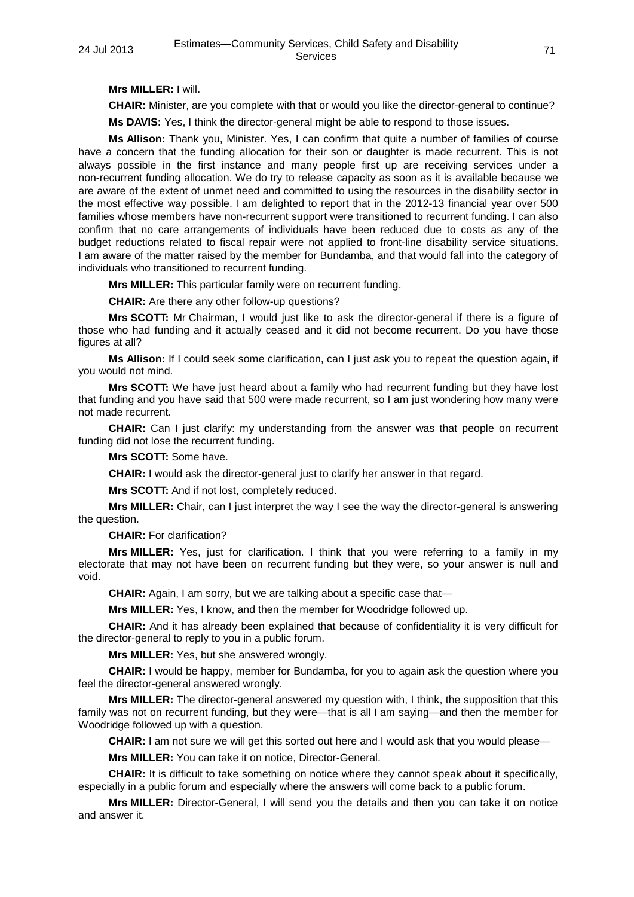**Mrs MILLER:** I will.

**CHAIR:** Minister, are you complete with that or would you like the director-general to continue?

**Ms DAVIS:** Yes, I think the director-general might be able to respond to those issues.

**Ms Allison:** Thank you, Minister. Yes, I can confirm that quite a number of families of course have a concern that the funding allocation for their son or daughter is made recurrent. This is not always possible in the first instance and many people first up are receiving services under a non-recurrent funding allocation. We do try to release capacity as soon as it is available because we are aware of the extent of unmet need and committed to using the resources in the disability sector in the most effective way possible. I am delighted to report that in the 2012-13 financial year over 500 families whose members have non-recurrent support were transitioned to recurrent funding. I can also confirm that no care arrangements of individuals have been reduced due to costs as any of the budget reductions related to fiscal repair were not applied to front-line disability service situations. I am aware of the matter raised by the member for Bundamba, and that would fall into the category of individuals who transitioned to recurrent funding.

**Mrs MILLER:** This particular family were on recurrent funding.

**CHAIR:** Are there any other follow-up questions?

**Mrs SCOTT:** Mr Chairman, I would just like to ask the director-general if there is a figure of those who had funding and it actually ceased and it did not become recurrent. Do you have those figures at all?

**Ms Allison:** If I could seek some clarification, can I just ask you to repeat the question again, if you would not mind.

**Mrs SCOTT:** We have just heard about a family who had recurrent funding but they have lost that funding and you have said that 500 were made recurrent, so I am just wondering how many were not made recurrent.

**CHAIR:** Can I just clarify: my understanding from the answer was that people on recurrent funding did not lose the recurrent funding.

**Mrs SCOTT:** Some have.

**CHAIR:** I would ask the director-general just to clarify her answer in that regard.

**Mrs SCOTT:** And if not lost, completely reduced.

**Mrs MILLER:** Chair, can I just interpret the way I see the way the director-general is answering the question.

**CHAIR:** For clarification?

**Mrs MILLER:** Yes, just for clarification. I think that you were referring to a family in my electorate that may not have been on recurrent funding but they were, so your answer is null and void.

**CHAIR:** Again, I am sorry, but we are talking about a specific case that—

**Mrs MILLER:** Yes, I know, and then the member for Woodridge followed up.

**CHAIR:** And it has already been explained that because of confidentiality it is very difficult for the director-general to reply to you in a public forum.

**Mrs MILLER:** Yes, but she answered wrongly.

**CHAIR:** I would be happy, member for Bundamba, for you to again ask the question where you feel the director-general answered wrongly.

**Mrs MILLER:** The director-general answered my question with, I think, the supposition that this family was not on recurrent funding, but they were—that is all I am saying—and then the member for Woodridge followed up with a question.

**CHAIR:** I am not sure we will get this sorted out here and I would ask that you would please—

**Mrs MILLER:** You can take it on notice, Director-General.

**CHAIR:** It is difficult to take something on notice where they cannot speak about it specifically, especially in a public forum and especially where the answers will come back to a public forum.

**Mrs MILLER:** Director-General, I will send you the details and then you can take it on notice and answer it.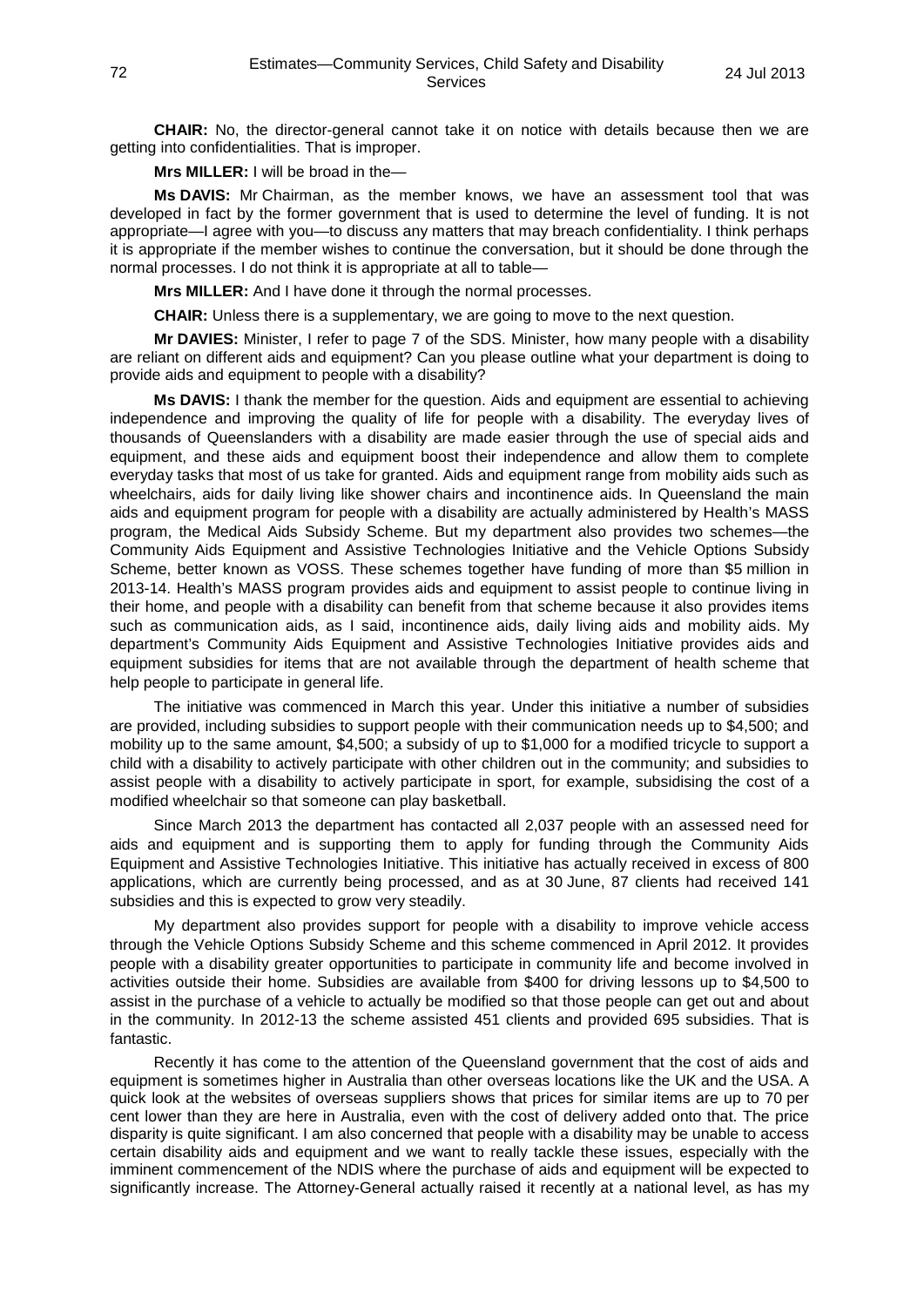**CHAIR:** No, the director-general cannot take it on notice with details because then we are getting into confidentialities. That is improper.

**Mrs MILLER:** I will be broad in the—

**Ms DAVIS:** Mr Chairman, as the member knows, we have an assessment tool that was developed in fact by the former government that is used to determine the level of funding. It is not appropriate—I agree with you—to discuss any matters that may breach confidentiality. I think perhaps it is appropriate if the member wishes to continue the conversation, but it should be done through the normal processes. I do not think it is appropriate at all to table—

**Mrs MILLER:** And I have done it through the normal processes.

**CHAIR:** Unless there is a supplementary, we are going to move to the next question.

**Mr DAVIES:** Minister, I refer to page 7 of the SDS. Minister, how many people with a disability are reliant on different aids and equipment? Can you please outline what your department is doing to provide aids and equipment to people with a disability?

**Ms DAVIS:** I thank the member for the question. Aids and equipment are essential to achieving independence and improving the quality of life for people with a disability. The everyday lives of thousands of Queenslanders with a disability are made easier through the use of special aids and equipment, and these aids and equipment boost their independence and allow them to complete everyday tasks that most of us take for granted. Aids and equipment range from mobility aids such as wheelchairs, aids for daily living like shower chairs and incontinence aids. In Queensland the main aids and equipment program for people with a disability are actually administered by Health's MASS program, the Medical Aids Subsidy Scheme. But my department also provides two schemes—the Community Aids Equipment and Assistive Technologies Initiative and the Vehicle Options Subsidy Scheme, better known as VOSS. These schemes together have funding of more than $5 million in 2013-14. Health's MASS program provides aids and equipment to assist people to continue living in their home, and people with a disability can benefit from that scheme because it also provides items such as communication aids, as I said, incontinence aids, daily living aids and mobility aids. My department's Community Aids Equipment and Assistive Technologies Initiative provides aids and equipment subsidies for items that are not available through the department of health scheme that help people to participate in general life.

The initiative was commenced in March this year. Under this initiative a number of subsidies are provided, including subsidies to support people with their communication needs up to $4,500; and mobility up to the same amount, $4,500; a subsidy of up to $1,000 for a modified tricycle to support a child with a disability to actively participate with other children out in the community; and subsidies to assist people with a disability to actively participate in sport, for example, subsidising the cost of a modified wheelchair so that someone can play basketball.

Since March 2013 the department has contacted all 2,037 people with an assessed need for aids and equipment and is supporting them to apply for funding through the Community Aids Equipment and Assistive Technologies Initiative. This initiative has actually received in excess of 800 applications, which are currently being processed, and as at 30 June, 87 clients had received 141 subsidies and this is expected to grow very steadily.

My department also provides support for people with a disability to improve vehicle access through the Vehicle Options Subsidy Scheme and this scheme commenced in April 2012. It provides people with a disability greater opportunities to participate in community life and become involved in activities outside their home. Subsidies are available from $400 for driving lessons up to $4,500 to assist in the purchase of a vehicle to actually be modified so that those people can get out and about in the community. In 2012-13 the scheme assisted 451 clients and provided 695 subsidies. That is fantastic.

Recently it has come to the attention of the Queensland government that the cost of aids and equipment is sometimes higher in Australia than other overseas locations like the UK and the USA. A quick look at the websites of overseas suppliers shows that prices for similar items are up to 70 per cent lower than they are here in Australia, even with the cost of delivery added onto that. The price disparity is quite significant. I am also concerned that people with a disability may be unable to access certain disability aids and equipment and we want to really tackle these issues, especially with the imminent commencement of the NDIS where the purchase of aids and equipment will be expected to significantly increase. The Attorney-General actually raised it recently at a national level, as has my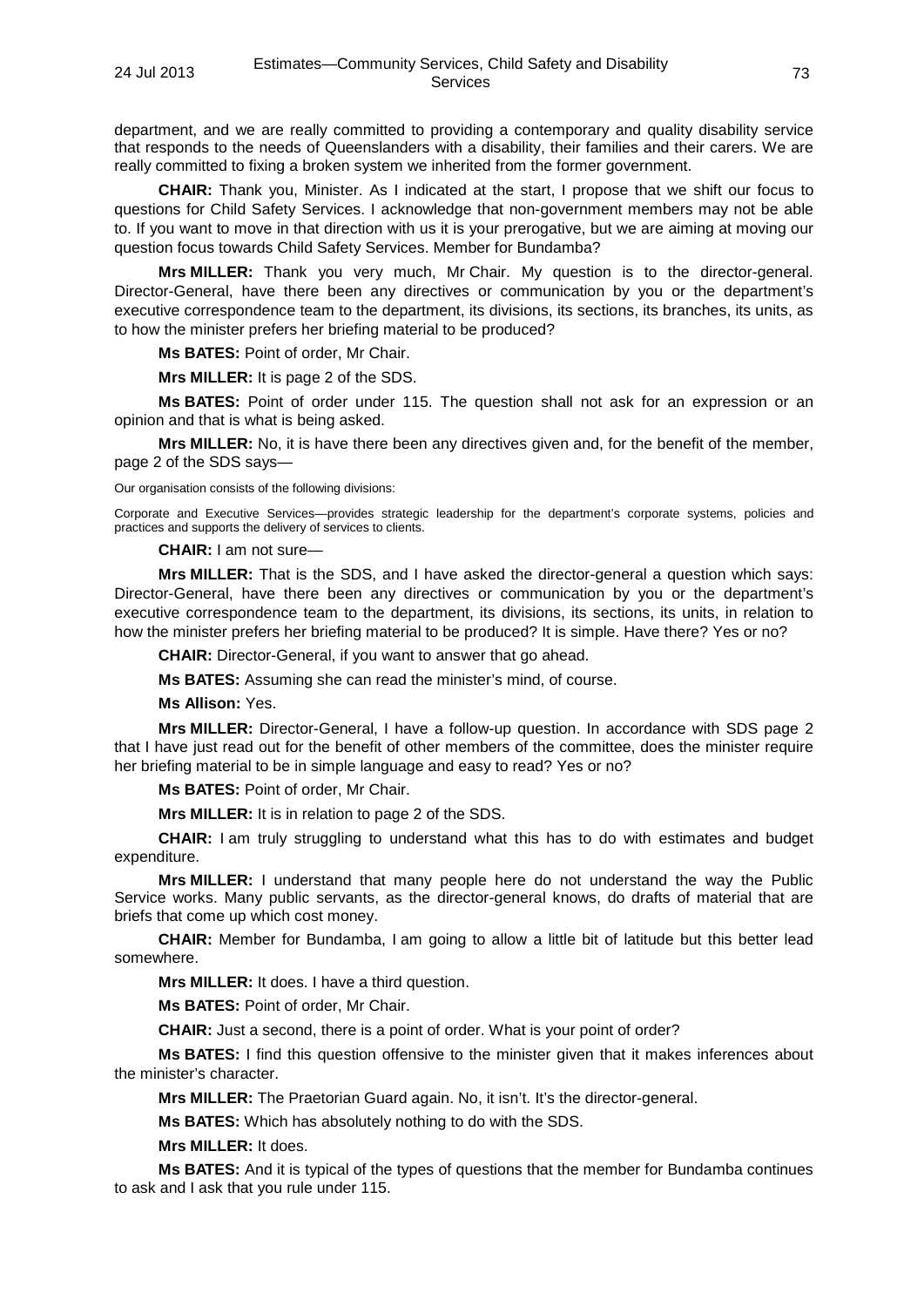department, and we are really committed to providing a contemporary and quality disability service that responds to the needs of Queenslanders with a disability, their families and their carers. We are really committed to fixing a broken system we inherited from the former government.

**CHAIR:** Thank you, Minister. As I indicated at the start, I propose that we shift our focus to questions for Child Safety Services. I acknowledge that non-government members may not be able to. If you want to move in that direction with us it is your prerogative, but we are aiming at moving our question focus towards Child Safety Services. Member for Bundamba?

**Mrs MILLER:** Thank you very much, Mr Chair. My question is to the director-general. Director-General, have there been any directives or communication by you or the department's executive correspondence team to the department, its divisions, its sections, its branches, its units, as to how the minister prefers her briefing material to be produced?

**Ms BATES:** Point of order, Mr Chair.

**Mrs MILLER:** It is page 2 of the SDS.

**Ms BATES:** Point of order under 115. The question shall not ask for an expression or an opinion and that is what is being asked.

**Mrs MILLER:** No, it is have there been any directives given and, for the benefit of the member, page 2 of the SDS says—

Our organisation consists of the following divisions:

Corporate and Executive Services—provides strategic leadership for the department's corporate systems, policies and practices and supports the delivery of services to clients.

**CHAIR:** I am not sure—

**Mrs MILLER:** That is the SDS, and I have asked the director-general a question which says: Director-General, have there been any directives or communication by you or the department's executive correspondence team to the department, its divisions, its sections, its units, in relation to how the minister prefers her briefing material to be produced? It is simple. Have there? Yes or no?

**CHAIR:** Director-General, if you want to answer that go ahead.

**Ms BATES:** Assuming she can read the minister's mind, of course.

**Ms Allison:** Yes.

**Mrs MILLER:** Director-General, I have a follow-up question. In accordance with SDS page 2 that I have just read out for the benefit of other members of the committee, does the minister require her briefing material to be in simple language and easy to read? Yes or no?

**Ms BATES:** Point of order, Mr Chair.

**Mrs MILLER:** It is in relation to page 2 of the SDS.

**CHAIR:** I am truly struggling to understand what this has to do with estimates and budget expenditure.

**Mrs MILLER:** I understand that many people here do not understand the way the Public Service works. Many public servants, as the director-general knows, do drafts of material that are briefs that come up which cost money.

**CHAIR:** Member for Bundamba, I am going to allow a little bit of latitude but this better lead somewhere.

**Mrs MILLER:** It does. I have a third question.

**Ms BATES:** Point of order, Mr Chair.

**CHAIR:** Just a second, there is a point of order. What is your point of order?

**Ms BATES:** I find this question offensive to the minister given that it makes inferences about the minister's character.

**Mrs MILLER:** The Praetorian Guard again. No, it isn't. It's the director-general.

**Ms BATES:** Which has absolutely nothing to do with the SDS.

**Mrs MILLER:** It does.

**Ms BATES:** And it is typical of the types of questions that the member for Bundamba continues to ask and I ask that you rule under 115.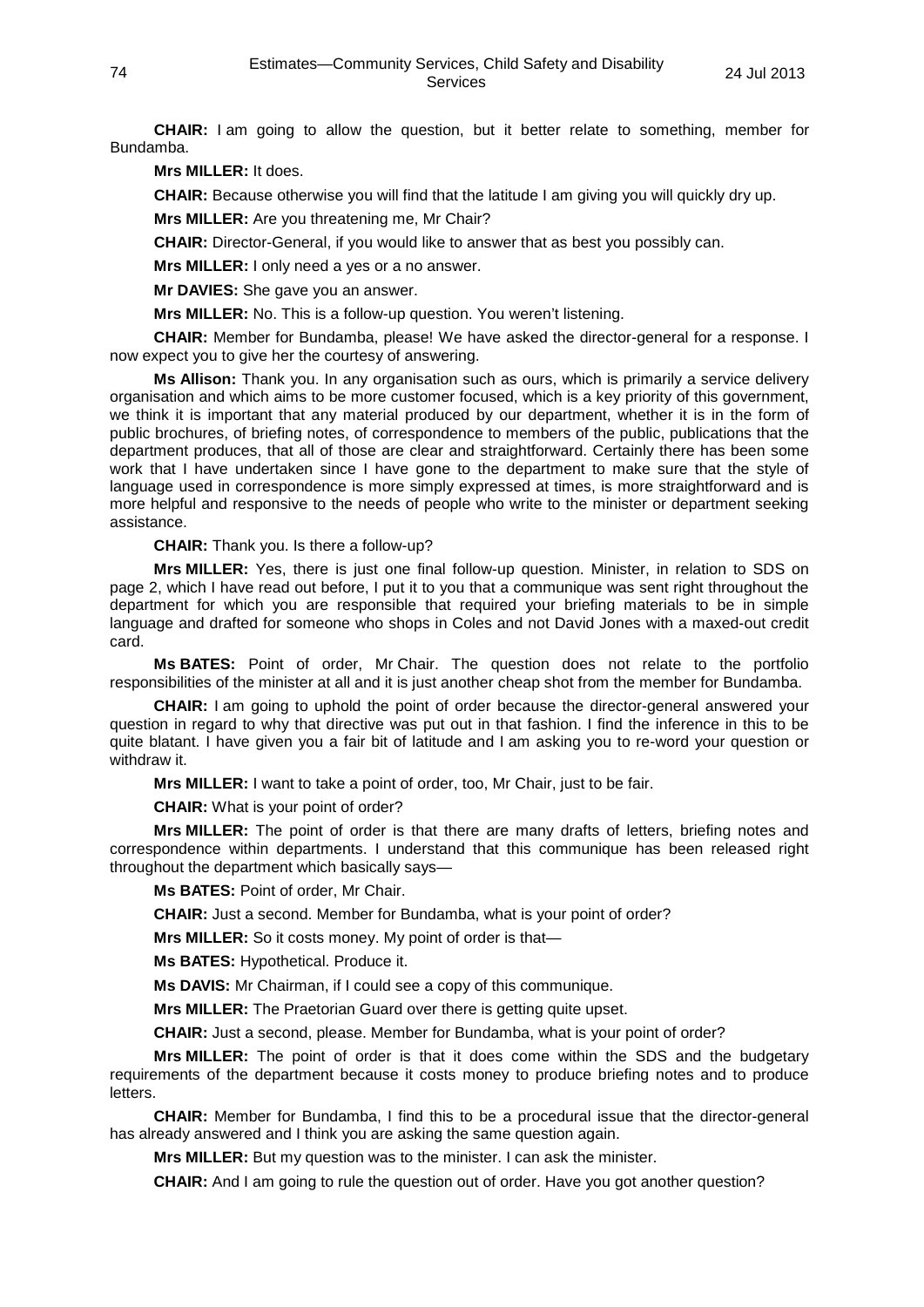**CHAIR:** I am going to allow the question, but it better relate to something, member for Bundamba.

**Mrs MILLER:** It does.

**CHAIR:** Because otherwise you will find that the latitude I am giving you will quickly dry up.

**Mrs MILLER:** Are you threatening me, Mr Chair?

**CHAIR:** Director-General, if you would like to answer that as best you possibly can.

**Mrs MILLER:** I only need a yes or a no answer.

**Mr DAVIES:** She gave you an answer.

**Mrs MILLER:** No. This is a follow-up question. You weren't listening.

**CHAIR:** Member for Bundamba, please! We have asked the director-general for a response. I now expect you to give her the courtesy of answering.

**Ms Allison:** Thank you. In any organisation such as ours, which is primarily a service delivery organisation and which aims to be more customer focused, which is a key priority of this government, we think it is important that any material produced by our department, whether it is in the form of public brochures, of briefing notes, of correspondence to members of the public, publications that the department produces, that all of those are clear and straightforward. Certainly there has been some work that I have undertaken since I have gone to the department to make sure that the style of language used in correspondence is more simply expressed at times, is more straightforward and is more helpful and responsive to the needs of people who write to the minister or department seeking assistance.

**CHAIR:** Thank you. Is there a follow-up?

**Mrs MILLER:** Yes, there is just one final follow-up question. Minister, in relation to SDS on page 2, which I have read out before, I put it to you that a communique was sent right throughout the department for which you are responsible that required your briefing materials to be in simple language and drafted for someone who shops in Coles and not David Jones with a maxed-out credit card.

**Ms BATES:** Point of order, Mr Chair. The question does not relate to the portfolio responsibilities of the minister at all and it is just another cheap shot from the member for Bundamba.

**CHAIR:** I am going to uphold the point of order because the director-general answered your question in regard to why that directive was put out in that fashion. I find the inference in this to be quite blatant. I have given you a fair bit of latitude and I am asking you to re-word your question or withdraw it.

**Mrs MILLER:** I want to take a point of order, too, Mr Chair, just to be fair.

**CHAIR:** What is your point of order?

**Mrs MILLER:** The point of order is that there are many drafts of letters, briefing notes and correspondence within departments. I understand that this communique has been released right throughout the department which basically says—

**Ms BATES:** Point of order, Mr Chair.

**CHAIR:** Just a second. Member for Bundamba, what is your point of order?

**Mrs MILLER:** So it costs money. My point of order is that—

**Ms BATES:** Hypothetical. Produce it.

**Ms DAVIS:** Mr Chairman, if I could see a copy of this communique.

**Mrs MILLER:** The Praetorian Guard over there is getting quite upset.

**CHAIR:** Just a second, please. Member for Bundamba, what is your point of order?

**Mrs MILLER:** The point of order is that it does come within the SDS and the budgetary requirements of the department because it costs money to produce briefing notes and to produce letters.

**CHAIR:** Member for Bundamba, I find this to be a procedural issue that the director-general has already answered and I think you are asking the same question again.

**Mrs MILLER:** But my question was to the minister. I can ask the minister.

**CHAIR:** And I am going to rule the question out of order. Have you got another question?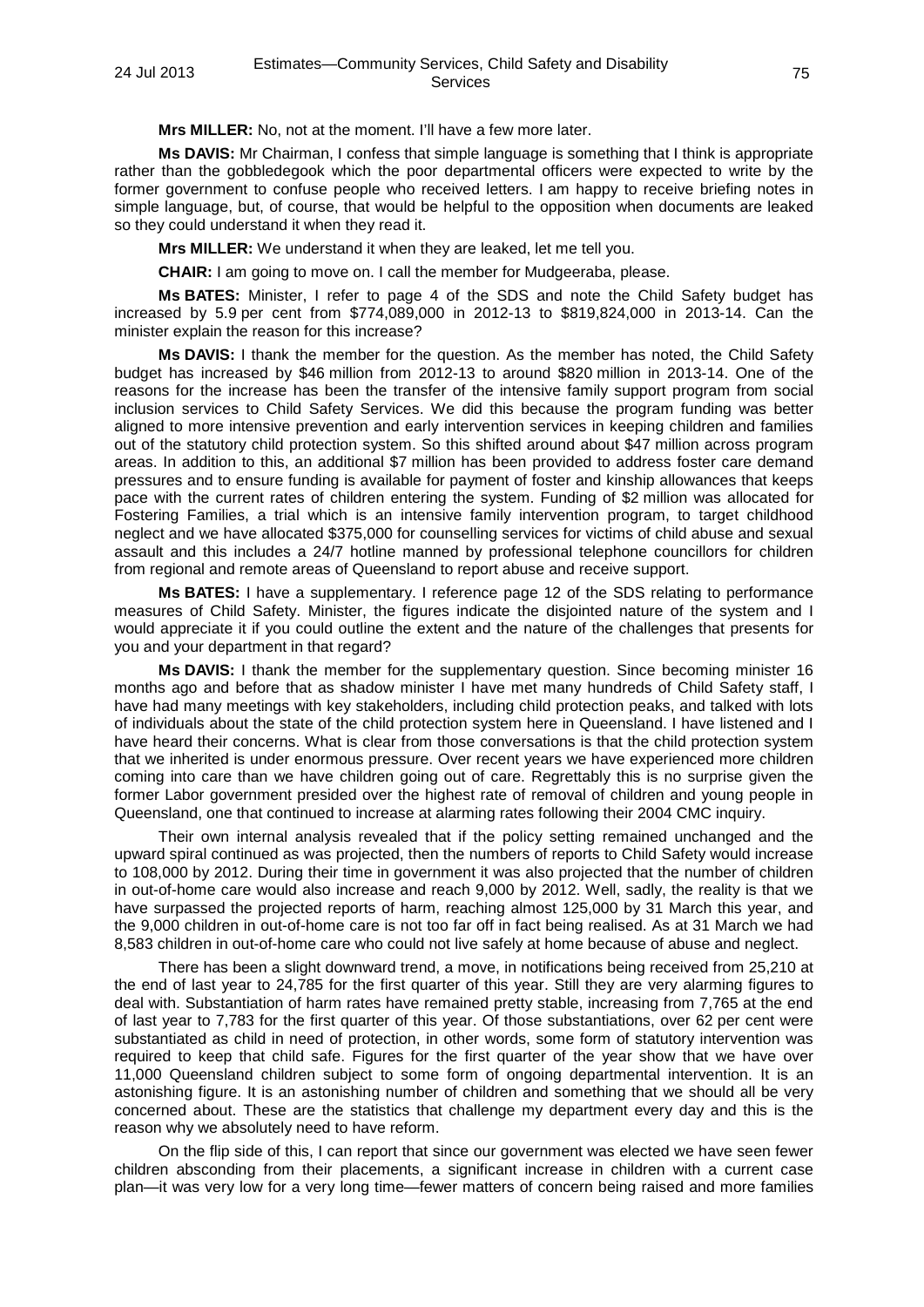**Mrs MILLER:** No, not at the moment. I'll have a few more later.

**Ms DAVIS:** Mr Chairman, I confess that simple language is something that I think is appropriate rather than the gobbledegook which the poor departmental officers were expected to write by the former government to confuse people who received letters. I am happy to receive briefing notes in simple language, but, of course, that would be helpful to the opposition when documents are leaked so they could understand it when they read it.

**Mrs MILLER:** We understand it when they are leaked, let me tell you.

**CHAIR:** I am going to move on. I call the member for Mudgeeraba, please.

**Ms BATES:** Minister, I refer to page 4 of the SDS and note the Child Safety budget has increased by 5.9 per cent from $774,089,000 in 2012-13 to $819,824,000 in 2013-14. Can the minister explain the reason for this increase?

**Ms DAVIS:** I thank the member for the question. As the member has noted, the Child Safety budget has increased by $46 million from 2012-13 to around $820 million in 2013-14. One of the reasons for the increase has been the transfer of the intensive family support program from social inclusion services to Child Safety Services. We did this because the program funding was better aligned to more intensive prevention and early intervention services in keeping children and families out of the statutory child protection system. So this shifted around about $47 million across program areas. In addition to this, an additional $7 million has been provided to address foster care demand pressures and to ensure funding is available for payment of foster and kinship allowances that keeps pace with the current rates of children entering the system. Funding of $2 million was allocated for Fostering Families, a trial which is an intensive family intervention program, to target childhood neglect and we have allocated $375,000 for counselling services for victims of child abuse and sexual assault and this includes a 24/7 hotline manned by professional telephone councillors for children from regional and remote areas of Queensland to report abuse and receive support.

**Ms BATES:** I have a supplementary. I reference page 12 of the SDS relating to performance measures of Child Safety. Minister, the figures indicate the disjointed nature of the system and I would appreciate it if you could outline the extent and the nature of the challenges that presents for you and your department in that regard?

**Ms DAVIS:** I thank the member for the supplementary question. Since becoming minister 16 months ago and before that as shadow minister I have met many hundreds of Child Safety staff, I have had many meetings with key stakeholders, including child protection peaks, and talked with lots of individuals about the state of the child protection system here in Queensland. I have listened and I have heard their concerns. What is clear from those conversations is that the child protection system that we inherited is under enormous pressure. Over recent years we have experienced more children coming into care than we have children going out of care. Regrettably this is no surprise given the former Labor government presided over the highest rate of removal of children and young people in Queensland, one that continued to increase at alarming rates following their 2004 CMC inquiry.

Their own internal analysis revealed that if the policy setting remained unchanged and the upward spiral continued as was projected, then the numbers of reports to Child Safety would increase to 108,000 by 2012. During their time in government it was also projected that the number of children in out-of-home care would also increase and reach 9,000 by 2012. Well, sadly, the reality is that we have surpassed the projected reports of harm, reaching almost 125,000 by 31 March this year, and the 9,000 children in out-of-home care is not too far off in fact being realised. As at 31 March we had 8,583 children in out-of-home care who could not live safely at home because of abuse and neglect.

There has been a slight downward trend, a move, in notifications being received from 25,210 at the end of last year to 24,785 for the first quarter of this year. Still they are very alarming figures to deal with. Substantiation of harm rates have remained pretty stable, increasing from 7,765 at the end of last year to 7,783 for the first quarter of this year. Of those substantiations, over 62 per cent were substantiated as child in need of protection, in other words, some form of statutory intervention was required to keep that child safe. Figures for the first quarter of the year show that we have over 11,000 Queensland children subject to some form of ongoing departmental intervention. It is an astonishing figure. It is an astonishing number of children and something that we should all be very concerned about. These are the statistics that challenge my department every day and this is the reason why we absolutely need to have reform.

On the flip side of this, I can report that since our government was elected we have seen fewer children absconding from their placements, a significant increase in children with a current case plan—it was very low for a very long time—fewer matters of concern being raised and more families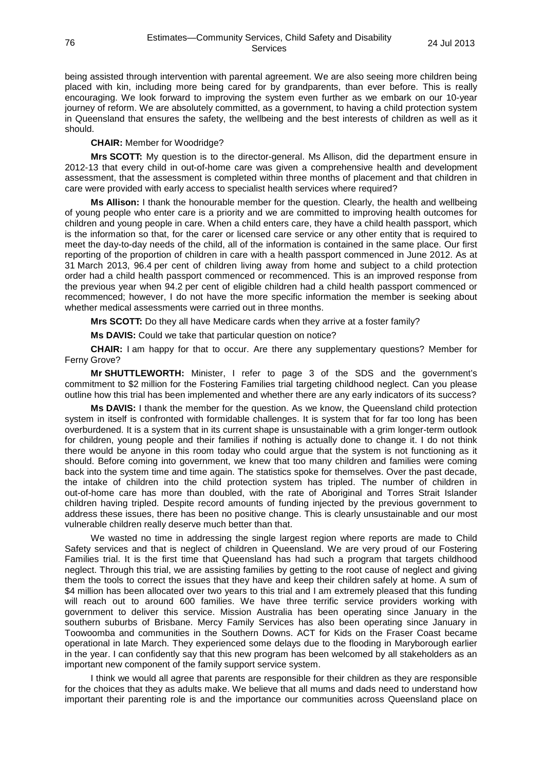being assisted through intervention with parental agreement. We are also seeing more children being placed with kin, including more being cared for by grandparents, than ever before. This is really encouraging. We look forward to improving the system even further as we embark on our 10-year journey of reform. We are absolutely committed, as a government, to having a child protection system in Queensland that ensures the safety, the wellbeing and the best interests of children as well as it should.

**CHAIR:** Member for Woodridge?

**Mrs SCOTT:** My question is to the director-general. Ms Allison, did the department ensure in 2012-13 that every child in out-of-home care was given a comprehensive health and development assessment, that the assessment is completed within three months of placement and that children in care were provided with early access to specialist health services where required?

**Ms Allison:** I thank the honourable member for the question. Clearly, the health and wellbeing of young people who enter care is a priority and we are committed to improving health outcomes for children and young people in care. When a child enters care, they have a child health passport, which is the information so that, for the carer or licensed care service or any other entity that is required to meet the day-to-day needs of the child, all of the information is contained in the same place. Our first reporting of the proportion of children in care with a health passport commenced in June 2012. As at 31 March 2013, 96.4 per cent of children living away from home and subject to a child protection order had a child health passport commenced or recommenced. This is an improved response from the previous year when 94.2 per cent of eligible children had a child health passport commenced or recommenced; however, I do not have the more specific information the member is seeking about whether medical assessments were carried out in three months.

**Mrs SCOTT:** Do they all have Medicare cards when they arrive at a foster family?

**Ms DAVIS:** Could we take that particular question on notice?

**CHAIR:** I am happy for that to occur. Are there any supplementary questions? Member for Ferny Grove?

**Mr SHUTTLEWORTH:** Minister, I refer to page 3 of the SDS and the government's commitment to $2 million for the Fostering Families trial targeting childhood neglect. Can you please outline how this trial has been implemented and whether there are any early indicators of its success?

**Ms DAVIS:** I thank the member for the question. As we know, the Queensland child protection system in itself is confronted with formidable challenges. It is system that for far too long has been overburdened. It is a system that in its current shape is unsustainable with a grim longer-term outlook for children, young people and their families if nothing is actually done to change it. I do not think there would be anyone in this room today who could argue that the system is not functioning as it should. Before coming into government, we knew that too many children and families were coming back into the system time and time again. The statistics spoke for themselves. Over the past decade, the intake of children into the child protection system has tripled. The number of children in out-of-home care has more than doubled, with the rate of Aboriginal and Torres Strait Islander children having tripled. Despite record amounts of funding injected by the previous government to address these issues, there has been no positive change. This is clearly unsustainable and our most vulnerable children really deserve much better than that.

We wasted no time in addressing the single largest region where reports are made to Child Safety services and that is neglect of children in Queensland. We are very proud of our Fostering Families trial. It is the first time that Queensland has had such a program that targets childhood neglect. Through this trial, we are assisting families by getting to the root cause of neglect and giving them the tools to correct the issues that they have and keep their children safely at home. A sum of $4 million has been allocated over two years to this trial and I am extremely pleased that this funding will reach out to around 600 families. We have three terrific service providers working with government to deliver this service. Mission Australia has been operating since January in the southern suburbs of Brisbane. Mercy Family Services has also been operating since January in Toowoomba and communities in the Southern Downs. ACT for Kids on the Fraser Coast became operational in late March. They experienced some delays due to the flooding in Maryborough earlier in the year. I can confidently say that this new program has been welcomed by all stakeholders as an important new component of the family support service system.

I think we would all agree that parents are responsible for their children as they are responsible for the choices that they as adults make. We believe that all mums and dads need to understand how important their parenting role is and the importance our communities across Queensland place on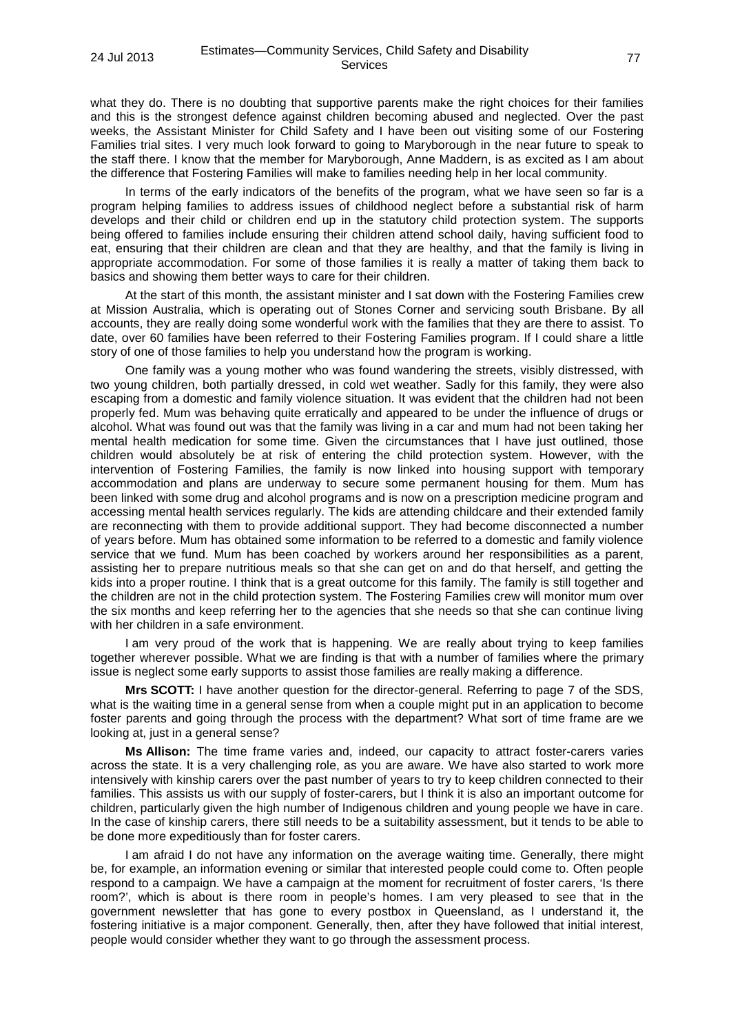what they do. There is no doubting that supportive parents make the right choices for their families and this is the strongest defence against children becoming abused and neglected. Over the past weeks, the Assistant Minister for Child Safety and I have been out visiting some of our Fostering Families trial sites. I very much look forward to going to Maryborough in the near future to speak to the staff there. I know that the member for Maryborough, Anne Maddern, is as excited as I am about the difference that Fostering Families will make to families needing help in her local community.

In terms of the early indicators of the benefits of the program, what we have seen so far is a program helping families to address issues of childhood neglect before a substantial risk of harm develops and their child or children end up in the statutory child protection system. The supports being offered to families include ensuring their children attend school daily, having sufficient food to eat, ensuring that their children are clean and that they are healthy, and that the family is living in appropriate accommodation. For some of those families it is really a matter of taking them back to basics and showing them better ways to care for their children.

At the start of this month, the assistant minister and I sat down with the Fostering Families crew at Mission Australia, which is operating out of Stones Corner and servicing south Brisbane. By all accounts, they are really doing some wonderful work with the families that they are there to assist. To date, over 60 families have been referred to their Fostering Families program. If I could share a little story of one of those families to help you understand how the program is working.

One family was a young mother who was found wandering the streets, visibly distressed, with two young children, both partially dressed, in cold wet weather. Sadly for this family, they were also escaping from a domestic and family violence situation. It was evident that the children had not been properly fed. Mum was behaving quite erratically and appeared to be under the influence of drugs or alcohol. What was found out was that the family was living in a car and mum had not been taking her mental health medication for some time. Given the circumstances that I have just outlined, those children would absolutely be at risk of entering the child protection system. However, with the intervention of Fostering Families, the family is now linked into housing support with temporary accommodation and plans are underway to secure some permanent housing for them. Mum has been linked with some drug and alcohol programs and is now on a prescription medicine program and accessing mental health services regularly. The kids are attending childcare and their extended family are reconnecting with them to provide additional support. They had become disconnected a number of years before. Mum has obtained some information to be referred to a domestic and family violence service that we fund. Mum has been coached by workers around her responsibilities as a parent, assisting her to prepare nutritious meals so that she can get on and do that herself, and getting the kids into a proper routine. I think that is a great outcome for this family. The family is still together and the children are not in the child protection system. The Fostering Families crew will monitor mum over the six months and keep referring her to the agencies that she needs so that she can continue living with her children in a safe environment.

I am very proud of the work that is happening. We are really about trying to keep families together wherever possible. What we are finding is that with a number of families where the primary issue is neglect some early supports to assist those families are really making a difference.

**Mrs SCOTT:** I have another question for the director-general. Referring to page 7 of the SDS, what is the waiting time in a general sense from when a couple might put in an application to become foster parents and going through the process with the department? What sort of time frame are we looking at, just in a general sense?

**Ms Allison:** The time frame varies and, indeed, our capacity to attract foster-carers varies across the state. It is a very challenging role, as you are aware. We have also started to work more intensively with kinship carers over the past number of years to try to keep children connected to their families. This assists us with our supply of foster-carers, but I think it is also an important outcome for children, particularly given the high number of Indigenous children and young people we have in care. In the case of kinship carers, there still needs to be a suitability assessment, but it tends to be able to be done more expeditiously than for foster carers.

I am afraid I do not have any information on the average waiting time. Generally, there might be, for example, an information evening or similar that interested people could come to. Often people respond to a campaign. We have a campaign at the moment for recruitment of foster carers, 'Is there room?', which is about is there room in people's homes. I am very pleased to see that in the government newsletter that has gone to every postbox in Queensland, as I understand it, the fostering initiative is a major component. Generally, then, after they have followed that initial interest, people would consider whether they want to go through the assessment process.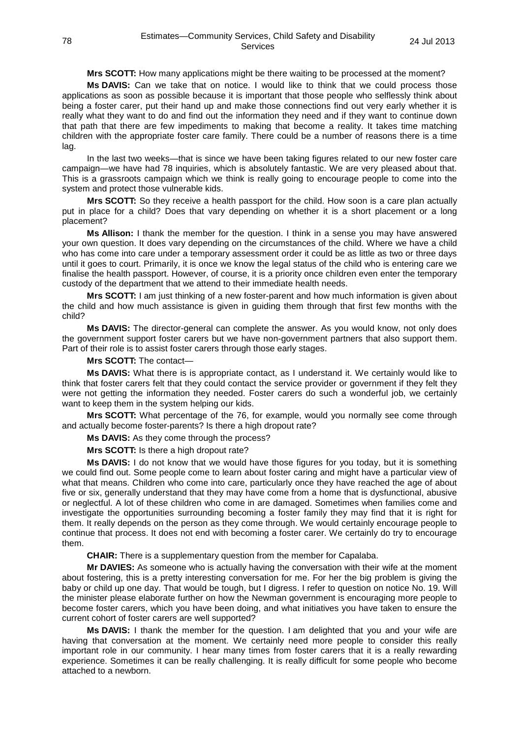**Mrs SCOTT:** How many applications might be there waiting to be processed at the moment?

**Ms DAVIS:** Can we take that on notice. I would like to think that we could process those applications as soon as possible because it is important that those people who selflessly think about being a foster carer, put their hand up and make those connections find out very early whether it is really what they want to do and find out the information they need and if they want to continue down that path that there are few impediments to making that become a reality. It takes time matching children with the appropriate foster care family. There could be a number of reasons there is a time lag.

In the last two weeks—that is since we have been taking figures related to our new foster care campaign—we have had 78 inquiries, which is absolutely fantastic. We are very pleased about that. This is a grassroots campaign which we think is really going to encourage people to come into the system and protect those vulnerable kids.

**Mrs SCOTT:** So they receive a health passport for the child. How soon is a care plan actually put in place for a child? Does that vary depending on whether it is a short placement or a long placement?

**Ms Allison:** I thank the member for the question. I think in a sense you may have answered your own question. It does vary depending on the circumstances of the child. Where we have a child who has come into care under a temporary assessment order it could be as little as two or three days until it goes to court. Primarily, it is once we know the legal status of the child who is entering care we finalise the health passport. However, of course, it is a priority once children even enter the temporary custody of the department that we attend to their immediate health needs.

**Mrs SCOTT:** I am just thinking of a new foster-parent and how much information is given about the child and how much assistance is given in guiding them through that first few months with the child?

**Ms DAVIS:** The director-general can complete the answer. As you would know, not only does the government support foster carers but we have non-government partners that also support them. Part of their role is to assist foster carers through those early stages.

**Mrs SCOTT:** The contact—

**Ms DAVIS:** What there is is appropriate contact, as I understand it. We certainly would like to think that foster carers felt that they could contact the service provider or government if they felt they were not getting the information they needed. Foster carers do such a wonderful job, we certainly want to keep them in the system helping our kids.

**Mrs SCOTT:** What percentage of the 76, for example, would you normally see come through and actually become foster-parents? Is there a high dropout rate?

**Ms DAVIS:** As they come through the process?

**Mrs SCOTT:** Is there a high dropout rate?

**Ms DAVIS:** I do not know that we would have those figures for you today, but it is something we could find out. Some people come to learn about foster caring and might have a particular view of what that means. Children who come into care, particularly once they have reached the age of about five or six, generally understand that they may have come from a home that is dysfunctional, abusive or neglectful. A lot of these children who come in are damaged. Sometimes when families come and investigate the opportunities surrounding becoming a foster family they may find that it is right for them. It really depends on the person as they come through. We would certainly encourage people to continue that process. It does not end with becoming a foster carer. We certainly do try to encourage them.

**CHAIR:** There is a supplementary question from the member for Capalaba.

**Mr DAVIES:** As someone who is actually having the conversation with their wife at the moment about fostering, this is a pretty interesting conversation for me. For her the big problem is giving the baby or child up one day. That would be tough, but I digress. I refer to question on notice No. 19. Will the minister please elaborate further on how the Newman government is encouraging more people to become foster carers, which you have been doing, and what initiatives you have taken to ensure the current cohort of foster carers are well supported?

**Ms DAVIS:** I thank the member for the question. I am delighted that you and your wife are having that conversation at the moment. We certainly need more people to consider this really important role in our community. I hear many times from foster carers that it is a really rewarding experience. Sometimes it can be really challenging. It is really difficult for some people who become attached to a newborn.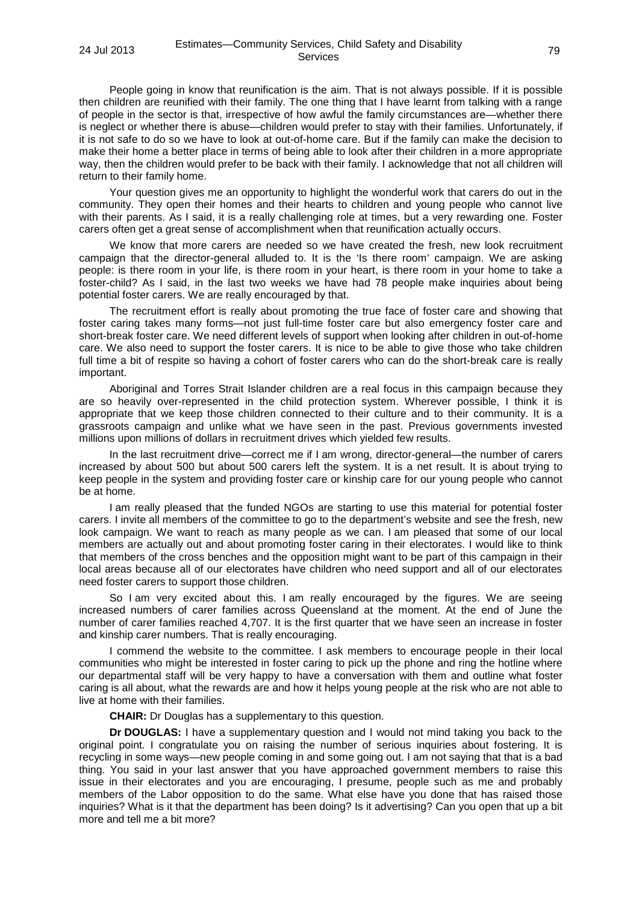People going in know that reunification is the aim. That is not always possible. If it is possible then children are reunified with their family. The one thing that I have learnt from talking with a range of people in the sector is that, irrespective of how awful the family circumstances are—whether there is neglect or whether there is abuse—children would prefer to stay with their families. Unfortunately, if it is not safe to do so we have to look at out-of-home care. But if the family can make the decision to make their home a better place in terms of being able to look after their children in a more appropriate way, then the children would prefer to be back with their family. I acknowledge that not all children will return to their family home.

Your question gives me an opportunity to highlight the wonderful work that carers do out in the community. They open their homes and their hearts to children and young people who cannot live with their parents. As I said, it is a really challenging role at times, but a very rewarding one. Foster carers often get a great sense of accomplishment when that reunification actually occurs.

We know that more carers are needed so we have created the fresh, new look recruitment campaign that the director-general alluded to. It is the 'Is there room' campaign. We are asking people: is there room in your life, is there room in your heart, is there room in your home to take a foster-child? As I said, in the last two weeks we have had 78 people make inquiries about being potential foster carers. We are really encouraged by that.

The recruitment effort is really about promoting the true face of foster care and showing that foster caring takes many forms—not just full-time foster care but also emergency foster care and short-break foster care. We need different levels of support when looking after children in out-of-home care. We also need to support the foster carers. It is nice to be able to give those who take children full time a bit of respite so having a cohort of foster carers who can do the short-break care is really important.

Aboriginal and Torres Strait Islander children are a real focus in this campaign because they are so heavily over-represented in the child protection system. Wherever possible, I think it is appropriate that we keep those children connected to their culture and to their community. It is a grassroots campaign and unlike what we have seen in the past. Previous governments invested millions upon millions of dollars in recruitment drives which yielded few results.

In the last recruitment drive—correct me if I am wrong, director-general—the number of carers increased by about 500 but about 500 carers left the system. It is a net result. It is about trying to keep people in the system and providing foster care or kinship care for our young people who cannot be at home.

I am really pleased that the funded NGOs are starting to use this material for potential foster carers. I invite all members of the committee to go to the department's website and see the fresh, new look campaign. We want to reach as many people as we can. I am pleased that some of our local members are actually out and about promoting foster caring in their electorates. I would like to think that members of the cross benches and the opposition might want to be part of this campaign in their local areas because all of our electorates have children who need support and all of our electorates need foster carers to support those children.

So I am very excited about this. I am really encouraged by the figures. We are seeing increased numbers of carer families across Queensland at the moment. At the end of June the number of carer families reached 4,707. It is the first quarter that we have seen an increase in foster and kinship carer numbers. That is really encouraging.

I commend the website to the committee. I ask members to encourage people in their local communities who might be interested in foster caring to pick up the phone and ring the hotline where our departmental staff will be very happy to have a conversation with them and outline what foster caring is all about, what the rewards are and how it helps young people at the risk who are not able to live at home with their families.

**CHAIR:** Dr Douglas has a supplementary to this question.

**Dr DOUGLAS:** I have a supplementary question and I would not mind taking you back to the original point. I congratulate you on raising the number of serious inquiries about fostering. It is recycling in some ways—new people coming in and some going out. I am not saying that that is a bad thing. You said in your last answer that you have approached government members to raise this issue in their electorates and you are encouraging, I presume, people such as me and probably members of the Labor opposition to do the same. What else have you done that has raised those inquiries? What is it that the department has been doing? Is it advertising? Can you open that up a bit more and tell me a bit more?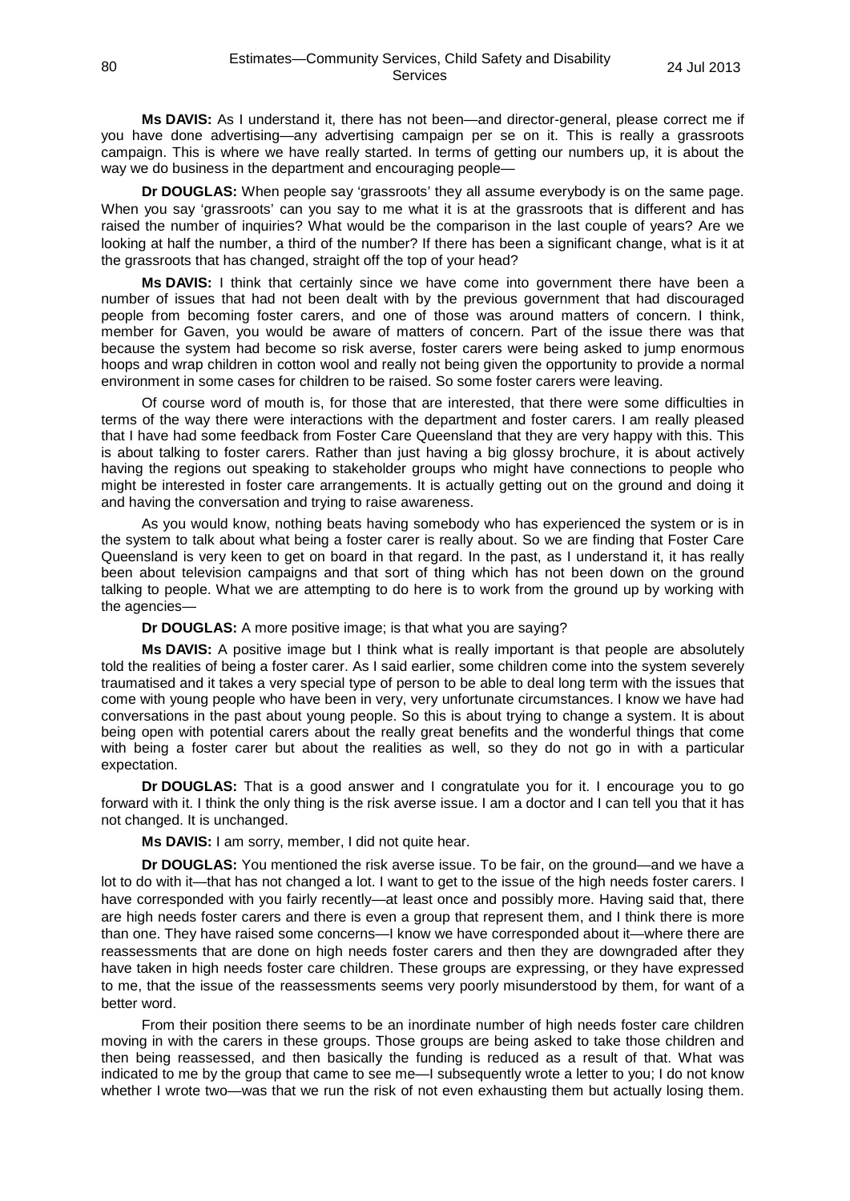**Ms DAVIS:** As I understand it, there has not been—and director-general, please correct me if you have done advertising—any advertising campaign per se on it. This is really a grassroots campaign. This is where we have really started. In terms of getting our numbers up, it is about the way we do business in the department and encouraging people—

**Dr DOUGLAS:** When people say 'grassroots' they all assume everybody is on the same page. When you say 'grassroots' can you say to me what it is at the grassroots that is different and has raised the number of inquiries? What would be the comparison in the last couple of years? Are we looking at half the number, a third of the number? If there has been a significant change, what is it at the grassroots that has changed, straight off the top of your head?

**Ms DAVIS:** I think that certainly since we have come into government there have been a number of issues that had not been dealt with by the previous government that had discouraged people from becoming foster carers, and one of those was around matters of concern. I think, member for Gaven, you would be aware of matters of concern. Part of the issue there was that because the system had become so risk averse, foster carers were being asked to jump enormous hoops and wrap children in cotton wool and really not being given the opportunity to provide a normal environment in some cases for children to be raised. So some foster carers were leaving.

Of course word of mouth is, for those that are interested, that there were some difficulties in terms of the way there were interactions with the department and foster carers. I am really pleased that I have had some feedback from Foster Care Queensland that they are very happy with this. This is about talking to foster carers. Rather than just having a big glossy brochure, it is about actively having the regions out speaking to stakeholder groups who might have connections to people who might be interested in foster care arrangements. It is actually getting out on the ground and doing it and having the conversation and trying to raise awareness.

As you would know, nothing beats having somebody who has experienced the system or is in the system to talk about what being a foster carer is really about. So we are finding that Foster Care Queensland is very keen to get on board in that regard. In the past, as I understand it, it has really been about television campaigns and that sort of thing which has not been down on the ground talking to people. What we are attempting to do here is to work from the ground up by working with the agencies—

**Dr DOUGLAS:** A more positive image; is that what you are saying?

**Ms DAVIS:** A positive image but I think what is really important is that people are absolutely told the realities of being a foster carer. As I said earlier, some children come into the system severely traumatised and it takes a very special type of person to be able to deal long term with the issues that come with young people who have been in very, very unfortunate circumstances. I know we have had conversations in the past about young people. So this is about trying to change a system. It is about being open with potential carers about the really great benefits and the wonderful things that come with being a foster carer but about the realities as well, so they do not go in with a particular expectation.

**Dr DOUGLAS:** That is a good answer and I congratulate you for it. I encourage you to go forward with it. I think the only thing is the risk averse issue. I am a doctor and I can tell you that it has not changed. It is unchanged.

**Ms DAVIS:** I am sorry, member, I did not quite hear.

**Dr DOUGLAS:** You mentioned the risk averse issue. To be fair, on the ground—and we have a lot to do with it—that has not changed a lot. I want to get to the issue of the high needs foster carers. I have corresponded with you fairly recently—at least once and possibly more. Having said that, there are high needs foster carers and there is even a group that represent them, and I think there is more than one. They have raised some concerns—I know we have corresponded about it—where there are reassessments that are done on high needs foster carers and then they are downgraded after they have taken in high needs foster care children. These groups are expressing, or they have expressed to me, that the issue of the reassessments seems very poorly misunderstood by them, for want of a better word.

From their position there seems to be an inordinate number of high needs foster care children moving in with the carers in these groups. Those groups are being asked to take those children and then being reassessed, and then basically the funding is reduced as a result of that. What was indicated to me by the group that came to see me—I subsequently wrote a letter to you; I do not know whether I wrote two—was that we run the risk of not even exhausting them but actually losing them.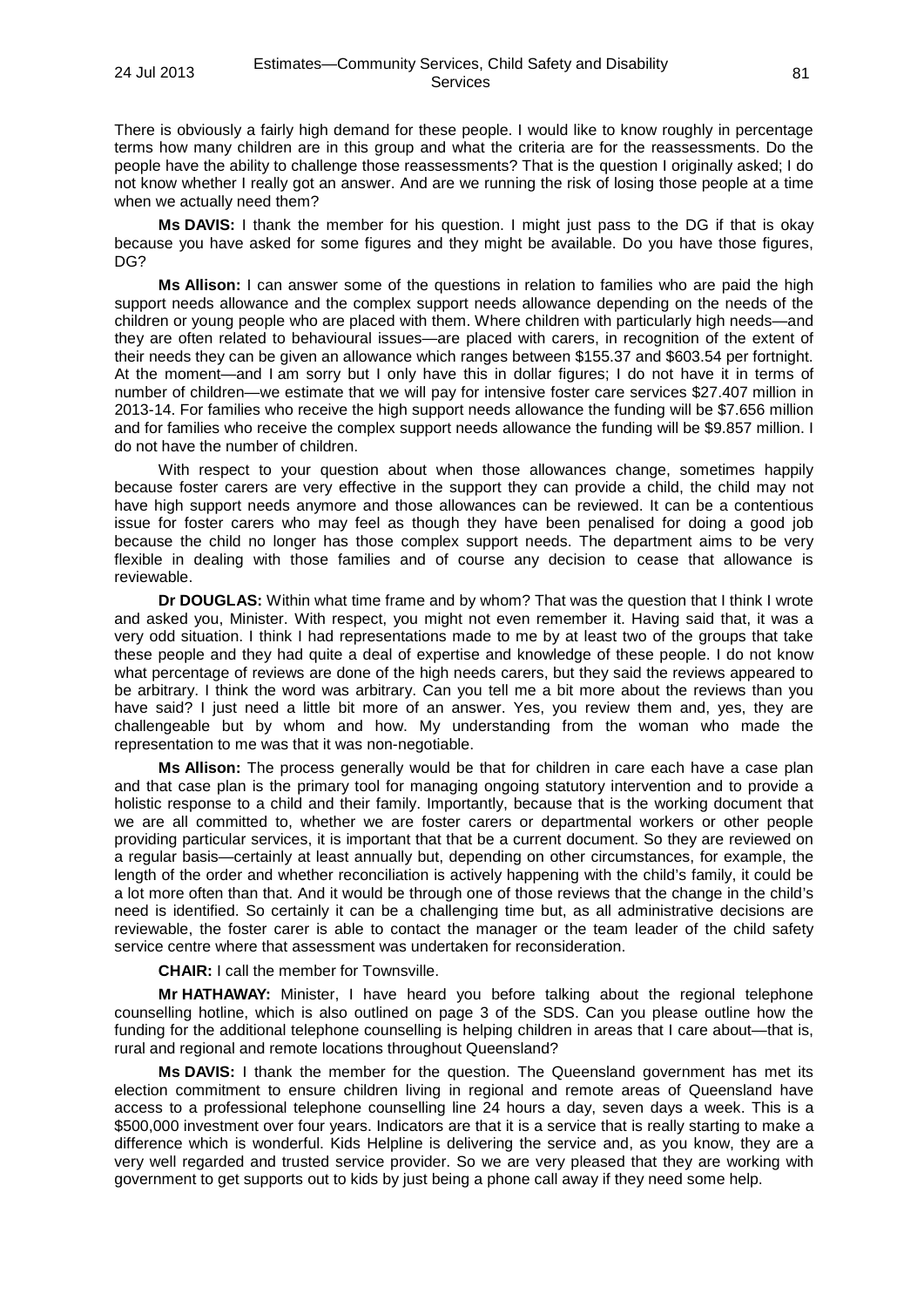There is obviously a fairly high demand for these people. I would like to know roughly in percentage terms how many children are in this group and what the criteria are for the reassessments. Do the people have the ability to challenge those reassessments? That is the question I originally asked; I do not know whether I really got an answer. And are we running the risk of losing those people at a time when we actually need them?

**Ms DAVIS:** I thank the member for his question. I might just pass to the DG if that is okay because you have asked for some figures and they might be available. Do you have those figures, DG?

**Ms Allison:** I can answer some of the questions in relation to families who are paid the high support needs allowance and the complex support needs allowance depending on the needs of the children or young people who are placed with them. Where children with particularly high needs—and they are often related to behavioural issues—are placed with carers, in recognition of the extent of their needs they can be given an allowance which ranges between $155.37 and $603.54 per fortnight. At the moment—and I am sorry but I only have this in dollar figures; I do not have it in terms of number of children—we estimate that we will pay for intensive foster care services $27.407 million in 2013-14. For families who receive the high support needs allowance the funding will be $7.656 million and for families who receive the complex support needs allowance the funding will be $9.857 million. I do not have the number of children.

With respect to your question about when those allowances change, sometimes happily because foster carers are very effective in the support they can provide a child, the child may not have high support needs anymore and those allowances can be reviewed. It can be a contentious issue for foster carers who may feel as though they have been penalised for doing a good job because the child no longer has those complex support needs. The department aims to be very flexible in dealing with those families and of course any decision to cease that allowance is reviewable.

**Dr DOUGLAS:** Within what time frame and by whom? That was the question that I think I wrote and asked you, Minister. With respect, you might not even remember it. Having said that, it was a very odd situation. I think I had representations made to me by at least two of the groups that take these people and they had quite a deal of expertise and knowledge of these people. I do not know what percentage of reviews are done of the high needs carers, but they said the reviews appeared to be arbitrary. I think the word was arbitrary. Can you tell me a bit more about the reviews than you have said? I just need a little bit more of an answer. Yes, you review them and, yes, they are challengeable but by whom and how. My understanding from the woman who made the representation to me was that it was non-negotiable.

**Ms Allison:** The process generally would be that for children in care each have a case plan and that case plan is the primary tool for managing ongoing statutory intervention and to provide a holistic response to a child and their family. Importantly, because that is the working document that we are all committed to, whether we are foster carers or departmental workers or other people providing particular services, it is important that that be a current document. So they are reviewed on a regular basis—certainly at least annually but, depending on other circumstances, for example, the length of the order and whether reconciliation is actively happening with the child's family, it could be a lot more often than that. And it would be through one of those reviews that the change in the child's need is identified. So certainly it can be a challenging time but, as all administrative decisions are reviewable, the foster carer is able to contact the manager or the team leader of the child safety service centre where that assessment was undertaken for reconsideration.

**CHAIR:** I call the member for Townsville.

**Mr HATHAWAY:** Minister, I have heard you before talking about the regional telephone counselling hotline, which is also outlined on page 3 of the SDS. Can you please outline how the funding for the additional telephone counselling is helping children in areas that I care about—that is, rural and regional and remote locations throughout Queensland?

**Ms DAVIS:** I thank the member for the question. The Queensland government has met its election commitment to ensure children living in regional and remote areas of Queensland have access to a professional telephone counselling line 24 hours a day, seven days a week. This is a $500,000 investment over four years. Indicators are that it is a service that is really starting to make a difference which is wonderful. Kids Helpline is delivering the service and, as you know, they are a very well regarded and trusted service provider. So we are very pleased that they are working with government to get supports out to kids by just being a phone call away if they need some help.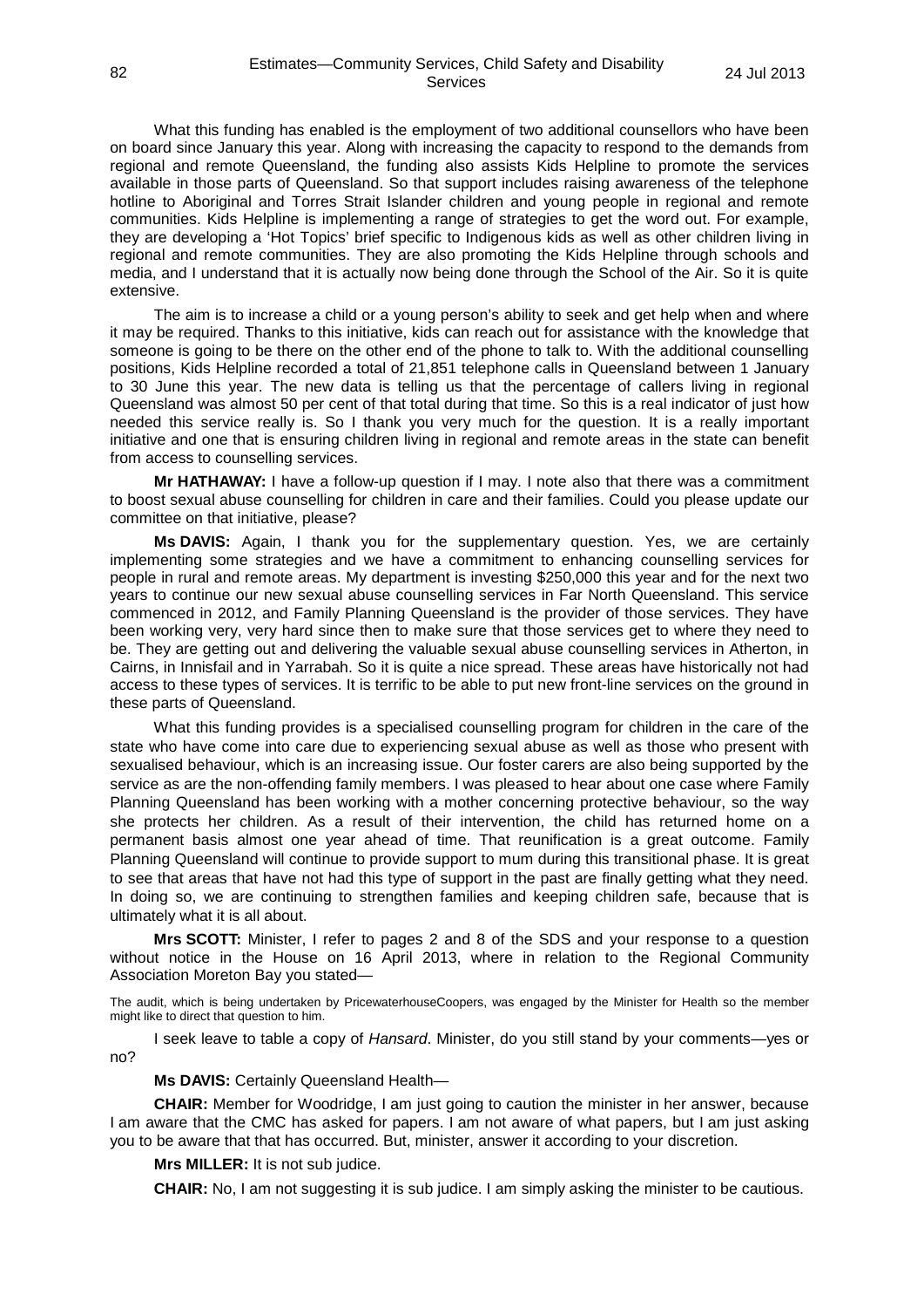What this funding has enabled is the employment of two additional counsellors who have been on board since January this year. Along with increasing the capacity to respond to the demands from regional and remote Queensland, the funding also assists Kids Helpline to promote the services available in those parts of Queensland. So that support includes raising awareness of the telephone hotline to Aboriginal and Torres Strait Islander children and young people in regional and remote communities. Kids Helpline is implementing a range of strategies to get the word out. For example, they are developing a 'Hot Topics' brief specific to Indigenous kids as well as other children living in regional and remote communities. They are also promoting the Kids Helpline through schools and media, and I understand that it is actually now being done through the School of the Air. So it is quite extensive.

The aim is to increase a child or a young person's ability to seek and get help when and where it may be required. Thanks to this initiative, kids can reach out for assistance with the knowledge that someone is going to be there on the other end of the phone to talk to. With the additional counselling positions, Kids Helpline recorded a total of 21,851 telephone calls in Queensland between 1 January to 30 June this year. The new data is telling us that the percentage of callers living in regional Queensland was almost 50 per cent of that total during that time. So this is a real indicator of just how needed this service really is. So I thank you very much for the question. It is a really important initiative and one that is ensuring children living in regional and remote areas in the state can benefit from access to counselling services.

**Mr HATHAWAY:** I have a follow-up question if I may. I note also that there was a commitment to boost sexual abuse counselling for children in care and their families. Could you please update our committee on that initiative, please?

**Ms DAVIS:** Again, I thank you for the supplementary question. Yes, we are certainly implementing some strategies and we have a commitment to enhancing counselling services for people in rural and remote areas. My department is investing $250,000 this year and for the next two years to continue our new sexual abuse counselling services in Far North Queensland. This service commenced in 2012, and Family Planning Queensland is the provider of those services. They have been working very, very hard since then to make sure that those services get to where they need to be. They are getting out and delivering the valuable sexual abuse counselling services in Atherton, in Cairns, in Innisfail and in Yarrabah. So it is quite a nice spread. These areas have historically not had access to these types of services. It is terrific to be able to put new front-line services on the ground in these parts of Queensland.

What this funding provides is a specialised counselling program for children in the care of the state who have come into care due to experiencing sexual abuse as well as those who present with sexualised behaviour, which is an increasing issue. Our foster carers are also being supported by the service as are the non-offending family members. I was pleased to hear about one case where Family Planning Queensland has been working with a mother concerning protective behaviour, so the way she protects her children. As a result of their intervention, the child has returned home on a permanent basis almost one year ahead of time. That reunification is a great outcome. Family Planning Queensland will continue to provide support to mum during this transitional phase. It is great to see that areas that have not had this type of support in the past are finally getting what they need. In doing so, we are continuing to strengthen families and keeping children safe, because that is ultimately what it is all about.

**Mrs SCOTT:** Minister, I refer to pages 2 and 8 of the SDS and your response to a question without notice in the House on 16 April 2013, where in relation to the Regional Community Association Moreton Bay you stated—

> The audit, which is being undertaken by PricewaterhouseCoopers, was engaged by the Minister for Health so the member might like to direct that question to him.

I seek leave to table a copy of *Hansard*. Minister, do you still stand by your comments—yes or no?

**Ms DAVIS:** Certainly Queensland Health—

**CHAIR:** Member for Woodridge, I am just going to caution the minister in her answer, because I am aware that the CMC has asked for papers. I am not aware of what papers, but I am just asking you to be aware that that has occurred. But, minister, answer it according to your discretion.

**Mrs MILLER:** It is not sub judice.

**CHAIR:** No, I am not suggesting it is sub judice. I am simply asking the minister to be cautious.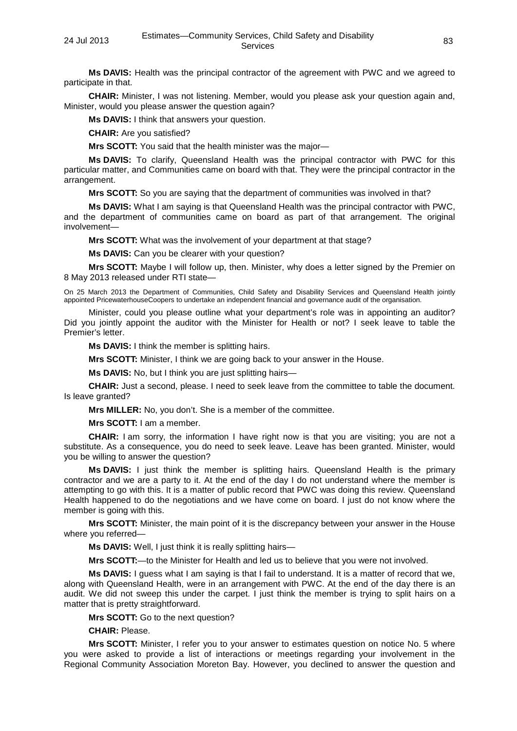**Ms DAVIS:** Health was the principal contractor of the agreement with PWC and we agreed to participate in that.

**CHAIR:** Minister, I was not listening. Member, would you please ask your question again and, Minister, would you please answer the question again?

**Ms DAVIS:** I think that answers your question.

**CHAIR:** Are you satisfied?

**Mrs SCOTT:** You said that the health minister was the major—

**Ms DAVIS:** To clarify, Queensland Health was the principal contractor with PWC for this particular matter, and Communities came on board with that. They were the principal contractor in the arrangement.

**Mrs SCOTT:** So you are saying that the department of communities was involved in that?

**Ms DAVIS:** What I am saying is that Queensland Health was the principal contractor with PWC, and the department of communities came on board as part of that arrangement. The original involvement—

**Mrs SCOTT:** What was the involvement of your department at that stage?

**Ms DAVIS:** Can you be clearer with your question?

**Mrs SCOTT:** Maybe I will follow up, then. Minister, why does a letter signed by the Premier on 8 May 2013 released under RTI state—

On 25 March 2013 the Department of Communities, Child Safety and Disability Services and Queensland Health jointly appointed PricewaterhouseCoopers to undertake an independent financial and governance audit of the organisation.

Minister, could you please outline what your department's role was in appointing an auditor? Did you jointly appoint the auditor with the Minister for Health or not? I seek leave to table the Premier's letter.

**Ms DAVIS:** I think the member is splitting hairs.

**Mrs SCOTT:** Minister, I think we are going back to your answer in the House.

**Ms DAVIS:** No, but I think you are just splitting hairs—

**CHAIR:** Just a second, please. I need to seek leave from the committee to table the document. Is leave granted?

**Mrs MILLER:** No, you don't. She is a member of the committee.

**Mrs SCOTT:** I am a member.

**CHAIR:** I am sorry, the information I have right now is that you are visiting; you are not a substitute. As a consequence, you do need to seek leave. Leave has been granted. Minister, would you be willing to answer the question?

**Ms DAVIS:** I just think the member is splitting hairs. Queensland Health is the primary contractor and we are a party to it. At the end of the day I do not understand where the member is attempting to go with this. It is a matter of public record that PWC was doing this review. Queensland Health happened to do the negotiations and we have come on board. I just do not know where the member is going with this.

**Mrs SCOTT:** Minister, the main point of it is the discrepancy between your answer in the House where you referred—

**Ms DAVIS:** Well, I just think it is really splitting hairs—

**Mrs SCOTT:**—to the Minister for Health and led us to believe that you were not involved.

**Ms DAVIS:** I guess what I am saying is that I fail to understand. It is a matter of record that we, along with Queensland Health, were in an arrangement with PWC. At the end of the day there is an audit. We did not sweep this under the carpet. I just think the member is trying to split hairs on a matter that is pretty straightforward.

**Mrs SCOTT:** Go to the next question?

**CHAIR:** Please.

**Mrs SCOTT:** Minister, I refer you to your answer to estimates question on notice No. 5 where you were asked to provide a list of interactions or meetings regarding your involvement in the Regional Community Association Moreton Bay. However, you declined to answer the question and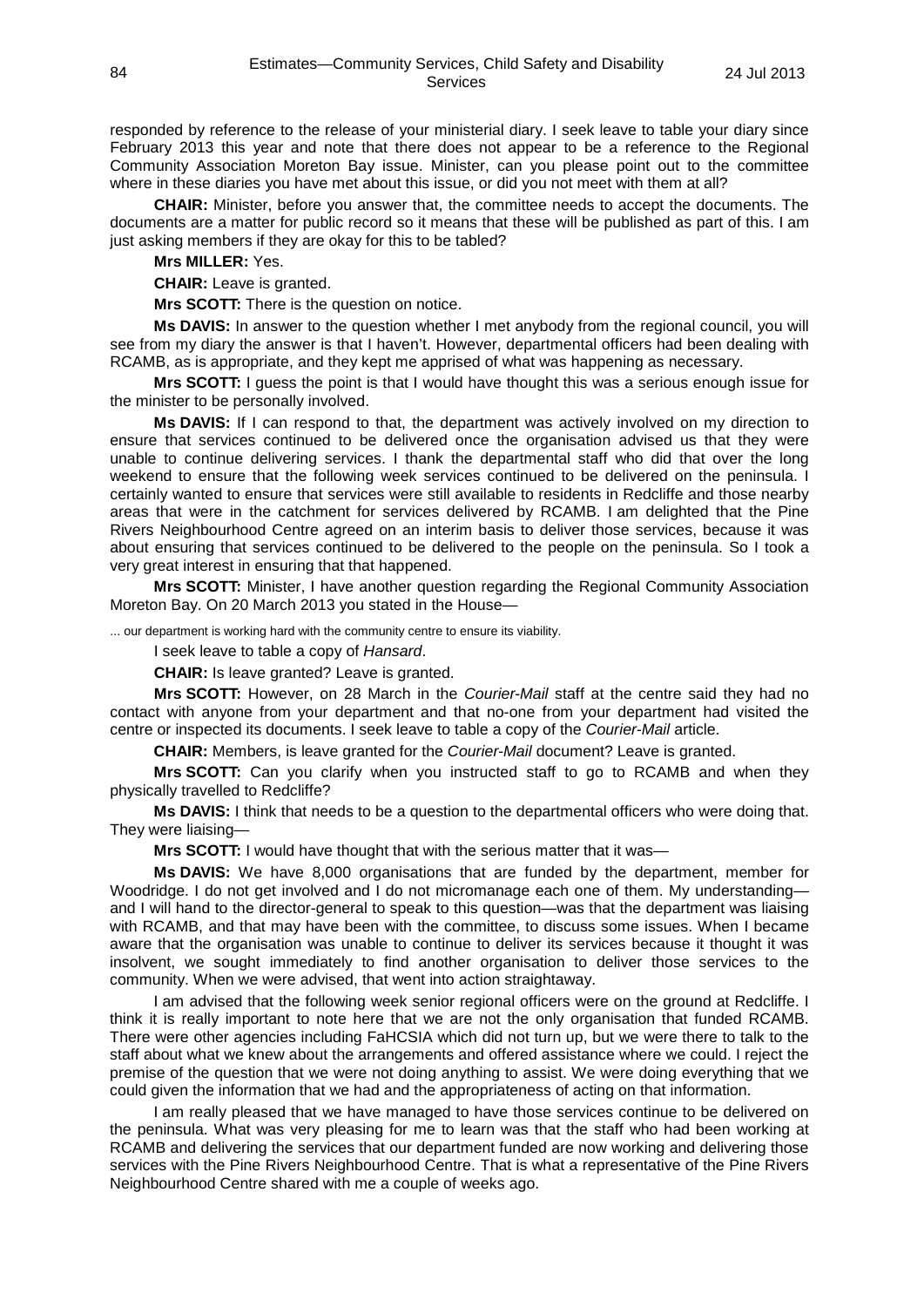responded by reference to the release of your ministerial diary. I seek leave to table your diary since February 2013 this year and note that there does not appear to be a reference to the Regional Community Association Moreton Bay issue. Minister, can you please point out to the committee where in these diaries you have met about this issue, or did you not meet with them at all?

**CHAIR:** Minister, before you answer that, the committee needs to accept the documents. The documents are a matter for public record so it means that these will be published as part of this. I am just asking members if they are okay for this to be tabled?

**Mrs MILLER:** Yes.

**CHAIR:** Leave is granted.

**Mrs SCOTT:** There is the question on notice.

**Ms DAVIS:** In answer to the question whether I met anybody from the regional council, you will see from my diary the answer is that I haven't. However, departmental officers had been dealing with RCAMB, as is appropriate, and they kept me apprised of what was happening as necessary.

**Mrs SCOTT:** I guess the point is that I would have thought this was a serious enough issue for the minister to be personally involved.

**Ms DAVIS:** If I can respond to that, the department was actively involved on my direction to ensure that services continued to be delivered once the organisation advised us that they were unable to continue delivering services. I thank the departmental staff who did that over the long weekend to ensure that the following week services continued to be delivered on the peninsula. I certainly wanted to ensure that services were still available to residents in Redcliffe and those nearby areas that were in the catchment for services delivered by RCAMB. I am delighted that the Pine Rivers Neighbourhood Centre agreed on an interim basis to deliver those services, because it was about ensuring that services continued to be delivered to the people on the peninsula. So I took a very great interest in ensuring that that happened.

**Mrs SCOTT:** Minister, I have another question regarding the Regional Community Association Moreton Bay. On 20 March 2013 you stated in the House—

> ... our department is working hard with the community centre to ensure its viability.

I seek leave to table a copy of *Hansard*.

**CHAIR:** Is leave granted? Leave is granted.

**Mrs SCOTT:** However, on 28 March in the *Courier-Mail* staff at the centre said they had no contact with anyone from your department and that no-one from your department had visited the centre or inspected its documents. I seek leave to table a copy of the *Courier-Mail* article.

**CHAIR:** Members, is leave granted for the *Courier-Mail* document? Leave is granted.

**Mrs SCOTT:** Can you clarify when you instructed staff to go to RCAMB and when they physically travelled to Redcliffe?

**Ms DAVIS:** I think that needs to be a question to the departmental officers who were doing that. They were liaising—

**Mrs SCOTT:** I would have thought that with the serious matter that it was—

**Ms DAVIS:** We have 8,000 organisations that are funded by the department, member for Woodridge. I do not get involved and I do not micromanage each one of them. My understanding—and I will hand to the director-general to speak to this question—was that the department was liaising with RCAMB, and that may have been with the committee, to discuss some issues. When I became aware that the organisation was unable to continue to deliver its services because it thought it was insolvent, we sought immediately to find another organisation to deliver those services to the community. When we were advised, that went into action straightaway.

I am advised that the following week senior regional officers were on the ground at Redcliffe. I think it is really important to note here that we are not the only organisation that funded RCAMB. There were other agencies including FaHCSIA which did not turn up, but we were there to talk to the staff about what we knew about the arrangements and offered assistance where we could. I reject the premise of the question that we were not doing anything to assist. We were doing everything that we could given the information that we had and the appropriateness of acting on that information.

I am really pleased that we have managed to have those services continue to be delivered on the peninsula. What was very pleasing for me to learn was that the staff who had been working at RCAMB and delivering the services that our department funded are now working and delivering those services with the Pine Rivers Neighbourhood Centre. That is what a representative of the Pine Rivers Neighbourhood Centre shared with me a couple of weeks ago.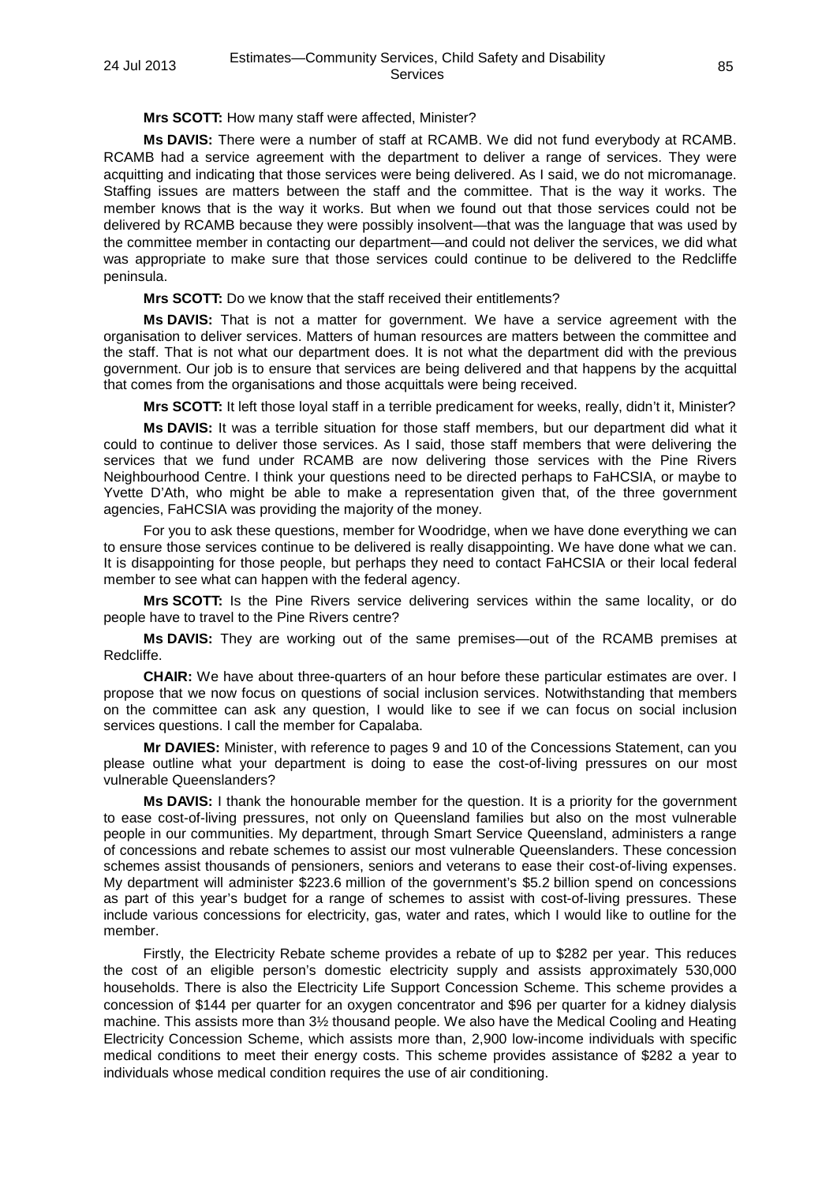**Mrs SCOTT:** How many staff were affected, Minister?

**Ms DAVIS:** There were a number of staff at RCAMB. We did not fund everybody at RCAMB. RCAMB had a service agreement with the department to deliver a range of services. They were acquitting and indicating that those services were being delivered. As I said, we do not micromanage. Staffing issues are matters between the staff and the committee. That is the way it works. The member knows that is the way it works. But when we found out that those services could not be delivered by RCAMB because they were possibly insolvent—that was the language that was used by the committee member in contacting our department—and could not deliver the services, we did what was appropriate to make sure that those services could continue to be delivered to the Redcliffe peninsula.

**Mrs SCOTT:** Do we know that the staff received their entitlements?

**Ms DAVIS:** That is not a matter for government. We have a service agreement with the organisation to deliver services. Matters of human resources are matters between the committee and the staff. That is not what our department does. It is not what the department did with the previous government. Our job is to ensure that services are being delivered and that happens by the acquittal that comes from the organisations and those acquittals were being received.

**Mrs SCOTT:** It left those loyal staff in a terrible predicament for weeks, really, didn't it, Minister?

**Ms DAVIS:** It was a terrible situation for those staff members, but our department did what it could to continue to deliver those services. As I said, those staff members that were delivering the services that we fund under RCAMB are now delivering those services with the Pine Rivers Neighbourhood Centre. I think your questions need to be directed perhaps to FaHCSIA, or maybe to Yvette D'Ath, who might be able to make a representation given that, of the three government agencies, FaHCSIA was providing the majority of the money.

For you to ask these questions, member for Woodridge, when we have done everything we can to ensure those services continue to be delivered is really disappointing. We have done what we can. It is disappointing for those people, but perhaps they need to contact FaHCSIA or their local federal member to see what can happen with the federal agency.

**Mrs SCOTT:** Is the Pine Rivers service delivering services within the same locality, or do people have to travel to the Pine Rivers centre?

**Ms DAVIS:** They are working out of the same premises—out of the RCAMB premises at Redcliffe.

**CHAIR:** We have about three-quarters of an hour before these particular estimates are over. I propose that we now focus on questions of social inclusion services. Notwithstanding that members on the committee can ask any question, I would like to see if we can focus on social inclusion services questions. I call the member for Capalaba.

**Mr DAVIES:** Minister, with reference to pages 9 and 10 of the Concessions Statement, can you please outline what your department is doing to ease the cost-of-living pressures on our most vulnerable Queenslanders?

**Ms DAVIS:** I thank the honourable member for the question. It is a priority for the government to ease cost-of-living pressures, not only on Queensland families but also on the most vulnerable people in our communities. My department, through Smart Service Queensland, administers a range of concessions and rebate schemes to assist our most vulnerable Queenslanders. These concession schemes assist thousands of pensioners, seniors and veterans to ease their cost-of-living expenses. My department will administer $223.6 million of the government's $5.2 billion spend on concessions as part of this year's budget for a range of schemes to assist with cost-of-living pressures. These include various concessions for electricity, gas, water and rates, which I would like to outline for the member.

Firstly, the Electricity Rebate scheme provides a rebate of up to $282 per year. This reduces the cost of an eligible person's domestic electricity supply and assists approximately 530,000 households. There is also the Electricity Life Support Concession Scheme. This scheme provides a concession of $144 per quarter for an oxygen concentrator and $96 per quarter for a kidney dialysis machine. This assists more than 3½ thousand people. We also have the Medical Cooling and Heating Electricity Concession Scheme, which assists more than, 2,900 low-income individuals with specific medical conditions to meet their energy costs. This scheme provides assistance of $282 a year to individuals whose medical condition requires the use of air conditioning.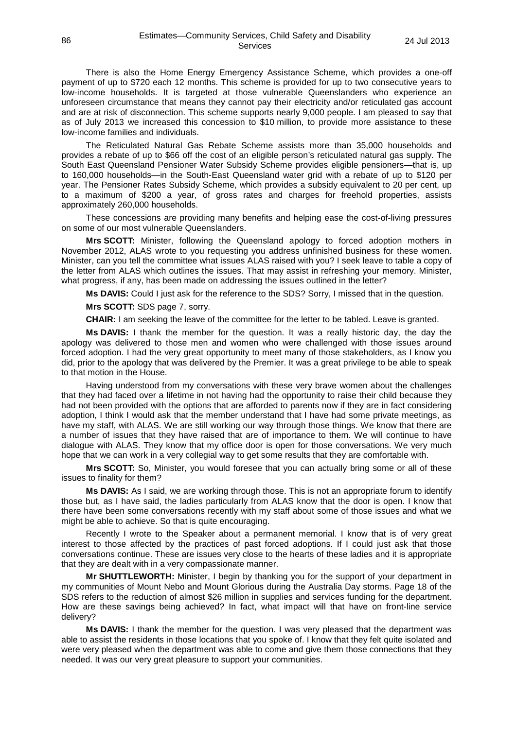There is also the Home Energy Emergency Assistance Scheme, which provides a one-off payment of up to $720 each 12 months. This scheme is provided for up to two consecutive years to low-income households. It is targeted at those vulnerable Queenslanders who experience an unforeseen circumstance that means they cannot pay their electricity and/or reticulated gas account and are at risk of disconnection. This scheme supports nearly 9,000 people. I am pleased to say that as of July 2013 we increased this concession to $10 million, to provide more assistance to these low-income families and individuals.

The Reticulated Natural Gas Rebate Scheme assists more than 35,000 households and provides a rebate of up to $66 off the cost of an eligible person's reticulated natural gas supply. The South East Queensland Pensioner Water Subsidy Scheme provides eligible pensioners—that is, up to 160,000 households—in the South-East Queensland water grid with a rebate of up to $120 per year. The Pensioner Rates Subsidy Scheme, which provides a subsidy equivalent to 20 per cent, up to a maximum of $200 a year, of gross rates and charges for freehold properties, assists approximately 260,000 households.

These concessions are providing many benefits and helping ease the cost-of-living pressures on some of our most vulnerable Queenslanders.

**Mrs SCOTT:** Minister, following the Queensland apology to forced adoption mothers in November 2012, ALAS wrote to you requesting you address unfinished business for these women. Minister, can you tell the committee what issues ALAS raised with you? I seek leave to table a copy of the letter from ALAS which outlines the issues. That may assist in refreshing your memory. Minister, what progress, if any, has been made on addressing the issues outlined in the letter?

**Ms DAVIS:** Could I just ask for the reference to the SDS? Sorry, I missed that in the question.

**Mrs SCOTT:** SDS page 7, sorry.

**CHAIR:** I am seeking the leave of the committee for the letter to be tabled. Leave is granted.

**Ms DAVIS:** I thank the member for the question. It was a really historic day, the day the apology was delivered to those men and women who were challenged with those issues around forced adoption. I had the very great opportunity to meet many of those stakeholders, as I know you did, prior to the apology that was delivered by the Premier. It was a great privilege to be able to speak to that motion in the House.

Having understood from my conversations with these very brave women about the challenges that they had faced over a lifetime in not having had the opportunity to raise their child because they had not been provided with the options that are afforded to parents now if they are in fact considering adoption, I think I would ask that the member understand that I have had some private meetings, as have my staff, with ALAS. We are still working our way through those things. We know that there are a number of issues that they have raised that are of importance to them. We will continue to have dialogue with ALAS. They know that my office door is open for those conversations. We very much hope that we can work in a very collegial way to get some results that they are comfortable with.

**Mrs SCOTT:** So, Minister, you would foresee that you can actually bring some or all of these issues to finality for them?

**Ms DAVIS:** As I said, we are working through those. This is not an appropriate forum to identify those but, as I have said, the ladies particularly from ALAS know that the door is open. I know that there have been some conversations recently with my staff about some of those issues and what we might be able to achieve. So that is quite encouraging.

Recently I wrote to the Speaker about a permanent memorial. I know that is of very great interest to those affected by the practices of past forced adoptions. If I could just ask that those conversations continue. These are issues very close to the hearts of these ladies and it is appropriate that they are dealt with in a very compassionate manner.

**Mr SHUTTLEWORTH:** Minister, I begin by thanking you for the support of your department in my communities of Mount Nebo and Mount Glorious during the Australia Day storms. Page 18 of the SDS refers to the reduction of almost $26 million in supplies and services funding for the department. How are these savings being achieved? In fact, what impact will that have on front-line service delivery?

**Ms DAVIS:** I thank the member for the question. I was very pleased that the department was able to assist the residents in those locations that you spoke of. I know that they felt quite isolated and were very pleased when the department was able to come and give them those connections that they needed. It was our very great pleasure to support your communities.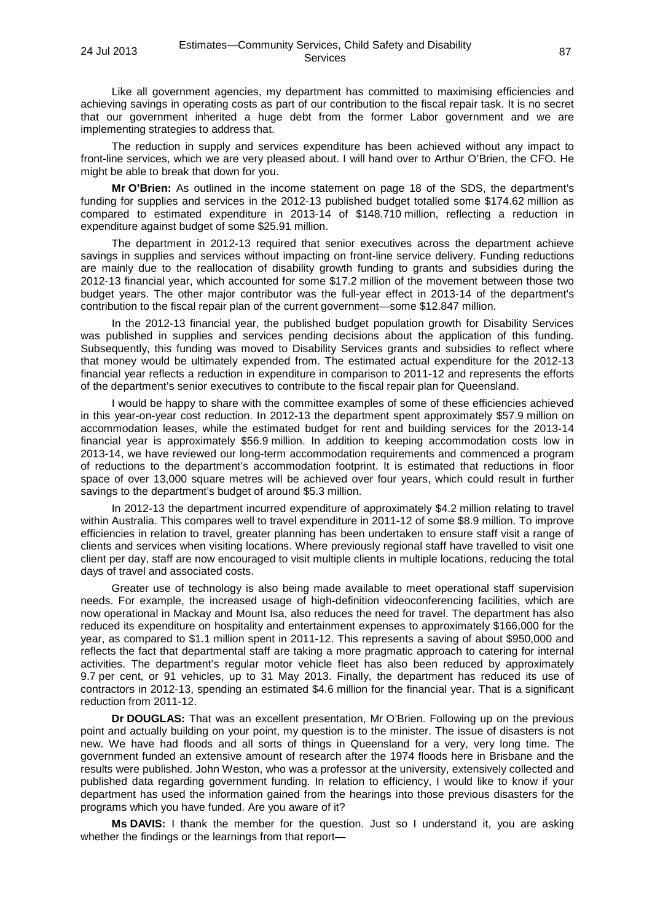Like all government agencies, my department has committed to maximising efficiencies and achieving savings in operating costs as part of our contribution to the fiscal repair task. It is no secret that our government inherited a huge debt from the former Labor government and we are implementing strategies to address that.

The reduction in supply and services expenditure has been achieved without any impact to front-line services, which we are very pleased about. I will hand over to Arthur O'Brien, the CFO. He might be able to break that down for you.

**Mr O'Brien:** As outlined in the income statement on page 18 of the SDS, the department's funding for supplies and services in the 2012-13 published budget totalled some $174.62 million as compared to estimated expenditure in 2013-14 of $148.710 million, reflecting a reduction in expenditure against budget of some $25.91 million.

The department in 2012-13 required that senior executives across the department achieve savings in supplies and services without impacting on front-line service delivery. Funding reductions are mainly due to the reallocation of disability growth funding to grants and subsidies during the 2012-13 financial year, which accounted for some $17.2 million of the movement between those two budget years. The other major contributor was the full-year effect in 2013-14 of the department's contribution to the fiscal repair plan of the current government—some $12.847 million.

In the 2012-13 financial year, the published budget population growth for Disability Services was published in supplies and services pending decisions about the application of this funding. Subsequently, this funding was moved to Disability Services grants and subsidies to reflect where that money would be ultimately expended from. The estimated actual expenditure for the 2012-13 financial year reflects a reduction in expenditure in comparison to 2011-12 and represents the efforts of the department's senior executives to contribute to the fiscal repair plan for Queensland.

I would be happy to share with the committee examples of some of these efficiencies achieved in this year-on-year cost reduction. In 2012-13 the department spent approximately $57.9 million on accommodation leases, while the estimated budget for rent and building services for the 2013-14 financial year is approximately $56.9 million. In addition to keeping accommodation costs low in 2013-14, we have reviewed our long-term accommodation requirements and commenced a program of reductions to the department's accommodation footprint. It is estimated that reductions in floor space of over 13,000 square metres will be achieved over four years, which could result in further savings to the department's budget of around $5.3 million.

In 2012-13 the department incurred expenditure of approximately $4.2 million relating to travel within Australia. This compares well to travel expenditure in 2011-12 of some $8.9 million. To improve efficiencies in relation to travel, greater planning has been undertaken to ensure staff visit a range of clients and services when visiting locations. Where previously regional staff have travelled to visit one client per day, staff are now encouraged to visit multiple clients in multiple locations, reducing the total days of travel and associated costs.

Greater use of technology is also being made available to meet operational staff supervision needs. For example, the increased usage of high-definition videoconferencing facilities, which are now operational in Mackay and Mount Isa, also reduces the need for travel. The department has also reduced its expenditure on hospitality and entertainment expenses to approximately $166,000 for the year, as compared to $1.1 million spent in 2011-12. This represents a saving of about $950,000 and reflects the fact that departmental staff are taking a more pragmatic approach to catering for internal activities. The department's regular motor vehicle fleet has also been reduced by approximately 9.7 per cent, or 91 vehicles, up to 31 May 2013. Finally, the department has reduced its use of contractors in 2012-13, spending an estimated $4.6 million for the financial year. That is a significant reduction from 2011-12.

**Dr DOUGLAS:** That was an excellent presentation, Mr O'Brien. Following up on the previous point and actually building on your point, my question is to the minister. The issue of disasters is not new. We have had floods and all sorts of things in Queensland for a very, very long time. The government funded an extensive amount of research after the 1974 floods here in Brisbane and the results were published. John Weston, who was a professor at the university, extensively collected and published data regarding government funding. In relation to efficiency, I would like to know if your department has used the information gained from the hearings into those previous disasters for the programs which you have funded. Are you aware of it?

**Ms DAVIS:** I thank the member for the question. Just so I understand it, you are asking whether the findings or the learnings from that report—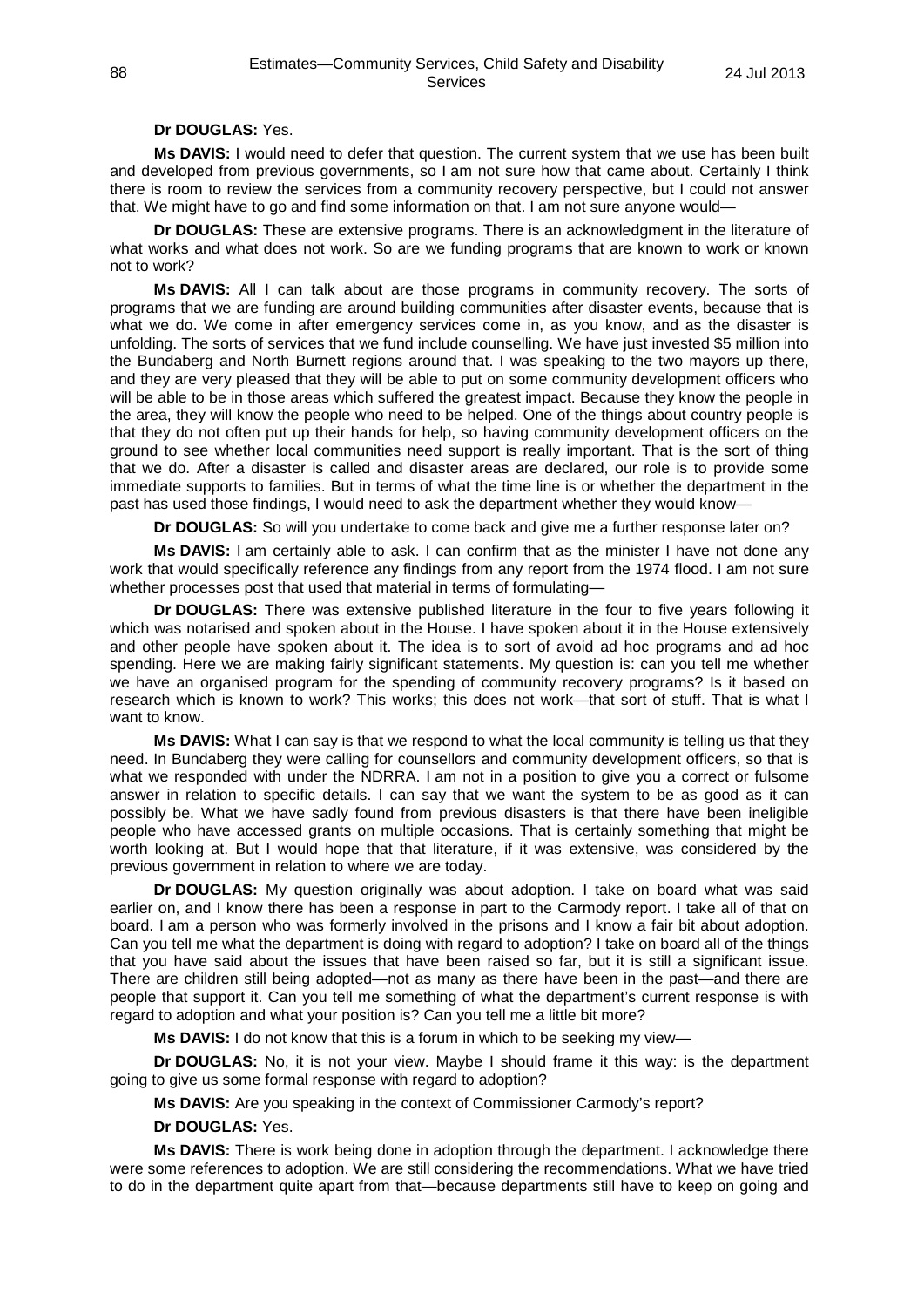**Dr DOUGLAS:** Yes.

**Ms DAVIS:** I would need to defer that question. The current system that we use has been built and developed from previous governments, so I am not sure how that came about. Certainly I think there is room to review the services from a community recovery perspective, but I could not answer that. We might have to go and find some information on that. I am not sure anyone would—

**Dr DOUGLAS:** These are extensive programs. There is an acknowledgment in the literature of what works and what does not work. So are we funding programs that are known to work or known not to work?

**Ms DAVIS:** All I can talk about are those programs in community recovery. The sorts of programs that we are funding are around building communities after disaster events, because that is what we do. We come in after emergency services come in, as you know, and as the disaster is unfolding. The sorts of services that we fund include counselling. We have just invested $5 million into the Bundaberg and North Burnett regions around that. I was speaking to the two mayors up there, and they are very pleased that they will be able to put on some community development officers who will be able to be in those areas which suffered the greatest impact. Because they know the people in the area, they will know the people who need to be helped. One of the things about country people is that they do not often put up their hands for help, so having community development officers on the ground to see whether local communities need support is really important. That is the sort of thing that we do. After a disaster is called and disaster areas are declared, our role is to provide some immediate supports to families. But in terms of what the time line is or whether the department in the past has used those findings, I would need to ask the department whether they would know—

**Dr DOUGLAS:** So will you undertake to come back and give me a further response later on?

**Ms DAVIS:** I am certainly able to ask. I can confirm that as the minister I have not done any work that would specifically reference any findings from any report from the 1974 flood. I am not sure whether processes post that used that material in terms of formulating—

**Dr DOUGLAS:** There was extensive published literature in the four to five years following it which was notarised and spoken about in the House. I have spoken about it in the House extensively and other people have spoken about it. The idea is to sort of avoid ad hoc programs and ad hoc spending. Here we are making fairly significant statements. My question is: can you tell me whether we have an organised program for the spending of community recovery programs? Is it based on research which is known to work? This works; this does not work—that sort of stuff. That is what I want to know.

**Ms DAVIS:** What I can say is that we respond to what the local community is telling us that they need. In Bundaberg they were calling for counsellors and community development officers, so that is what we responded with under the NDRRA. I am not in a position to give you a correct or fulsome answer in relation to specific details. I can say that we want the system to be as good as it can possibly be. What we have sadly found from previous disasters is that there have been ineligible people who have accessed grants on multiple occasions. That is certainly something that might be worth looking at. But I would hope that that literature, if it was extensive, was considered by the previous government in relation to where we are today.

**Dr DOUGLAS:** My question originally was about adoption. I take on board what was said earlier on, and I know there has been a response in part to the Carmody report. I take all of that on board. I am a person who was formerly involved in the prisons and I know a fair bit about adoption. Can you tell me what the department is doing with regard to adoption? I take on board all of the things that you have said about the issues that have been raised so far, but it is still a significant issue. There are children still being adopted—not as many as there have been in the past—and there are people that support it. Can you tell me something of what the department's current response is with regard to adoption and what your position is? Can you tell me a little bit more?

**Ms DAVIS:** I do not know that this is a forum in which to be seeking my view—

**Dr DOUGLAS:** No, it is not your view. Maybe I should frame it this way: is the department going to give us some formal response with regard to adoption?

**Ms DAVIS:** Are you speaking in the context of Commissioner Carmody's report?

**Dr DOUGLAS:** Yes.

**Ms DAVIS:** There is work being done in adoption through the department. I acknowledge there were some references to adoption. We are still considering the recommendations. What we have tried to do in the department quite apart from that—because departments still have to keep on going and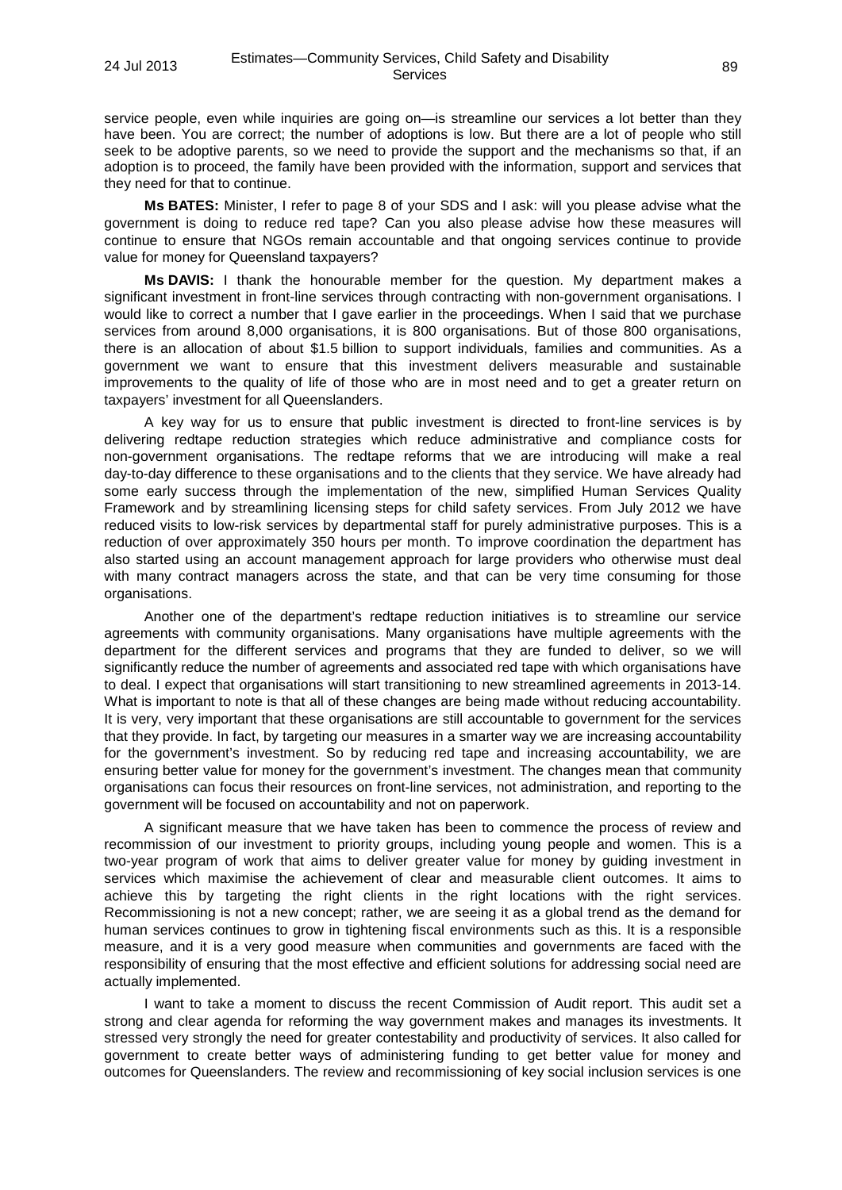service people, even while inquiries are going on—is streamline our services a lot better than they have been. You are correct; the number of adoptions is low. But there are a lot of people who still seek to be adoptive parents, so we need to provide the support and the mechanisms so that, if an adoption is to proceed, the family have been provided with the information, support and services that they need for that to continue.

**Ms BATES:** Minister, I refer to page 8 of your SDS and I ask: will you please advise what the government is doing to reduce red tape? Can you also please advise how these measures will continue to ensure that NGOs remain accountable and that ongoing services continue to provide value for money for Queensland taxpayers?

**Ms DAVIS:** I thank the honourable member for the question. My department makes a significant investment in front-line services through contracting with non-government organisations. I would like to correct a number that I gave earlier in the proceedings. When I said that we purchase services from around 8,000 organisations, it is 800 organisations. But of those 800 organisations, there is an allocation of about $1.5 billion to support individuals, families and communities. As a government we want to ensure that this investment delivers measurable and sustainable improvements to the quality of life of those who are in most need and to get a greater return on taxpayers' investment for all Queenslanders.

A key way for us to ensure that public investment is directed to front-line services is by delivering redtape reduction strategies which reduce administrative and compliance costs for non-government organisations. The redtape reforms that we are introducing will make a real day-to-day difference to these organisations and to the clients that they service. We have already had some early success through the implementation of the new, simplified Human Services Quality Framework and by streamlining licensing steps for child safety services. From July 2012 we have reduced visits to low-risk services by departmental staff for purely administrative purposes. This is a reduction of over approximately 350 hours per month. To improve coordination the department has also started using an account management approach for large providers who otherwise must deal with many contract managers across the state, and that can be very time consuming for those organisations.

Another one of the department's redtape reduction initiatives is to streamline our service agreements with community organisations. Many organisations have multiple agreements with the department for the different services and programs that they are funded to deliver, so we will significantly reduce the number of agreements and associated red tape with which organisations have to deal. I expect that organisations will start transitioning to new streamlined agreements in 2013-14. What is important to note is that all of these changes are being made without reducing accountability. It is very, very important that these organisations are still accountable to government for the services that they provide. In fact, by targeting our measures in a smarter way we are increasing accountability for the government's investment. So by reducing red tape and increasing accountability, we are ensuring better value for money for the government's investment. The changes mean that community organisations can focus their resources on front-line services, not administration, and reporting to the government will be focused on accountability and not on paperwork.

A significant measure that we have taken has been to commence the process of review and recommission of our investment to priority groups, including young people and women. This is a two-year program of work that aims to deliver greater value for money by guiding investment in services which maximise the achievement of clear and measurable client outcomes. It aims to achieve this by targeting the right clients in the right locations with the right services. Recommissioning is not a new concept; rather, we are seeing it as a global trend as the demand for human services continues to grow in tightening fiscal environments such as this. It is a responsible measure, and it is a very good measure when communities and governments are faced with the responsibility of ensuring that the most effective and efficient solutions for addressing social need are actually implemented.

I want to take a moment to discuss the recent Commission of Audit report. This audit set a strong and clear agenda for reforming the way government makes and manages its investments. It stressed very strongly the need for greater contestability and productivity of services. It also called for government to create better ways of administering funding to get better value for money and outcomes for Queenslanders. The review and recommissioning of key social inclusion services is one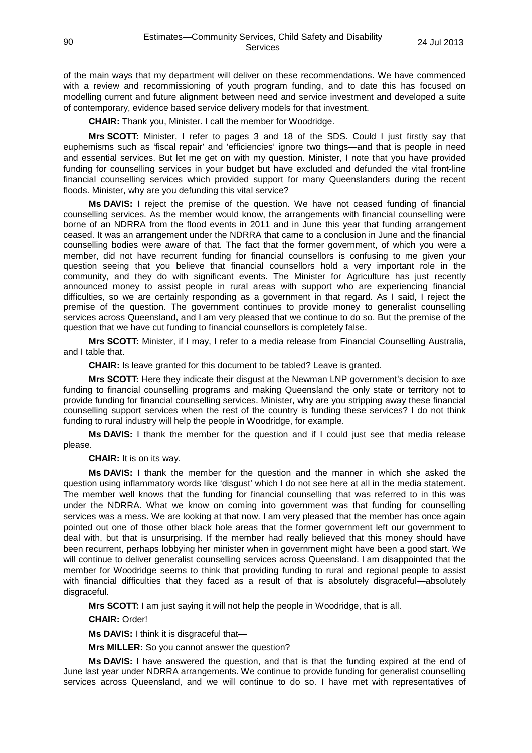of the main ways that my department will deliver on these recommendations. We have commenced with a review and recommissioning of youth program funding, and to date this has focused on modelling current and future alignment between need and service investment and developed a suite of contemporary, evidence based service delivery models for that investment.

**CHAIR:** Thank you, Minister. I call the member for Woodridge.

**Mrs SCOTT:** Minister, I refer to pages 3 and 18 of the SDS. Could I just firstly say that euphemisms such as 'fiscal repair' and 'efficiencies' ignore two things—and that is people in need and essential services. But let me get on with my question. Minister, I note that you have provided funding for counselling services in your budget but have excluded and defunded the vital front-line financial counselling services which provided support for many Queenslanders during the recent floods. Minister, why are you defunding this vital service?

**Ms DAVIS:** I reject the premise of the question. We have not ceased funding of financial counselling services. As the member would know, the arrangements with financial counselling were borne of an NDRRA from the flood events in 2011 and in June this year that funding arrangement ceased. It was an arrangement under the NDRRA that came to a conclusion in June and the financial counselling bodies were aware of that. The fact that the former government, of which you were a member, did not have recurrent funding for financial counsellors is confusing to me given your question seeing that you believe that financial counsellors hold a very important role in the community, and they do with significant events. The Minister for Agriculture has just recently announced money to assist people in rural areas with support who are experiencing financial difficulties, so we are certainly responding as a government in that regard. As I said, I reject the premise of the question. The government continues to provide money to generalist counselling services across Queensland, and I am very pleased that we continue to do so. But the premise of the question that we have cut funding to financial counsellors is completely false.

**Mrs SCOTT:** Minister, if I may, I refer to a media release from Financial Counselling Australia, and I table that.

**CHAIR:** Is leave granted for this document to be tabled? Leave is granted.

**Mrs SCOTT:** Here they indicate their disgust at the Newman LNP government's decision to axe funding to financial counselling programs and making Queensland the only state or territory not to provide funding for financial counselling services. Minister, why are you stripping away these financial counselling support services when the rest of the country is funding these services? I do not think funding to rural industry will help the people in Woodridge, for example.

**Ms DAVIS:** I thank the member for the question and if I could just see that media release please.

**CHAIR:** It is on its way.

**Ms DAVIS:** I thank the member for the question and the manner in which she asked the question using inflammatory words like 'disgust' which I do not see here at all in the media statement. The member well knows that the funding for financial counselling that was referred to in this was under the NDRRA. What we know on coming into government was that funding for counselling services was a mess. We are looking at that now. I am very pleased that the member has once again pointed out one of those other black hole areas that the former government left our government to deal with, but that is unsurprising. If the member had really believed that this money should have been recurrent, perhaps lobbying her minister when in government might have been a good start. We will continue to deliver generalist counselling services across Queensland. I am disappointed that the member for Woodridge seems to think that providing funding to rural and regional people to assist with financial difficulties that they faced as a result of that is absolutely disgraceful—absolutely disgraceful.

**Mrs SCOTT:** I am just saying it will not help the people in Woodridge, that is all.

**CHAIR:** Order!

**Ms DAVIS:** I think it is disgraceful that—

**Mrs MILLER:** So you cannot answer the question?

**Ms DAVIS:** I have answered the question, and that is that the funding expired at the end of June last year under NDRRA arrangements. We continue to provide funding for generalist counselling services across Queensland, and we will continue to do so. I have met with representatives of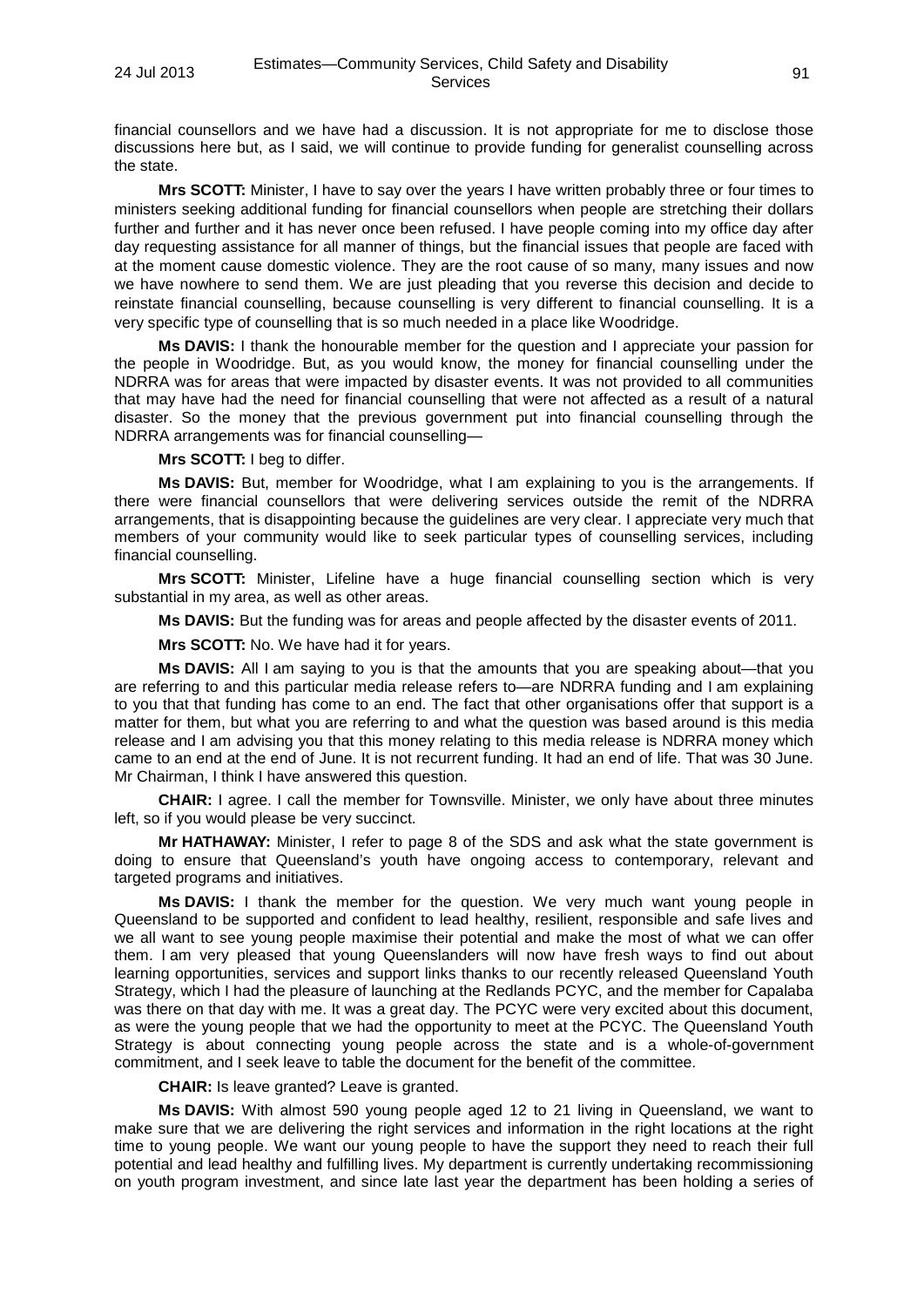financial counsellors and we have had a discussion. It is not appropriate for me to disclose those discussions here but, as I said, we will continue to provide funding for generalist counselling across the state.

**Mrs SCOTT:** Minister, I have to say over the years I have written probably three or four times to ministers seeking additional funding for financial counsellors when people are stretching their dollars further and further and it has never once been refused. I have people coming into my office day after day requesting assistance for all manner of things, but the financial issues that people are faced with at the moment cause domestic violence. They are the root cause of so many, many issues and now we have nowhere to send them. We are just pleading that you reverse this decision and decide to reinstate financial counselling, because counselling is very different to financial counselling. It is a very specific type of counselling that is so much needed in a place like Woodridge.

**Ms DAVIS:** I thank the honourable member for the question and I appreciate your passion for the people in Woodridge. But, as you would know, the money for financial counselling under the NDRRA was for areas that were impacted by disaster events. It was not provided to all communities that may have had the need for financial counselling that were not affected as a result of a natural disaster. So the money that the previous government put into financial counselling through the NDRRA arrangements was for financial counselling—

**Mrs SCOTT:** I beg to differ.

**Ms DAVIS:** But, member for Woodridge, what I am explaining to you is the arrangements. If there were financial counsellors that were delivering services outside the remit of the NDRRA arrangements, that is disappointing because the guidelines are very clear. I appreciate very much that members of your community would like to seek particular types of counselling services, including financial counselling.

**Mrs SCOTT:** Minister, Lifeline have a huge financial counselling section which is very substantial in my area, as well as other areas.

**Ms DAVIS:** But the funding was for areas and people affected by the disaster events of 2011.

**Mrs SCOTT:** No. We have had it for years.

**Ms DAVIS:** All I am saying to you is that the amounts that you are speaking about—that you are referring to and this particular media release refers to—are NDRRA funding and I am explaining to you that that funding has come to an end. The fact that other organisations offer that support is a matter for them, but what you are referring to and what the question was based around is this media release and I am advising you that this money relating to this media release is NDRRA money which came to an end at the end of June. It is not recurrent funding. It had an end of life. That was 30 June. Mr Chairman, I think I have answered this question.

**CHAIR:** I agree. I call the member for Townsville. Minister, we only have about three minutes left, so if you would please be very succinct.

**Mr HATHAWAY:** Minister, I refer to page 8 of the SDS and ask what the state government is doing to ensure that Queensland's youth have ongoing access to contemporary, relevant and targeted programs and initiatives.

**Ms DAVIS:** I thank the member for the question. We very much want young people in Queensland to be supported and confident to lead healthy, resilient, responsible and safe lives and we all want to see young people maximise their potential and make the most of what we can offer them. I am very pleased that young Queenslanders will now have fresh ways to find out about learning opportunities, services and support links thanks to our recently released Queensland Youth Strategy, which I had the pleasure of launching at the Redlands PCYC, and the member for Capalaba was there on that day with me. It was a great day. The PCYC were very excited about this document, as were the young people that we had the opportunity to meet at the PCYC. The Queensland Youth Strategy is about connecting young people across the state and is a whole-of-government commitment, and I seek leave to table the document for the benefit of the committee.

**CHAIR:** Is leave granted? Leave is granted.

**Ms DAVIS:** With almost 590 young people aged 12 to 21 living in Queensland, we want to make sure that we are delivering the right services and information in the right locations at the right time to young people. We want our young people to have the support they need to reach their full potential and lead healthy and fulfilling lives. My department is currently undertaking recommissioning on youth program investment, and since late last year the department has been holding a series of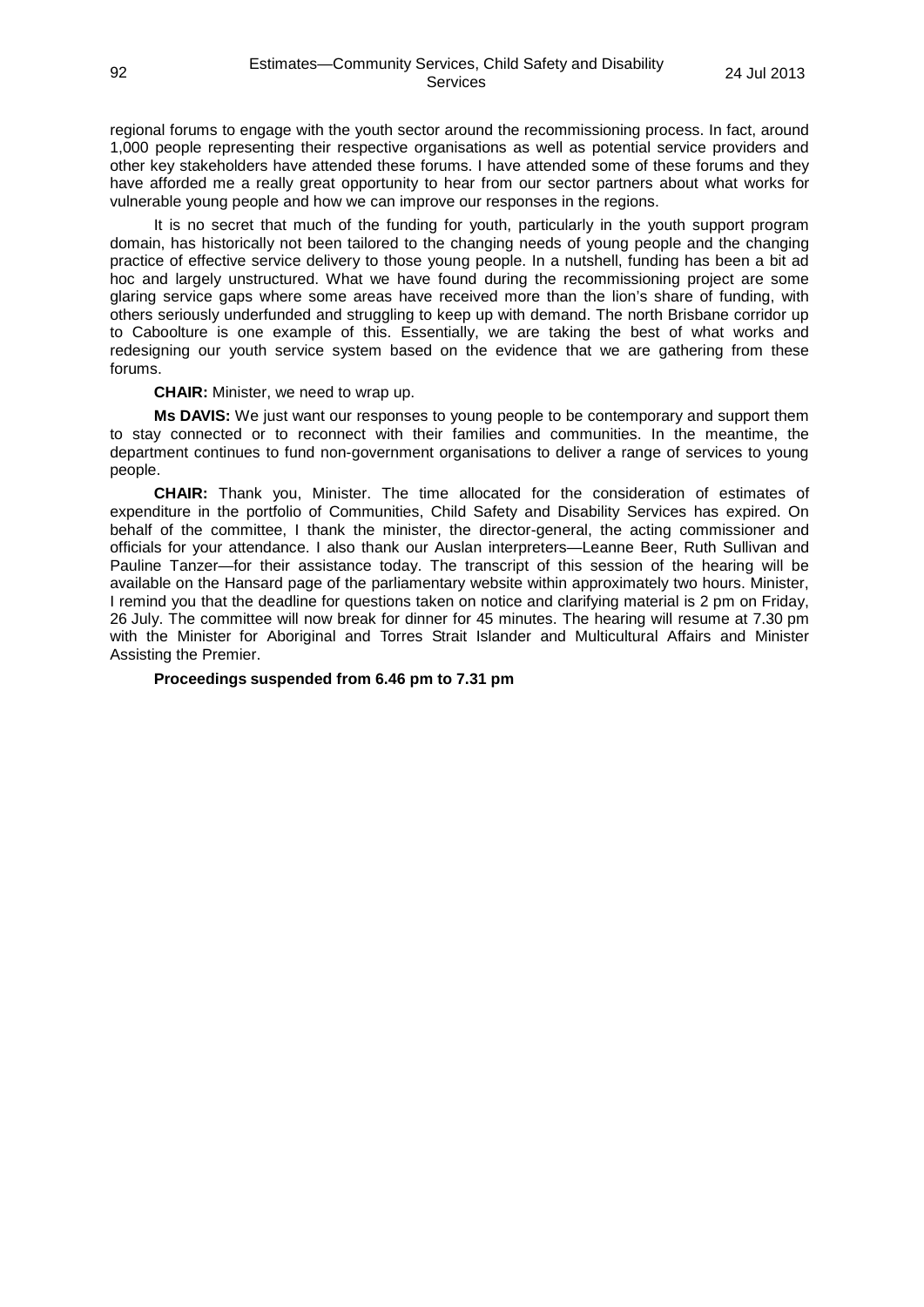regional forums to engage with the youth sector around the recommissioning process. In fact, around 1,000 people representing their respective organisations as well as potential service providers and other key stakeholders have attended these forums. I have attended some of these forums and they have afforded me a really great opportunity to hear from our sector partners about what works for vulnerable young people and how we can improve our responses in the regions.

It is no secret that much of the funding for youth, particularly in the youth support program domain, has historically not been tailored to the changing needs of young people and the changing practice of effective service delivery to those young people. In a nutshell, funding has been a bit ad hoc and largely unstructured. What we have found during the recommissioning project are some glaring service gaps where some areas have received more than the lion's share of funding, with others seriously underfunded and struggling to keep up with demand. The north Brisbane corridor up to Caboolture is one example of this. Essentially, we are taking the best of what works and redesigning our youth service system based on the evidence that we are gathering from these forums.

**CHAIR:** Minister, we need to wrap up.

**Ms DAVIS:** We just want our responses to young people to be contemporary and support them to stay connected or to reconnect with their families and communities. In the meantime, the department continues to fund non-government organisations to deliver a range of services to young people.

**CHAIR:** Thank you, Minister. The time allocated for the consideration of estimates of expenditure in the portfolio of Communities, Child Safety and Disability Services has expired. On behalf of the committee, I thank the minister, the director-general, the acting commissioner and officials for your attendance. I also thank our Auslan interpreters—Leanne Beer, Ruth Sullivan and Pauline Tanzer—for their assistance today. The transcript of this session of the hearing will be available on the Hansard page of the parliamentary website within approximately two hours. Minister, I remind you that the deadline for questions taken on notice and clarifying material is 2 pm on Friday, 26 July. The committee will now break for dinner for 45 minutes. The hearing will resume at 7.30 pm with the Minister for Aboriginal and Torres Strait Islander and Multicultural Affairs and Minister Assisting the Premier.

**Proceedings suspended from 6.46 pm to 7.31 pm**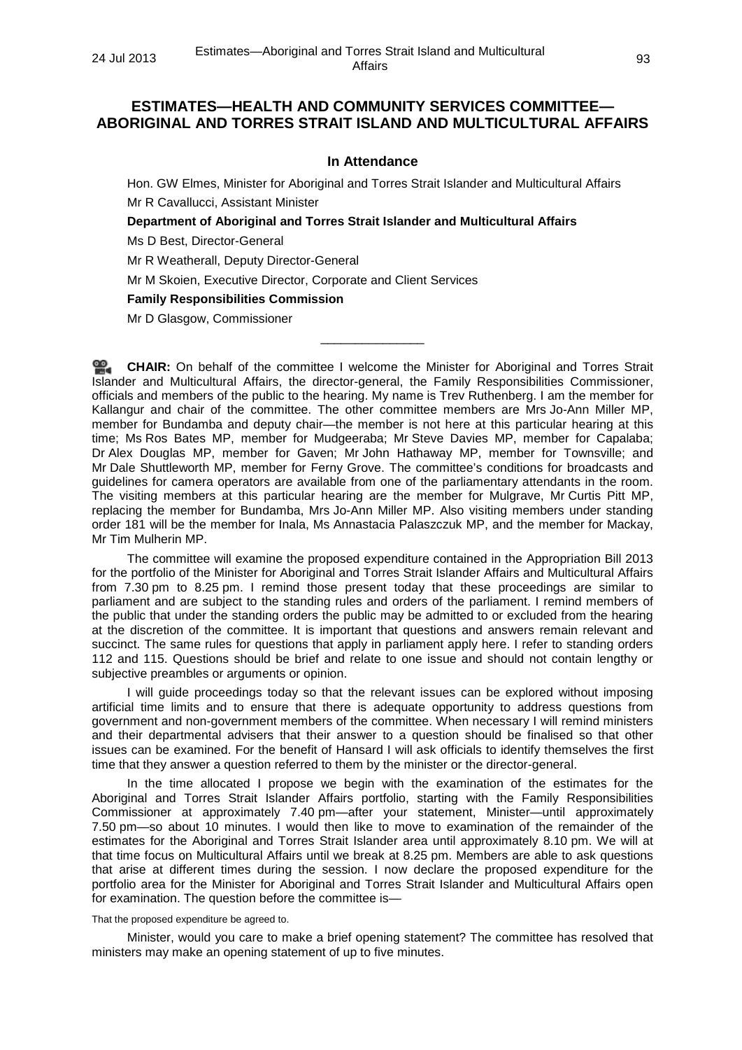## ESTIMATES—HEALTH AND COMMUNITY SERVICES COMMITTEE—ABORIGINAL AND TORRES STRAIT ISLAND AND MULTICULTURAL AFFAIRS

### In Attendance

Hon. GW Elmes, Minister for Aboriginal and Torres Strait Islander and Multicultural Affairs

Mr R Cavallucci, Assistant Minister

**Department of Aboriginal and Torres Strait Islander and Multicultural Affairs**

Ms D Best, Director-General

Mr R Weatherall, Deputy Director-General

Mr M Skoien, Executive Director, Corporate and Client Services

**Family Responsibilities Commission**

Mr D Glasgow, Commissioner

---

**CHAIR:** On behalf of the committee I welcome the Minister for Aboriginal and Torres Strait Islander and Multicultural Affairs, the director-general, the Family Responsibilities Commissioner, officials and members of the public to the hearing. My name is Trev Ruthenberg. I am the member for Kallangur and chair of the committee. The other committee members are Mrs Jo-Ann Miller MP, member for Bundamba and deputy chair—the member is not here at this particular hearing at this time; Ms Ros Bates MP, member for Mudgeeraba; Mr Steve Davies MP, member for Capalaba; Dr Alex Douglas MP, member for Gaven; Mr John Hathaway MP, member for Townsville; and Mr Dale Shuttleworth MP, member for Ferny Grove. The committee's conditions for broadcasts and guidelines for camera operators are available from one of the parliamentary attendants in the room. The visiting members at this particular hearing are the member for Mulgrave, Mr Curtis Pitt MP, replacing the member for Bundamba, Mrs Jo-Ann Miller MP. Also visiting members under standing order 181 will be the member for Inala, Ms Annastacia Palaszczuk MP, and the member for Mackay, Mr Tim Mulherin MP.

The committee will examine the proposed expenditure contained in the Appropriation Bill 2013 for the portfolio of the Minister for Aboriginal and Torres Strait Islander Affairs and Multicultural Affairs from 7.30 pm to 8.25 pm. I remind those present today that these proceedings are similar to parliament and are subject to the standing rules and orders of the parliament. I remind members of the public that under the standing orders the public may be admitted to or excluded from the hearing at the discretion of the committee. It is important that questions and answers remain relevant and succinct. The same rules for questions that apply in parliament apply here. I refer to standing orders 112 and 115. Questions should be brief and relate to one issue and should not contain lengthy or subjective preambles or arguments or opinion.

I will guide proceedings today so that the relevant issues can be explored without imposing artificial time limits and to ensure that there is adequate opportunity to address questions from government and non-government members of the committee. When necessary I will remind ministers and their departmental advisers that their answer to a question should be finalised so that other issues can be examined. For the benefit of Hansard I will ask officials to identify themselves the first time that they answer a question referred to them by the minister or the director-general.

In the time allocated I propose we begin with the examination of the estimates for the Aboriginal and Torres Strait Islander Affairs portfolio, starting with the Family Responsibilities Commissioner at approximately 7.40 pm—after your statement, Minister—until approximately 7.50 pm—so about 10 minutes. I would then like to move to examination of the remainder of the estimates for the Aboriginal and Torres Strait Islander area until approximately 8.10 pm. We will at that time focus on Multicultural Affairs until we break at 8.25 pm. Members are able to ask questions that arise at different times during the session. I now declare the proposed expenditure for the portfolio area for the Minister for Aboriginal and Torres Strait Islander and Multicultural Affairs open for examination. The question before the committee is—

That the proposed expenditure be agreed to.

Minister, would you care to make a brief opening statement? The committee has resolved that ministers may make an opening statement of up to five minutes.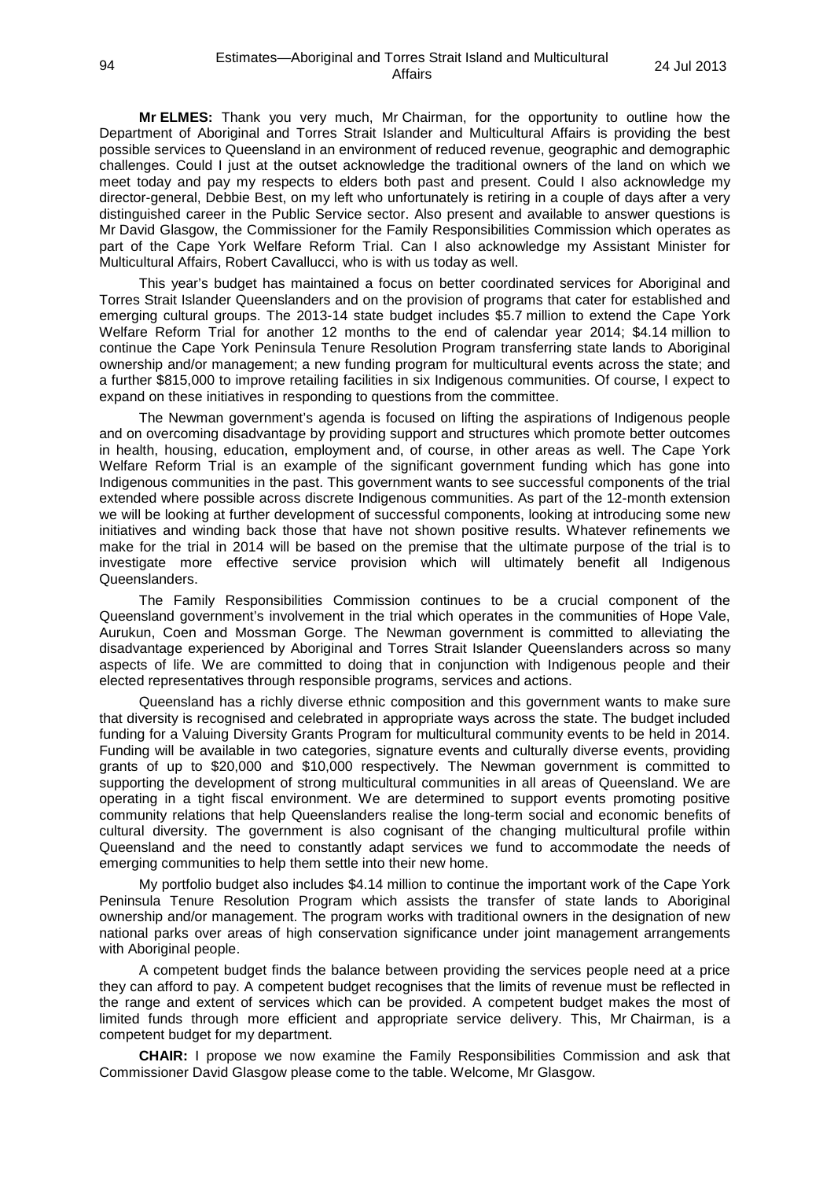**Mr ELMES:** Thank you very much, Mr Chairman, for the opportunity to outline how the Department of Aboriginal and Torres Strait Islander and Multicultural Affairs is providing the best possible services to Queensland in an environment of reduced revenue, geographic and demographic challenges. Could I just at the outset acknowledge the traditional owners of the land on which we meet today and pay my respects to elders both past and present. Could I also acknowledge my director-general, Debbie Best, on my left who unfortunately is retiring in a couple of days after a very distinguished career in the Public Service sector. Also present and available to answer questions is Mr David Glasgow, the Commissioner for the Family Responsibilities Commission which operates as part of the Cape York Welfare Reform Trial. Can I also acknowledge my Assistant Minister for Multicultural Affairs, Robert Cavallucci, who is with us today as well.

This year's budget has maintained a focus on better coordinated services for Aboriginal and Torres Strait Islander Queenslanders and on the provision of programs that cater for established and emerging cultural groups. The 2013-14 state budget includes $5.7 million to extend the Cape York Welfare Reform Trial for another 12 months to the end of calendar year 2014; $4.14 million to continue the Cape York Peninsula Tenure Resolution Program transferring state lands to Aboriginal ownership and/or management; a new funding program for multicultural events across the state; and a further $815,000 to improve retailing facilities in six Indigenous communities. Of course, I expect to expand on these initiatives in responding to questions from the committee.

The Newman government's agenda is focused on lifting the aspirations of Indigenous people and on overcoming disadvantage by providing support and structures which promote better outcomes in health, housing, education, employment and, of course, in other areas as well. The Cape York Welfare Reform Trial is an example of the significant government funding which has gone into Indigenous communities in the past. This government wants to see successful components of the trial extended where possible across discrete Indigenous communities. As part of the 12-month extension we will be looking at further development of successful components, looking at introducing some new initiatives and winding back those that have not shown positive results. Whatever refinements we make for the trial in 2014 will be based on the premise that the ultimate purpose of the trial is to investigate more effective service provision which will ultimately benefit all Indigenous Queenslanders.

The Family Responsibilities Commission continues to be a crucial component of the Queensland government's involvement in the trial which operates in the communities of Hope Vale, Aurukun, Coen and Mossman Gorge. The Newman government is committed to alleviating the disadvantage experienced by Aboriginal and Torres Strait Islander Queenslanders across so many aspects of life. We are committed to doing that in conjunction with Indigenous people and their elected representatives through responsible programs, services and actions.

Queensland has a richly diverse ethnic composition and this government wants to make sure that diversity is recognised and celebrated in appropriate ways across the state. The budget included funding for a Valuing Diversity Grants Program for multicultural community events to be held in 2014. Funding will be available in two categories, signature events and culturally diverse events, providing grants of up to $20,000 and $10,000 respectively. The Newman government is committed to supporting the development of strong multicultural communities in all areas of Queensland. We are operating in a tight fiscal environment. We are determined to support events promoting positive community relations that help Queenslanders realise the long-term social and economic benefits of cultural diversity. The government is also cognisant of the changing multicultural profile within Queensland and the need to constantly adapt services we fund to accommodate the needs of emerging communities to help them settle into their new home.

My portfolio budget also includes $4.14 million to continue the important work of the Cape York Peninsula Tenure Resolution Program which assists the transfer of state lands to Aboriginal ownership and/or management. The program works with traditional owners in the designation of new national parks over areas of high conservation significance under joint management arrangements with Aboriginal people.

A competent budget finds the balance between providing the services people need at a price they can afford to pay. A competent budget recognises that the limits of revenue must be reflected in the range and extent of services which can be provided. A competent budget makes the most of limited funds through more efficient and appropriate service delivery. This, Mr Chairman, is a competent budget for my department.

**CHAIR:** I propose we now examine the Family Responsibilities Commission and ask that Commissioner David Glasgow please come to the table. Welcome, Mr Glasgow.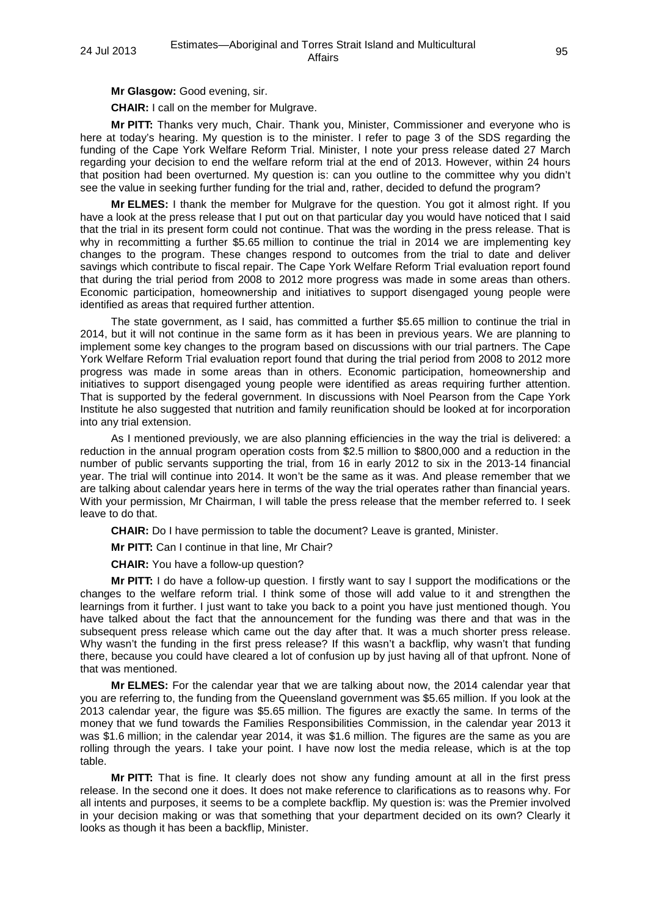**Mr Glasgow:** Good evening, sir.

**CHAIR:** I call on the member for Mulgrave.

**Mr PITT:** Thanks very much, Chair. Thank you, Minister, Commissioner and everyone who is here at today's hearing. My question is to the minister. I refer to page 3 of the SDS regarding the funding of the Cape York Welfare Reform Trial. Minister, I note your press release dated 27 March regarding your decision to end the welfare reform trial at the end of 2013. However, within 24 hours that position had been overturned. My question is: can you outline to the committee why you didn't see the value in seeking further funding for the trial and, rather, decided to defund the program?

**Mr ELMES:** I thank the member for Mulgrave for the question. You got it almost right. If you have a look at the press release that I put out on that particular day you would have noticed that I said that the trial in its present form could not continue. That was the wording in the press release. That is why in recommitting a further \$5.65 million to continue the trial in 2014 we are implementing key changes to the program. These changes respond to outcomes from the trial to date and deliver savings which contribute to fiscal repair. The Cape York Welfare Reform Trial evaluation report found that during the trial period from 2008 to 2012 more progress was made in some areas than others. Economic participation, homeownership and initiatives to support disengaged young people were identified as areas that required further attention.

The state government, as I said, has committed a further \$5.65 million to continue the trial in 2014, but it will not continue in the same form as it has been in previous years. We are planning to implement some key changes to the program based on discussions with our trial partners. The Cape York Welfare Reform Trial evaluation report found that during the trial period from 2008 to 2012 more progress was made in some areas than in others. Economic participation, homeownership and initiatives to support disengaged young people were identified as areas requiring further attention. That is supported by the federal government. In discussions with Noel Pearson from the Cape York Institute he also suggested that nutrition and family reunification should be looked at for incorporation into any trial extension.

As I mentioned previously, we are also planning efficiencies in the way the trial is delivered: a reduction in the annual program operation costs from \$2.5 million to \$800,000 and a reduction in the number of public servants supporting the trial, from 16 in early 2012 to six in the 2013-14 financial year. The trial will continue into 2014. It won't be the same as it was. And please remember that we are talking about calendar years here in terms of the way the trial operates rather than financial years. With your permission, Mr Chairman, I will table the press release that the member referred to. I seek leave to do that.

**CHAIR:** Do I have permission to table the document? Leave is granted, Minister.

**Mr PITT:** Can I continue in that line, Mr Chair?

**CHAIR:** You have a follow-up question?

**Mr PITT:** I do have a follow-up question. I firstly want to say I support the modifications or the changes to the welfare reform trial. I think some of those will add value to it and strengthen the learnings from it further. I just want to take you back to a point you have just mentioned though. You have talked about the fact that the announcement for the funding was there and that was in the subsequent press release which came out the day after that. It was a much shorter press release. Why wasn't the funding in the first press release? If this wasn't a backflip, why wasn't that funding there, because you could have cleared a lot of confusion up by just having all of that upfront. None of that was mentioned.

**Mr ELMES:** For the calendar year that we are talking about now, the 2014 calendar year that you are referring to, the funding from the Queensland government was \$5.65 million. If you look at the 2013 calendar year, the figure was \$5.65 million. The figures are exactly the same. In terms of the money that we fund towards the Families Responsibilities Commission, in the calendar year 2013 it was \$1.6 million; in the calendar year 2014, it was \$1.6 million. The figures are the same as you are rolling through the years. I take your point. I have now lost the media release, which is at the top table.

**Mr PITT:** That is fine. It clearly does not show any funding amount at all in the first press release. In the second one it does. It does not make reference to clarifications as to reasons why. For all intents and purposes, it seems to be a complete backflip. My question is: was the Premier involved in your decision making or was that something that your department decided on its own? Clearly it looks as though it has been a backflip, Minister.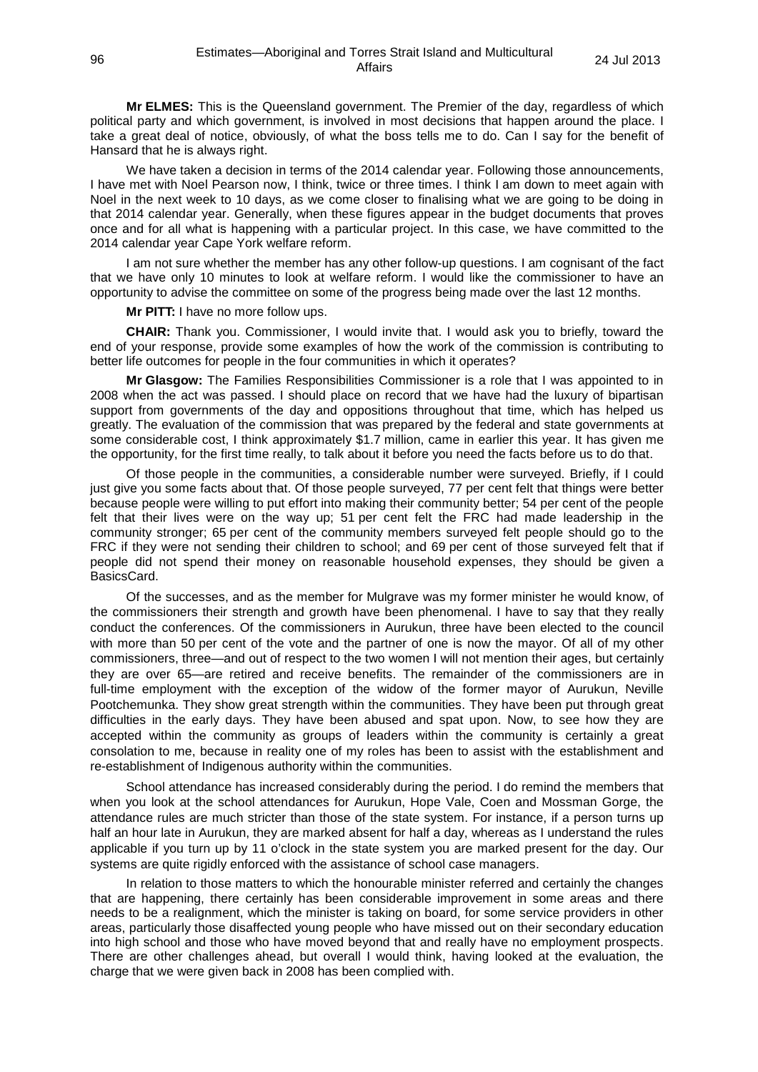**Mr ELMES:** This is the Queensland government. The Premier of the day, regardless of which political party and which government, is involved in most decisions that happen around the place. I take a great deal of notice, obviously, of what the boss tells me to do. Can I say for the benefit of Hansard that he is always right.

We have taken a decision in terms of the 2014 calendar year. Following those announcements, I have met with Noel Pearson now, I think, twice or three times. I think I am down to meet again with Noel in the next week to 10 days, as we come closer to finalising what we are going to be doing in that 2014 calendar year. Generally, when these figures appear in the budget documents that proves once and for all what is happening with a particular project. In this case, we have committed to the 2014 calendar year Cape York welfare reform.

I am not sure whether the member has any other follow-up questions. I am cognisant of the fact that we have only 10 minutes to look at welfare reform. I would like the commissioner to have an opportunity to advise the committee on some of the progress being made over the last 12 months.

**Mr PITT:** I have no more follow ups.

**CHAIR:** Thank you. Commissioner, I would invite that. I would ask you to briefly, toward the end of your response, provide some examples of how the work of the commission is contributing to better life outcomes for people in the four communities in which it operates?

**Mr Glasgow:** The Families Responsibilities Commissioner is a role that I was appointed to in 2008 when the act was passed. I should place on record that we have had the luxury of bipartisan support from governments of the day and oppositions throughout that time, which has helped us greatly. The evaluation of the commission that was prepared by the federal and state governments at some considerable cost, I think approximately $1.7 million, came in earlier this year. It has given me the opportunity, for the first time really, to talk about it before you need the facts before us to do that.

Of those people in the communities, a considerable number were surveyed. Briefly, if I could just give you some facts about that. Of those people surveyed, 77 per cent felt that things were better because people were willing to put effort into making their community better; 54 per cent of the people felt that their lives were on the way up; 51 per cent felt the FRC had made leadership in the community stronger; 65 per cent of the community members surveyed felt people should go to the FRC if they were not sending their children to school; and 69 per cent of those surveyed felt that if people did not spend their money on reasonable household expenses, they should be given a BasicsCard.

Of the successes, and as the member for Mulgrave was my former minister he would know, of the commissioners their strength and growth have been phenomenal. I have to say that they really conduct the conferences. Of the commissioners in Aurukun, three have been elected to the council with more than 50 per cent of the vote and the partner of one is now the mayor. Of all of my other commissioners, three—and out of respect to the two women I will not mention their ages, but certainly they are over 65—are retired and receive benefits. The remainder of the commissioners are in full-time employment with the exception of the widow of the former mayor of Aurukun, Neville Pootchemunka. They show great strength within the communities. They have been put through great difficulties in the early days. They have been abused and spat upon. Now, to see how they are accepted within the community as groups of leaders within the community is certainly a great consolation to me, because in reality one of my roles has been to assist with the establishment and re-establishment of Indigenous authority within the communities.

School attendance has increased considerably during the period. I do remind the members that when you look at the school attendances for Aurukun, Hope Vale, Coen and Mossman Gorge, the attendance rules are much stricter than those of the state system. For instance, if a person turns up half an hour late in Aurukun, they are marked absent for half a day, whereas as I understand the rules applicable if you turn up by 11 o'clock in the state system you are marked present for the day. Our systems are quite rigidly enforced with the assistance of school case managers.

In relation to those matters to which the honourable minister referred and certainly the changes that are happening, there certainly has been considerable improvement in some areas and there needs to be a realignment, which the minister is taking on board, for some service providers in other areas, particularly those disaffected young people who have missed out on their secondary education into high school and those who have moved beyond that and really have no employment prospects. There are other challenges ahead, but overall I would think, having looked at the evaluation, the charge that we were given back in 2008 has been complied with.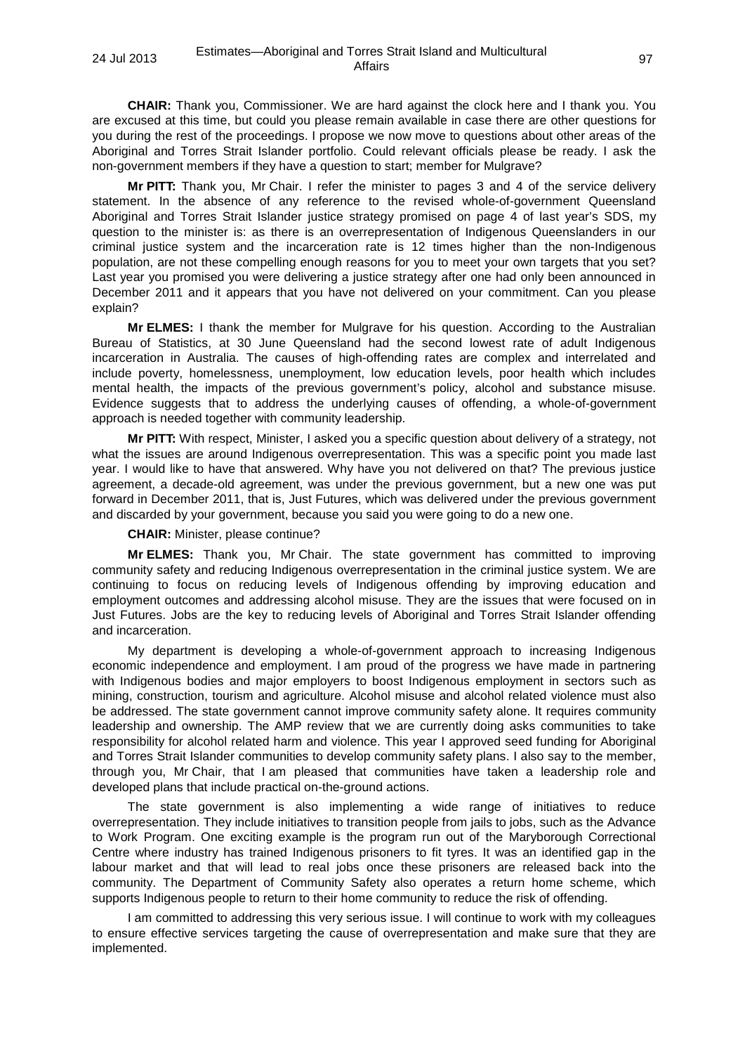**CHAIR:** Thank you, Commissioner. We are hard against the clock here and I thank you. You are excused at this time, but could you please remain available in case there are other questions for you during the rest of the proceedings. I propose we now move to questions about other areas of the Aboriginal and Torres Strait Islander portfolio. Could relevant officials please be ready. I ask the non-government members if they have a question to start; member for Mulgrave?

**Mr PITT:** Thank you, Mr Chair. I refer the minister to pages 3 and 4 of the service delivery statement. In the absence of any reference to the revised whole-of-government Queensland Aboriginal and Torres Strait Islander justice strategy promised on page 4 of last year's SDS, my question to the minister is: as there is an overrepresentation of Indigenous Queenslanders in our criminal justice system and the incarceration rate is 12 times higher than the non-Indigenous population, are not these compelling enough reasons for you to meet your own targets that you set? Last year you promised you were delivering a justice strategy after one had only been announced in December 2011 and it appears that you have not delivered on your commitment. Can you please explain?

**Mr ELMES:** I thank the member for Mulgrave for his question. According to the Australian Bureau of Statistics, at 30 June Queensland had the second lowest rate of adult Indigenous incarceration in Australia. The causes of high-offending rates are complex and interrelated and include poverty, homelessness, unemployment, low education levels, poor health which includes mental health, the impacts of the previous government's policy, alcohol and substance misuse. Evidence suggests that to address the underlying causes of offending, a whole-of-government approach is needed together with community leadership.

**Mr PITT:** With respect, Minister, I asked you a specific question about delivery of a strategy, not what the issues are around Indigenous overrepresentation. This was a specific point you made last year. I would like to have that answered. Why have you not delivered on that? The previous justice agreement, a decade-old agreement, was under the previous government, but a new one was put forward in December 2011, that is, Just Futures, which was delivered under the previous government and discarded by your government, because you said you were going to do a new one.

**CHAIR:** Minister, please continue?

**Mr ELMES:** Thank you, Mr Chair. The state government has committed to improving community safety and reducing Indigenous overrepresentation in the criminal justice system. We are continuing to focus on reducing levels of Indigenous offending by improving education and employment outcomes and addressing alcohol misuse. They are the issues that were focused on in Just Futures. Jobs are the key to reducing levels of Aboriginal and Torres Strait Islander offending and incarceration.

My department is developing a whole-of-government approach to increasing Indigenous economic independence and employment. I am proud of the progress we have made in partnering with Indigenous bodies and major employers to boost Indigenous employment in sectors such as mining, construction, tourism and agriculture. Alcohol misuse and alcohol related violence must also be addressed. The state government cannot improve community safety alone. It requires community leadership and ownership. The AMP review that we are currently doing asks communities to take responsibility for alcohol related harm and violence. This year I approved seed funding for Aboriginal and Torres Strait Islander communities to develop community safety plans. I also say to the member, through you, Mr Chair, that I am pleased that communities have taken a leadership role and developed plans that include practical on-the-ground actions.

The state government is also implementing a wide range of initiatives to reduce overrepresentation. They include initiatives to transition people from jails to jobs, such as the Advance to Work Program. One exciting example is the program run out of the Maryborough Correctional Centre where industry has trained Indigenous prisoners to fit tyres. It was an identified gap in the labour market and that will lead to real jobs once these prisoners are released back into the community. The Department of Community Safety also operates a return home scheme, which supports Indigenous people to return to their home community to reduce the risk of offending.

I am committed to addressing this very serious issue. I will continue to work with my colleagues to ensure effective services targeting the cause of overrepresentation and make sure that they are implemented.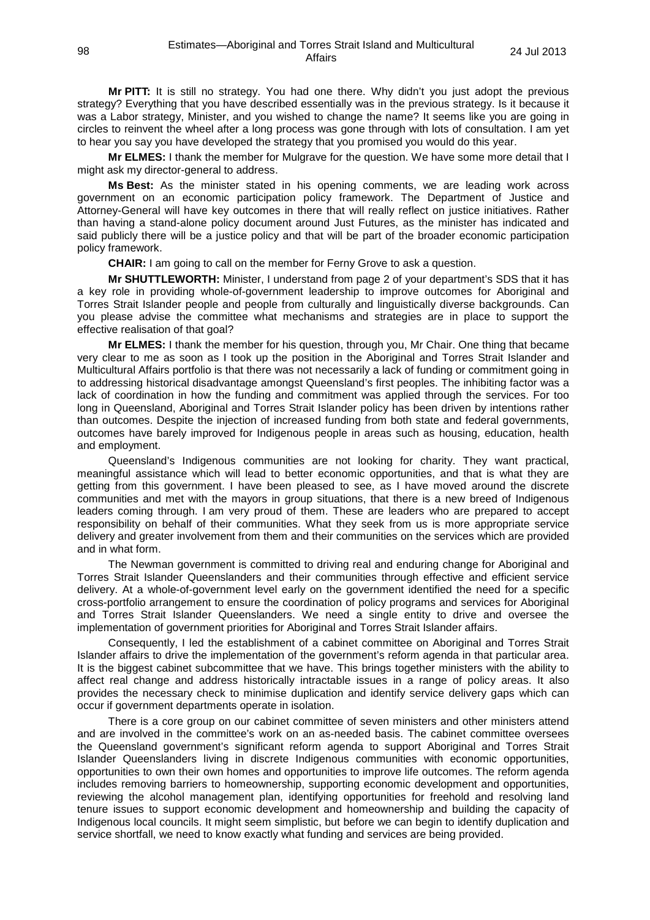**Mr PITT:** It is still no strategy. You had one there. Why didn't you just adopt the previous strategy? Everything that you have described essentially was in the previous strategy. Is it because it was a Labor strategy, Minister, and you wished to change the name? It seems like you are going in circles to reinvent the wheel after a long process was gone through with lots of consultation. I am yet to hear you say you have developed the strategy that you promised you would do this year.

**Mr ELMES:** I thank the member for Mulgrave for the question. We have some more detail that I might ask my director-general to address.

**Ms Best:** As the minister stated in his opening comments, we are leading work across government on an economic participation policy framework. The Department of Justice and Attorney-General will have key outcomes in there that will really reflect on justice initiatives. Rather than having a stand-alone policy document around Just Futures, as the minister has indicated and said publicly there will be a justice policy and that will be part of the broader economic participation policy framework.

**CHAIR:** I am going to call on the member for Ferny Grove to ask a question.

**Mr SHUTTLEWORTH:** Minister, I understand from page 2 of your department's SDS that it has a key role in providing whole-of-government leadership to improve outcomes for Aboriginal and Torres Strait Islander people and people from culturally and linguistically diverse backgrounds. Can you please advise the committee what mechanisms and strategies are in place to support the effective realisation of that goal?

**Mr ELMES:** I thank the member for his question, through you, Mr Chair. One thing that became very clear to me as soon as I took up the position in the Aboriginal and Torres Strait Islander and Multicultural Affairs portfolio is that there was not necessarily a lack of funding or commitment going in to addressing historical disadvantage amongst Queensland's first peoples. The inhibiting factor was a lack of coordination in how the funding and commitment was applied through the services. For too long in Queensland, Aboriginal and Torres Strait Islander policy has been driven by intentions rather than outcomes. Despite the injection of increased funding from both state and federal governments, outcomes have barely improved for Indigenous people in areas such as housing, education, health and employment.

Queensland's Indigenous communities are not looking for charity. They want practical, meaningful assistance which will lead to better economic opportunities, and that is what they are getting from this government. I have been pleased to see, as I have moved around the discrete communities and met with the mayors in group situations, that there is a new breed of Indigenous leaders coming through. I am very proud of them. These are leaders who are prepared to accept responsibility on behalf of their communities. What they seek from us is more appropriate service delivery and greater involvement from them and their communities on the services which are provided and in what form.

The Newman government is committed to driving real and enduring change for Aboriginal and Torres Strait Islander Queenslanders and their communities through effective and efficient service delivery. At a whole-of-government level early on the government identified the need for a specific cross-portfolio arrangement to ensure the coordination of policy programs and services for Aboriginal and Torres Strait Islander Queenslanders. We need a single entity to drive and oversee the implementation of government priorities for Aboriginal and Torres Strait Islander affairs.

Consequently, I led the establishment of a cabinet committee on Aboriginal and Torres Strait Islander affairs to drive the implementation of the government's reform agenda in that particular area. It is the biggest cabinet subcommittee that we have. This brings together ministers with the ability to affect real change and address historically intractable issues in a range of policy areas. It also provides the necessary check to minimise duplication and identify service delivery gaps which can occur if government departments operate in isolation.

There is a core group on our cabinet committee of seven ministers and other ministers attend and are involved in the committee's work on an as-needed basis. The cabinet committee oversees the Queensland government's significant reform agenda to support Aboriginal and Torres Strait Islander Queenslanders living in discrete Indigenous communities with economic opportunities, opportunities to own their own homes and opportunities to improve life outcomes. The reform agenda includes removing barriers to homeownership, supporting economic development and opportunities, reviewing the alcohol management plan, identifying opportunities for freehold and resolving land tenure issues to support economic development and homeownership and building the capacity of Indigenous local councils. It might seem simplistic, but before we can begin to identify duplication and service shortfall, we need to know exactly what funding and services are being provided.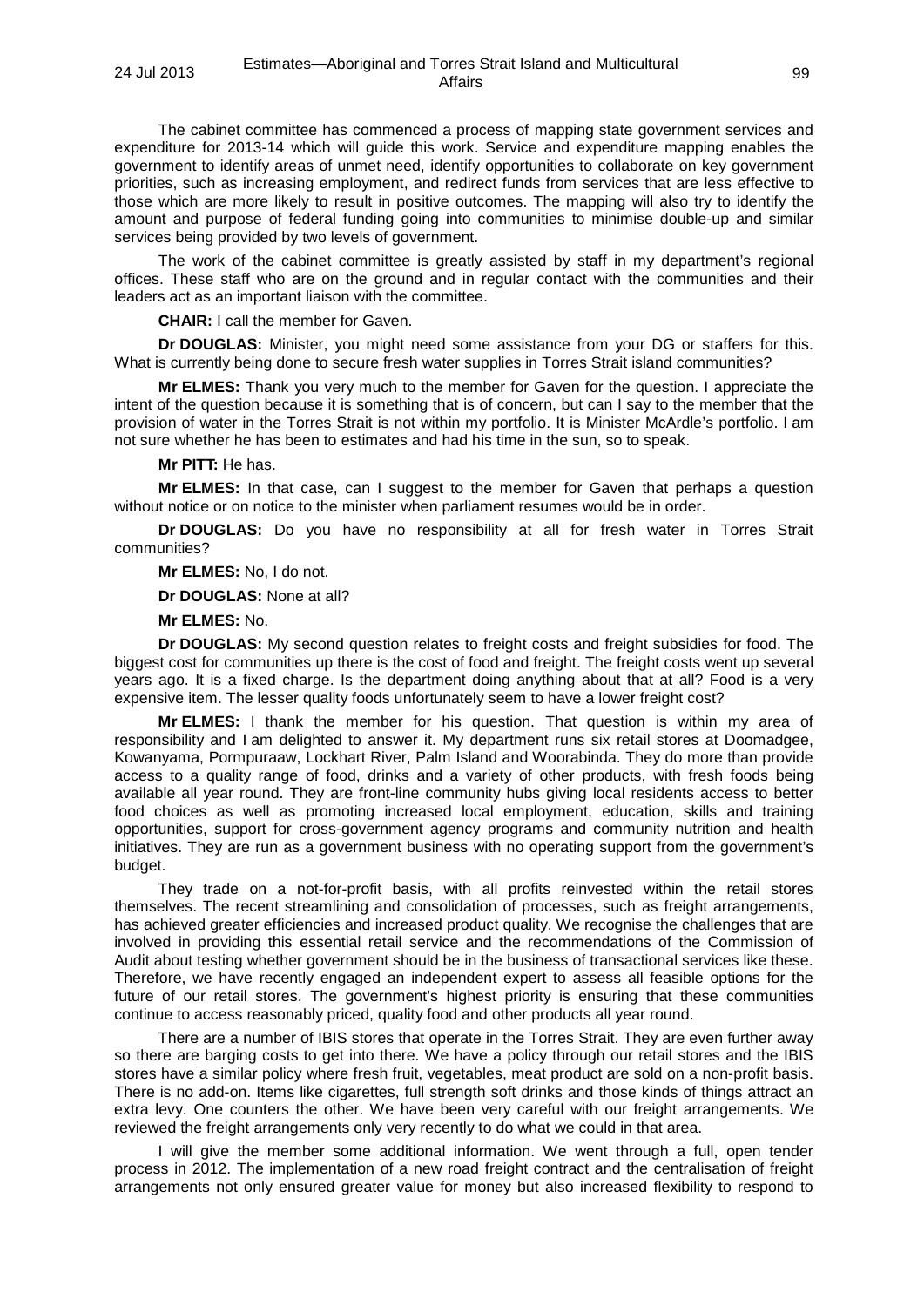The cabinet committee has commenced a process of mapping state government services and expenditure for 2013-14 which will guide this work. Service and expenditure mapping enables the government to identify areas of unmet need, identify opportunities to collaborate on key government priorities, such as increasing employment, and redirect funds from services that are less effective to those which are more likely to result in positive outcomes. The mapping will also try to identify the amount and purpose of federal funding going into communities to minimise double-up and similar services being provided by two levels of government.

The work of the cabinet committee is greatly assisted by staff in my department's regional offices. These staff who are on the ground and in regular contact with the communities and their leaders act as an important liaison with the committee.

**CHAIR:** I call the member for Gaven.

**Dr DOUGLAS:** Minister, you might need some assistance from your DG or staffers for this. What is currently being done to secure fresh water supplies in Torres Strait island communities?

**Mr ELMES:** Thank you very much to the member for Gaven for the question. I appreciate the intent of the question because it is something that is of concern, but can I say to the member that the provision of water in the Torres Strait is not within my portfolio. It is Minister McArdle's portfolio. I am not sure whether he has been to estimates and had his time in the sun, so to speak.

**Mr PITT:** He has.

**Mr ELMES:** In that case, can I suggest to the member for Gaven that perhaps a question without notice or on notice to the minister when parliament resumes would be in order.

**Dr DOUGLAS:** Do you have no responsibility at all for fresh water in Torres Strait communities?

**Mr ELMES:** No, I do not.

**Dr DOUGLAS:** None at all?

**Mr ELMES:** No.

**Dr DOUGLAS:** My second question relates to freight costs and freight subsidies for food. The biggest cost for communities up there is the cost of food and freight. The freight costs went up several years ago. It is a fixed charge. Is the department doing anything about that at all? Food is a very expensive item. The lesser quality foods unfortunately seem to have a lower freight cost?

**Mr ELMES:** I thank the member for his question. That question is within my area of responsibility and I am delighted to answer it. My department runs six retail stores at Doomadgee, Kowanyama, Pormpuraaw, Lockhart River, Palm Island and Woorabinda. They do more than provide access to a quality range of food, drinks and a variety of other products, with fresh foods being available all year round. They are front-line community hubs giving local residents access to better food choices as well as promoting increased local employment, education, skills and training opportunities, support for cross-government agency programs and community nutrition and health initiatives. They are run as a government business with no operating support from the government's budget.

They trade on a not-for-profit basis, with all profits reinvested within the retail stores themselves. The recent streamlining and consolidation of processes, such as freight arrangements, has achieved greater efficiencies and increased product quality. We recognise the challenges that are involved in providing this essential retail service and the recommendations of the Commission of Audit about testing whether government should be in the business of transactional services like these. Therefore, we have recently engaged an independent expert to assess all feasible options for the future of our retail stores. The government's highest priority is ensuring that these communities continue to access reasonably priced, quality food and other products all year round.

There are a number of IBIS stores that operate in the Torres Strait. They are even further away so there are barging costs to get into there. We have a policy through our retail stores and the IBIS stores have a similar policy where fresh fruit, vegetables, meat product are sold on a non-profit basis. There is no add-on. Items like cigarettes, full strength soft drinks and those kinds of things attract an extra levy. One counters the other. We have been very careful with our freight arrangements. We reviewed the freight arrangements only very recently to do what we could in that area.

I will give the member some additional information. We went through a full, open tender process in 2012. The implementation of a new road freight contract and the centralisation of freight arrangements not only ensured greater value for money but also increased flexibility to respond to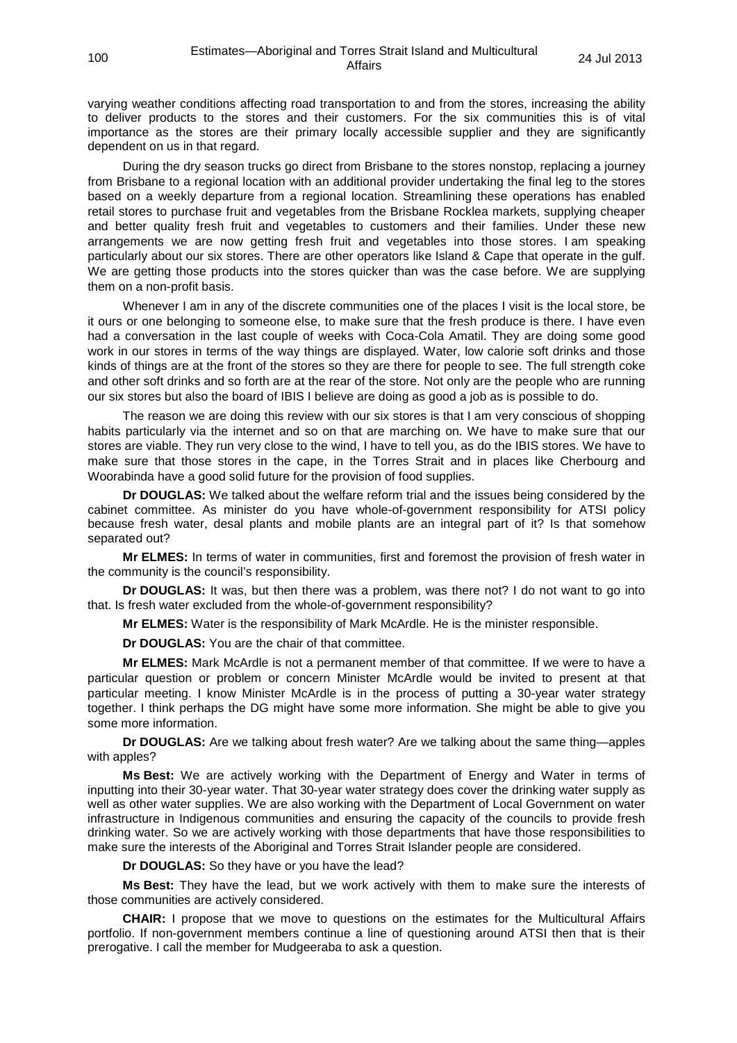varying weather conditions affecting road transportation to and from the stores, increasing the ability to deliver products to the stores and their customers. For the six communities this is of vital importance as the stores are their primary locally accessible supplier and they are significantly dependent on us in that regard.

During the dry season trucks go direct from Brisbane to the stores nonstop, replacing a journey from Brisbane to a regional location with an additional provider undertaking the final leg to the stores based on a weekly departure from a regional location. Streamlining these operations has enabled retail stores to purchase fruit and vegetables from the Brisbane Rocklea markets, supplying cheaper and better quality fresh fruit and vegetables to customers and their families. Under these new arrangements we are now getting fresh fruit and vegetables into those stores. I am speaking particularly about our six stores. There are other operators like Island & Cape that operate in the gulf. We are getting those products into the stores quicker than was the case before. We are supplying them on a non-profit basis.

Whenever I am in any of the discrete communities one of the places I visit is the local store, be it ours or one belonging to someone else, to make sure that the fresh produce is there. I have even had a conversation in the last couple of weeks with Coca-Cola Amatil. They are doing some good work in our stores in terms of the way things are displayed. Water, low calorie soft drinks and those kinds of things are at the front of the stores so they are there for people to see. The full strength coke and other soft drinks and so forth are at the rear of the store. Not only are the people who are running our six stores but also the board of IBIS I believe are doing as good a job as is possible to do.

The reason we are doing this review with our six stores is that I am very conscious of shopping habits particularly via the internet and so on that are marching on. We have to make sure that our stores are viable. They run very close to the wind, I have to tell you, as do the IBIS stores. We have to make sure that those stores in the cape, in the Torres Strait and in places like Cherbourg and Woorabinda have a good solid future for the provision of food supplies.

**Dr DOUGLAS:** We talked about the welfare reform trial and the issues being considered by the cabinet committee. As minister do you have whole-of-government responsibility for ATSI policy because fresh water, desal plants and mobile plants are an integral part of it? Is that somehow separated out?

**Mr ELMES:** In terms of water in communities, first and foremost the provision of fresh water in the community is the council's responsibility.

**Dr DOUGLAS:** It was, but then there was a problem, was there not? I do not want to go into that. Is fresh water excluded from the whole-of-government responsibility?

**Mr ELMES:** Water is the responsibility of Mark McArdle. He is the minister responsible.

**Dr DOUGLAS:** You are the chair of that committee.

**Mr ELMES:** Mark McArdle is not a permanent member of that committee. If we were to have a particular question or problem or concern Minister McArdle would be invited to present at that particular meeting. I know Minister McArdle is in the process of putting a 30-year water strategy together. I think perhaps the DG might have some more information. She might be able to give you some more information.

**Dr DOUGLAS:** Are we talking about fresh water? Are we talking about the same thing—apples with apples?

**Ms Best:** We are actively working with the Department of Energy and Water in terms of inputting into their 30-year water. That 30-year water strategy does cover the drinking water supply as well as other water supplies. We are also working with the Department of Local Government on water infrastructure in Indigenous communities and ensuring the capacity of the councils to provide fresh drinking water. So we are actively working with those departments that have those responsibilities to make sure the interests of the Aboriginal and Torres Strait Islander people are considered.

**Dr DOUGLAS:** So they have or you have the lead?

**Ms Best:** They have the lead, but we work actively with them to make sure the interests of those communities are actively considered.

**CHAIR:** I propose that we move to questions on the estimates for the Multicultural Affairs portfolio. If non-government members continue a line of questioning around ATSI then that is their prerogative. I call the member for Mudgeeraba to ask a question.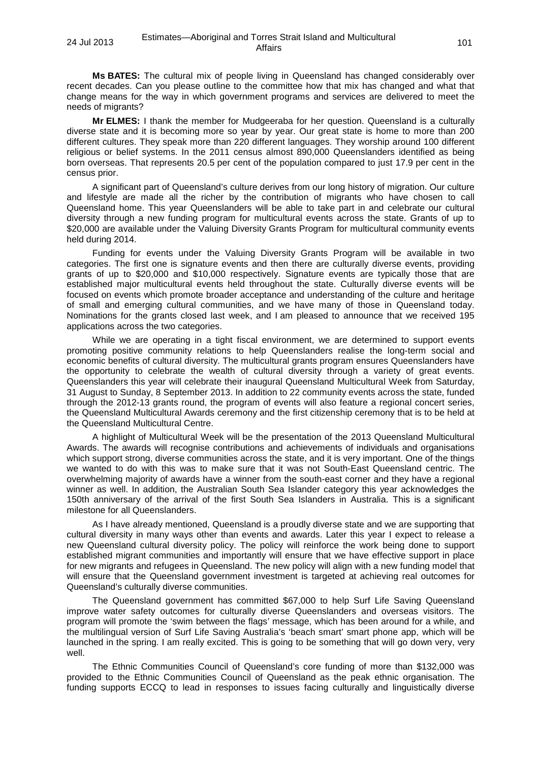**Ms BATES:** The cultural mix of people living in Queensland has changed considerably over recent decades. Can you please outline to the committee how that mix has changed and what that change means for the way in which government programs and services are delivered to meet the needs of migrants?

**Mr ELMES:** I thank the member for Mudgeeraba for her question. Queensland is a culturally diverse state and it is becoming more so year by year. Our great state is home to more than 200 different cultures. They speak more than 220 different languages. They worship around 100 different religious or belief systems. In the 2011 census almost 890,000 Queenslanders identified as being born overseas. That represents 20.5 per cent of the population compared to just 17.9 per cent in the census prior.

A significant part of Queensland's culture derives from our long history of migration. Our culture and lifestyle are made all the richer by the contribution of migrants who have chosen to call Queensland home. This year Queenslanders will be able to take part in and celebrate our cultural diversity through a new funding program for multicultural events across the state. Grants of up to $20,000 are available under the Valuing Diversity Grants Program for multicultural community events held during 2014.

Funding for events under the Valuing Diversity Grants Program will be available in two categories. The first one is signature events and then there are culturally diverse events, providing grants of up to $20,000 and $10,000 respectively. Signature events are typically those that are established major multicultural events held throughout the state. Culturally diverse events will be focused on events which promote broader acceptance and understanding of the culture and heritage of small and emerging cultural communities, and we have many of those in Queensland today. Nominations for the grants closed last week, and I am pleased to announce that we received 195 applications across the two categories.

While we are operating in a tight fiscal environment, we are determined to support events promoting positive community relations to help Queenslanders realise the long-term social and economic benefits of cultural diversity. The multicultural grants program ensures Queenslanders have the opportunity to celebrate the wealth of cultural diversity through a variety of great events. Queenslanders this year will celebrate their inaugural Queensland Multicultural Week from Saturday, 31 August to Sunday, 8 September 2013. In addition to 22 community events across the state, funded through the 2012-13 grants round, the program of events will also feature a regional concert series, the Queensland Multicultural Awards ceremony and the first citizenship ceremony that is to be held at the Queensland Multicultural Centre.

A highlight of Multicultural Week will be the presentation of the 2013 Queensland Multicultural Awards. The awards will recognise contributions and achievements of individuals and organisations which support strong, diverse communities across the state, and it is very important. One of the things we wanted to do with this was to make sure that it was not South-East Queensland centric. The overwhelming majority of awards have a winner from the south-east corner and they have a regional winner as well. In addition, the Australian South Sea Islander category this year acknowledges the 150th anniversary of the arrival of the first South Sea Islanders in Australia. This is a significant milestone for all Queenslanders.

As I have already mentioned, Queensland is a proudly diverse state and we are supporting that cultural diversity in many ways other than events and awards. Later this year I expect to release a new Queensland cultural diversity policy. The policy will reinforce the work being done to support established migrant communities and importantly will ensure that we have effective support in place for new migrants and refugees in Queensland. The new policy will align with a new funding model that will ensure that the Queensland government investment is targeted at achieving real outcomes for Queensland's culturally diverse communities.

The Queensland government has committed $67,000 to help Surf Life Saving Queensland improve water safety outcomes for culturally diverse Queenslanders and overseas visitors. The program will promote the 'swim between the flags' message, which has been around for a while, and the multilingual version of Surf Life Saving Australia's 'beach smart' smart phone app, which will be launched in the spring. I am really excited. This is going to be something that will go down very, very well.

The Ethnic Communities Council of Queensland's core funding of more than $132,000 was provided to the Ethnic Communities Council of Queensland as the peak ethnic organisation. The funding supports ECCQ to lead in responses to issues facing culturally and linguistically diverse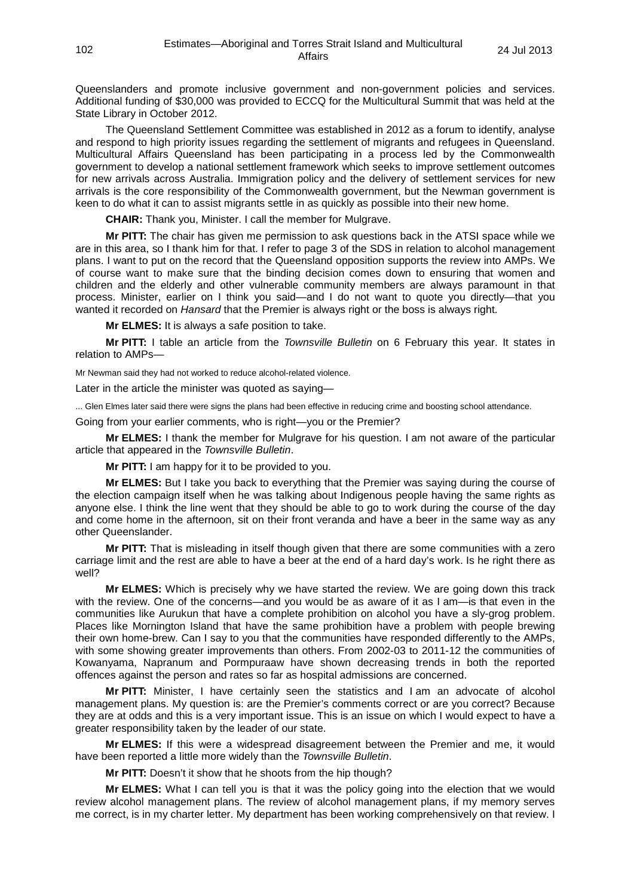Queenslanders and promote inclusive government and non-government policies and services. Additional funding of $30,000 was provided to ECCQ for the Multicultural Summit that was held at the State Library in October 2012.

The Queensland Settlement Committee was established in 2012 as a forum to identify, analyse and respond to high priority issues regarding the settlement of migrants and refugees in Queensland. Multicultural Affairs Queensland has been participating in a process led by the Commonwealth government to develop a national settlement framework which seeks to improve settlement outcomes for new arrivals across Australia. Immigration policy and the delivery of settlement services for new arrivals is the core responsibility of the Commonwealth government, but the Newman government is keen to do what it can to assist migrants settle in as quickly as possible into their new home.

**CHAIR:** Thank you, Minister. I call the member for Mulgrave.

**Mr PITT:** The chair has given me permission to ask questions back in the ATSI space while we are in this area, so I thank him for that. I refer to page 3 of the SDS in relation to alcohol management plans. I want to put on the record that the Queensland opposition supports the review into AMPs. We of course want to make sure that the binding decision comes down to ensuring that women and children and the elderly and other vulnerable community members are always paramount in that process. Minister, earlier on I think you said—and I do not want to quote you directly—that you wanted it recorded on *Hansard* that the Premier is always right or the boss is always right.

**Mr ELMES:** It is always a safe position to take.

**Mr PITT:** I table an article from the *Townsville Bulletin* on 6 February this year. It states in relation to AMPs—

Mr Newman said they had not worked to reduce alcohol-related violence.

Later in the article the minister was quoted as saying—

... Glen Elmes later said there were signs the plans had been effective in reducing crime and boosting school attendance.

Going from your earlier comments, who is right—you or the Premier?

**Mr ELMES:** I thank the member for Mulgrave for his question. I am not aware of the particular article that appeared in the *Townsville Bulletin*.

**Mr PITT:** I am happy for it to be provided to you.

**Mr ELMES:** But I take you back to everything that the Premier was saying during the course of the election campaign itself when he was talking about Indigenous people having the same rights as anyone else. I think the line went that they should be able to go to work during the course of the day and come home in the afternoon, sit on their front veranda and have a beer in the same way as any other Queenslander.

**Mr PITT:** That is misleading in itself though given that there are some communities with a zero carriage limit and the rest are able to have a beer at the end of a hard day's work. Is he right there as well?

**Mr ELMES:** Which is precisely why we have started the review. We are going down this track with the review. One of the concerns—and you would be as aware of it as I am—is that even in the communities like Aurukun that have a complete prohibition on alcohol you have a sly-grog problem. Places like Mornington Island that have the same prohibition have a problem with people brewing their own home-brew. Can I say to you that the communities have responded differently to the AMPs, with some showing greater improvements than others. From 2002-03 to 2011-12 the communities of Kowanyama, Napranum and Pormpuraaw have shown decreasing trends in both the reported offences against the person and rates so far as hospital admissions are concerned.

**Mr PITT:** Minister, I have certainly seen the statistics and I am an advocate of alcohol management plans. My question is: are the Premier's comments correct or are you correct? Because they are at odds and this is a very important issue. This is an issue on which I would expect to have a greater responsibility taken by the leader of our state.

**Mr ELMES:** If this were a widespread disagreement between the Premier and me, it would have been reported a little more widely than the *Townsville Bulletin*.

**Mr PITT:** Doesn't it show that he shoots from the hip though?

**Mr ELMES:** What I can tell you is that it was the policy going into the election that we would review alcohol management plans. The review of alcohol management plans, if my memory serves me correct, is in my charter letter. My department has been working comprehensively on that review. I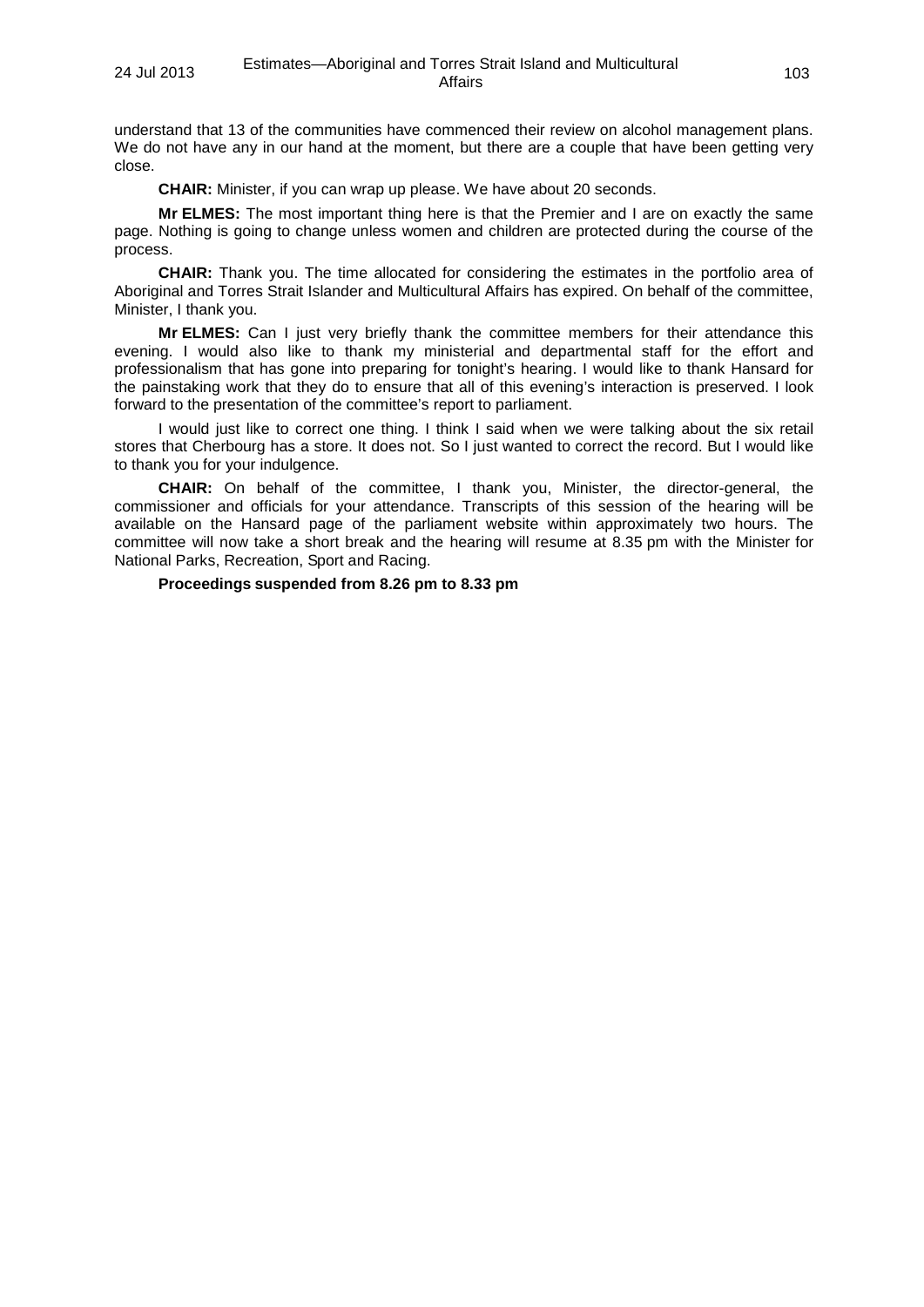understand that 13 of the communities have commenced their review on alcohol management plans. We do not have any in our hand at the moment, but there are a couple that have been getting very close.

**CHAIR:** Minister, if you can wrap up please. We have about 20 seconds.

**Mr ELMES:** The most important thing here is that the Premier and I are on exactly the same page. Nothing is going to change unless women and children are protected during the course of the process.

**CHAIR:** Thank you. The time allocated for considering the estimates in the portfolio area of Aboriginal and Torres Strait Islander and Multicultural Affairs has expired. On behalf of the committee, Minister, I thank you.

**Mr ELMES:** Can I just very briefly thank the committee members for their attendance this evening. I would also like to thank my ministerial and departmental staff for the effort and professionalism that has gone into preparing for tonight's hearing. I would like to thank Hansard for the painstaking work that they do to ensure that all of this evening's interaction is preserved. I look forward to the presentation of the committee's report to parliament.

I would just like to correct one thing. I think I said when we were talking about the six retail stores that Cherbourg has a store. It does not. So I just wanted to correct the record. But I would like to thank you for your indulgence.

**CHAIR:** On behalf of the committee, I thank you, Minister, the director-general, the commissioner and officials for your attendance. Transcripts of this session of the hearing will be available on the Hansard page of the parliament website within approximately two hours. The committee will now take a short break and the hearing will resume at 8.35 pm with the Minister for National Parks, Recreation, Sport and Racing.

**Proceedings suspended from 8.26 pm to 8.33 pm**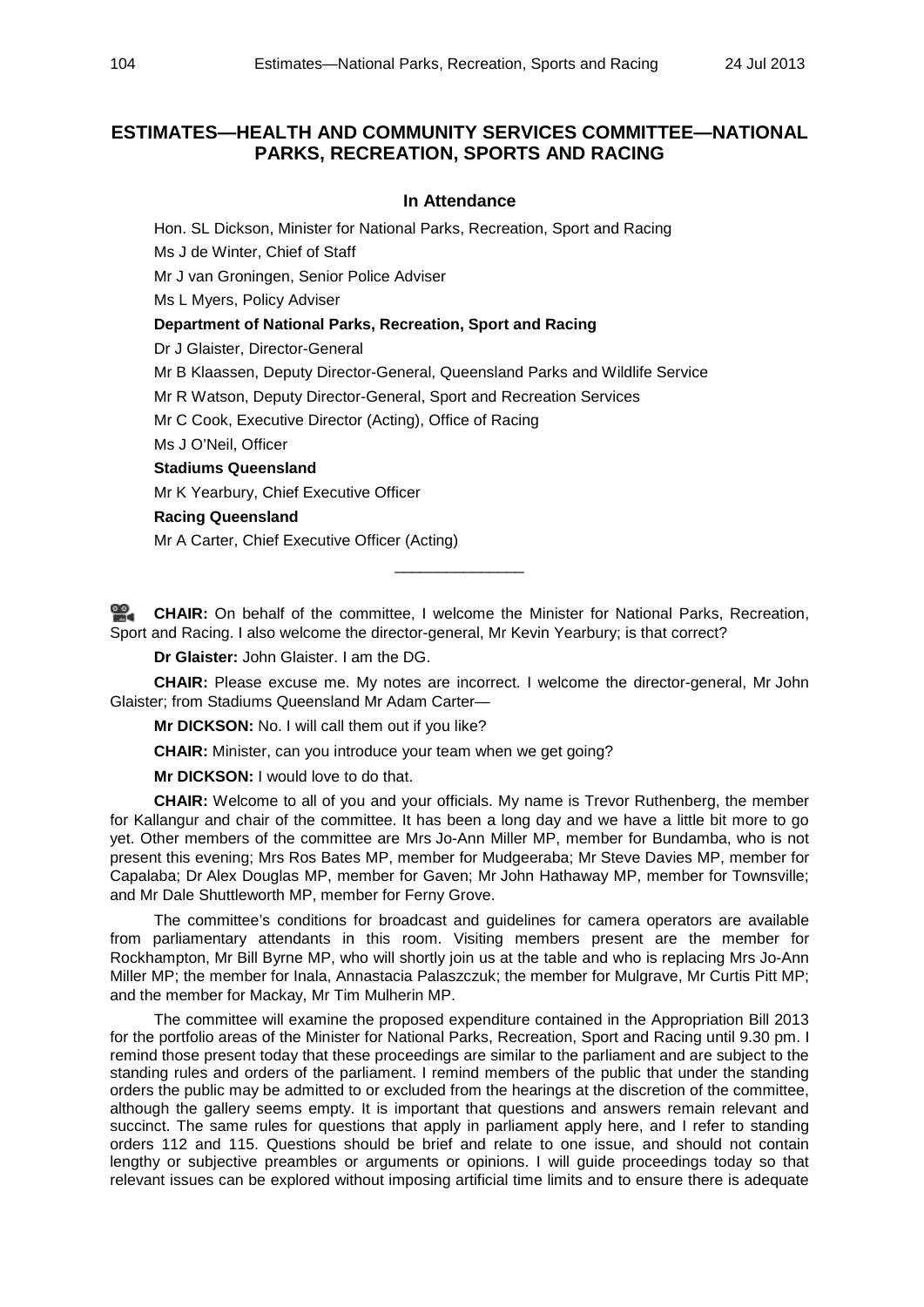## ESTIMATES—HEALTH AND COMMUNITY SERVICES COMMITTEE—NATIONAL PARKS, RECREATION, SPORTS AND RACING

### In Attendance

Hon. SL Dickson, Minister for National Parks, Recreation, Sport and Racing

Ms J de Winter, Chief of Staff

Mr J van Groningen, Senior Police Adviser

Ms L Myers, Policy Adviser

**Department of National Parks, Recreation, Sport and Racing**

Dr J Glaister, Director-General

Mr B Klaassen, Deputy Director-General, Queensland Parks and Wildlife Service

Mr R Watson, Deputy Director-General, Sport and Recreation Services

Mr C Cook, Executive Director (Acting), Office of Racing

Ms J O'Neil, Officer

**Stadiums Queensland**

Mr K Yearbury, Chief Executive Officer

**Racing Queensland**

Mr A Carter, Chief Executive Officer (Acting)

---

**CHAIR:** On behalf of the committee, I welcome the Minister for National Parks, Recreation, Sport and Racing. I also welcome the director-general, Mr Kevin Yearbury; is that correct?

**Dr Glaister:** John Glaister. I am the DG.

**CHAIR:** Please excuse me. My notes are incorrect. I welcome the director-general, Mr John Glaister; from Stadiums Queensland Mr Adam Carter—

**Mr DICKSON:** No. I will call them out if you like?

**CHAIR:** Minister, can you introduce your team when we get going?

**Mr DICKSON:** I would love to do that.

**CHAIR:** Welcome to all of you and your officials. My name is Trevor Ruthenberg, the member for Kallangur and chair of the committee. It has been a long day and we have a little bit more to go yet. Other members of the committee are Mrs Jo-Ann Miller MP, member for Bundamba, who is not present this evening; Mrs Ros Bates MP, member for Mudgeeraba; Mr Steve Davies MP, member for Capalaba; Dr Alex Douglas MP, member for Gaven; Mr John Hathaway MP, member for Townsville; and Mr Dale Shuttleworth MP, member for Ferny Grove.

The committee's conditions for broadcast and guidelines for camera operators are available from parliamentary attendants in this room. Visiting members present are the member for Rockhampton, Mr Bill Byrne MP, who will shortly join us at the table and who is replacing Mrs Jo-Ann Miller MP; the member for Inala, Annastacia Palaszczuk; the member for Mulgrave, Mr Curtis Pitt MP; and the member for Mackay, Mr Tim Mulherin MP.

The committee will examine the proposed expenditure contained in the Appropriation Bill 2013 for the portfolio areas of the Minister for National Parks, Recreation, Sport and Racing until 9.30 pm. I remind those present today that these proceedings are similar to the parliament and are subject to the standing rules and orders of the parliament. I remind members of the public that under the standing orders the public may be admitted to or excluded from the hearings at the discretion of the committee, although the gallery seems empty. It is important that questions and answers remain relevant and succinct. The same rules for questions that apply in parliament apply here, and I refer to standing orders 112 and 115. Questions should be brief and relate to one issue, and should not contain lengthy or subjective preambles or arguments or opinions. I will guide proceedings today so that relevant issues can be explored without imposing artificial time limits and to ensure there is adequate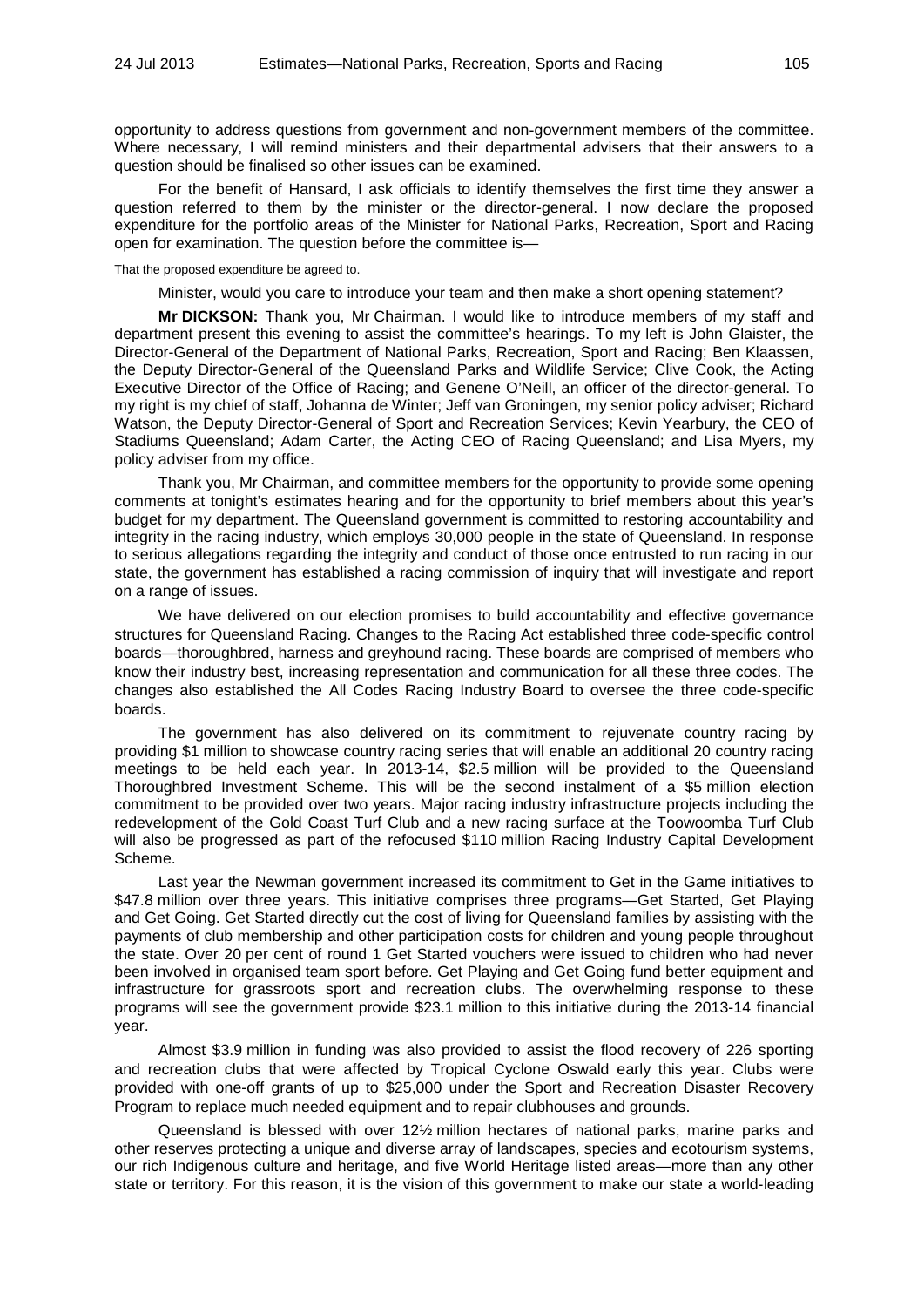opportunity to address questions from government and non-government members of the committee. Where necessary, I will remind ministers and their departmental advisers that their answers to a question should be finalised so other issues can be examined.

For the benefit of Hansard, I ask officials to identify themselves the first time they answer a question referred to them by the minister or the director-general. I now declare the proposed expenditure for the portfolio areas of the Minister for National Parks, Recreation, Sport and Racing open for examination. The question before the committee is—

That the proposed expenditure be agreed to.

Minister, would you care to introduce your team and then make a short opening statement?

**Mr DICKSON:** Thank you, Mr Chairman. I would like to introduce members of my staff and department present this evening to assist the committee's hearings. To my left is John Glaister, the Director-General of the Department of National Parks, Recreation, Sport and Racing; Ben Klaassen, the Deputy Director-General of the Queensland Parks and Wildlife Service; Clive Cook, the Acting Executive Director of the Office of Racing; and Genene O'Neill, an officer of the director-general. To my right is my chief of staff, Johanna de Winter; Jeff van Groningen, my senior policy adviser; Richard Watson, the Deputy Director-General of Sport and Recreation Services; Kevin Yearbury, the CEO of Stadiums Queensland; Adam Carter, the Acting CEO of Racing Queensland; and Lisa Myers, my policy adviser from my office.

Thank you, Mr Chairman, and committee members for the opportunity to provide some opening comments at tonight's estimates hearing and for the opportunity to brief members about this year's budget for my department. The Queensland government is committed to restoring accountability and integrity in the racing industry, which employs 30,000 people in the state of Queensland. In response to serious allegations regarding the integrity and conduct of those once entrusted to run racing in our state, the government has established a racing commission of inquiry that will investigate and report on a range of issues.

We have delivered on our election promises to build accountability and effective governance structures for Queensland Racing. Changes to the Racing Act established three code-specific control boards—thoroughbred, harness and greyhound racing. These boards are comprised of members who know their industry best, increasing representation and communication for all these three codes. The changes also established the All Codes Racing Industry Board to oversee the three code-specific boards.

The government has also delivered on its commitment to rejuvenate country racing by providing $1 million to showcase country racing series that will enable an additional 20 country racing meetings to be held each year. In 2013-14, $2.5 million will be provided to the Queensland Thoroughbred Investment Scheme. This will be the second instalment of a $5 million election commitment to be provided over two years. Major racing industry infrastructure projects including the redevelopment of the Gold Coast Turf Club and a new racing surface at the Toowoomba Turf Club will also be progressed as part of the refocused $110 million Racing Industry Capital Development Scheme.

Last year the Newman government increased its commitment to Get in the Game initiatives to $47.8 million over three years. This initiative comprises three programs—Get Started, Get Playing and Get Going. Get Started directly cut the cost of living for Queensland families by assisting with the payments of club membership and other participation costs for children and young people throughout the state. Over 20 per cent of round 1 Get Started vouchers were issued to children who had never been involved in organised team sport before. Get Playing and Get Going fund better equipment and infrastructure for grassroots sport and recreation clubs. The overwhelming response to these programs will see the government provide $23.1 million to this initiative during the 2013-14 financial year.

Almost $3.9 million in funding was also provided to assist the flood recovery of 226 sporting and recreation clubs that were affected by Tropical Cyclone Oswald early this year. Clubs were provided with one-off grants of up to $25,000 under the Sport and Recreation Disaster Recovery Program to replace much needed equipment and to repair clubhouses and grounds.

Queensland is blessed with over 12½ million hectares of national parks, marine parks and other reserves protecting a unique and diverse array of landscapes, species and ecotourism systems, our rich Indigenous culture and heritage, and five World Heritage listed areas—more than any other state or territory. For this reason, it is the vision of this government to make our state a world-leading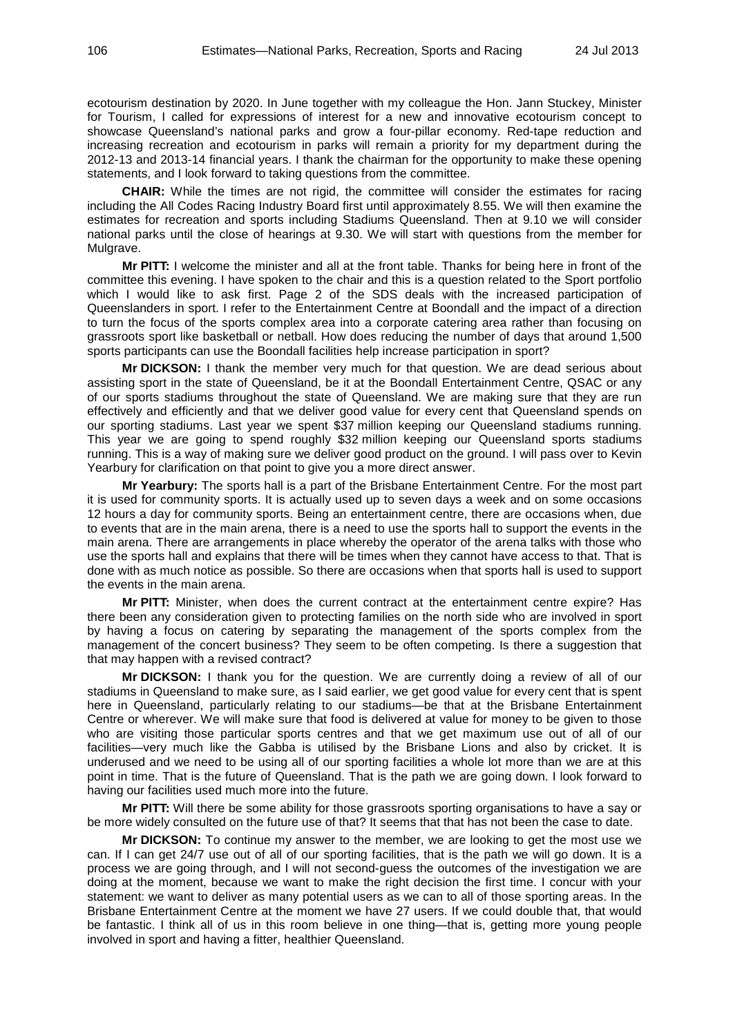ecotourism destination by 2020. In June together with my colleague the Hon. Jann Stuckey, Minister for Tourism, I called for expressions of interest for a new and innovative ecotourism concept to showcase Queensland's national parks and grow a four-pillar economy. Red-tape reduction and increasing recreation and ecotourism in parks will remain a priority for my department during the 2012-13 and 2013-14 financial years. I thank the chairman for the opportunity to make these opening statements, and I look forward to taking questions from the committee.

**CHAIR:** While the times are not rigid, the committee will consider the estimates for racing including the All Codes Racing Industry Board first until approximately 8.55. We will then examine the estimates for recreation and sports including Stadiums Queensland. Then at 9.10 we will consider national parks until the close of hearings at 9.30. We will start with questions from the member for Mulgrave.

**Mr PITT:** I welcome the minister and all at the front table. Thanks for being here in front of the committee this evening. I have spoken to the chair and this is a question related to the Sport portfolio which I would like to ask first. Page 2 of the SDS deals with the increased participation of Queenslanders in sport. I refer to the Entertainment Centre at Boondall and the impact of a direction to turn the focus of the sports complex area into a corporate catering area rather than focusing on grassroots sport like basketball or netball. How does reducing the number of days that around 1,500 sports participants can use the Boondall facilities help increase participation in sport?

**Mr DICKSON:** I thank the member very much for that question. We are dead serious about assisting sport in the state of Queensland, be it at the Boondall Entertainment Centre, QSAC or any of our sports stadiums throughout the state of Queensland. We are making sure that they are run effectively and efficiently and that we deliver good value for every cent that Queensland spends on our sporting stadiums. Last year we spent $37 million keeping our Queensland stadiums running. This year we are going to spend roughly $32 million keeping our Queensland sports stadiums running. This is a way of making sure we deliver good product on the ground. I will pass over to Kevin Yearbury for clarification on that point to give you a more direct answer.

**Mr Yearbury:** The sports hall is a part of the Brisbane Entertainment Centre. For the most part it is used for community sports. It is actually used up to seven days a week and on some occasions 12 hours a day for community sports. Being an entertainment centre, there are occasions when, due to events that are in the main arena, there is a need to use the sports hall to support the events in the main arena. There are arrangements in place whereby the operator of the arena talks with those who use the sports hall and explains that there will be times when they cannot have access to that. That is done with as much notice as possible. So there are occasions when that sports hall is used to support the events in the main arena.

**Mr PITT:** Minister, when does the current contract at the entertainment centre expire? Has there been any consideration given to protecting families on the north side who are involved in sport by having a focus on catering by separating the management of the sports complex from the management of the concert business? They seem to be often competing. Is there a suggestion that that may happen with a revised contract?

**Mr DICKSON:** I thank you for the question. We are currently doing a review of all of our stadiums in Queensland to make sure, as I said earlier, we get good value for every cent that is spent here in Queensland, particularly relating to our stadiums—be that at the Brisbane Entertainment Centre or wherever. We will make sure that food is delivered at value for money to be given to those who are visiting those particular sports centres and that we get maximum use out of all of our facilities—very much like the Gabba is utilised by the Brisbane Lions and also by cricket. It is underused and we need to be using all of our sporting facilities a whole lot more than we are at this point in time. That is the future of Queensland. That is the path we are going down. I look forward to having our facilities used much more into the future.

**Mr PITT:** Will there be some ability for those grassroots sporting organisations to have a say or be more widely consulted on the future use of that? It seems that that has not been the case to date.

**Mr DICKSON:** To continue my answer to the member, we are looking to get the most use we can. If I can get 24/7 use out of all of our sporting facilities, that is the path we will go down. It is a process we are going through, and I will not second-guess the outcomes of the investigation we are doing at the moment, because we want to make the right decision the first time. I concur with your statement: we want to deliver as many potential users as we can to all of those sporting areas. In the Brisbane Entertainment Centre at the moment we have 27 users. If we could double that, that would be fantastic. I think all of us in this room believe in one thing—that is, getting more young people involved in sport and having a fitter, healthier Queensland.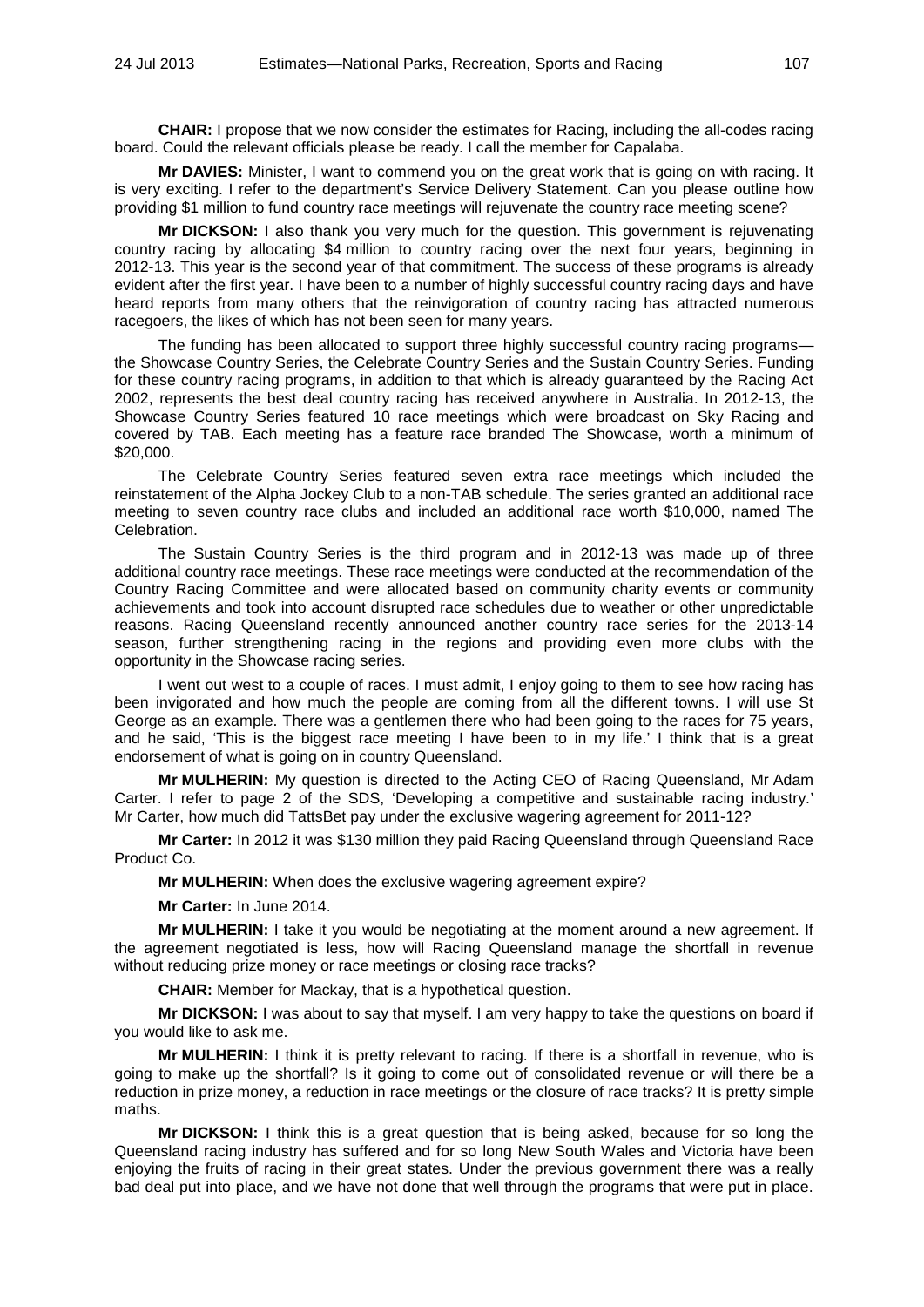**CHAIR:** I propose that we now consider the estimates for Racing, including the all-codes racing board. Could the relevant officials please be ready. I call the member for Capalaba.

**Mr DAVIES:** Minister, I want to commend you on the great work that is going on with racing. It is very exciting. I refer to the department's Service Delivery Statement. Can you please outline how providing $1 million to fund country race meetings will rejuvenate the country race meeting scene?

**Mr DICKSON:** I also thank you very much for the question. This government is rejuvenating country racing by allocating $4 million to country racing over the next four years, beginning in 2012-13. This year is the second year of that commitment. The success of these programs is already evident after the first year. I have been to a number of highly successful country racing days and have heard reports from many others that the reinvigoration of country racing has attracted numerous racegoers, the likes of which has not been seen for many years.

The funding has been allocated to support three highly successful country racing programs—the Showcase Country Series, the Celebrate Country Series and the Sustain Country Series. Funding for these country racing programs, in addition to that which is already guaranteed by the Racing Act 2002, represents the best deal country racing has received anywhere in Australia. In 2012-13, the Showcase Country Series featured 10 race meetings which were broadcast on Sky Racing and covered by TAB. Each meeting has a feature race branded The Showcase, worth a minimum of $20,000.

The Celebrate Country Series featured seven extra race meetings which included the reinstatement of the Alpha Jockey Club to a non-TAB schedule. The series granted an additional race meeting to seven country race clubs and included an additional race worth $10,000, named The Celebration.

The Sustain Country Series is the third program and in 2012-13 was made up of three additional country race meetings. These race meetings were conducted at the recommendation of the Country Racing Committee and were allocated based on community charity events or community achievements and took into account disrupted race schedules due to weather or other unpredictable reasons. Racing Queensland recently announced another country race series for the 2013-14 season, further strengthening racing in the regions and providing even more clubs with the opportunity in the Showcase racing series.

I went out west to a couple of races. I must admit, I enjoy going to them to see how racing has been invigorated and how much the people are coming from all the different towns. I will use St George as an example. There was a gentlemen there who had been going to the races for 75 years, and he said, 'This is the biggest race meeting I have been to in my life.' I think that is a great endorsement of what is going on in country Queensland.

**Mr MULHERIN:** My question is directed to the Acting CEO of Racing Queensland, Mr Adam Carter. I refer to page 2 of the SDS, 'Developing a competitive and sustainable racing industry.' Mr Carter, how much did TattsBet pay under the exclusive wagering agreement for 2011-12?

**Mr Carter:** In 2012 it was $130 million they paid Racing Queensland through Queensland Race Product Co.

**Mr MULHERIN:** When does the exclusive wagering agreement expire?

**Mr Carter:** In June 2014.

**Mr MULHERIN:** I take it you would be negotiating at the moment around a new agreement. If the agreement negotiated is less, how will Racing Queensland manage the shortfall in revenue without reducing prize money or race meetings or closing race tracks?

**CHAIR:** Member for Mackay, that is a hypothetical question.

**Mr DICKSON:** I was about to say that myself. I am very happy to take the questions on board if you would like to ask me.

**Mr MULHERIN:** I think it is pretty relevant to racing. If there is a shortfall in revenue, who is going to make up the shortfall? Is it going to come out of consolidated revenue or will there be a reduction in prize money, a reduction in race meetings or the closure of race tracks? It is pretty simple maths.

**Mr DICKSON:** I think this is a great question that is being asked, because for so long the Queensland racing industry has suffered and for so long New South Wales and Victoria have been enjoying the fruits of racing in their great states. Under the previous government there was a really bad deal put into place, and we have not done that well through the programs that were put in place.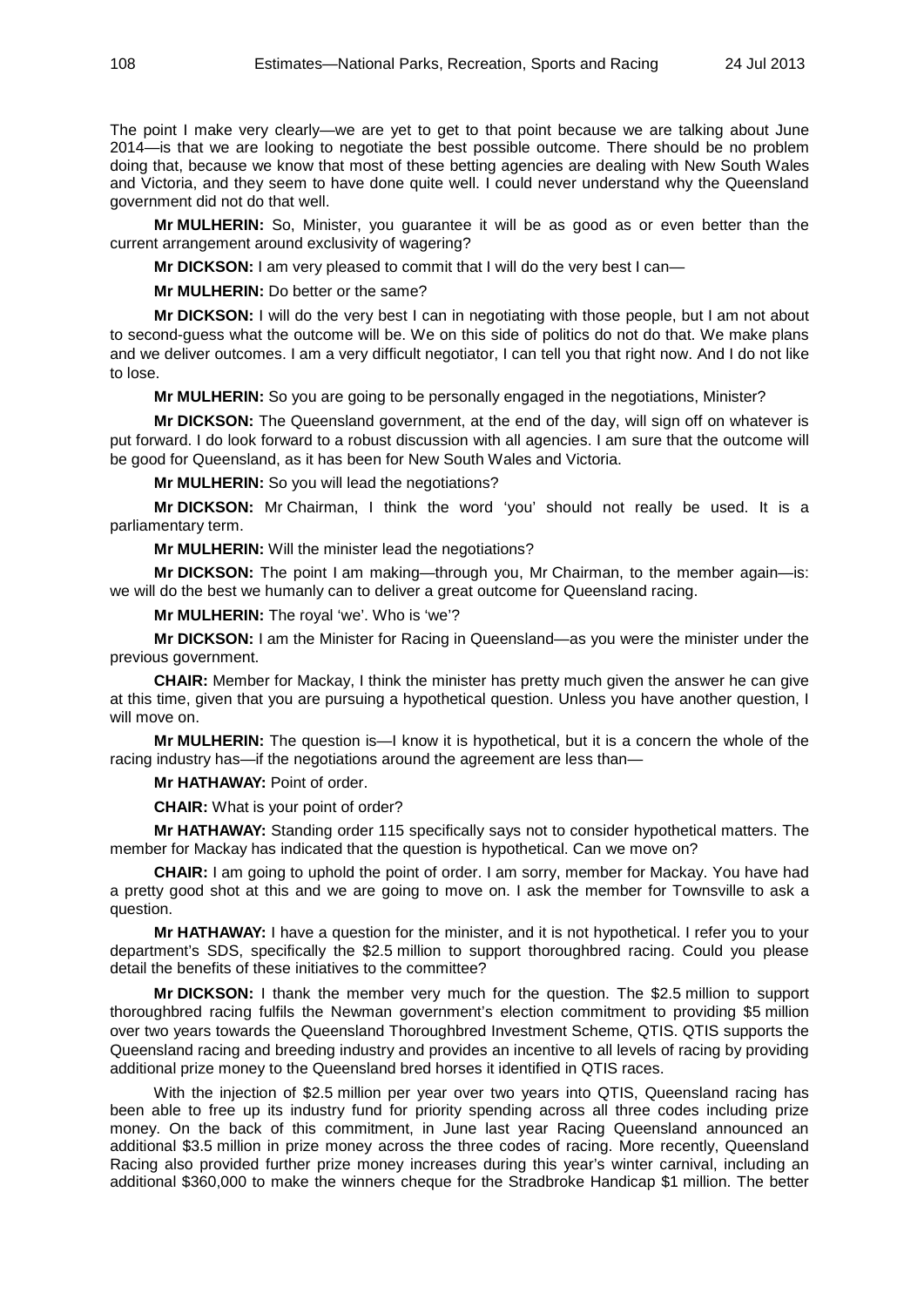The point I make very clearly—we are yet to get to that point because we are talking about June 2014—is that we are looking to negotiate the best possible outcome. There should be no problem doing that, because we know that most of these betting agencies are dealing with New South Wales and Victoria, and they seem to have done quite well. I could never understand why the Queensland government did not do that well.

**Mr MULHERIN:** So, Minister, you guarantee it will be as good as or even better than the current arrangement around exclusivity of wagering?

**Mr DICKSON:** I am very pleased to commit that I will do the very best I can—

**Mr MULHERIN:** Do better or the same?

**Mr DICKSON:** I will do the very best I can in negotiating with those people, but I am not about to second-guess what the outcome will be. We on this side of politics do not do that. We make plans and we deliver outcomes. I am a very difficult negotiator, I can tell you that right now. And I do not like to lose.

**Mr MULHERIN:** So you are going to be personally engaged in the negotiations, Minister?

**Mr DICKSON:** The Queensland government, at the end of the day, will sign off on whatever is put forward. I do look forward to a robust discussion with all agencies. I am sure that the outcome will be good for Queensland, as it has been for New South Wales and Victoria.

**Mr MULHERIN:** So you will lead the negotiations?

**Mr DICKSON:** Mr Chairman, I think the word 'you' should not really be used. It is a parliamentary term.

**Mr MULHERIN:** Will the minister lead the negotiations?

**Mr DICKSON:** The point I am making—through you, Mr Chairman, to the member again—is: we will do the best we humanly can to deliver a great outcome for Queensland racing.

**Mr MULHERIN:** The royal 'we'. Who is 'we'?

**Mr DICKSON:** I am the Minister for Racing in Queensland—as you were the minister under the previous government.

**CHAIR:** Member for Mackay, I think the minister has pretty much given the answer he can give at this time, given that you are pursuing a hypothetical question. Unless you have another question, I will move on.

**Mr MULHERIN:** The question is—I know it is hypothetical, but it is a concern the whole of the racing industry has—if the negotiations around the agreement are less than—

**Mr HATHAWAY:** Point of order.

**CHAIR:** What is your point of order?

**Mr HATHAWAY:** Standing order 115 specifically says not to consider hypothetical matters. The member for Mackay has indicated that the question is hypothetical. Can we move on?

**CHAIR:** I am going to uphold the point of order. I am sorry, member for Mackay. You have had a pretty good shot at this and we are going to move on. I ask the member for Townsville to ask a question.

**Mr HATHAWAY:** I have a question for the minister, and it is not hypothetical. I refer you to your department's SDS, specifically the $2.5 million to support thoroughbred racing. Could you please detail the benefits of these initiatives to the committee?

**Mr DICKSON:** I thank the member very much for the question. The $2.5 million to support thoroughbred racing fulfils the Newman government's election commitment to providing $5 million over two years towards the Queensland Thoroughbred Investment Scheme, QTIS. QTIS supports the Queensland racing and breeding industry and provides an incentive to all levels of racing by providing additional prize money to the Queensland bred horses it identified in QTIS races.

With the injection of $2.5 million per year over two years into QTIS, Queensland racing has been able to free up its industry fund for priority spending across all three codes including prize money. On the back of this commitment, in June last year Racing Queensland announced an additional $3.5 million in prize money across the three codes of racing. More recently, Queensland Racing also provided further prize money increases during this year's winter carnival, including an additional $360,000 to make the winners cheque for the Stradbroke Handicap $1 million. The better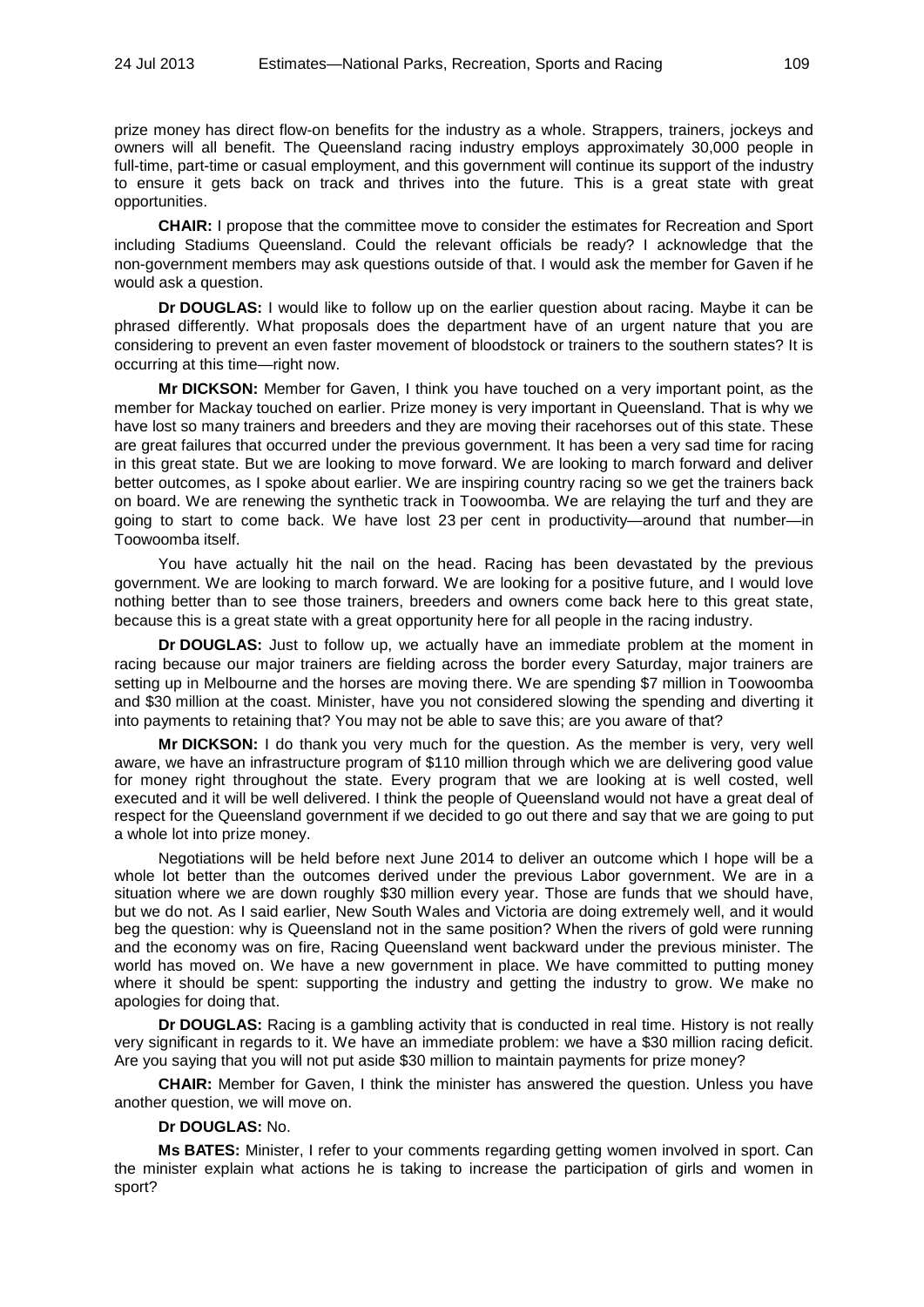prize money has direct flow-on benefits for the industry as a whole. Strappers, trainers, jockeys and owners will all benefit. The Queensland racing industry employs approximately 30,000 people in full-time, part-time or casual employment, and this government will continue its support of the industry to ensure it gets back on track and thrives into the future. This is a great state with great opportunities.

**CHAIR:** I propose that the committee move to consider the estimates for Recreation and Sport including Stadiums Queensland. Could the relevant officials be ready? I acknowledge that the non-government members may ask questions outside of that. I would ask the member for Gaven if he would ask a question.

**Dr DOUGLAS:** I would like to follow up on the earlier question about racing. Maybe it can be phrased differently. What proposals does the department have of an urgent nature that you are considering to prevent an even faster movement of bloodstock or trainers to the southern states? It is occurring at this time—right now.

**Mr DICKSON:** Member for Gaven, I think you have touched on a very important point, as the member for Mackay touched on earlier. Prize money is very important in Queensland. That is why we have lost so many trainers and breeders and they are moving their racehorses out of this state. These are great failures that occurred under the previous government. It has been a very sad time for racing in this great state. But we are looking to move forward. We are looking to march forward and deliver better outcomes, as I spoke about earlier. We are inspiring country racing so we get the trainers back on board. We are renewing the synthetic track in Toowoomba. We are relaying the turf and they are going to start to come back. We have lost 23 per cent in productivity—around that number—in Toowoomba itself.

You have actually hit the nail on the head. Racing has been devastated by the previous government. We are looking to march forward. We are looking for a positive future, and I would love nothing better than to see those trainers, breeders and owners come back here to this great state, because this is a great state with a great opportunity here for all people in the racing industry.

**Dr DOUGLAS:** Just to follow up, we actually have an immediate problem at the moment in racing because our major trainers are fielding across the border every Saturday, major trainers are setting up in Melbourne and the horses are moving there. We are spending $7 million in Toowoomba and $30 million at the coast. Minister, have you not considered slowing the spending and diverting it into payments to retaining that? You may not be able to save this; are you aware of that?

**Mr DICKSON:** I do thank you very much for the question. As the member is very, very well aware, we have an infrastructure program of $110 million through which we are delivering good value for money right throughout the state. Every program that we are looking at is well costed, well executed and it will be well delivered. I think the people of Queensland would not have a great deal of respect for the Queensland government if we decided to go out there and say that we are going to put a whole lot into prize money.

Negotiations will be held before next June 2014 to deliver an outcome which I hope will be a whole lot better than the outcomes derived under the previous Labor government. We are in a situation where we are down roughly $30 million every year. Those are funds that we should have, but we do not. As I said earlier, New South Wales and Victoria are doing extremely well, and it would beg the question: why is Queensland not in the same position? When the rivers of gold were running and the economy was on fire, Racing Queensland went backward under the previous minister. The world has moved on. We have a new government in place. We have committed to putting money where it should be spent: supporting the industry and getting the industry to grow. We make no apologies for doing that.

**Dr DOUGLAS:** Racing is a gambling activity that is conducted in real time. History is not really very significant in regards to it. We have an immediate problem: we have a $30 million racing deficit. Are you saying that you will not put aside $30 million to maintain payments for prize money?

**CHAIR:** Member for Gaven, I think the minister has answered the question. Unless you have another question, we will move on.

**Dr DOUGLAS:** No.

**Ms BATES:** Minister, I refer to your comments regarding getting women involved in sport. Can the minister explain what actions he is taking to increase the participation of girls and women in sport?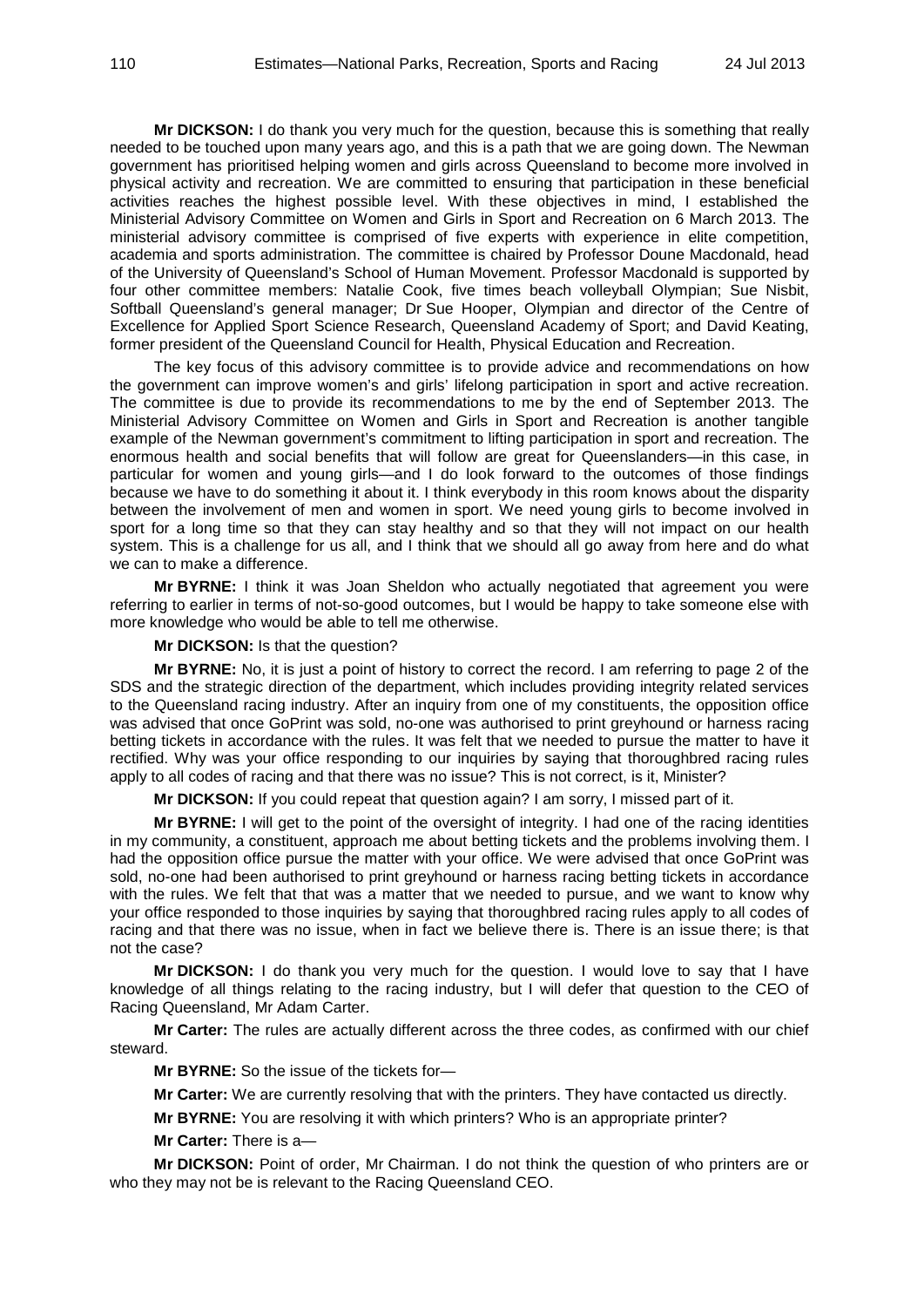**Mr DICKSON:** I do thank you very much for the question, because this is something that really needed to be touched upon many years ago, and this is a path that we are going down. The Newman government has prioritised helping women and girls across Queensland to become more involved in physical activity and recreation. We are committed to ensuring that participation in these beneficial activities reaches the highest possible level. With these objectives in mind, I established the Ministerial Advisory Committee on Women and Girls in Sport and Recreation on 6 March 2013. The ministerial advisory committee is comprised of five experts with experience in elite competition, academia and sports administration. The committee is chaired by Professor Doune Macdonald, head of the University of Queensland's School of Human Movement. Professor Macdonald is supported by four other committee members: Natalie Cook, five times beach volleyball Olympian; Sue Nisbit, Softball Queensland's general manager; Dr Sue Hooper, Olympian and director of the Centre of Excellence for Applied Sport Science Research, Queensland Academy of Sport; and David Keating, former president of the Queensland Council for Health, Physical Education and Recreation.

The key focus of this advisory committee is to provide advice and recommendations on how the government can improve women's and girls' lifelong participation in sport and active recreation. The committee is due to provide its recommendations to me by the end of September 2013. The Ministerial Advisory Committee on Women and Girls in Sport and Recreation is another tangible example of the Newman government's commitment to lifting participation in sport and recreation. The enormous health and social benefits that will follow are great for Queenslanders—in this case, in particular for women and young girls—and I do look forward to the outcomes of those findings because we have to do something it about it. I think everybody in this room knows about the disparity between the involvement of men and women in sport. We need young girls to become involved in sport for a long time so that they can stay healthy and so that they will not impact on our health system. This is a challenge for us all, and I think that we should all go away from here and do what we can to make a difference.

**Mr BYRNE:** I think it was Joan Sheldon who actually negotiated that agreement you were referring to earlier in terms of not-so-good outcomes, but I would be happy to take someone else with more knowledge who would be able to tell me otherwise.

**Mr DICKSON:** Is that the question?

**Mr BYRNE:** No, it is just a point of history to correct the record. I am referring to page 2 of the SDS and the strategic direction of the department, which includes providing integrity related services to the Queensland racing industry. After an inquiry from one of my constituents, the opposition office was advised that once GoPrint was sold, no-one was authorised to print greyhound or harness racing betting tickets in accordance with the rules. It was felt that we needed to pursue the matter to have it rectified. Why was your office responding to our inquiries by saying that thoroughbred racing rules apply to all codes of racing and that there was no issue? This is not correct, is it, Minister?

**Mr DICKSON:** If you could repeat that question again? I am sorry, I missed part of it.

**Mr BYRNE:** I will get to the point of the oversight of integrity. I had one of the racing identities in my community, a constituent, approach me about betting tickets and the problems involving them. I had the opposition office pursue the matter with your office. We were advised that once GoPrint was sold, no-one had been authorised to print greyhound or harness racing betting tickets in accordance with the rules. We felt that that was a matter that we needed to pursue, and we want to know why your office responded to those inquiries by saying that thoroughbred racing rules apply to all codes of racing and that there was no issue, when in fact we believe there is. There is an issue there; is that not the case?

**Mr DICKSON:** I do thank you very much for the question. I would love to say that I have knowledge of all things relating to the racing industry, but I will defer that question to the CEO of Racing Queensland, Mr Adam Carter.

**Mr Carter:** The rules are actually different across the three codes, as confirmed with our chief steward.

**Mr BYRNE:** So the issue of the tickets for—

**Mr Carter:** We are currently resolving that with the printers. They have contacted us directly.

**Mr BYRNE:** You are resolving it with which printers? Who is an appropriate printer?

**Mr Carter:** There is a—

**Mr DICKSON:** Point of order, Mr Chairman. I do not think the question of who printers are or who they may not be is relevant to the Racing Queensland CEO.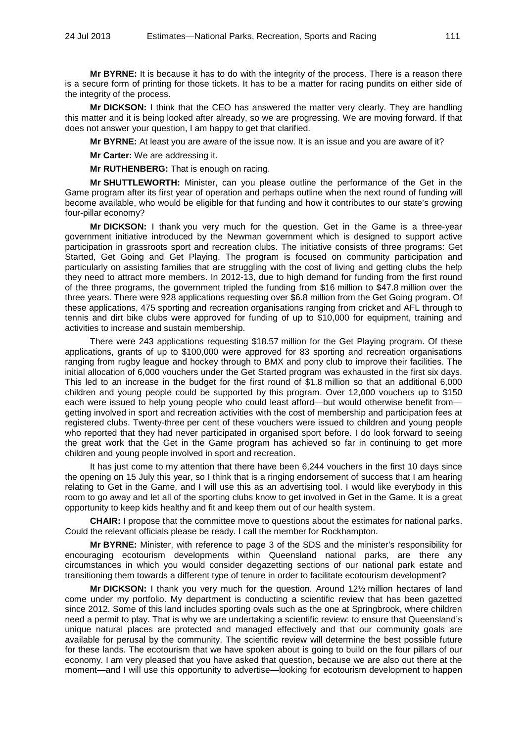**Mr BYRNE:** It is because it has to do with the integrity of the process. There is a reason there is a secure form of printing for those tickets. It has to be a matter for racing pundits on either side of the integrity of the process.

**Mr DICKSON:** I think that the CEO has answered the matter very clearly. They are handling this matter and it is being looked after already, so we are progressing. We are moving forward. If that does not answer your question, I am happy to get that clarified.

**Mr BYRNE:** At least you are aware of the issue now. It is an issue and you are aware of it?

**Mr Carter:** We are addressing it.

**Mr RUTHENBERG:** That is enough on racing.

**Mr SHUTTLEWORTH:** Minister, can you please outline the performance of the Get in the Game program after its first year of operation and perhaps outline when the next round of funding will become available, who would be eligible for that funding and how it contributes to our state's growing four-pillar economy?

**Mr DICKSON:** I thank you very much for the question. Get in the Game is a three-year government initiative introduced by the Newman government which is designed to support active participation in grassroots sport and recreation clubs. The initiative consists of three programs: Get Started, Get Going and Get Playing. The program is focused on community participation and particularly on assisting families that are struggling with the cost of living and getting clubs the help they need to attract more members. In 2012-13, due to high demand for funding from the first round of the three programs, the government tripled the funding from $16 million to $47.8 million over the three years. There were 928 applications requesting over $6.8 million from the Get Going program. Of these applications, 475 sporting and recreation organisations ranging from cricket and AFL through to tennis and dirt bike clubs were approved for funding of up to $10,000 for equipment, training and activities to increase and sustain membership.

There were 243 applications requesting $18.57 million for the Get Playing program. Of these applications, grants of up to $100,000 were approved for 83 sporting and recreation organisations ranging from rugby league and hockey through to BMX and pony club to improve their facilities. The initial allocation of 6,000 vouchers under the Get Started program was exhausted in the first six days. This led to an increase in the budget for the first round of $1.8 million so that an additional 6,000 children and young people could be supported by this program. Over 12,000 vouchers up to $150 each were issued to help young people who could least afford—but would otherwise benefit from—getting involved in sport and recreation activities with the cost of membership and participation fees at registered clubs. Twenty-three per cent of these vouchers were issued to children and young people who reported that they had never participated in organised sport before. I do look forward to seeing the great work that the Get in the Game program has achieved so far in continuing to get more children and young people involved in sport and recreation.

It has just come to my attention that there have been 6,244 vouchers in the first 10 days since the opening on 15 July this year, so I think that is a ringing endorsement of success that I am hearing relating to Get in the Game, and I will use this as an advertising tool. I would like everybody in this room to go away and let all of the sporting clubs know to get involved in Get in the Game. It is a great opportunity to keep kids healthy and fit and keep them out of our health system.

**CHAIR:** I propose that the committee move to questions about the estimates for national parks. Could the relevant officials please be ready. I call the member for Rockhampton.

**Mr BYRNE:** Minister, with reference to page 3 of the SDS and the minister's responsibility for encouraging ecotourism developments within Queensland national parks, are there any circumstances in which you would consider degazetting sections of our national park estate and transitioning them towards a different type of tenure in order to facilitate ecotourism development?

**Mr DICKSON:** I thank you very much for the question. Around 12½ million hectares of land come under my portfolio. My department is conducting a scientific review that has been gazetted since 2012. Some of this land includes sporting ovals such as the one at Springbrook, where children need a permit to play. That is why we are undertaking a scientific review: to ensure that Queensland's unique natural places are protected and managed effectively and that our community goals are available for perusal by the community. The scientific review will determine the best possible future for these lands. The ecotourism that we have spoken about is going to build on the four pillars of our economy. I am very pleased that you have asked that question, because we are also out there at the moment—and I will use this opportunity to advertise—looking for ecotourism development to happen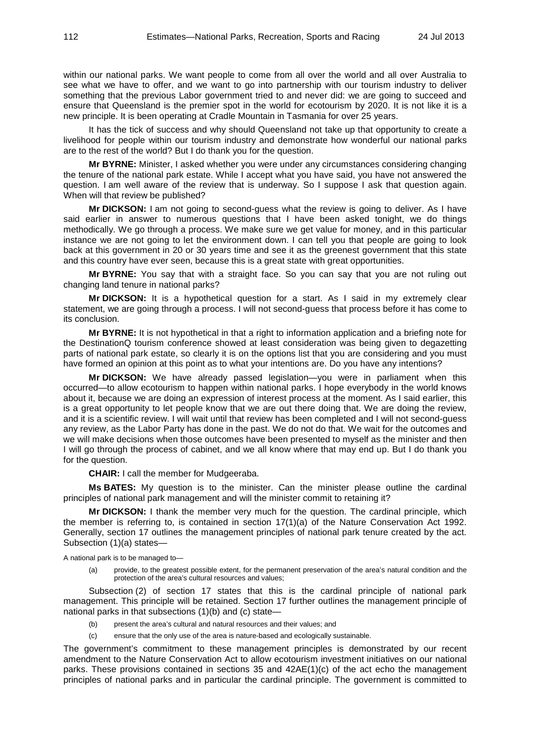within our national parks. We want people to come from all over the world and all over Australia to see what we have to offer, and we want to go into partnership with our tourism industry to deliver something that the previous Labor government tried to and never did: we are going to succeed and ensure that Queensland is the premier spot in the world for ecotourism by 2020. It is not like it is a new principle. It is been operating at Cradle Mountain in Tasmania for over 25 years.

It has the tick of success and why should Queensland not take up that opportunity to create a livelihood for people within our tourism industry and demonstrate how wonderful our national parks are to the rest of the world? But I do thank you for the question.

**Mr BYRNE:** Minister, I asked whether you were under any circumstances considering changing the tenure of the national park estate. While I accept what you have said, you have not answered the question. I am well aware of the review that is underway. So I suppose I ask that question again. When will that review be published?

**Mr DICKSON:** I am not going to second-guess what the review is going to deliver. As I have said earlier in answer to numerous questions that I have been asked tonight, we do things methodically. We go through a process. We make sure we get value for money, and in this particular instance we are not going to let the environment down. I can tell you that people are going to look back at this government in 20 or 30 years time and see it as the greenest government that this state and this country have ever seen, because this is a great state with great opportunities.

**Mr BYRNE:** You say that with a straight face. So you can say that you are not ruling out changing land tenure in national parks?

**Mr DICKSON:** It is a hypothetical question for a start. As I said in my extremely clear statement, we are going through a process. I will not second-guess that process before it has come to its conclusion.

**Mr BYRNE:** It is not hypothetical in that a right to information application and a briefing note for the DestinationQ tourism conference showed at least consideration was being given to degazetting parts of national park estate, so clearly it is on the options list that you are considering and you must have formed an opinion at this point as to what your intentions are. Do you have any intentions?

**Mr DICKSON:** We have already passed legislation—you were in parliament when this occurred—to allow ecotourism to happen within national parks. I hope everybody in the world knows about it, because we are doing an expression of interest process at the moment. As I said earlier, this is a great opportunity to let people know that we are out there doing that. We are doing the review, and it is a scientific review. I will wait until that review has been completed and I will not second-guess any review, as the Labor Party has done in the past. We do not do that. We wait for the outcomes and we will make decisions when those outcomes have been presented to myself as the minister and then I will go through the process of cabinet, and we all know where that may end up. But I do thank you for the question.

**CHAIR:** I call the member for Mudgeeraba.

**Ms BATES:** My question is to the minister. Can the minister please outline the cardinal principles of national park management and will the minister commit to retaining it?

**Mr DICKSON:** I thank the member very much for the question. The cardinal principle, which the member is referring to, is contained in section 17(1)(a) of the Nature Conservation Act 1992. Generally, section 17 outlines the management principles of national park tenure created by the act. Subsection (1)(a) states—

A national park is to be managed to—

> (a) provide, to the greatest possible extent, for the permanent preservation of the area's natural condition and the protection of the area's cultural resources and values;

Subsection (2) of section 17 states that this is the cardinal principle of national park management. This principle will be retained. Section 17 further outlines the management principle of national parks in that subsections (1)(b) and (c) state—

> (b) present the area's cultural and natural resources and their values; and
>
> (c) ensure that the only use of the area is nature-based and ecologically sustainable.

The government's commitment to these management principles is demonstrated by our recent amendment to the Nature Conservation Act to allow ecotourism investment initiatives on our national parks. These provisions contained in sections 35 and 42AE(1)(c) of the act echo the management principles of national parks and in particular the cardinal principle. The government is committed to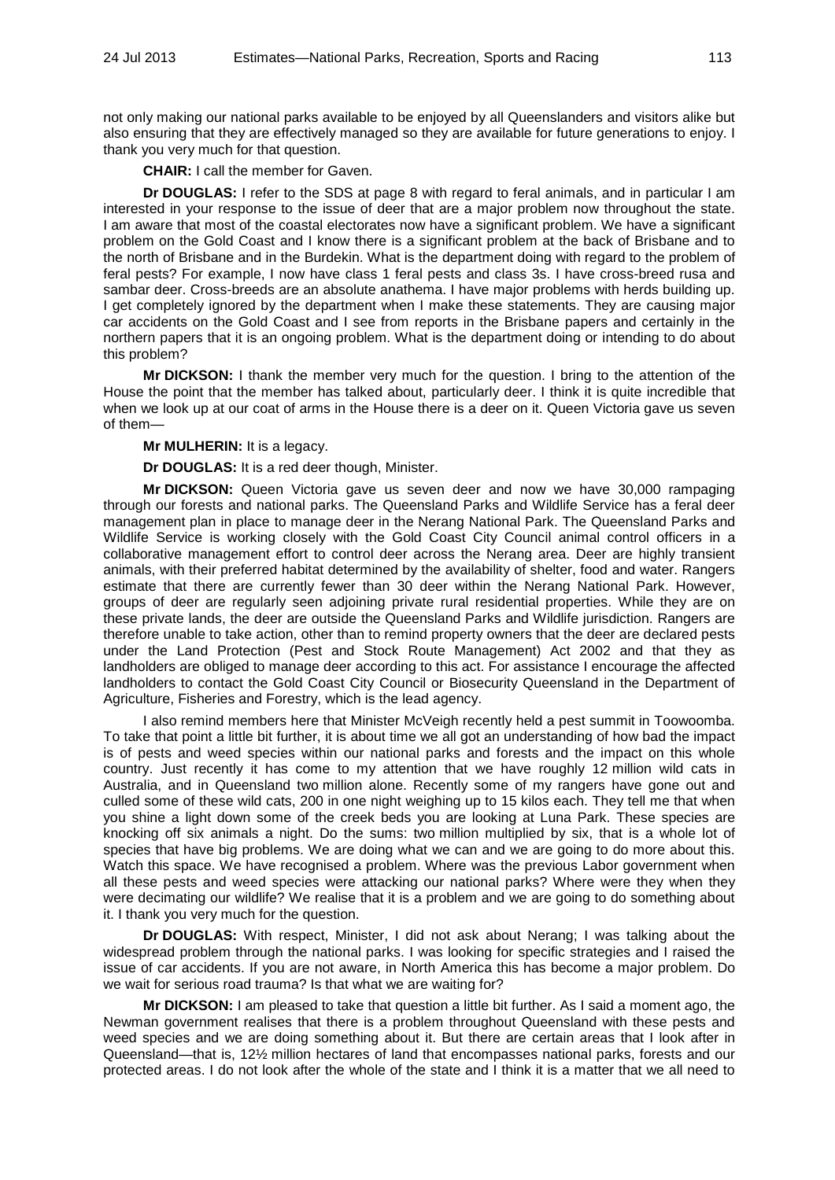not only making our national parks available to be enjoyed by all Queenslanders and visitors alike but also ensuring that they are effectively managed so they are available for future generations to enjoy. I thank you very much for that question.

**CHAIR:** I call the member for Gaven.

**Dr DOUGLAS:** I refer to the SDS at page 8 with regard to feral animals, and in particular I am interested in your response to the issue of deer that are a major problem now throughout the state. I am aware that most of the coastal electorates now have a significant problem. We have a significant problem on the Gold Coast and I know there is a significant problem at the back of Brisbane and to the north of Brisbane and in the Burdekin. What is the department doing with regard to the problem of feral pests? For example, I now have class 1 feral pests and class 3s. I have cross-breed rusa and sambar deer. Cross-breeds are an absolute anathema. I have major problems with herds building up. I get completely ignored by the department when I make these statements. They are causing major car accidents on the Gold Coast and I see from reports in the Brisbane papers and certainly in the northern papers that it is an ongoing problem. What is the department doing or intending to do about this problem?

**Mr DICKSON:** I thank the member very much for the question. I bring to the attention of the House the point that the member has talked about, particularly deer. I think it is quite incredible that when we look up at our coat of arms in the House there is a deer on it. Queen Victoria gave us seven of them—

**Mr MULHERIN:** It is a legacy.

**Dr DOUGLAS:** It is a red deer though, Minister.

**Mr DICKSON:** Queen Victoria gave us seven deer and now we have 30,000 rampaging through our forests and national parks. The Queensland Parks and Wildlife Service has a feral deer management plan in place to manage deer in the Nerang National Park. The Queensland Parks and Wildlife Service is working closely with the Gold Coast City Council animal control officers in a collaborative management effort to control deer across the Nerang area. Deer are highly transient animals, with their preferred habitat determined by the availability of shelter, food and water. Rangers estimate that there are currently fewer than 30 deer within the Nerang National Park. However, groups of deer are regularly seen adjoining private rural residential properties. While they are on these private lands, the deer are outside the Queensland Parks and Wildlife jurisdiction. Rangers are therefore unable to take action, other than to remind property owners that the deer are declared pests under the Land Protection (Pest and Stock Route Management) Act 2002 and that they as landholders are obliged to manage deer according to this act. For assistance I encourage the affected landholders to contact the Gold Coast City Council or Biosecurity Queensland in the Department of Agriculture, Fisheries and Forestry, which is the lead agency.

I also remind members here that Minister McVeigh recently held a pest summit in Toowoomba. To take that point a little bit further, it is about time we all got an understanding of how bad the impact is of pests and weed species within our national parks and forests and the impact on this whole country. Just recently it has come to my attention that we have roughly 12 million wild cats in Australia, and in Queensland two million alone. Recently some of my rangers have gone out and culled some of these wild cats, 200 in one night weighing up to 15 kilos each. They tell me that when you shine a light down some of the creek beds you are looking at Luna Park. These species are knocking off six animals a night. Do the sums: two million multiplied by six, that is a whole lot of species that have big problems. We are doing what we can and we are going to do more about this. Watch this space. We have recognised a problem. Where was the previous Labor government when all these pests and weed species were attacking our national parks? Where were they when they were decimating our wildlife? We realise that it is a problem and we are going to do something about it. I thank you very much for the question.

**Dr DOUGLAS:** With respect, Minister, I did not ask about Nerang; I was talking about the widespread problem through the national parks. I was looking for specific strategies and I raised the issue of car accidents. If you are not aware, in North America this has become a major problem. Do we wait for serious road trauma? Is that what we are waiting for?

**Mr DICKSON:** I am pleased to take that question a little bit further. As I said a moment ago, the Newman government realises that there is a problem throughout Queensland with these pests and weed species and we are doing something about it. But there are certain areas that I look after in Queensland—that is, 12½ million hectares of land that encompasses national parks, forests and our protected areas. I do not look after the whole of the state and I think it is a matter that we all need to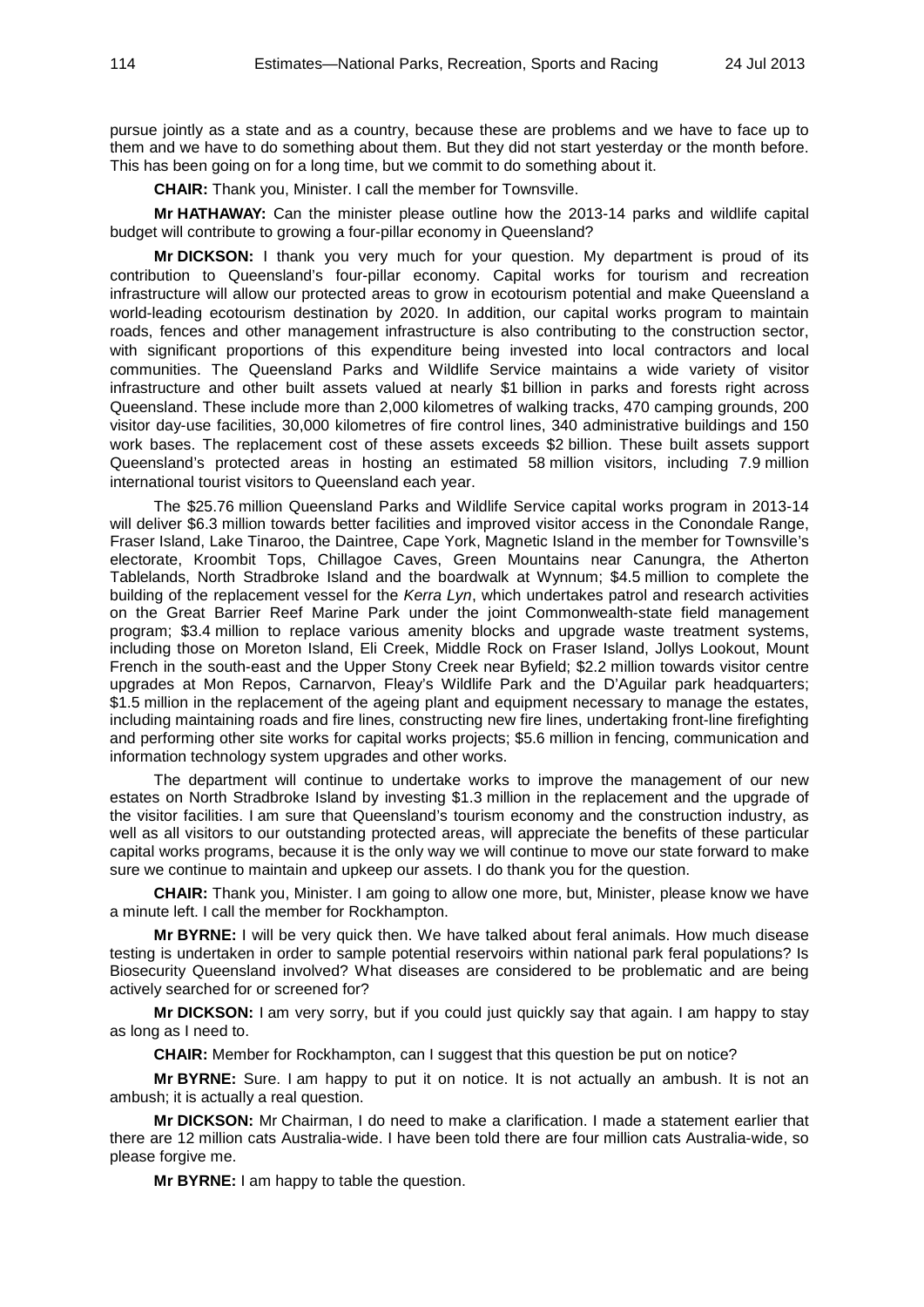pursue jointly as a state and as a country, because these are problems and we have to face up to them and we have to do something about them. But they did not start yesterday or the month before. This has been going on for a long time, but we commit to do something about it.

**CHAIR:** Thank you, Minister. I call the member for Townsville.

**Mr HATHAWAY:** Can the minister please outline how the 2013-14 parks and wildlife capital budget will contribute to growing a four-pillar economy in Queensland?

**Mr DICKSON:** I thank you very much for your question. My department is proud of its contribution to Queensland's four-pillar economy. Capital works for tourism and recreation infrastructure will allow our protected areas to grow in ecotourism potential and make Queensland a world-leading ecotourism destination by 2020. In addition, our capital works program to maintain roads, fences and other management infrastructure is also contributing to the construction sector, with significant proportions of this expenditure being invested into local contractors and local communities. The Queensland Parks and Wildlife Service maintains a wide variety of visitor infrastructure and other built assets valued at nearly $1 billion in parks and forests right across Queensland. These include more than 2,000 kilometres of walking tracks, 470 camping grounds, 200 visitor day-use facilities, 30,000 kilometres of fire control lines, 340 administrative buildings and 150 work bases. The replacement cost of these assets exceeds $2 billion. These built assets support Queensland's protected areas in hosting an estimated 58 million visitors, including 7.9 million international tourist visitors to Queensland each year.

The $25.76 million Queensland Parks and Wildlife Service capital works program in 2013-14 will deliver $6.3 million towards better facilities and improved visitor access in the Conondale Range, Fraser Island, Lake Tinaroo, the Daintree, Cape York, Magnetic Island in the member for Townsville's electorate, Kroombit Tops, Chillagoe Caves, Green Mountains near Canungra, the Atherton Tablelands, North Stradbroke Island and the boardwalk at Wynnum; $4.5 million to complete the building of the replacement vessel for the *Kerra Lyn*, which undertakes patrol and research activities on the Great Barrier Reef Marine Park under the joint Commonwealth-state field management program; $3.4 million to replace various amenity blocks and upgrade waste treatment systems, including those on Moreton Island, Eli Creek, Middle Rock on Fraser Island, Jollys Lookout, Mount French in the south-east and the Upper Stony Creek near Byfield; $2.2 million towards visitor centre upgrades at Mon Repos, Carnarvon, Fleay's Wildlife Park and the D'Aguilar park headquarters; $1.5 million in the replacement of the ageing plant and equipment necessary to manage the estates, including maintaining roads and fire lines, constructing new fire lines, undertaking front-line firefighting and performing other site works for capital works projects; $5.6 million in fencing, communication and information technology system upgrades and other works.

The department will continue to undertake works to improve the management of our new estates on North Stradbroke Island by investing $1.3 million in the replacement and the upgrade of the visitor facilities. I am sure that Queensland's tourism economy and the construction industry, as well as all visitors to our outstanding protected areas, will appreciate the benefits of these particular capital works programs, because it is the only way we will continue to move our state forward to make sure we continue to maintain and upkeep our assets. I do thank you for the question.

**CHAIR:** Thank you, Minister. I am going to allow one more, but, Minister, please know we have a minute left. I call the member for Rockhampton.

**Mr BYRNE:** I will be very quick then. We have talked about feral animals. How much disease testing is undertaken in order to sample potential reservoirs within national park feral populations? Is Biosecurity Queensland involved? What diseases are considered to be problematic and are being actively searched for or screened for?

**Mr DICKSON:** I am very sorry, but if you could just quickly say that again. I am happy to stay as long as I need to.

**CHAIR:** Member for Rockhampton, can I suggest that this question be put on notice?

**Mr BYRNE:** Sure. I am happy to put it on notice. It is not actually an ambush. It is not an ambush; it is actually a real question.

**Mr DICKSON:** Mr Chairman, I do need to make a clarification. I made a statement earlier that there are 12 million cats Australia-wide. I have been told there are four million cats Australia-wide, so please forgive me.

**Mr BYRNE:** I am happy to table the question.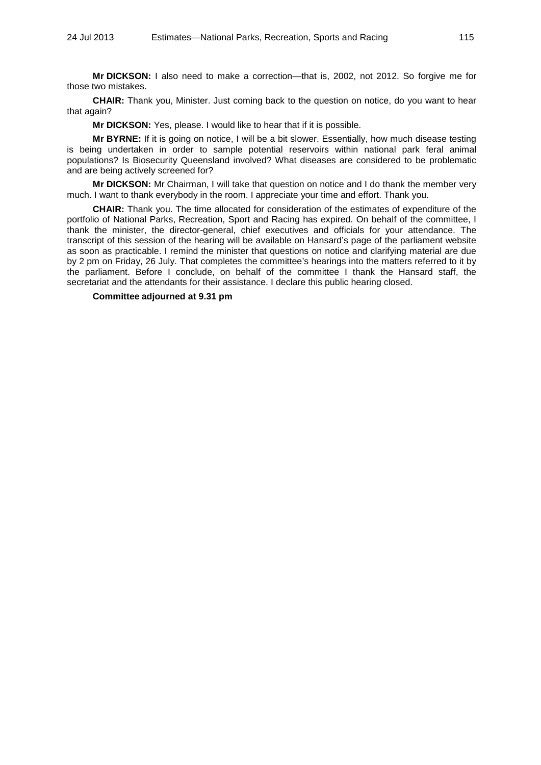**Mr DICKSON:** I also need to make a correction—that is, 2002, not 2012. So forgive me for those two mistakes.

**CHAIR:** Thank you, Minister. Just coming back to the question on notice, do you want to hear that again?

**Mr DICKSON:** Yes, please. I would like to hear that if it is possible.

**Mr BYRNE:** If it is going on notice, I will be a bit slower. Essentially, how much disease testing is being undertaken in order to sample potential reservoirs within national park feral animal populations? Is Biosecurity Queensland involved? What diseases are considered to be problematic and are being actively screened for?

**Mr DICKSON:** Mr Chairman, I will take that question on notice and I do thank the member very much. I want to thank everybody in the room. I appreciate your time and effort. Thank you.

**CHAIR:** Thank you. The time allocated for consideration of the estimates of expenditure of the portfolio of National Parks, Recreation, Sport and Racing has expired. On behalf of the committee, I thank the minister, the director-general, chief executives and officials for your attendance. The transcript of this session of the hearing will be available on Hansard's page of the parliament website as soon as practicable. I remind the minister that questions on notice and clarifying material are due by 2 pm on Friday, 26 July. That completes the committee's hearings into the matters referred to it by the parliament. Before I conclude, on behalf of the committee I thank the Hansard staff, the secretariat and the attendants for their assistance. I declare this public hearing closed.

**Committee adjourned at 9.31 pm**